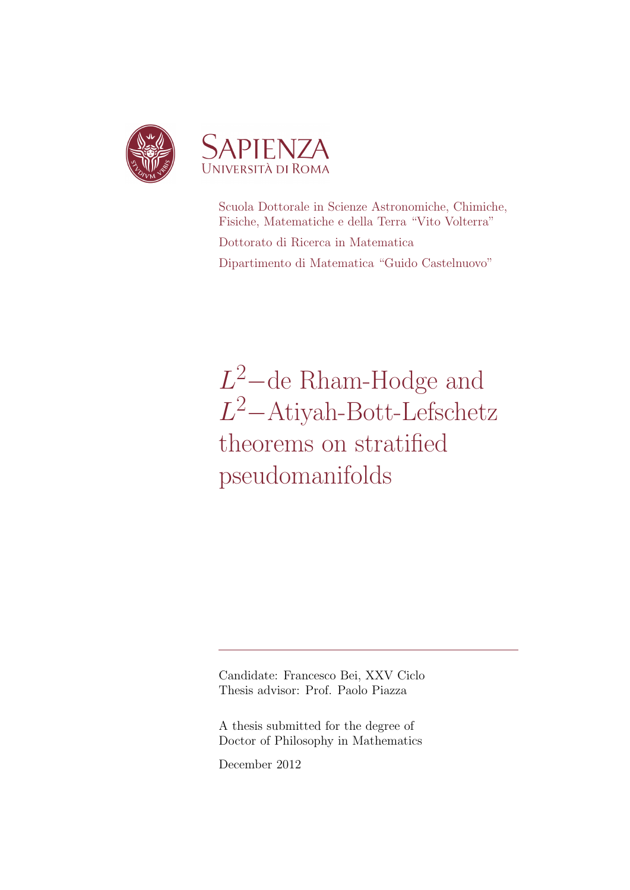SAPIENZA
UNIVERSITÀ DI ROMA

Scuola Dottorale in Scienze Astronomiche, Chimiche, Fisiche, Matematiche e della Terra "Vito Volterra"

Dottorato di Ricerca in Matematica

Dipartimento di Matematica "Guido Castelnuovo"

# $L^2-$de Rham-Hodge and $L^2-$Atiyah-Bott-Lefschetz theorems on stratified pseudomanifolds

---

Candidate: Francesco Bei, XXV Ciclo
Thesis advisor: Prof. Paolo Piazza

A thesis submitted for the degree of
Doctor of Philosophy in Mathematics

December 2012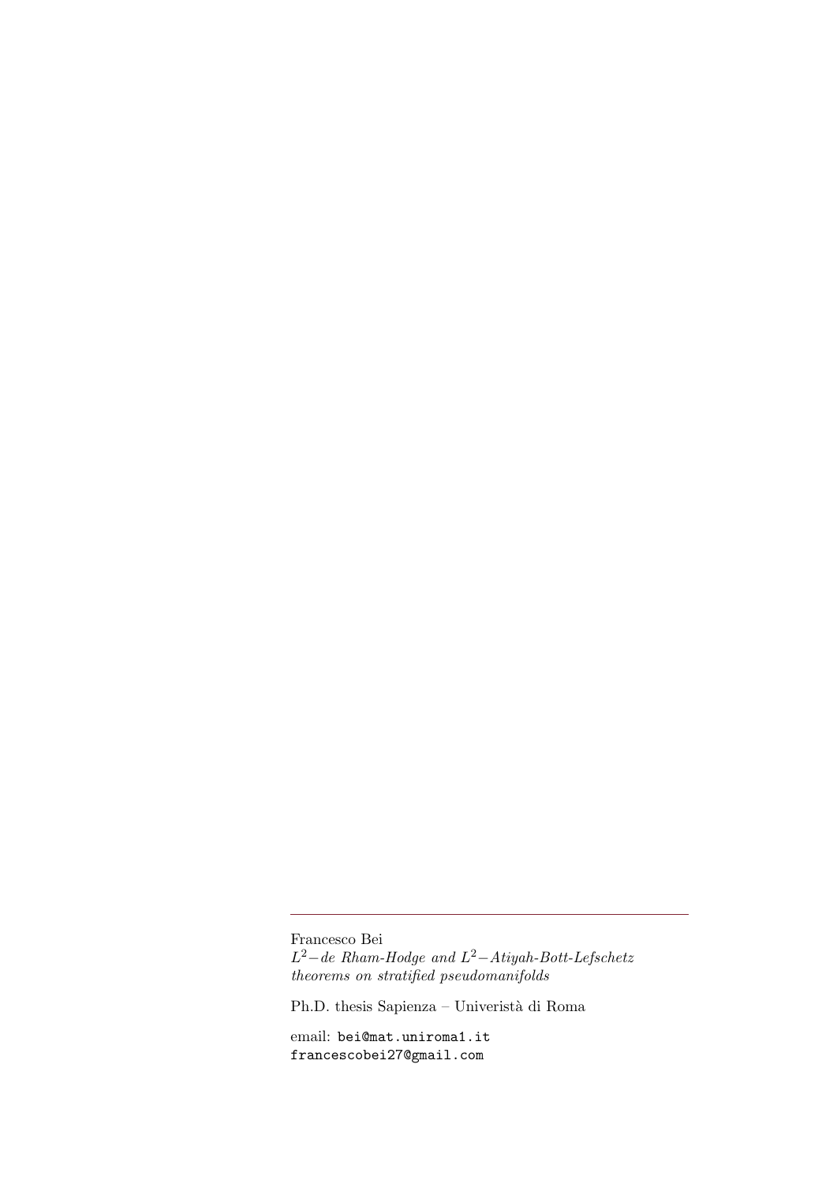Francesco Bei
*$L^2-$de Rham-Hodge and $L^2-$Atiyah-Bott-Lefschetz theorems on stratified pseudomanifolds*

Ph.D. thesis Sapienza – Univeristà di Roma

email: `bei@mat.uniroma1.it`
`francescobei27@gmail.com`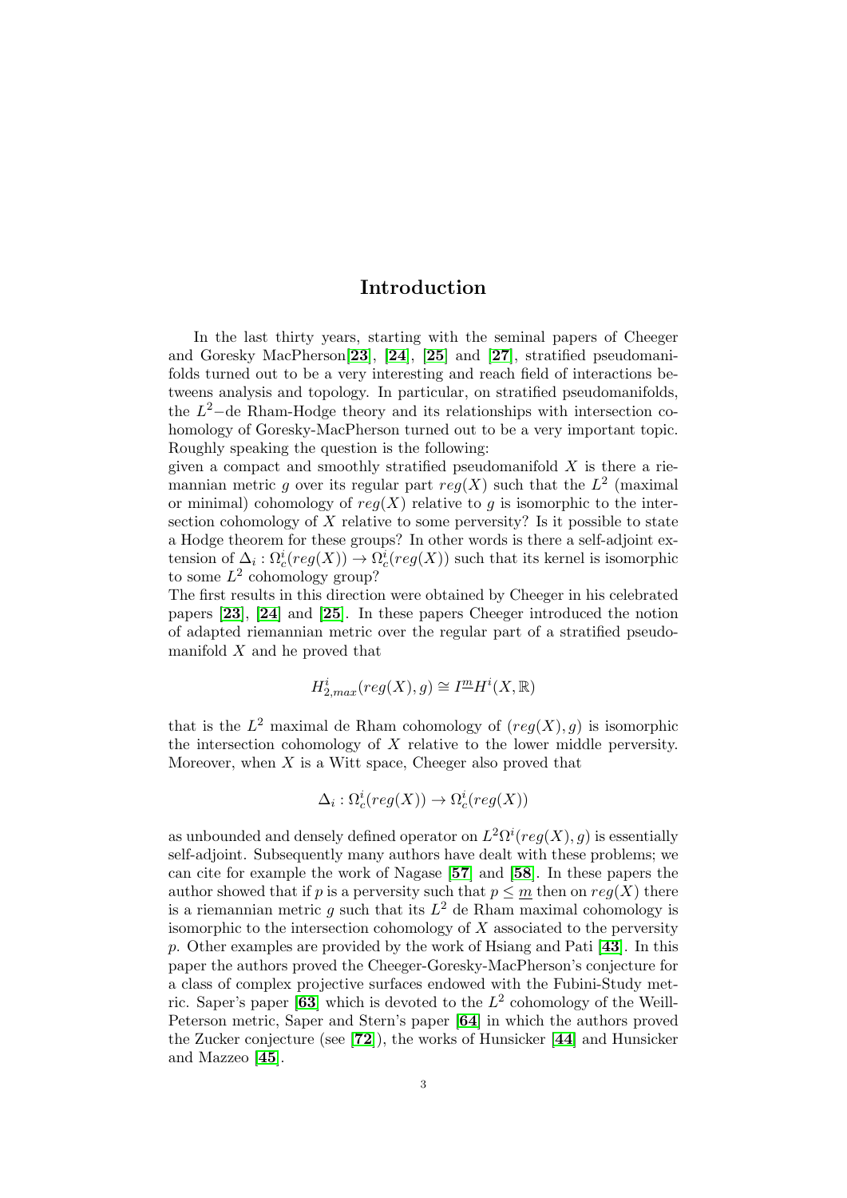# Introduction

In the last thirty years, starting with the seminal papers of Cheeger and Goresky MacPherson[**23**], [**24**], [**25**] and [**27**], stratified pseudomanifolds turned out to be a very interesting and reach field of interactions betweens analysis and topology. In particular, on stratified pseudomanifolds, the $L^2-$de Rham-Hodge theory and its relationships with intersection cohomology of Goresky-MacPherson turned out to be a very important topic. Roughly speaking the question is the following:
given a compact and smoothly stratified pseudomanifold $X$ is there a riemannian metric $g$ over its regular part $reg(X)$ such that the $L^2$ (maximal or minimal) cohomology of $reg(X)$ relative to $g$ is isomorphic to the intersection cohomology of $X$ relative to some perversity? Is it possible to state a Hodge theorem for these groups? In other words is there a self-adjoint extension of $\Delta_i : \Omega_c^i(reg(X)) \to \Omega_c^i(reg(X))$ such that its kernel is isomorphic to some $L^2$ cohomology group?
The first results in this direction were obtained by Cheeger in his celebrated papers [**23**], [**24**] and [**25**]. In these papers Cheeger introduced the notion of adapted riemannian metric over the regular part of a stratified pseudomanifold $X$ and he proved that

$$H^i_{2,max}(reg(X), g) \cong I^{\underline{m}}H^i(X, \mathbb{R})$$

that is the $L^2$ maximal de Rham cohomology of $(reg(X), g)$ is isomorphic the intersection cohomology of $X$ relative to the lower middle perversity. Moreover, when $X$ is a Witt space, Cheeger also proved that

$$\Delta_i : \Omega_c^i(reg(X)) \to \Omega_c^i(reg(X))$$

as unbounded and densely defined operator on $L^2\Omega^i(reg(X), g)$ is essentially self-adjoint. Subsequently many authors have dealt with these problems; we can cite for example the work of Nagase [**57**] and [**58**]. In these papers the author showed that if $p$ is a perversity such that $p \leq \underline{m}$ then on $reg(X)$ there is a riemannian metric $g$ such that its $L^2$ de Rham maximal cohomology is isomorphic to the intersection cohomology of $X$ associated to the perversity $p$. Other examples are provided by the work of Hsiang and Pati [**43**]. In this paper the authors proved the Cheeger-Goresky-MacPherson's conjecture for a class of complex projective surfaces endowed with the Fubini-Study metric. Saper's paper [**63**] which is devoted to the $L^2$ cohomology of the Weill-Peterson metric, Saper and Stern's paper [**64**] in which the authors proved the Zucker conjecture (see [**72**]), the works of Hunsicker [**44**] and Hunsicker and Mazzeo [**45**].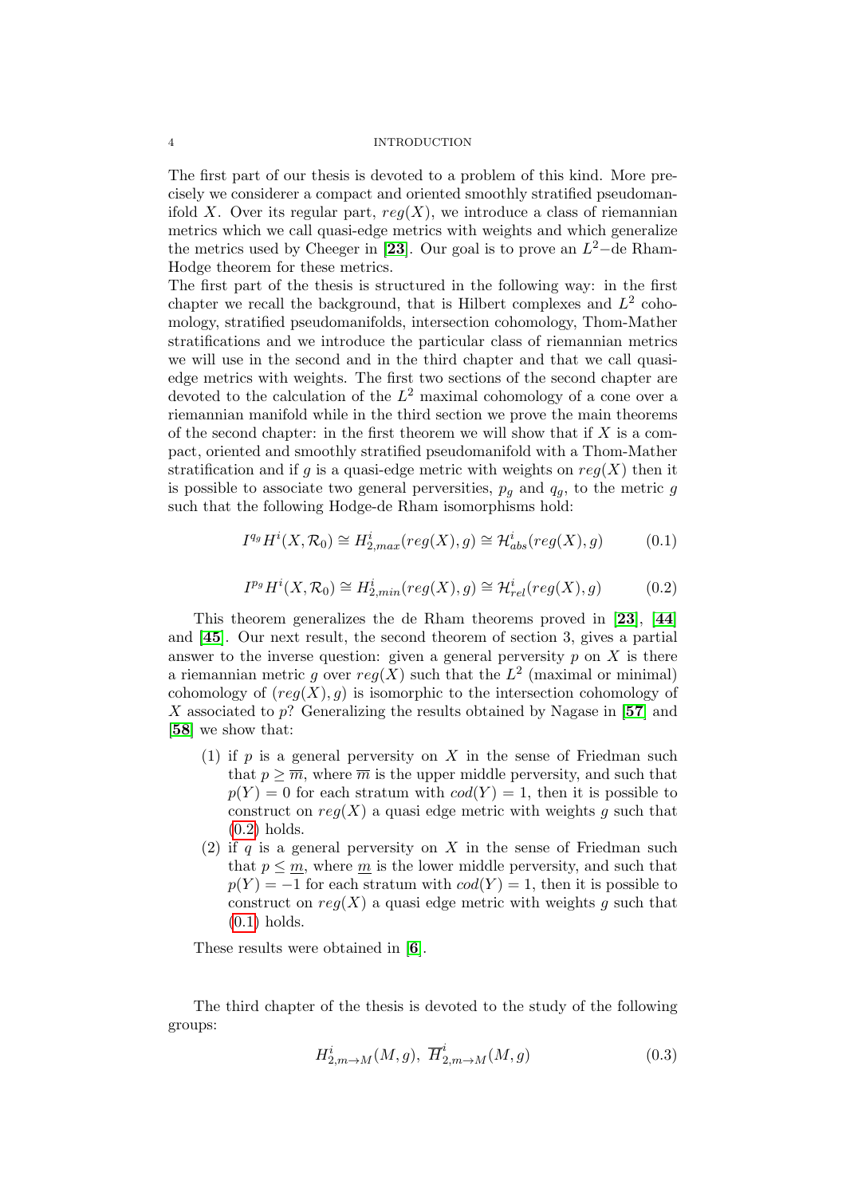The first part of our thesis is devoted to a problem of this kind. More precisely we considerer a compact and oriented smoothly stratified pseudomanifold $X$. Over its regular part, $reg(X)$, we introduce a class of riemannian metrics which we call quasi-edge metrics with weights and which generalize the metrics used by Cheeger in [**23**]. Our goal is to prove an $L^2-$de Rham-Hodge theorem for these metrics.

The first part of the thesis is structured in the following way: in the first chapter we recall the background, that is Hilbert complexes and $L^2$ cohomology, stratified pseudomanifolds, intersection cohomology, Thom-Mather stratifications and we introduce the particular class of riemannian metrics we will use in the second and in the third chapter and that we call quasi-edge metrics with weights. The first two sections of the second chapter are devoted to the calculation of the $L^2$ maximal cohomology of a cone over a riemannian manifold while in the third section we prove the main theorems of the second chapter: in the first theorem we will show that if $X$ is a compact, oriented and smoothly stratified pseudomanifold with a Thom-Mather stratification and if $g$ is a quasi-edge metric with weights on $reg(X)$ then it is possible to associate two general perversities, $p_g$ and $q_g$, to the metric $g$ such that the following Hodge-de Rham isomorphisms hold:

$$I^{q_g}H^i(X, \mathcal{R}_0) \cong H^i_{2,max}(reg(X), g) \cong \mathcal{H}^i_{abs}(reg(X), g) \tag{0.1}$$

$$I^{p_g}H^i(X, \mathcal{R}_0) \cong H^i_{2,min}(reg(X), g) \cong \mathcal{H}^i_{rel}(reg(X), g) \tag{0.2}$$

This theorem generalizes the de Rham theorems proved in [**23**], [**44**] and [**45**]. Our next result, the second theorem of section 3, gives a partial answer to the inverse question: given a general perversity $p$ on $X$ is there a riemannian metric $g$ over $reg(X)$ such that the $L^2$ (maximal or minimal) cohomology of $(reg(X), g)$ is isomorphic to the intersection cohomology of $X$ associated to $p$? Generalizing the results obtained by Nagase in [**57**] and [**58**] we show that:

1. if $p$ is a general perversity on $X$ in the sense of Friedman such that $p \geq \overline{m}$, where $\overline{m}$ is the upper middle perversity, and such that $p(Y) = 0$ for each stratum with $cod(Y) = 1$, then it is possible to construct on $reg(X)$ a quasi edge metric with weights $g$ such that (0.2) holds.
2. if $q$ is a general perversity on $X$ in the sense of Friedman such that $p \leq \underline{m}$, where $\underline{m}$ is the lower middle perversity, and such that $p(Y) = -1$ for each stratum with $cod(Y) = 1$, then it is possible to construct on $reg(X)$ a quasi edge metric with weights $g$ such that (0.1) holds.

These results were obtained in [**6**].

The third chapter of the thesis is devoted to the study of the following groups:

$$H^i_{2,m\rightarrow M}(M, g),\ \overline{H}^i_{2,m\rightarrow M}(M, g) \tag{0.3}$$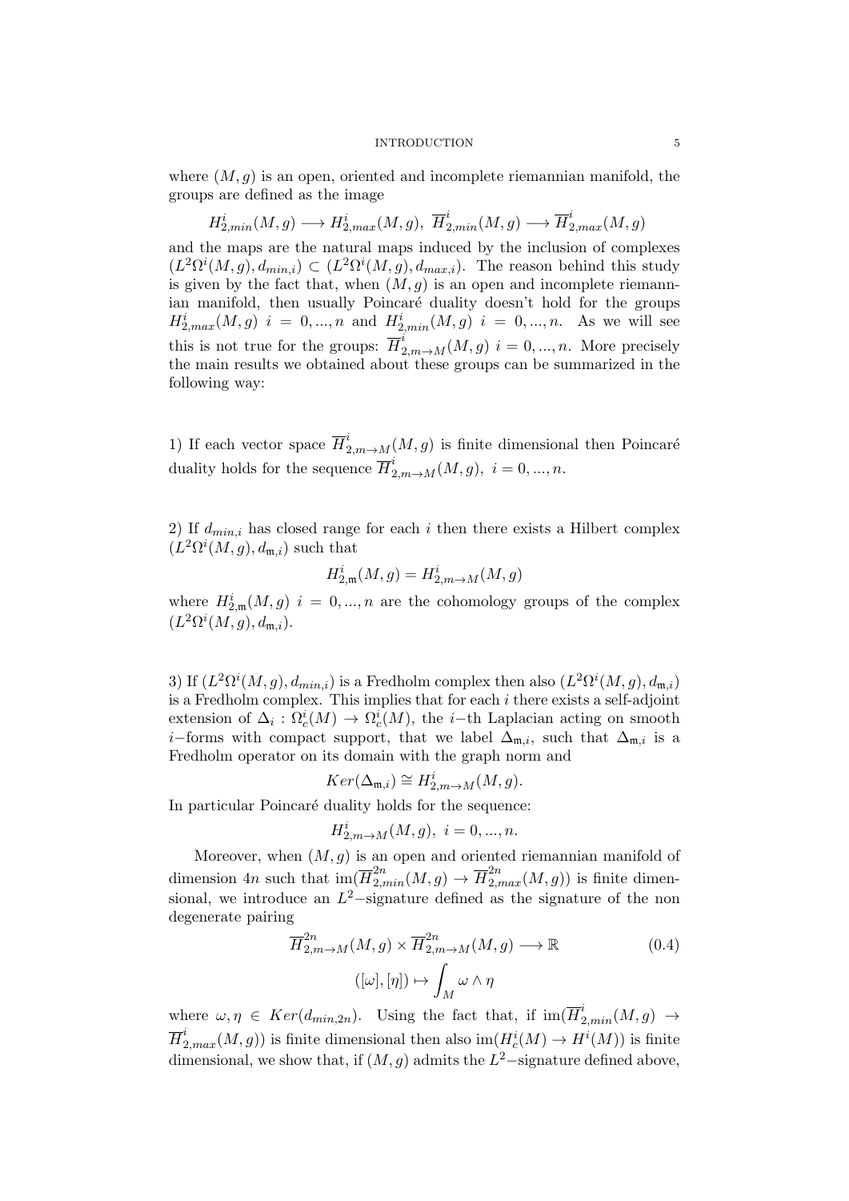where $(M,g)$ is an open, oriented and incomplete riemannian manifold, the groups are defined as the image

$$H^i_{2,min}(M,g) \longrightarrow H^i_{2,max}(M,g),\ \overline{H}^i_{2,min}(M,g) \longrightarrow \overline{H}^i_{2,max}(M,g)$$

and the maps are the natural maps induced by the inclusion of complexes $(L^2\Omega^i(M,g), d_{min,i}) \subset (L^2\Omega^i(M,g), d_{max,i})$. The reason behind this study is given by the fact that, when $(M,g)$ is an open and incomplete riemannian manifold, then usually Poincaré duality doesn't hold for the groups $H^i_{2,max}(M,g)$ $i = 0,...,n$ and $H^i_{2,min}(M,g)$ $i = 0,...,n$. As we will see this is not true for the groups: $\overline{H}^i_{2,m\rightarrow M}(M,g)$ $i = 0,...,n$. More precisely the main results we obtained about these groups can be summarized in the following way:

1) If each vector space $\overline{H}^i_{2,m\rightarrow M}(M,g)$ is finite dimensional then Poincaré duality holds for the sequence $\overline{H}^i_{2,m\rightarrow M}(M,g),\ i = 0,...,n$.

2) If $d_{min,i}$ has closed range for each $i$ then there exists a Hilbert complex $(L^2\Omega^i(M,g), d_{\mathfrak{m},i})$ such that

$$H^i_{2,\mathfrak{m}}(M,g) = H^i_{2,m\rightarrow M}(M,g)$$

where $H^i_{2,\mathfrak{m}}(M,g)$ $i = 0,...,n$ are the cohomology groups of the complex $(L^2\Omega^i(M,g), d_{\mathfrak{m},i})$.

3) If $(L^2\Omega^i(M,g), d_{min,i})$ is a Fredholm complex then also $(L^2\Omega^i(M,g), d_{\mathfrak{m},i})$ is a Fredholm complex. This implies that for each $i$ there exists a self-adjoint extension of $\Delta_i : \Omega^i_c(M) \rightarrow \Omega^i_c(M)$, the $i-$th Laplacian acting on smooth $i-$forms with compact support, that we label $\Delta_{\mathfrak{m},i}$, such that $\Delta_{\mathfrak{m},i}$ is a Fredholm operator on its domain with the graph norm and

$$Ker(\Delta_{\mathfrak{m},i}) \cong H^i_{2,m\rightarrow M}(M,g).$$

In particular Poincaré duality holds for the sequence:

$$H^i_{2,m\rightarrow M}(M,g),\ i = 0,...,n.$$

Moreover, when $(M,g)$ is an open and oriented riemannian manifold of dimension $4n$ such that $\text{im}(\overline{H}^{2n}_{2,min}(M,g) \rightarrow \overline{H}^{2n}_{2,max}(M,g))$ is finite dimensional, we introduce an $L^2-$signature defined as the signature of the non degenerate pairing

$$\overline{H}^{2n}_{2,m\rightarrow M}(M,g) \times \overline{H}^{2n}_{2,m\rightarrow M}(M,g) \longrightarrow \mathbb{R} \tag{0.4}$$
$$([\omega],[\eta]) \mapsto \int_M \omega \wedge \eta$$

where $\omega, \eta \in Ker(d_{min,2n})$. Using the fact that, if $\text{im}(\overline{H}^i_{2,min}(M,g) \rightarrow \overline{H}^i_{2,max}(M,g))$ is finite dimensional then also $\text{im}(H^i_c(M) \rightarrow H^i(M))$ is finite dimensional, we show that, if $(M,g)$ admits the $L^2-$signature defined above,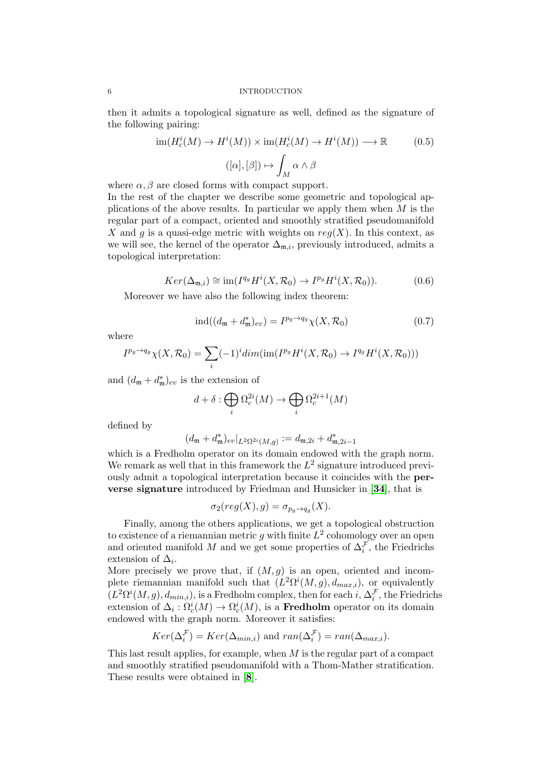then it admits a topological signature as well, defined as the signature of the following pairing:

$$\operatorname{im}(H^i_c(M) \to H^i(M)) \times \operatorname{im}(H^i_c(M) \to H^i(M)) \longrightarrow \mathbb{R} \tag{0.5}$$

$$([\alpha],[\beta]) \mapsto \int_M \alpha \wedge \beta$$

where $\alpha, \beta$ are closed forms with compact support.
In the rest of the chapter we describe some geometric and topological applications of the above results. In particular we apply them when $M$ is the regular part of a compact, oriented and smoothly stratified pseudomanifold $X$ and $g$ is a quasi-edge metric with weights on $reg(X)$. In this context, as we will see, the kernel of the operator $\Delta_{\mathfrak{m},i}$, previously introduced, admits a topological interpretation:

$$Ker(\Delta_{\mathfrak{m},i}) \cong \operatorname{im}(I^{q_g}H^i(X,\mathcal{R}_0) \to I^{p_g}H^i(X,\mathcal{R}_0)). \tag{0.6}$$

Moreover we have also the following index theorem:

$$\operatorname{ind}((d_{\mathfrak{m}} + d^*_{\mathfrak{m}})_{ev}) = I^{p_g \to q_g}\chi(X,\mathcal{R}_0) \tag{0.7}$$

where

$$I^{p_g \to q_g}\chi(X,\mathcal{R}_0) = \sum_i (-1)^i dim(\operatorname{im}(I^{p_g}H^i(X,\mathcal{R}_0) \to I^{q_g}H^i(X,\mathcal{R}_0)))$$

and $(d_{\mathfrak{m}} + d^*_{\mathfrak{m}})_{ev}$ is the extension of

$$d + \delta : \bigoplus_i \Omega^{2i}_c(M) \to \bigoplus_i \Omega^{2i+1}_c(M)$$

defined by

$$(d_{\mathfrak{m}} + d^*_{\mathfrak{m}})_{ev}|_{L^2\Omega^{2i}(M,g)} := d_{\mathfrak{m},2i} + d^*_{\mathfrak{m},2i-1}$$

which is a Fredholm operator on its domain endowed with the graph norm. We remark as well that in this framework the $L^2$ signature introduced previously admit a topological interpretation because it coincides with the **perverse signature** introduced by Friedman and Hunsicker in [**34**], that is

$$\sigma_2(reg(X), g) = \sigma_{p_g \to q_g}(X).$$

Finally, among the others applications, we get a topological obstruction to existence of a riemannian metric $g$ with finite $L^2$ cohomology over an open and oriented manifold $M$ and we get some properties of $\Delta^{\mathcal{F}}_i$, the Friedrichs extension of $\Delta_i$.
More precisely we prove that, if $(M, g)$ is an open, oriented and incomplete riemannian manifold such that $(L^2\Omega^i(M,g), d_{max,i})$, or equivalently $(L^2\Omega^i(M,g), d_{min,i})$, is a Fredholm complex, then for each $i$, $\Delta^{\mathcal{F}}_i$, the Friedrichs extension of $\Delta_i : \Omega^i_c(M) \to \Omega^i_c(M)$, is a **Fredholm** operator on its domain endowed with the graph norm. Moreover it satisfies:

$$Ker(\Delta^{\mathcal{F}}_i) = Ker(\Delta_{min,i}) \text{ and } ran(\Delta^{\mathcal{F}}_i) = ran(\Delta_{max,i}).$$

This last result applies, for example, when $M$ is the regular part of a compact and smoothly stratified pseudomanifold with a Thom-Mather stratification. These results were obtained in [**8**].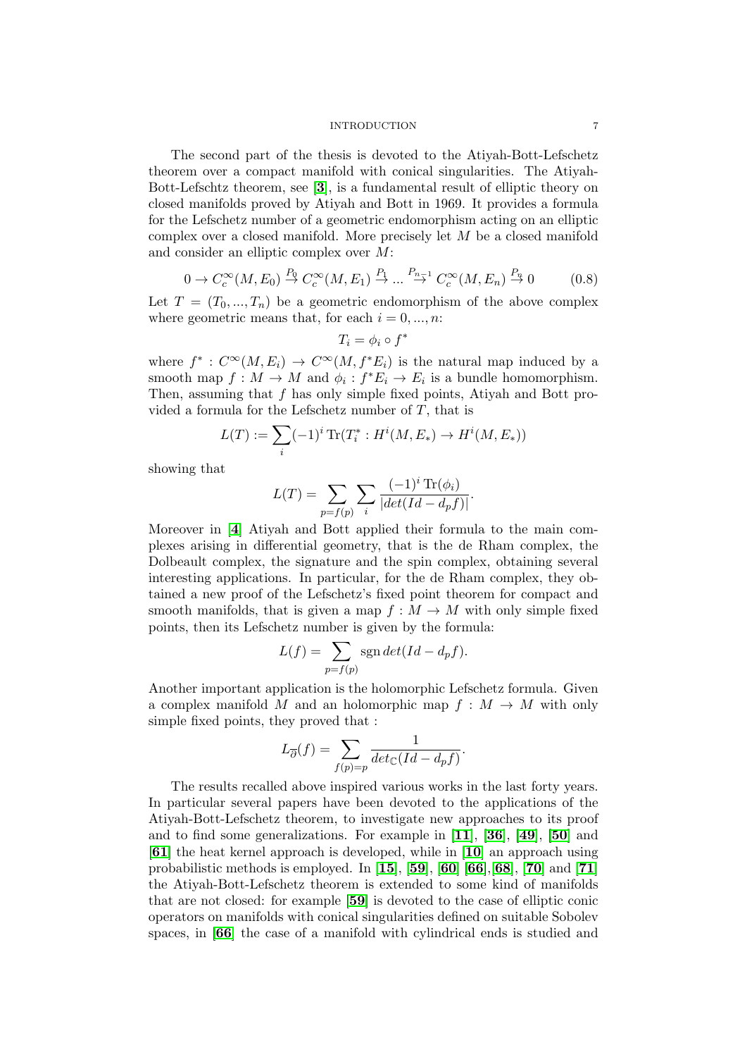The second part of the thesis is devoted to the Atiyah-Bott-Lefschetz theorem over a compact manifold with conical singularities. The Atiyah-Bott-Lefschtz theorem, see [3], is a fundamental result of elliptic theory on closed manifolds proved by Atiyah and Bott in 1969. It provides a formula for the Lefschetz number of a geometric endomorphism acting on an elliptic complex over a closed manifold. More precisely let $M$ be a closed manifold and consider an elliptic complex over $M$:

$$0 \to C^\infty_c(M, E_0) \stackrel{P_0}{\to} C^\infty_c(M, E_1) \stackrel{P_1}{\to} ... \stackrel{P_{n-1}}{\to} C^\infty_c(M, E_n) \stackrel{P_n}{\to} 0 \tag{0.8}$$

Let $T = (T_0, ..., T_n)$ be a geometric endomorphism of the above complex where geometric means that, for each $i = 0, ..., n$:

$$T_i = \phi_i \circ f^*$$

where $f^* : C^\infty(M, E_i) \to C^\infty(M, f^*E_i)$ is the natural map induced by a smooth map $f : M \to M$ and $\phi_i : f^*E_i \to E_i$ is a bundle homomorphism. Then, assuming that $f$ has only simple fixed points, Atiyah and Bott provided a formula for the Lefschetz number of $T$, that is

$$L(T) := \sum_i (-1)^i \operatorname{Tr}(T_i^* : H^i(M, E_*) \to H^i(M, E_*))$$

showing that

$$L(T) = \sum_{p=f(p)} \sum_i \frac{(-1)^i \operatorname{Tr}(\phi_i)}{|det(Id - d_p f)|}.$$

Moreover in [4] Atiyah and Bott applied their formula to the main complexes arising in differential geometry, that is the de Rham complex, the Dolbeault complex, the signature and the spin complex, obtaining several interesting applications. In particular, for the de Rham complex, they obtained a new proof of the Lefschetz's fixed point theorem for compact and smooth manifolds, that is given a map $f : M \to M$ with only simple fixed points, then its Lefschetz number is given by the formula:

$$L(f) = \sum_{p=f(p)} \operatorname{sgn} det(Id - d_p f).$$

Another important application is the holomorphic Lefschetz formula. Given a complex manifold $M$ and an holomorphic map $f : M \to M$ with only simple fixed points, they proved that :

$$L_{\overline{\partial}}(f) = \sum_{f(p)=p} \frac{1}{det_{\mathbb{C}}(Id - d_p f)}.$$

The results recalled above inspired various works in the last forty years. In particular several papers have been devoted to the applications of the Atiyah-Bott-Lefschetz theorem, to investigate new approaches to its proof and to find some generalizations. For example in [11], [36], [49], [50] and [61] the heat kernel approach is developed, while in [10] an approach using probabilistic methods is employed. In [15], [59], [60] [66], [68], [70] and [71] the Atiyah-Bott-Lefschetz theorem is extended to some kind of manifolds that are not closed: for example [59] is devoted to the case of elliptic conic operators on manifolds with conical singularities defined on suitable Sobolev spaces, in [66] the case of a manifold with cylindrical ends is studied and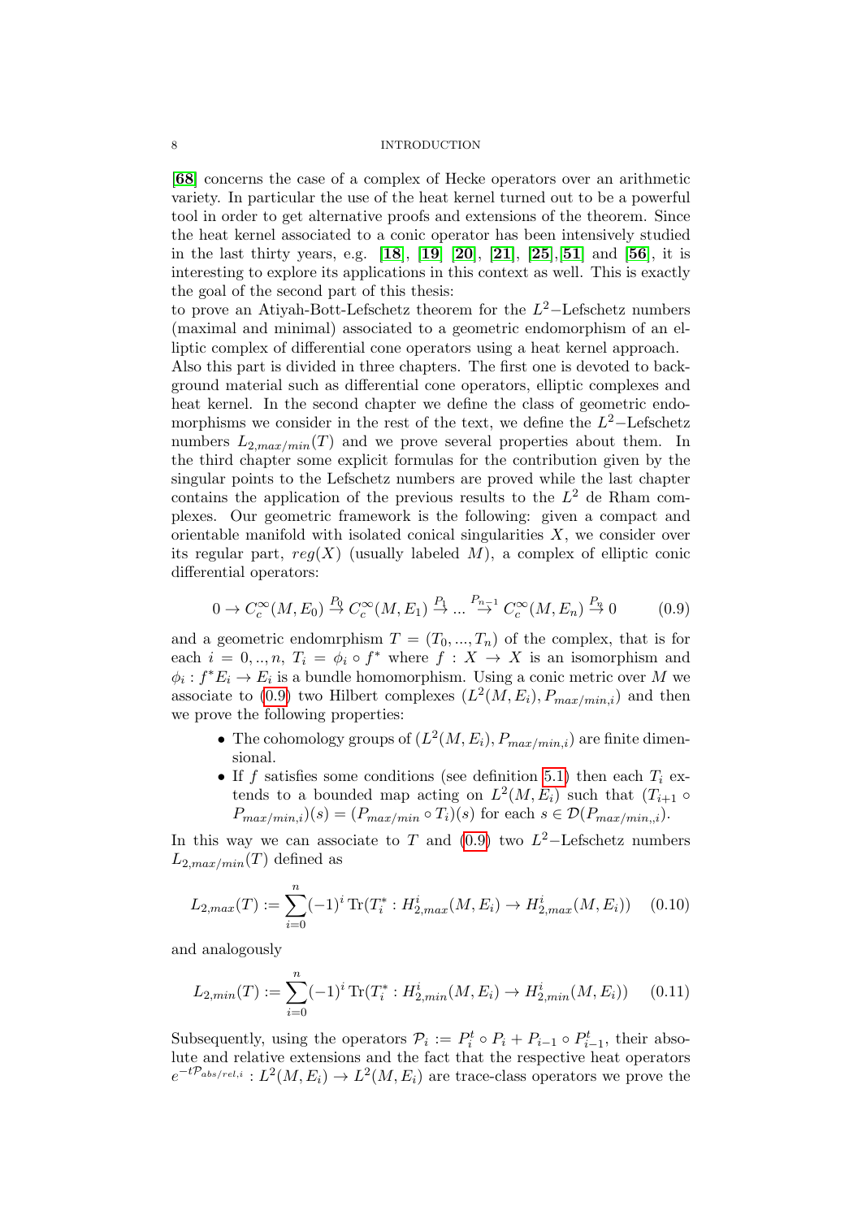**[68]** concerns the case of a complex of Hecke operators over an arithmetic variety. In particular the use of the heat kernel turned out to be a powerful tool in order to get alternative proofs and extensions of the theorem. Since the heat kernel associated to a conic operator has been intensively studied in the last thirty years, e.g. **[18]**, **[19]** **[20]**, **[21]**, **[25]**,**[51]** and **[56]**, it is interesting to explore its applications in this context as well. This is exactly the goal of the second part of this thesis:
to prove an Atiyah-Bott-Lefschetz theorem for the $L^2-$Lefschetz numbers (maximal and minimal) associated to a geometric endomorphism of an elliptic complex of differential cone operators using a heat kernel approach.
Also this part is divided in three chapters. The first one is devoted to background material such as differential cone operators, elliptic complexes and heat kernel. In the second chapter we define the class of geometric endomorphisms we consider in the rest of the text, we define the $L^2-$Lefschetz numbers $L_{2,max/min}(T)$ and we prove several properties about them. In the third chapter some explicit formulas for the contribution given by the singular points to the Lefschetz numbers are proved while the last chapter contains the application of the previous results to the $L^2$ de Rham complexes. Our geometric framework is the following: given a compact and orientable manifold with isolated conical singularities $X$, we consider over its regular part, $reg(X)$ (usually labeled $M$), a complex of elliptic conic differential operators:

$$0 \to C^\infty_c(M, E_0) \stackrel{P_0}{\to} C^\infty_c(M, E_1) \stackrel{P_1}{\to} ... \stackrel{P_{n-1}}{\to} C^\infty_c(M, E_n) \stackrel{P_n}{\to} 0 \tag{0.9}$$

and a geometric endomrphism $T = (T_0, ..., T_n)$ of the complex, that is for each $i = 0, .., n$, $T_i = \phi_i \circ f^*$ where $f : X \to X$ is an isomorphism and $\phi_i : f^*E_i \to E_i$ is a bundle homomorphism. Using a conic metric over $M$ we associate to (0.9) two Hilbert complexes $(L^2(M, E_i), P_{max/min,i})$ and then we prove the following properties:

- The cohomology groups of $(L^2(M, E_i), P_{max/min,i})$ are finite dimensional.
- If $f$ satisfies some conditions (see definition 5.1) then each $T_i$ extends to a bounded map acting on $L^2(M, E_i)$ such that $(T_{i+1} \circ P_{max/min,i})(s) = (P_{max/min} \circ T_i)(s)$ for each $s \in \mathcal{D}(P_{max/min,i})$.

In this way we can associate to $T$ and (0.9) two $L^2-$Lefschetz numbers $L_{2,max/min}(T)$ defined as

$$L_{2,max}(T) := \sum_{i=0}^{n} (-1)^i \operatorname{Tr}(T_i^* : H^i_{2,max}(M, E_i) \to H^i_{2,max}(M, E_i)) \tag{0.10}$$

and analogously

$$L_{2,min}(T) := \sum_{i=0}^{n} (-1)^i \operatorname{Tr}(T_i^* : H^i_{2,min}(M, E_i) \to H^i_{2,min}(M, E_i)) \tag{0.11}$$

Subsequently, using the operators $\mathcal{P}_i := P_i^t \circ P_i + P_{i-1} \circ P_{i-1}^t$, their absolute and relative extensions and the fact that the respective heat operators $e^{-t\mathcal{P}_{abs/rel,i}} : L^2(M, E_i) \to L^2(M, E_i)$ are trace-class operators we prove the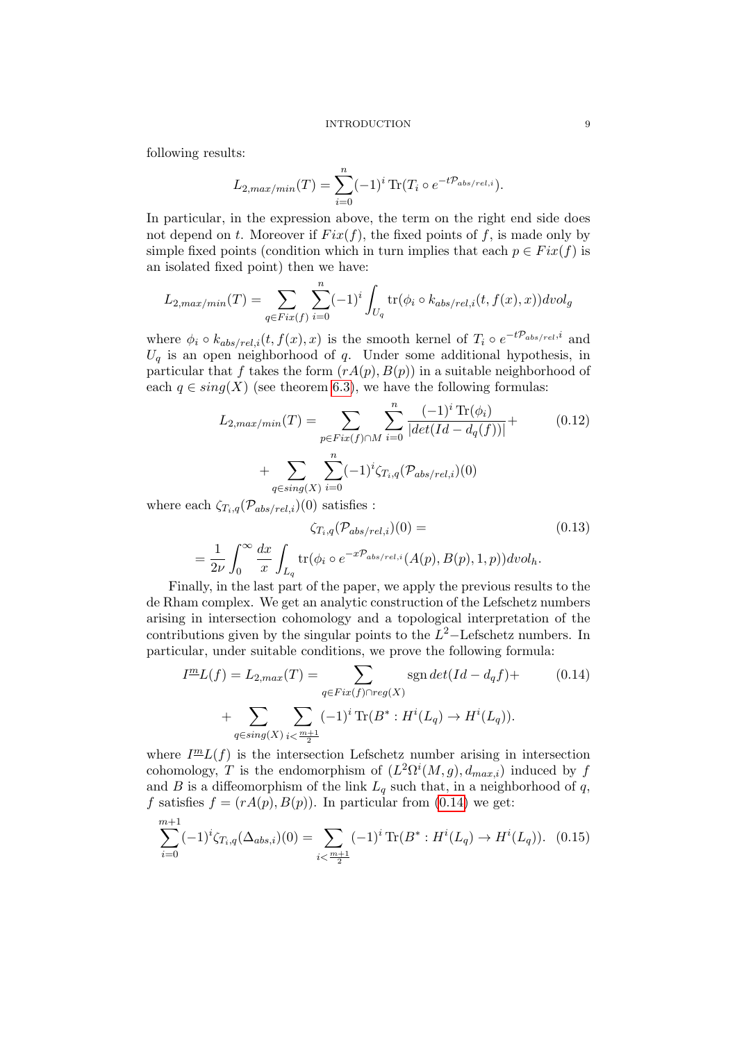following results:

$$L_{2,max/min}(T) = \sum_{i=0}^{n} (-1)^i \operatorname{Tr}(T_i \circ e^{-t\mathcal{P}_{abs/rel,i}}).$$

In particular, in the expression above, the term on the right end side does not depend on $t$. Moreover if $Fix(f)$, the fixed points of $f$, is made only by simple fixed points (condition which in turn implies that each $p \in Fix(f)$ is an isolated fixed point) then we have:

$$L_{2,max/min}(T) = \sum_{q \in Fix(f)} \sum_{i=0}^{n} (-1)^i \int_{U_q} \operatorname{tr}(\phi_i \circ k_{abs/rel,i}(t, f(x), x)) dvol_g$$

where $\phi_i \circ k_{abs/rel,i}(t, f(x), x)$ is the smooth kernel of $T_i \circ e^{-t\mathcal{P}_{abs/rel},i}$ and $U_q$ is an open neighborhood of $q$. Under some additional hypothesis, in particular that $f$ takes the form $(rA(p), B(p))$ in a suitable neighborhood of each $q \in sing(X)$ (see theorem 6.3), we have the following formulas:

$$L_{2,max/min}(T) = \sum_{p \in Fix(f) \cap M} \sum_{i=0}^{n} \frac{(-1)^i \operatorname{Tr}(\phi_i)}{|det(Id - d_q(f))|} + \tag{0.12}$$

$$+ \sum_{q \in sing(X)} \sum_{i=0}^{n} (-1)^i \zeta_{T_i,q}(\mathcal{P}_{abs/rel,i})(0)$$

where each $\zeta_{T_i,q}(\mathcal{P}_{abs/rel,i})(0)$ satisfies :

$$\zeta_{T_i,q}(\mathcal{P}_{abs/rel,i})(0) = \tag{0.13}$$

$$= \frac{1}{2\nu} \int_0^\infty \frac{dx}{x} \int_{L_q} \operatorname{tr}(\phi_i \circ e^{-x\mathcal{P}_{abs/rel,i}}(A(p), B(p), 1, p)) dvol_h.$$

Finally, in the last part of the paper, we apply the previous results to the de Rham complex. We get an analytic construction of the Lefschetz numbers arising in intersection cohomology and a topological interpretation of the contributions given by the singular points to the $L^2$–Lefschetz numbers. In particular, under suitable conditions, we prove the following formula:

$$I^{\underline{m}}L(f) = L_{2,max}(T) = \sum_{q \in Fix(f) \cap reg(X)} \operatorname{sgn} det(Id - d_q f) + \tag{0.14}$$

$$+ \sum_{q \in sing(X)} \sum_{i < \frac{m+1}{2}} (-1)^i \operatorname{Tr}(B^* : H^i(L_q) \to H^i(L_q)).$$

where $I^{\underline{m}}L(f)$ is the intersection Lefschetz number arising in intersection cohomology, $T$ is the endomorphism of $(L^2\Omega^i(M, g), d_{max,i})$ induced by $f$ and $B$ is a diffeomorphism of the link $L_q$ such that, in a neighborhood of $q$, $f$ satisfies $f = (rA(p), B(p))$. In particular from (0.14) we get:

$$\sum_{i=0}^{m+1} (-1)^i \zeta_{T_i,q}(\Delta_{abs,i})(0) = \sum_{i < \frac{m+1}{2}} (-1)^i \operatorname{Tr}(B^* : H^i(L_q) \to H^i(L_q)). \tag{0.15}$$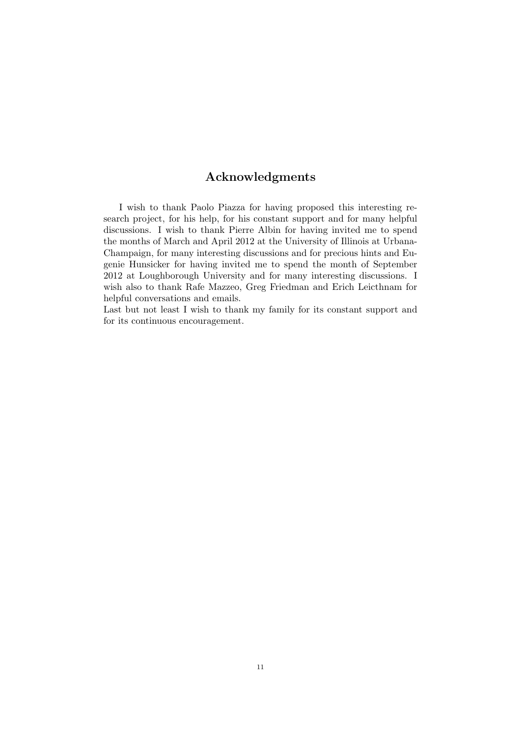# Acknowledgments

I wish to thank Paolo Piazza for having proposed this interesting research project, for his help, for his constant support and for many helpful discussions. I wish to thank Pierre Albin for having invited me to spend the months of March and April 2012 at the University of Illinois at Urbana-Champaign, for many interesting discussions and for precious hints and Eugenie Hunsicker for having invited me to spend the month of September 2012 at Loughborough University and for many interesting discussions. I wish also to thank Rafe Mazzeo, Greg Friedman and Erich Leicthnam for helpful conversations and emails.
Last but not least I wish to thank my family for its constant support and for its continuous encouragement.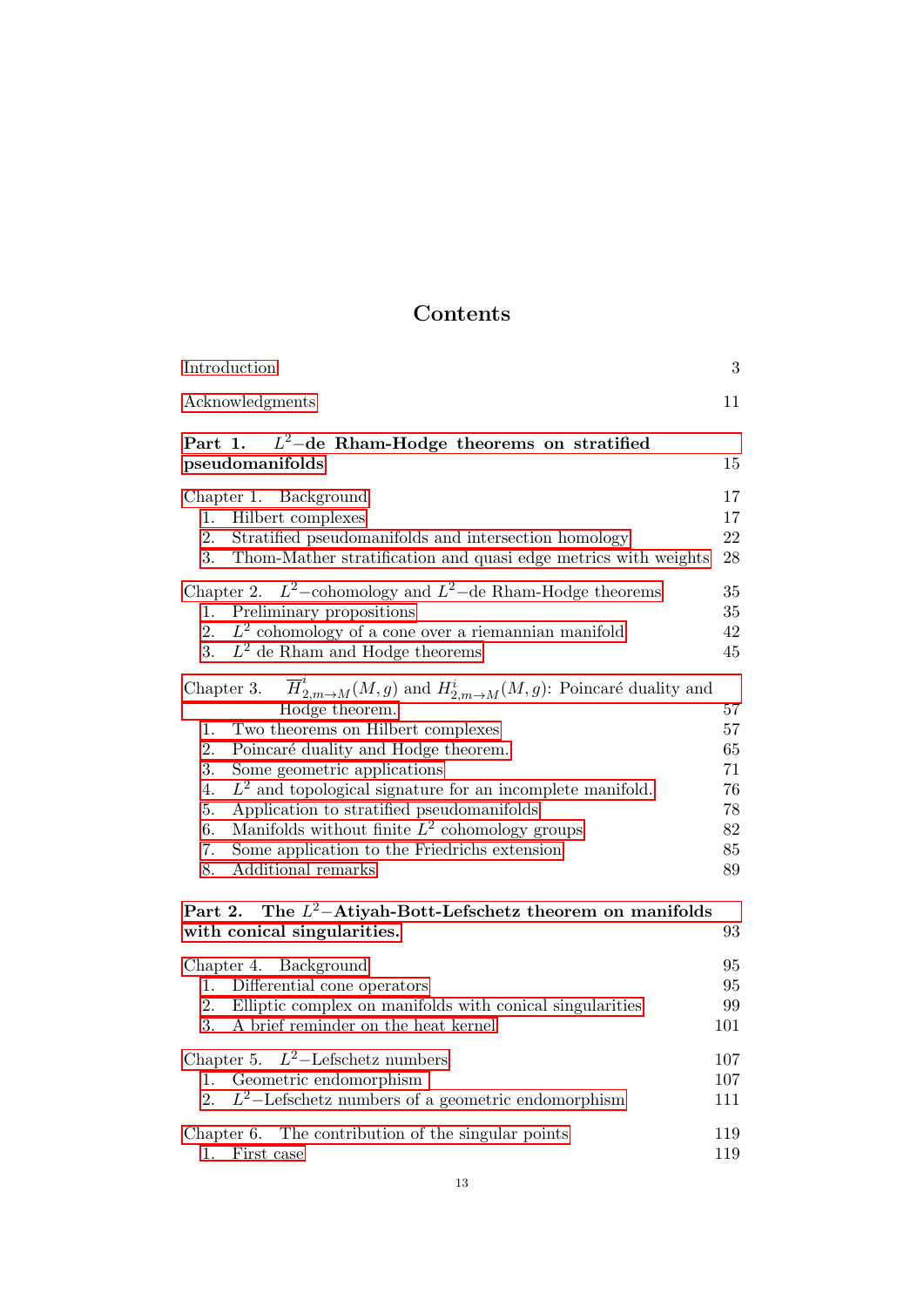# Contents

Introduction 3

Acknowledgments 11

**Part 1. $L^2-$de Rham-Hodge theorems on stratified pseudomanifolds** 15

Chapter 1. Background 17
1. Hilbert complexes 17
2. Stratified pseudomanifolds and intersection homology 22
3. Thom-Mather stratification and quasi edge metrics with weights 28

Chapter 2. $L^2-$cohomology and $L^2-$de Rham-Hodge theorems 35
1. Preliminary propositions 35
2. $L^2$ cohomology of a cone over a riemannian manifold 42
3. $L^2$ de Rham and Hodge theorems 45

Chapter 3. $\overline{H}^i_{2,m\rightarrow M}(M,g)$ and $H^i_{2,m\rightarrow M}(M,g)$: Poincaré duality and Hodge theorem. 57
1. Two theorems on Hilbert complexes 57
2. Poincaré duality and Hodge theorem. 65
3. Some geometric applications 71
4. $L^2$ and topological signature for an incomplete manifold. 76
5. Application to stratified pseudomanifolds 78
6. Manifolds without finite $L^2$ cohomology groups 82
7. Some application to the Friedrichs extension 85
8. Additional remarks 89

**Part 2. The $L^2-$Atiyah-Bott-Lefschetz theorem on manifolds with conical singularities.** 93

Chapter 4. Background 95
1. Differential cone operators 95
2. Elliptic complex on manifolds with conical singularities 99
3. A brief reminder on the heat kernel 101

Chapter 5. $L^2-$Lefschetz numbers 107
1. Geometric endomorphism 107
2. $L^2-$Lefschetz numbers of a geometric endomorphism 111

Chapter 6. The contribution of the singular points 119
1. First case 119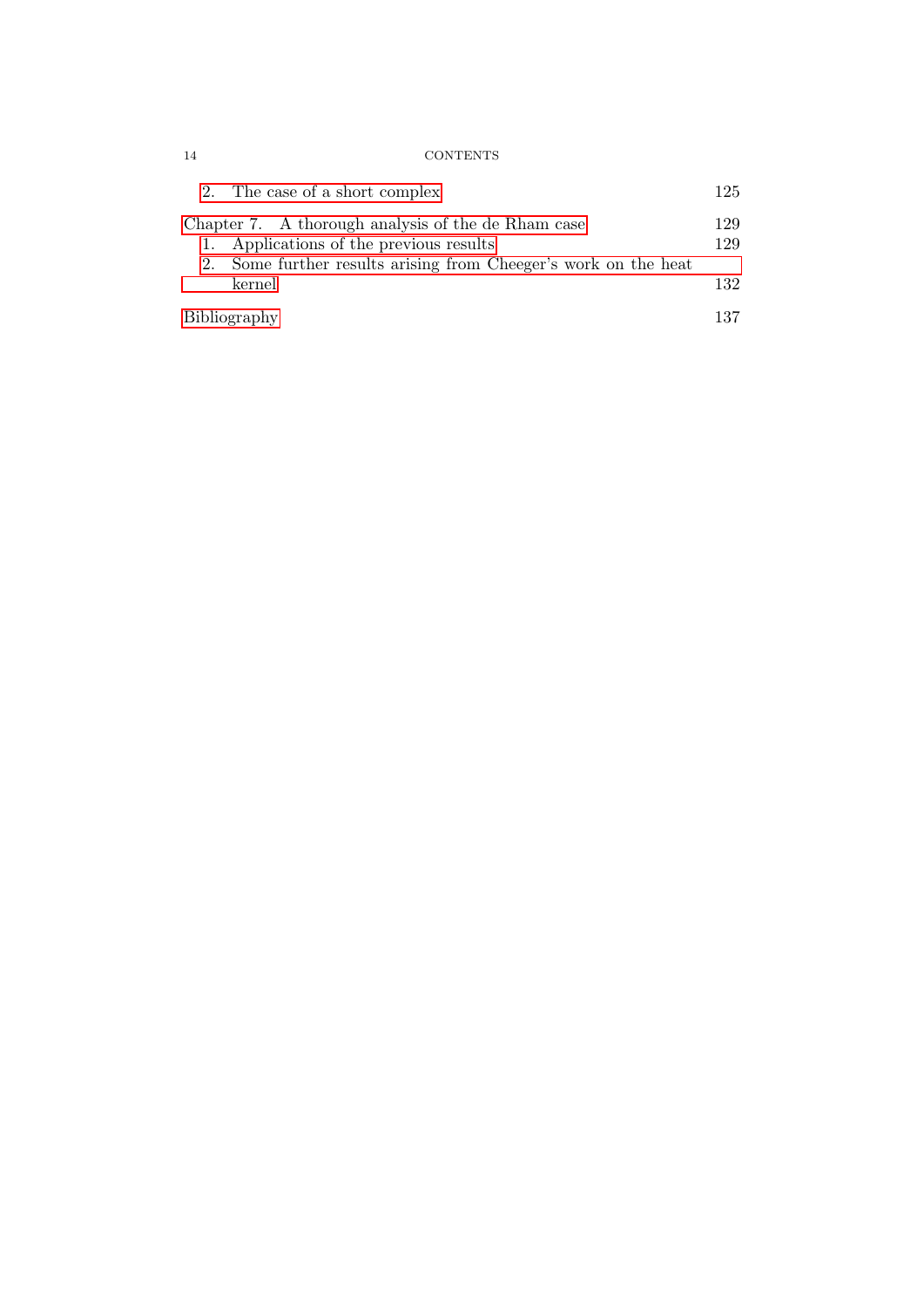2. The case of a short complex 125

Chapter 7. A thorough analysis of the de Rham case 129

1. Applications of the previous results 129

2. Some further results arising from Cheeger's work on the heat kernel 132

Bibliography 137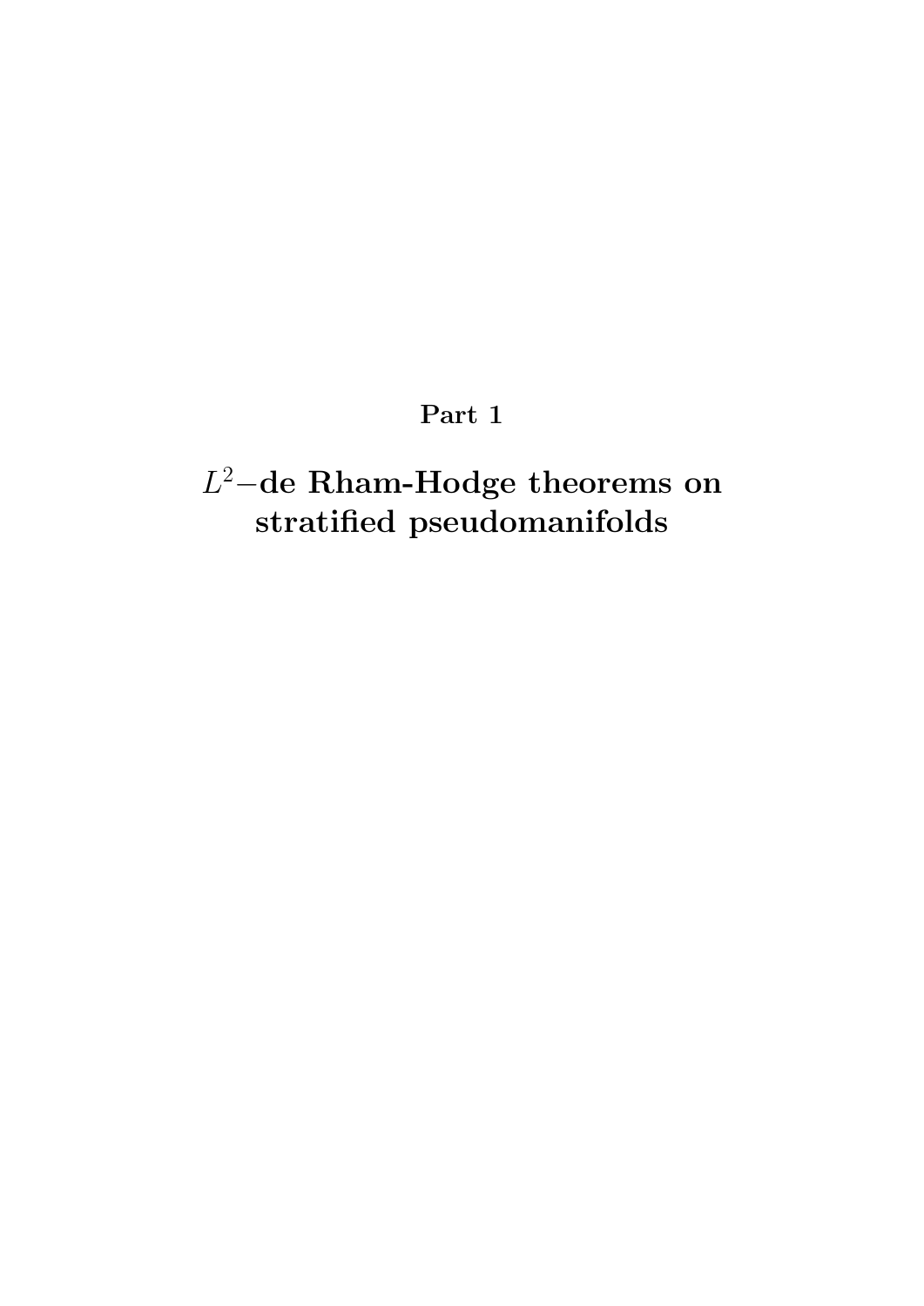# Part 1

# $L^2-$de Rham-Hodge theorems on stratified pseudomanifolds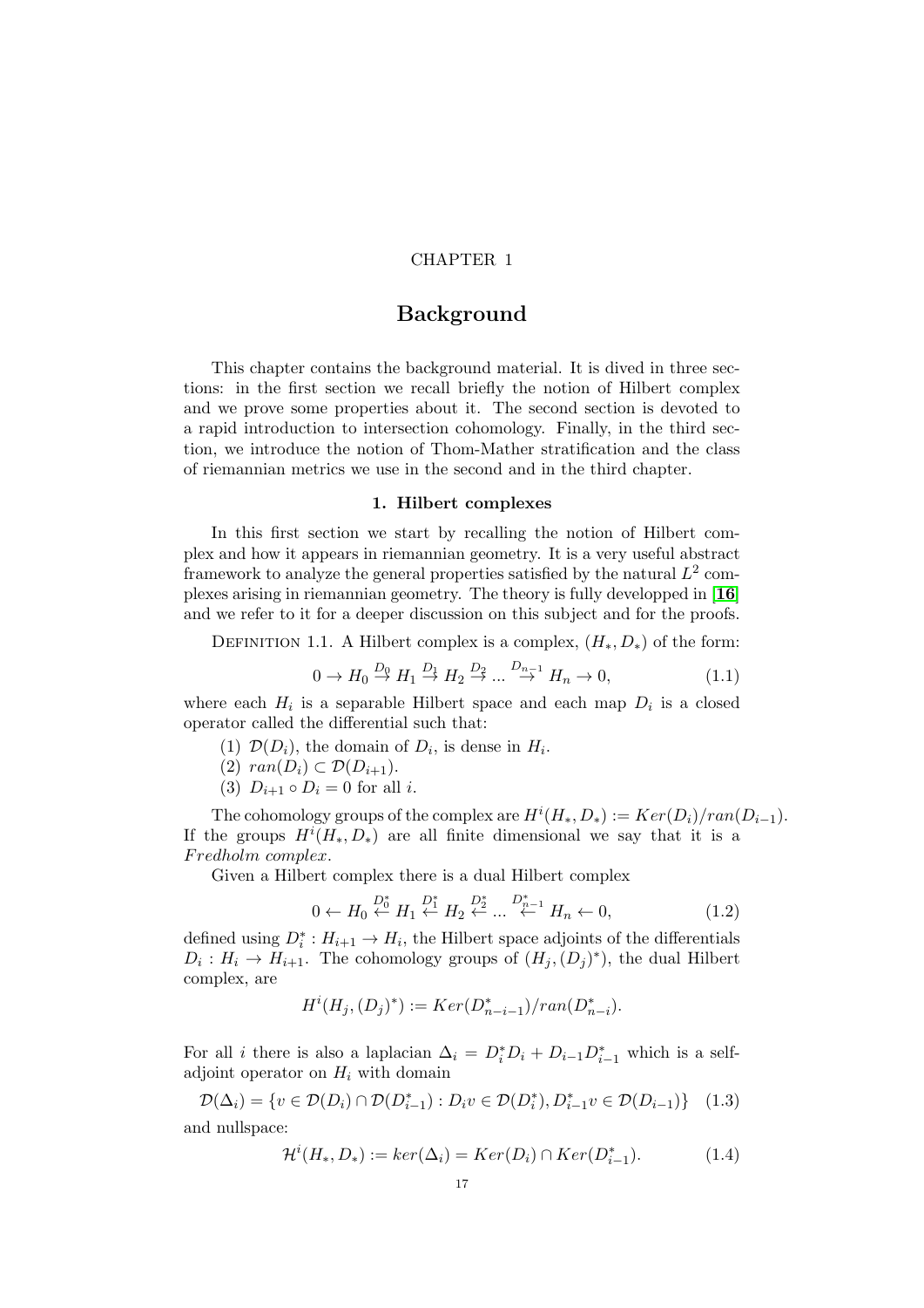CHAPTER 1

# Background

This chapter contains the background material. It is dived in three sections: in the first section we recall briefly the notion of Hilbert complex and we prove some properties about it. The second section is devoted to a rapid introduction to intersection cohomology. Finally, in the third section, we introduce the notion of Thom-Mather stratification and the class of riemannian metrics we use in the second and in the third chapter.

## 1. Hilbert complexes

In this first section we start by recalling the notion of Hilbert complex and how it appears in riemannian geometry. It is a very useful abstract framework to analyze the general properties satisfied by the natural $L^2$ complexes arising in riemannian geometry. The theory is fully developped in [**16**] and we refer to it for a deeper discussion on this subject and for the proofs.

Definition 1.1. A Hilbert complex is a complex, $(H_*, D_*)$ of the form:

$$0 \rightarrow H_0 \stackrel{D_0}{\rightarrow} H_1 \stackrel{D_1}{\rightarrow} H_2 \stackrel{D_2}{\rightarrow} \dots \stackrel{D_{n-1}}{\rightarrow} H_n \rightarrow 0, \tag{1.1}$$

where each $H_i$ is a separable Hilbert space and each map $D_i$ is a closed operator called the differential such that:

1. $\mathcal{D}(D_i)$, the domain of $D_i$, is dense in $H_i$.
2. $ran(D_i) \subset \mathcal{D}(D_{i+1})$.
3. $D_{i+1} \circ D_i = 0$ for all $i$.

The cohomology groups of the complex are $H^i(H_*, D_*) := Ker(D_i)/ran(D_{i-1})$. If the groups $H^i(H_*, D_*)$ are all finite dimensional we say that it is a *Fredholm complex*.

Given a Hilbert complex there is a dual Hilbert complex

$$0 \leftarrow H_0 \stackrel{D_0^*}{\leftarrow} H_1 \stackrel{D_1^*}{\leftarrow} H_2 \stackrel{D_2^*}{\leftarrow} \dots \stackrel{D_{n-1}^*}{\leftarrow} H_n \leftarrow 0, \tag{1.2}$$

defined using $D_i^* : H_{i+1} \rightarrow H_i$, the Hilbert space adjoints of the differentials $D_i : H_i \rightarrow H_{i+1}$. The cohomology groups of $(H_j, (D_j)^*)$, the dual Hilbert complex, are

$$H^i(H_j, (D_j)^*) := Ker(D_{n-i-1}^*)/ran(D_{n-i}^*).$$

For all $i$ there is also a laplacian $\Delta_i = D_i^* D_i + D_{i-1} D_{i-1}^*$ which is a self-adjoint operator on $H_i$ with domain

$$\mathcal{D}(\Delta_i) = \{v \in \mathcal{D}(D_i) \cap \mathcal{D}(D_{i-1}^*) : D_i v \in \mathcal{D}(D_i^*), D_{i-1}^* v \in \mathcal{D}(D_{i-1})\} \tag{1.3}$$

and nullspace:

$$\mathcal{H}^i(H_*, D_*) := ker(\Delta_i) = Ker(D_i) \cap Ker(D_{i-1}^*). \tag{1.4}$$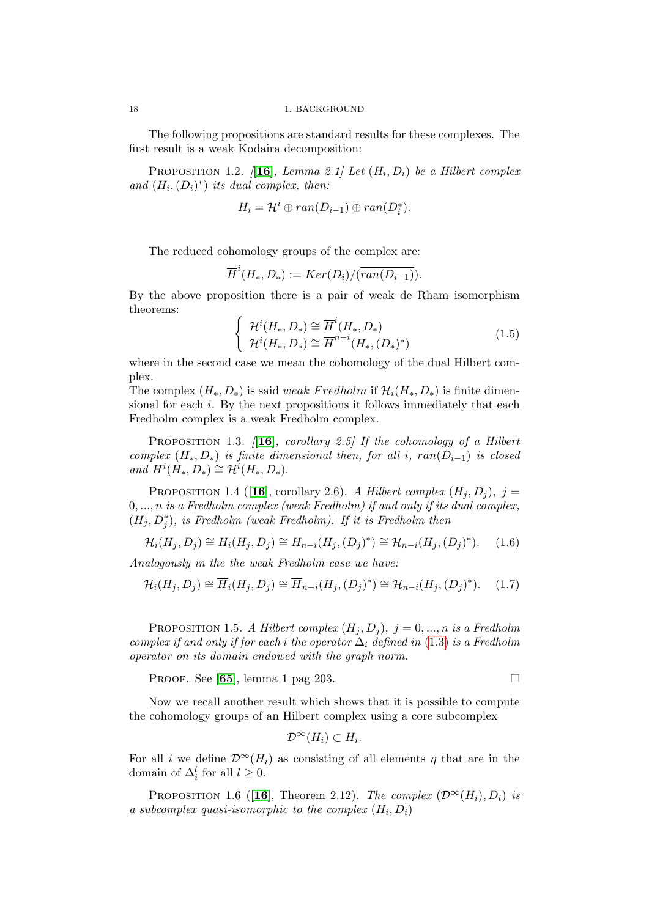The following propositions are standard results for these complexes. The first result is a weak Kodaira decomposition:

PROPOSITION 1.2. *[[16], Lemma 2.1] Let $(H_i, D_i)$ be a Hilbert complex and $(H_i, (D_i)^*)$ its dual complex, then:*

$$H_i = \mathcal{H}^i \oplus \overline{ran(D_{i-1})} \oplus \overline{ran(D_i^*)}.$$

The reduced cohomology groups of the complex are:

$$\overline{H}^i(H_*, D_*) := Ker(D_i)/(\overline{ran(D_{i-1})}).$$

By the above proposition there is a pair of weak de Rham isomorphism theorems:

$$\begin{cases} \mathcal{H}^i(H_*, D_*) \cong \overline{H}^i(H_*, D_*) \\ \mathcal{H}^i(H_*, D_*) \cong \overline{H}^{n-i}(H_*, (D_*)^*) \end{cases} \tag{1.5}$$

where in the second case we mean the cohomology of the dual Hilbert complex.

The complex $(H_*, D_*)$ is said *weak Fredholm* if $\mathcal{H}_i(H_*, D_*)$ is finite dimensional for each $i$. By the next propositions it follows immediately that each Fredholm complex is a weak Fredholm complex.

PROPOSITION 1.3. *[[16], corollary 2.5] If the cohomology of a Hilbert complex $(H_*, D_*)$ is finite dimensional then, for all $i$, $ran(D_{i-1})$ is closed and $H^i(H_*, D_*) \cong \mathcal{H}^i(H_*, D_*)$.*

PROPOSITION 1.4 ([16], corollary 2.6). *A Hilbert complex $(H_j, D_j)$, $j = 0, ..., n$ is a Fredholm complex (weak Fredholm) if and only if its dual complex, $(H_j, D_j^*)$, is Fredholm (weak Fredholm). If it is Fredholm then*

$$\mathcal{H}_i(H_j, D_j) \cong H_i(H_j, D_j) \cong H_{n-i}(H_j, (D_j)^*) \cong \mathcal{H}_{n-i}(H_j, (D_j)^*). \tag{1.6}$$

*Analogously in the the weak Fredholm case we have:*

$$\mathcal{H}_i(H_j, D_j) \cong \overline{H}_i(H_j, D_j) \cong \overline{H}_{n-i}(H_j, (D_j)^*) \cong \mathcal{H}_{n-i}(H_j, (D_j)^*). \tag{1.7}$$

PROPOSITION 1.5. *A Hilbert complex $(H_j, D_j)$, $j = 0, ..., n$ is a Fredholm complex if and only if for each $i$ the operator $\Delta_i$ defined in (1.3) is a Fredholm operator on its domain endowed with the graph norm.*

PROOF. See [65], lemma 1 pag 203. □

Now we recall another result which shows that it is possible to compute the cohomology groups of an Hilbert complex using a core subcomplex

$$\mathcal{D}^\infty(H_i) \subset H_i.$$

For all $i$ we define $\mathcal{D}^\infty(H_i)$ as consisting of all elements $\eta$ that are in the domain of $\Delta_i^l$ for all $l \geq 0$.

PROPOSITION 1.6 ([16], Theorem 2.12). *The complex $(\mathcal{D}^\infty(H_i), D_i)$ is a subcomplex quasi-isomorphic to the complex $(H_i, D_i)$*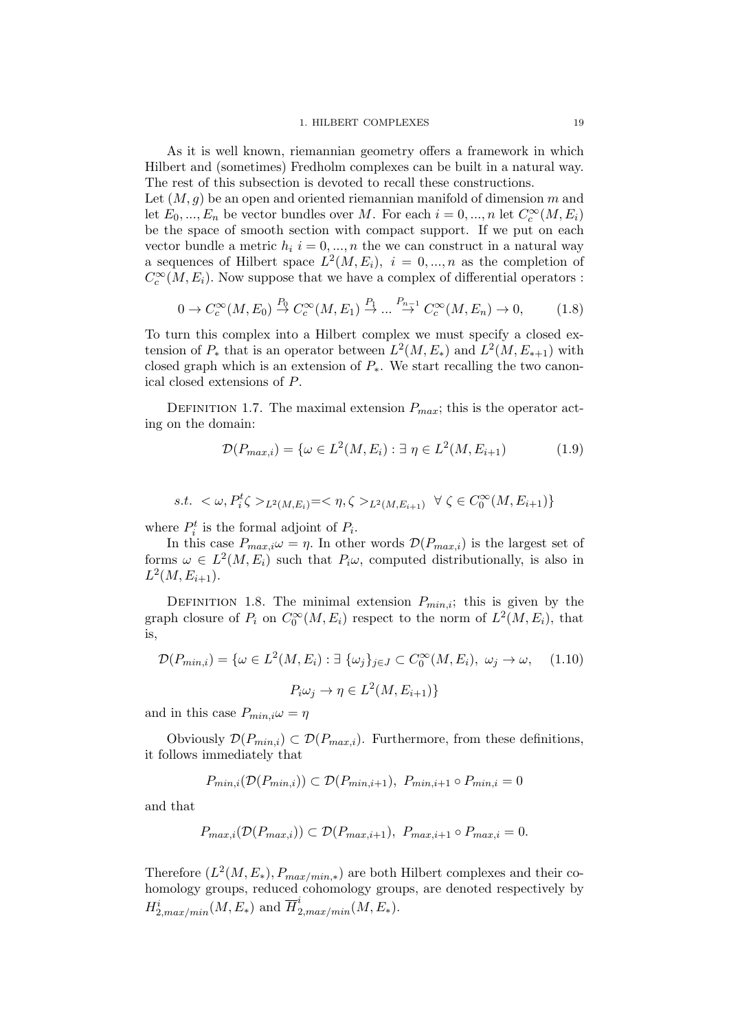As it is well known, riemannian geometry offers a framework in which Hilbert and (sometimes) Fredholm complexes can be built in a natural way. The rest of this subsection is devoted to recall these constructions.
Let $(M,g)$ be an open and oriented riemannian manifold of dimension $m$ and let $E_0,...,E_n$ be vector bundles over $M$. For each $i=0,...,n$ let $C^{\infty}_c(M,E_i)$ be the space of smooth section with compact support. If we put on each vector bundle a metric $h_i$ $i=0,...,n$ the we can construct in a natural way a sequences of Hilbert space $L^2(M,E_i),\ i=0,...,n$ as the completion of $C^{\infty}_c(M,E_i)$. Now suppose that we have a complex of differential operators :

$$0\rightarrow C^{\infty}_c(M,E_0)\stackrel{P_0}{\rightarrow}C^{\infty}_c(M,E_1)\stackrel{P_1}{\rightarrow}...\stackrel{P_{n-1}}{\rightarrow}C^{\infty}_c(M,E_n)\rightarrow 0, \qquad (1.8)$$

To turn this complex into a Hilbert complex we must specify a closed extension of $P_*$ that is an operator between $L^2(M,E_*)$ and $L^2(M,E_{*+1})$ with closed graph which is an extension of $P_*$. We start recalling the two canonical closed extensions of $P$.

Definition 1.7. The maximal extension $P_{max}$; this is the operator acting on the domain:

$$\mathcal{D}(P_{max,i})=\{\omega\in L^2(M,E_i):\exists\ \eta\in L^2(M,E_{i+1}) \qquad (1.9)$$

$$s.t.\ <\omega,P_i^t\zeta>_{L^2(M,E_i)}=<\eta,\zeta>_{L^2(M,E_{i+1})}\ \ \forall\ \zeta\in C^{\infty}_0(M,E_{i+1})\}$$

where $P_i^t$ is the formal adjoint of $P_i$.
In this case $P_{max,i}\omega=\eta$. In other words $\mathcal{D}(P_{max,i})$ is the largest set of forms $\omega\in L^2(M,E_i)$ such that $P_i\omega$, computed distributionally, is also in $L^2(M,E_{i+1})$.

Definition 1.8. The minimal extension $P_{min,i}$; this is given by the graph closure of $P_i$ on $C^{\infty}_0(M,E_i)$ respect to the norm of $L^2(M,E_i)$, that is,

$$\mathcal{D}(P_{min,i})=\{\omega\in L^2(M,E_i):\exists\ \{\omega_j\}_{j\in J}\subset C^{\infty}_0(M,E_i),\ \omega_j\rightarrow\omega, \qquad (1.10)$$

$$P_i\omega_j\rightarrow\eta\in L^2(M,E_{i+1})\}$$

and in this case $P_{min,i}\omega=\eta$

Obviously $\mathcal{D}(P_{min,i})\subset\mathcal{D}(P_{max,i})$. Furthermore, from these definitions, it follows immediately that

$$P_{min,i}(\mathcal{D}(P_{min,i}))\subset\mathcal{D}(P_{min,i+1}),\ P_{min,i+1}\circ P_{min,i}=0$$

and that

$$P_{max,i}(\mathcal{D}(P_{max,i}))\subset\mathcal{D}(P_{max,i+1}),\ P_{max,i+1}\circ P_{max,i}=0.$$

Therefore $(L^2(M,E_*),P_{max/min,*})$ are both Hilbert complexes and their cohomology groups, reduced cohomology groups, are denoted respectively by $H^i_{2,max/min}(M,E_*)$ and $\overline{H}^i_{2,max/min}(M,E_*)$.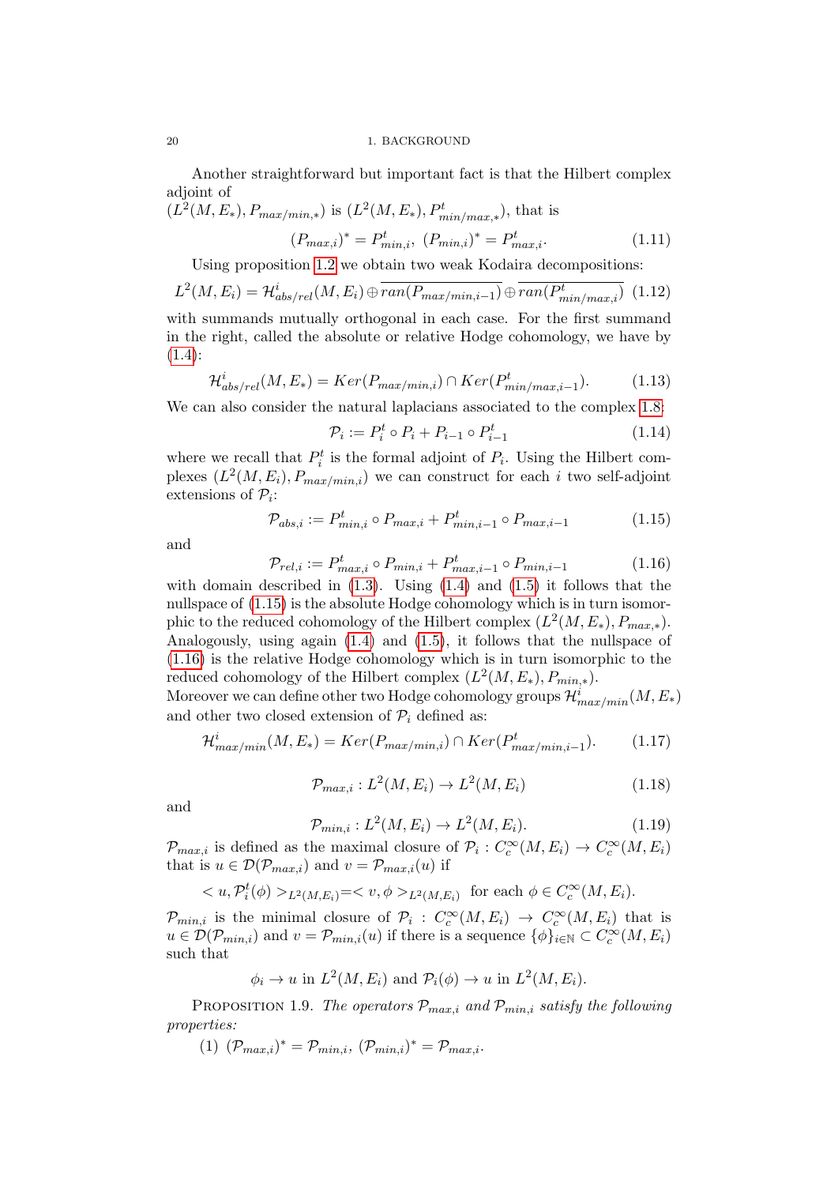Another straightforward but important fact is that the Hilbert complex adjoint of
$(L^2(M, E_*), P_{max/min,*})$ is $(L^2(M, E_*), P^t_{min/max,*})$, that is

$$(P_{max,i})^* = P^t_{min,i}, \ (P_{min,i})^* = P^t_{max,i}. \tag{1.11}$$

Using proposition 1.2 we obtain two weak Kodaira decompositions:

$$L^2(M, E_i) = \mathcal{H}^i_{abs/rel}(M, E_i) \oplus \overline{ran(P_{max/min,i-1})} \oplus \overline{ran(P^t_{min/max,i})} \tag{1.12}$$

with summands mutually orthogonal in each case. For the first summand in the right, called the absolute or relative Hodge cohomology, we have by (1.4):

$$\mathcal{H}^i_{abs/rel}(M, E_*) = Ker(P_{max/min,i}) \cap Ker(P^t_{min/max,i-1}). \tag{1.13}$$

We can also consider the natural laplacians associated to the complex 1.8:

$$\mathcal{P}_i := P^t_i \circ P_i + P_{i-1} \circ P^t_{i-1} \tag{1.14}$$

where we recall that $P^t_i$ is the formal adjoint of $P_i$. Using the Hilbert complexes $(L^2(M, E_i), P_{max/min,i})$ we can construct for each $i$ two self-adjoint extensions of $\mathcal{P}_i$:

$$\mathcal{P}_{abs,i} := P^t_{min,i} \circ P_{max,i} + P^t_{min,i-1} \circ P_{max,i-1} \tag{1.15}$$

and

$$\mathcal{P}_{rel,i} := P^t_{max,i} \circ P_{min,i} + P^t_{max,i-1} \circ P_{min,i-1} \tag{1.16}$$

with domain described in (1.3). Using (1.4) and (1.5) it follows that the nullspace of (1.15) is the absolute Hodge cohomology which is in turn isomorphic to the reduced cohomology of the Hilbert complex $(L^2(M, E_*), P_{max,*})$. Analogously, using again (1.4) and (1.5), it follows that the nullspace of (1.16) is the relative Hodge cohomology which is in turn isomorphic to the reduced cohomology of the Hilbert complex $(L^2(M, E_*), P_{min,*})$.
Moreover we can define other two Hodge cohomology groups $\mathcal{H}^i_{max/min}(M, E_*)$ and other two closed extension of $\mathcal{P}_i$ defined as:

$$\mathcal{H}^i_{max/min}(M, E_*) = Ker(P_{max/min,i}) \cap Ker(P^t_{max/min,i-1}). \tag{1.17}$$

$$\mathcal{P}_{max,i} : L^2(M, E_i) \to L^2(M, E_i) \tag{1.18}$$

and

$$\mathcal{P}_{min,i} : L^2(M, E_i) \to L^2(M, E_i). \tag{1.19}$$

$\mathcal{P}_{max,i}$ is defined as the maximal closure of $\mathcal{P}_i : C^\infty_c(M, E_i) \to C^\infty_c(M, E_i)$ that is $u \in \mathcal{D}(\mathcal{P}_{max,i})$ and $v = \mathcal{P}_{max,i}(u)$ if

$$< u, \mathcal{P}^t_i(\phi) >_{L^2(M,E_i)} = < v, \phi >_{L^2(M,E_i)} \text{ for each } \phi \in C^\infty_c(M, E_i).$$

$\mathcal{P}_{min,i}$ is the minimal closure of $\mathcal{P}_i : C^\infty_c(M, E_i) \to C^\infty_c(M, E_i)$ that is $u \in \mathcal{D}(\mathcal{P}_{min,i})$ and $v = \mathcal{P}_{min,i}(u)$ if there is a sequence $\{\phi\}_{i \in \mathbb{N}} \subset C^\infty_c(M, E_i)$ such that

$$\phi_i \to u \text{ in } L^2(M, E_i) \text{ and } \mathcal{P}_i(\phi) \to u \text{ in } L^2(M, E_i).$$

Proposition 1.9. *The operators $\mathcal{P}_{max,i}$ and $\mathcal{P}_{min,i}$ satisfy the following properties:*

(1) $(\mathcal{P}_{max,i})^* = \mathcal{P}_{min,i}$, $(\mathcal{P}_{min,i})^* = \mathcal{P}_{max,i}$.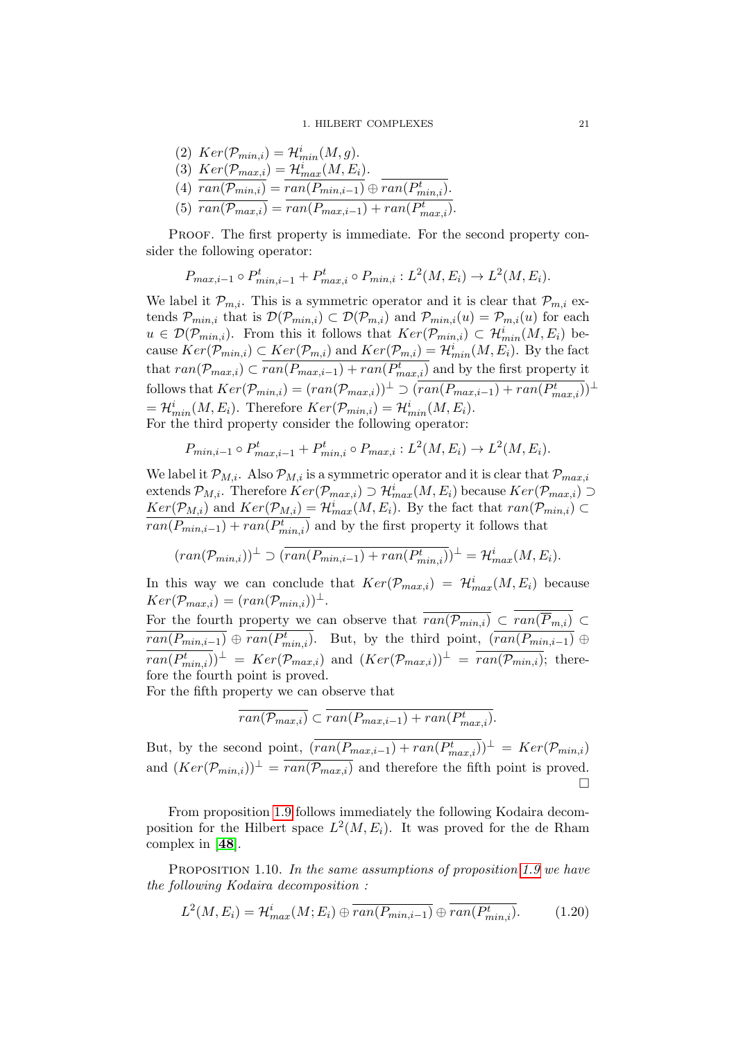(2) $Ker(\mathcal{P}_{min,i}) = \mathcal{H}^i_{min}(M,g)$.

(3) $Ker(\mathcal{P}_{max,i}) = \mathcal{H}^i_{max}(M,E_i)$.

(4) $\overline{ran(\mathcal{P}_{min,i})} = \overline{ran(P_{min,i-1})} \oplus \overline{ran(P^t_{min,i})}$.

(5) $\overline{ran(\mathcal{P}_{max,i})} = \overline{ran(P_{max,i-1}) + ran(P^t_{max,i})}$.

Proof. The first property is immediate. For the second property consider the following operator:

$$P_{max,i-1} \circ P^t_{min,i-1} + P^t_{max,i} \circ P_{min,i} : L^2(M,E_i) \to L^2(M,E_i).$$

We label it $\mathcal{P}_{m,i}$. This is a symmetric operator and it is clear that $\mathcal{P}_{m,i}$ extends $\mathcal{P}_{min,i}$ that is $\mathcal{D}(\mathcal{P}_{min,i}) \subset \mathcal{D}(\mathcal{P}_{m,i})$ and $\mathcal{P}_{min,i}(u) = \mathcal{P}_{m,i}(u)$ for each $u \in \mathcal{D}(\mathcal{P}_{min,i})$. From this it follows that $Ker(\mathcal{P}_{min,i}) \subset \mathcal{H}^i_{min}(M,E_i)$ because $Ker(\mathcal{P}_{min,i}) \subset Ker(\mathcal{P}_{m,i})$ and $Ker(\mathcal{P}_{m,i}) = \mathcal{H}^i_{min}(M,E_i)$. By the fact that $ran(\mathcal{P}_{max,i}) \subset \overline{ran(P_{max,i-1}) + ran(P^t_{max,i})}$ and by the first property it follows that $Ker(\mathcal{P}_{min,i}) = (ran(\mathcal{P}_{max,i}))^{\perp} \supset (\overline{ran(P_{max,i-1}) + ran(P^t_{max,i})})^{\perp}$ $= \mathcal{H}^i_{min}(M,E_i)$. Therefore $Ker(\mathcal{P}_{min,i}) = \mathcal{H}^i_{min}(M,E_i)$.
For the third property consider the following operator:

$$P_{min,i-1} \circ P^t_{max,i-1} + P^t_{min,i} \circ P_{max,i} : L^2(M,E_i) \to L^2(M,E_i).$$

We label it $\mathcal{P}_{M,i}$. Also $\mathcal{P}_{M,i}$ is a symmetric operator and it is clear that $\mathcal{P}_{max,i}$ extends $\mathcal{P}_{M,i}$. Therefore $Ker(\mathcal{P}_{max,i}) \supset \mathcal{H}^i_{max}(M,E_i)$ because $Ker(\mathcal{P}_{max,i}) \supset Ker(\mathcal{P}_{M,i})$ and $Ker(\mathcal{P}_{M,i}) = \mathcal{H}^i_{max}(M,E_i)$. By the fact that $ran(\mathcal{P}_{min,i}) \subset \overline{ran(P_{min,i-1}) + ran(P^t_{min,i})}$ and by the first property it follows that

$$(ran(\mathcal{P}_{min,i}))^{\perp} \supset (\overline{ran(P_{min,i-1}) + ran(P^t_{min,i})})^{\perp} = \mathcal{H}^i_{max}(M,E_i).$$

In this way we can conclude that $Ker(\mathcal{P}_{max,i}) = \mathcal{H}^i_{max}(M,E_i)$ because $Ker(\mathcal{P}_{max,i}) = (ran(\mathcal{P}_{min,i}))^{\perp}$.
For the fourth property we can observe that $\overline{ran(\mathcal{P}_{min,i})} \subset \overline{ran(\mathcal{P}_{m,i})} \subset \overline{ran(P_{min,i-1})} \oplus \overline{ran(P^t_{min,i})}$. But, by the third point, $(\overline{ran(P_{min,i-1})} \oplus \overline{ran(P^t_{min,i})})^{\perp} = Ker(\mathcal{P}_{max,i})$ and $(Ker(\mathcal{P}_{max,i}))^{\perp} = \overline{ran(\mathcal{P}_{min,i})}$; therefore the fourth point is proved.
For the fifth property we can observe that

$$\overline{ran(\mathcal{P}_{max,i})} \subset \overline{ran(P_{max,i-1}) + ran(P^t_{max,i})}.$$

But, by the second point, $(\overline{ran(P_{max,i-1}) + ran(P^t_{max,i})})^{\perp} = Ker(\mathcal{P}_{min,i})$ and $(Ker(\mathcal{P}_{min,i}))^{\perp} = \overline{ran(\mathcal{P}_{max,i})}$ and therefore the fifth point is proved. □

From proposition 1.9 follows immediately the following Kodaira decomposition for the Hilbert space $L^2(M,E_i)$. It was proved for the de Rham complex in [**48**].

Proposition 1.10. *In the same assumptions of proposition 1.9 we have the following Kodaira decomposition :*

$$L^2(M,E_i) = \mathcal{H}^i_{max}(M;E_i) \oplus \overline{ran(P_{min,i-1})} \oplus \overline{ran(P^t_{min,i})}. \tag{1.20}$$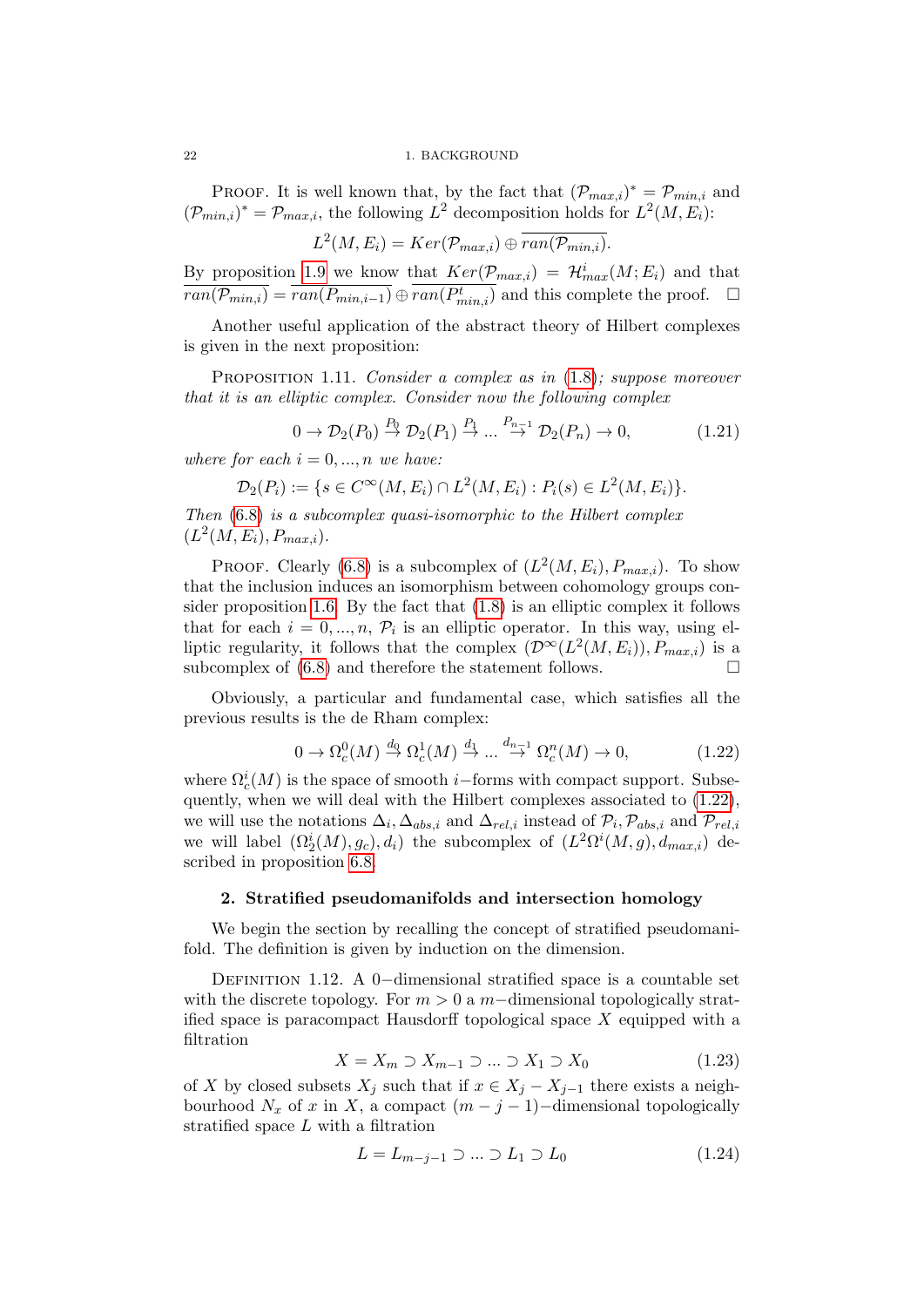PROOF. It is well known that, by the fact that $(\mathcal{P}_{max,i})^* = \mathcal{P}_{min,i}$ and $(\mathcal{P}_{min,i})^* = \mathcal{P}_{max,i}$, the following $L^2$ decomposition holds for $L^2(M, E_i)$:

$$L^2(M, E_i) = Ker(\mathcal{P}_{max,i}) \oplus \overline{ran(\mathcal{P}_{min,i})}.$$

By proposition 1.9 we know that $Ker(\mathcal{P}_{max,i}) = \mathcal{H}^i_{max}(M; E_i)$ and that $\overline{ran(\mathcal{P}_{min,i})} = \overline{ran(P_{min,i-1})} \oplus \overline{ran(P^t_{min,i})}$ and this complete the proof. $\square$

Another useful application of the abstract theory of Hilbert complexes is given in the next proposition:

PROPOSITION 1.11. *Consider a complex as in (1.8); suppose moreover that it is an elliptic complex. Consider now the following complex*

$$0 \rightarrow \mathcal{D}_2(P_0) \overset{P_0}{\rightarrow} \mathcal{D}_2(P_1) \overset{P_1}{\rightarrow} ... \overset{P_{n-1}}{\rightarrow} \mathcal{D}_2(P_n) \rightarrow 0, \tag{1.21}$$

*where for each $i = 0, ..., n$ we have:*

$$\mathcal{D}_2(P_i) := \{s \in C^\infty(M, E_i) \cap L^2(M, E_i) : P_i(s) \in L^2(M, E_i)\}.$$

*Then (6.8) is a subcomplex quasi-isomorphic to the Hilbert complex $(L^2(M, E_i), P_{max,i})$.*

PROOF. Clearly (6.8) is a subcomplex of $(L^2(M, E_i), P_{max,i})$. To show that the inclusion induces an isomorphism between cohomology groups consider proposition 1.6. By the fact that (1.8) is an elliptic complex it follows that for each $i = 0, ..., n$, $\mathcal{P}_i$ is an elliptic operator. In this way, using elliptic regularity, it follows that the complex $(\mathcal{D}^\infty(L^2(M, E_i)), P_{max,i})$ is a subcomplex of (6.8) and therefore the statement follows. $\square$

Obviously, a particular and fundamental case, which satisfies all the previous results is the de Rham complex:

$$0 \rightarrow \Omega^0_c(M) \overset{d_0}{\rightarrow} \Omega^1_c(M) \overset{d_1}{\rightarrow} ... \overset{d_{n-1}}{\rightarrow} \Omega^n_c(M) \rightarrow 0, \tag{1.22}$$

where $\Omega^i_c(M)$ is the space of smooth $i-$forms with compact support. Subsequently, when we will deal with the Hilbert complexes associated to (1.22), we will use the notations $\Delta_i, \Delta_{abs,i}$ and $\Delta_{rel,i}$ instead of $\mathcal{P}_i, \mathcal{P}_{abs,i}$ and $\mathcal{P}_{rel,i}$ we will label $(\Omega^i_2(M), g_c), d_i)$ the subcomplex of $(L^2\Omega^i(M, g), d_{max,i})$ described in proposition 6.8.

## 2. Stratified pseudomanifolds and intersection homology

We begin the section by recalling the concept of stratified pseudomanifold. The definition is given by induction on the dimension.

DEFINITION 1.12. A $0-$dimensional stratified space is a countable set with the discrete topology. For $m > 0$ a $m-$dimensional topologically stratified space is paracompact Hausdorff topological space $X$ equipped with a filtration

$$X = X_m \supset X_{m-1} \supset ... \supset X_1 \supset X_0 \tag{1.23}$$

of $X$ by closed subsets $X_j$ such that if $x \in X_j - X_{j-1}$ there exists a neighbourhood $N_x$ of $x$ in $X$, a compact $(m - j - 1)-$dimensional topologically stratified space $L$ with a filtration

$$L = L_{m-j-1} \supset ... \supset L_1 \supset L_0 \tag{1.24}$$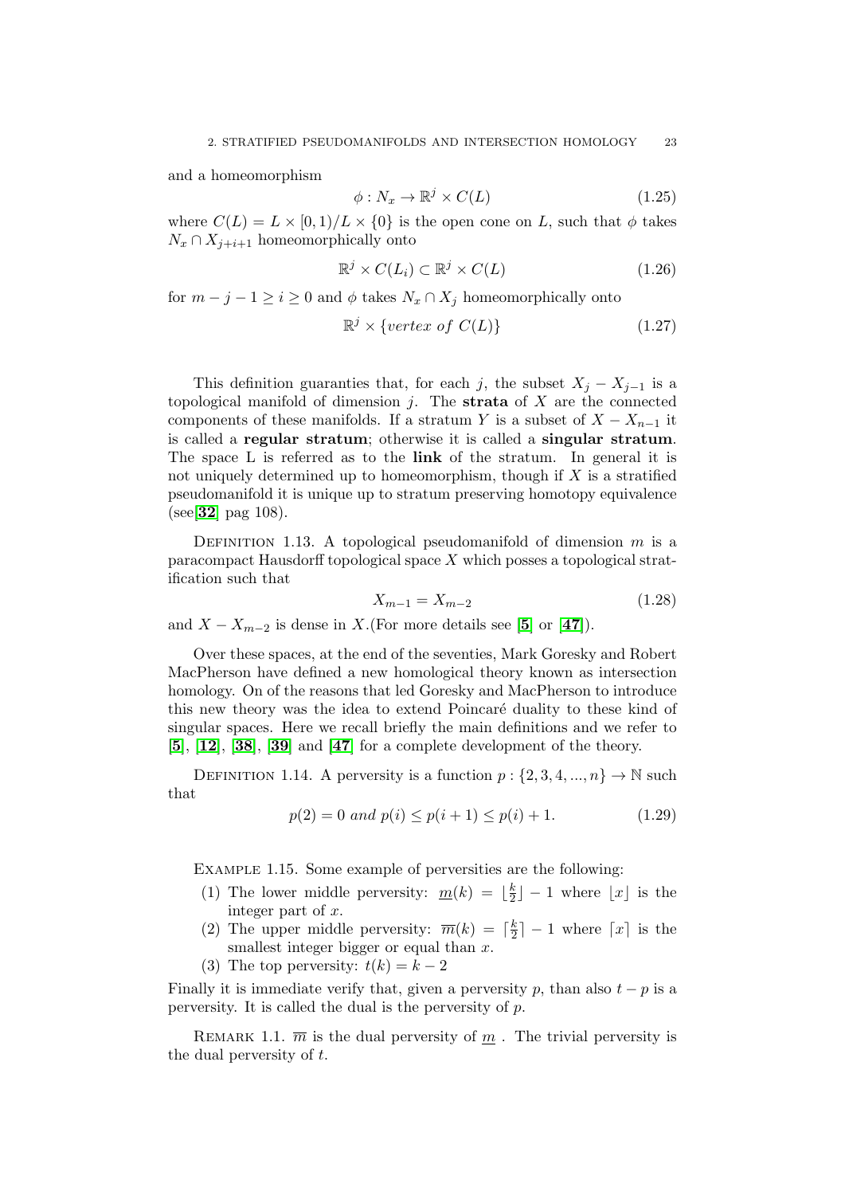and a homeomorphism

$$\phi : N_x \to \mathbb{R}^j \times C(L) \tag{1.25}$$

where $C(L) = L \times [0,1)/L \times \{0\}$ is the open cone on $L$, such that $\phi$ takes $N_x \cap X_{j+i+1}$ homeomorphically onto

$$\mathbb{R}^j \times C(L_i) \subset \mathbb{R}^j \times C(L) \tag{1.26}$$

for $m - j - 1 \geq i \geq 0$ and $\phi$ takes $N_x \cap X_j$ homeomorphically onto

$$\mathbb{R}^j \times \{vertex\ of\ C(L)\} \tag{1.27}$$

This definition guaranties that, for each $j$, the subset $X_j - X_{j-1}$ is a topological manifold of dimension $j$. The **strata** of $X$ are the connected components of these manifolds. If a stratum $Y$ is a subset of $X - X_{n-1}$ it is called a **regular stratum**; otherwise it is called a **singular stratum**. The space L is referred as to the **link** of the stratum. In general it is not uniquely determined up to homeomorphism, though if $X$ is a stratified pseudomanifold it is unique up to stratum preserving homotopy equivalence (see[**32**] pag 108).

Definition 1.13. A topological pseudomanifold of dimension $m$ is a paracompact Hausdorff topological space $X$ which posses a topological stratification such that

$$X_{m-1} = X_{m-2} \tag{1.28}$$

and $X - X_{m-2}$ is dense in $X$.(For more details see [**5**] or [**47**]).

Over these spaces, at the end of the seventies, Mark Goresky and Robert MacPherson have defined a new homological theory known as intersection homology. On of the reasons that led Goresky and MacPherson to introduce this new theory was the idea to extend Poincaré duality to these kind of singular spaces. Here we recall briefly the main definitions and we refer to [**5**], [**12**], [**38**], [**39**] and [**47**] for a complete development of the theory.

Definition 1.14. A perversity is a function $p : \{2, 3, 4, ..., n\} \to \mathbb{N}$ such that

$$p(2) = 0 \text{ and } p(i) \leq p(i+1) \leq p(i) + 1. \tag{1.29}$$

Example 1.15. Some example of perversities are the following:

1. The lower middle perversity: $\underline{m}(k) = \lfloor \frac{k}{2} \rfloor - 1$ where $\lfloor x \rfloor$ is the integer part of $x$.
2. The upper middle perversity: $\overline{m}(k) = \lceil \frac{k}{2} \rceil - 1$ where $\lceil x \rceil$ is the smallest integer bigger or equal than $x$.
3. The top perversity: $t(k) = k - 2$

Finally it is immediate verify that, given a perversity $p$, than also $t - p$ is a perversity. It is called the dual is the perversity of $p$.

Remark 1.1. $\overline{m}$ is the dual perversity of $\underline{m}$ . The trivial perversity is the dual perversity of $t$.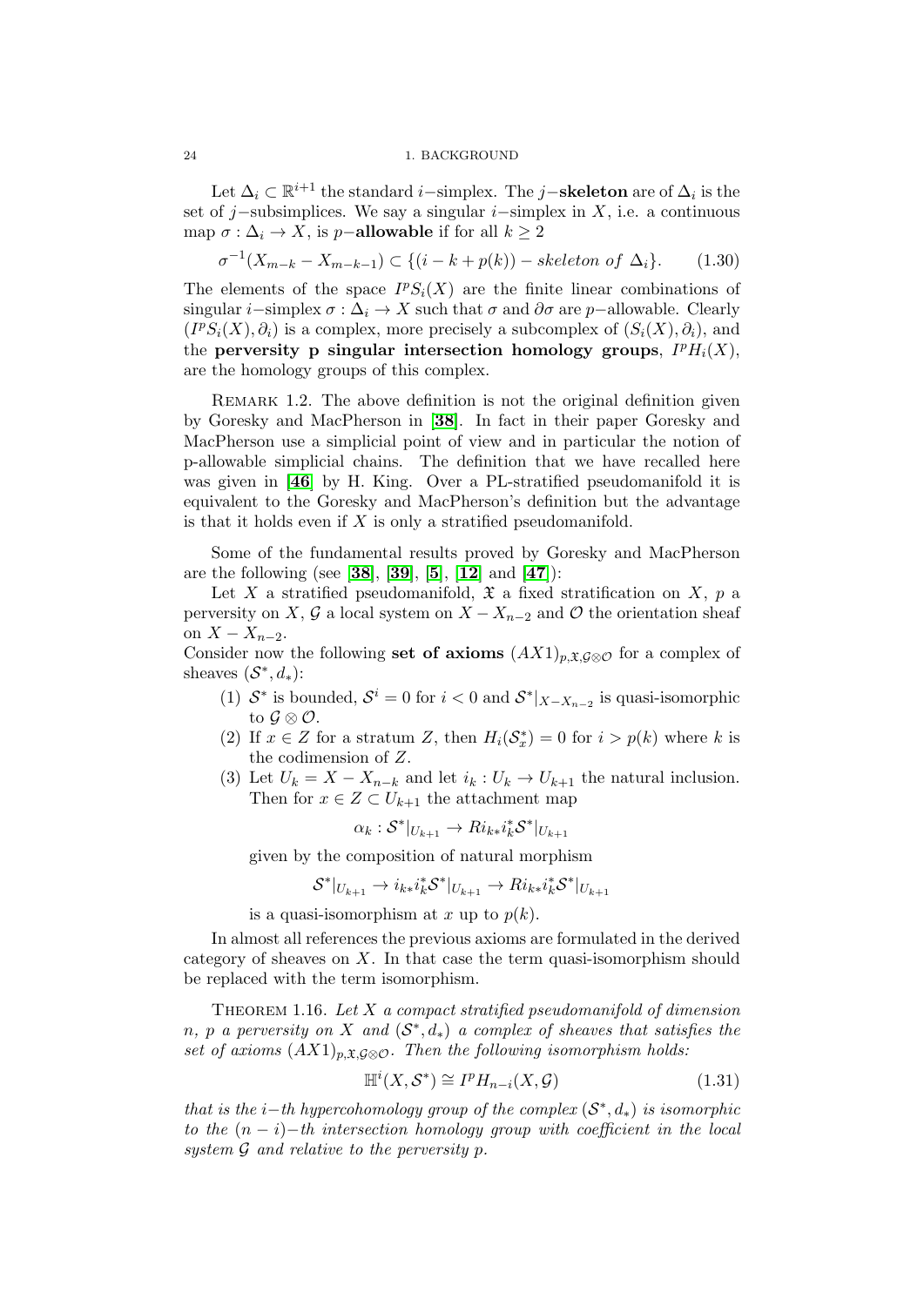Let $\Delta_i \subset \mathbb{R}^{i+1}$ the standard $i-$simplex. The $j-$**skeleton** are of $\Delta_i$ is the set of $j-$subsimplices. We say a singular $i-$simplex in $X$, i.e. a continuous map $\sigma : \Delta_i \to X$, is $p-$**allowable** if for all $k \geq 2$

$$\sigma^{-1}(X_{m-k} - X_{m-k-1}) \subset \{(i - k + p(k)) - skeleton\ of\ \Delta_i\}. \tag{1.30}$$

The elements of the space $I^pS_i(X)$ are the finite linear combinations of singular $i-$simplex $\sigma : \Delta_i \to X$ such that $\sigma$ and $\partial\sigma$ are $p-$allowable. Clearly $(I^pS_i(X), \partial_i)$ is a complex, more precisely a subcomplex of $(S_i(X), \partial_i)$, and the **perversity p singular intersection homology groups**, $I^pH_i(X)$, are the homology groups of this complex.

Remark 1.2. The above definition is not the original definition given by Goresky and MacPherson in [**38**]. In fact in their paper Goresky and MacPherson use a simplicial point of view and in particular the notion of p-allowable simplicial chains. The definition that we have recalled here was given in [**46**] by H. King. Over a PL-stratified pseudomanifold it is equivalent to the Goresky and MacPherson's definition but the advantage is that it holds even if $X$ is only a stratified pseudomanifold.

Some of the fundamental results proved by Goresky and MacPherson are the following (see [**38**], [**39**], [**5**], [**12**] and [**47**]):

Let $X$ a stratified pseudomanifold, $\mathfrak{X}$ a fixed stratification on $X$, $p$ a perversity on $X$, $\mathcal{G}$ a local system on $X - X_{n-2}$ and $\mathcal{O}$ the orientation sheaf on $X - X_{n-2}$.
Consider now the following **set of axioms** $(AX1)_{p,\mathfrak{X},\mathcal{G}\otimes\mathcal{O}}$ for a complex of sheaves $(\mathcal{S}^*, d_*)$:

1. $\mathcal{S}^*$ is bounded, $\mathcal{S}^i = 0$ for $i < 0$ and $\mathcal{S}^*|_{X-X_{n-2}}$ is quasi-isomorphic to $\mathcal{G} \otimes \mathcal{O}$.
2. If $x \in Z$ for a stratum $Z$, then $H_i(\mathcal{S}^*_x) = 0$ for $i > p(k)$ where $k$ is the codimension of $Z$.
3. Let $U_k = X - X_{n-k}$ and let $i_k : U_k \to U_{k+1}$ the natural inclusion. Then for $x \in Z \subset U_{k+1}$ the attachment map

   $$\alpha_k : \mathcal{S}^*|_{U_{k+1}} \to Ri_{k*}i_k^*\mathcal{S}^*|_{U_{k+1}}$$

   given by the composition of natural morphism

   $$\mathcal{S}^*|_{U_{k+1}} \to i_{k*}i_k^*\mathcal{S}^*|_{U_{k+1}} \to Ri_{k*}i_k^*\mathcal{S}^*|_{U_{k+1}}$$

   is a quasi-isomorphism at $x$ up to $p(k)$.

In almost all references the previous axioms are formulated in the derived category of sheaves on $X$. In that case the term quasi-isomorphism should be replaced with the term isomorphism.

Theorem 1.16. *Let $X$ a compact stratified pseudomanifold of dimension $n$, $p$ a perversity on $X$ and $(\mathcal{S}^*, d_*)$ a complex of sheaves that satisfies the set of axioms $(AX1)_{p,\mathfrak{X},\mathcal{G}\otimes\mathcal{O}}$. Then the following isomorphism holds:*

$$\mathbb{H}^i(X, \mathcal{S}^*) \cong I^pH_{n-i}(X, \mathcal{G}) \tag{1.31}$$

*that is the $i-$th hypercohomology group of the complex $(\mathcal{S}^*, d_*)$ is isomorphic to the $(n-i)-$th intersection homology group with coefficient in the local system $\mathcal{G}$ and relative to the perversity $p$.*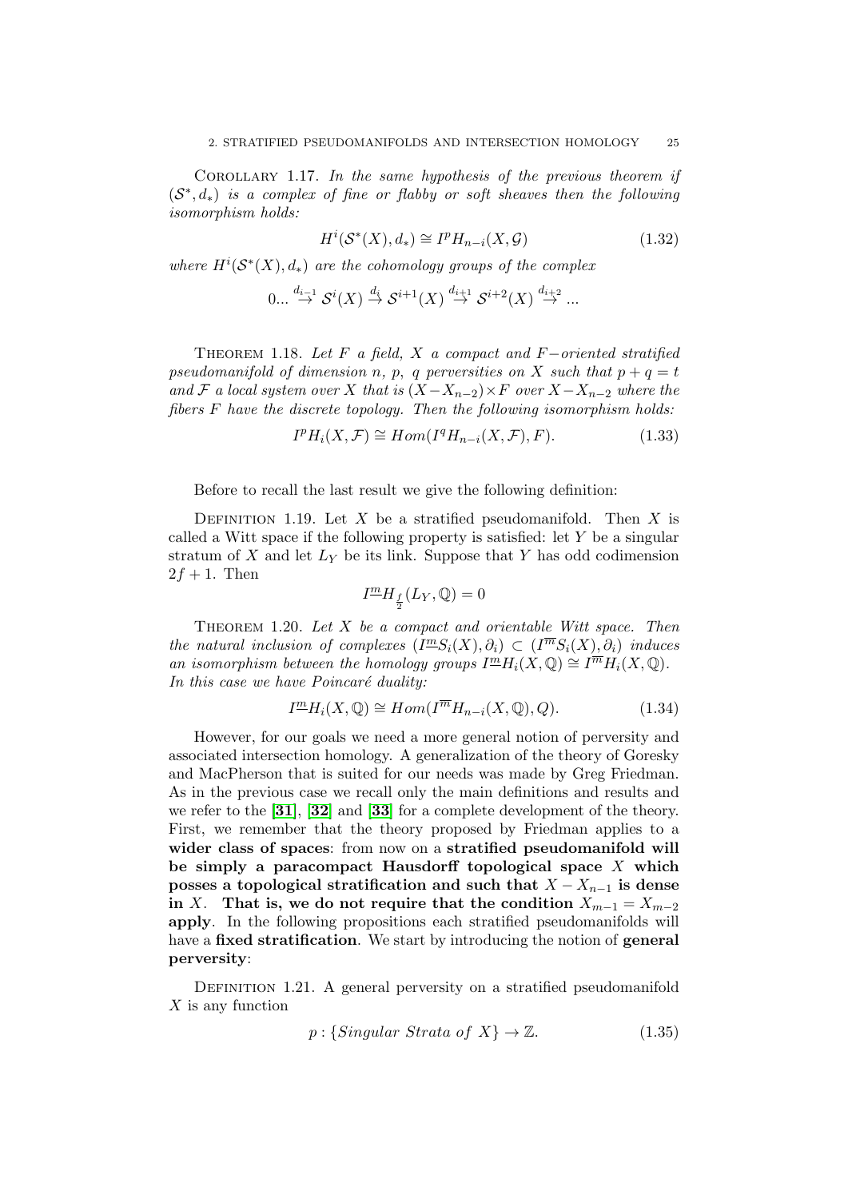Corollary 1.17. *In the same hypothesis of the previous theorem if $(\mathcal{S}^*, d_*)$ is a complex of fine or flabby or soft sheaves then the following isomorphism holds:*

$$H^i(\mathcal{S}^*(X), d_*) \cong I^p H_{n-i}(X, \mathcal{G}) \tag{1.32}$$

*where $H^i(\mathcal{S}^*(X), d_*)$ are the cohomology groups of the complex*

$$0... \overset{d_{i-1}}{\to} \mathcal{S}^i(X) \overset{d_i}{\to} \mathcal{S}^{i+1}(X) \overset{d_{i+1}}{\to} \mathcal{S}^{i+2}(X) \overset{d_{i+2}}{\to} ...$$

Theorem 1.18. *Let $F$ a field, $X$ a compact and $F-$oriented stratified pseudomanifold of dimension $n$, $p$, $q$ perversities on $X$ such that $p + q = t$ and $\mathcal{F}$ a local system over $X$ that is $(X - X_{n-2}) \times F$ over $X - X_{n-2}$ where the fibers $F$ have the discrete topology. Then the following isomorphism holds:*

$$I^p H_i(X, \mathcal{F}) \cong Hom(I^q H_{n-i}(X, \mathcal{F}), F). \tag{1.33}$$

Before to recall the last result we give the following definition:

Definition 1.19. Let $X$ be a stratified pseudomanifold. Then $X$ is called a Witt space if the following property is satisfied: let $Y$ be a singular stratum of $X$ and let $L_Y$ be its link. Suppose that $Y$ has odd codimension $2f + 1$. Then

$$I^{\underline{m}} H_{\frac{f}{2}}(L_Y, \mathbb{Q}) = 0$$

Theorem 1.20. *Let $X$ be a compact and orientable Witt space. Then the natural inclusion of complexes $(I^{\underline{m}} S_i(X), \partial_i) \subset (I^{\overline{m}} S_i(X), \partial_i)$ induces an isomorphism between the homology groups $I^{\underline{m}} H_i(X, \mathbb{Q}) \cong I^{\overline{m}} H_i(X, \mathbb{Q})$. In this case we have Poincaré duality:*

$$I^{\underline{m}} H_i(X, \mathbb{Q}) \cong Hom(I^{\overline{m}} H_{n-i}(X, \mathbb{Q}), Q). \tag{1.34}$$

However, for our goals we need a more general notion of perversity and associated intersection homology. A generalization of the theory of Goresky and MacPherson that is suited for our needs was made by Greg Friedman. As in the previous case we recall only the main definitions and results and we refer to the [**31**], [**32**] and [**33**] for a complete development of the theory. First, we remember that the theory proposed by Friedman applies to a **wider class of spaces**: from now on a **stratified pseudomanifold will be simply a paracompact Hausdorff topological space $X$ which posses a topological stratification and such that $X - X_{n-1}$ is dense in $X$. That is, we do not require that the condition $X_{m-1} = X_{m-2}$ apply**. In the following propositions each stratified pseudomanifolds will have a **fixed stratification**. We start by introducing the notion of **general perversity**:

Definition 1.21. A general perversity on a stratified pseudomanifold $X$ is any function

$$p : \{Singular\ Strata\ of\ X\} \to \mathbb{Z}. \tag{1.35}$$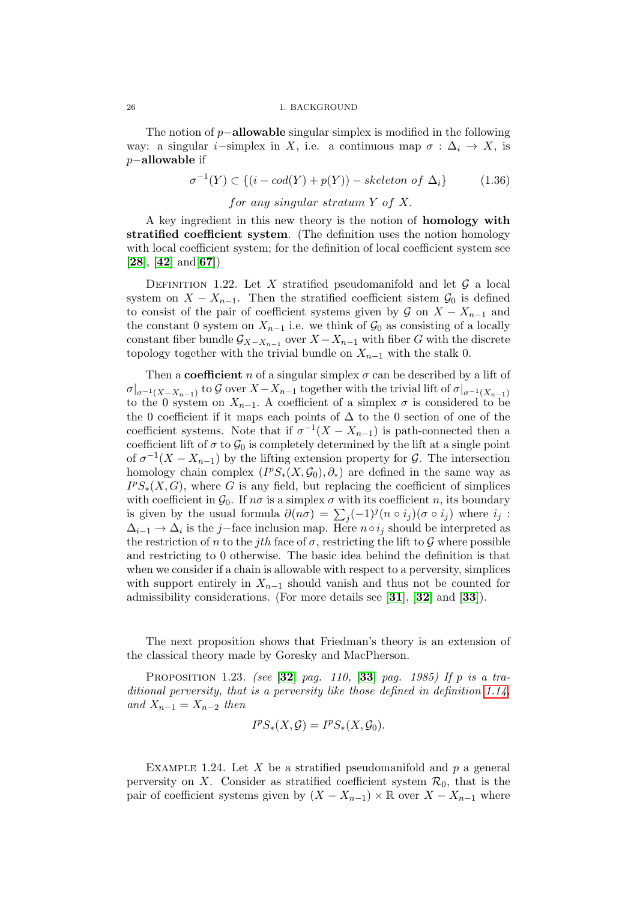The notion of $p-$**allowable** singular simplex is modified in the following way: a singular $i-$simplex in $X$, i.e. a continuous map $\sigma : \Delta_i \to X$, is $p-$**allowable** if

$$\sigma^{-1}(Y) \subset \{(i - cod(Y) + p(Y)) - skeleton\ of\ \Delta_i\} \tag{1.36}$$

*for any singular stratum $Y$ of $X$.*

A key ingredient in this new theory is the notion of **homology with stratified coefficient system**. (The definition uses the notion homology with local coefficient system; for the definition of local coefficient system see [**28**], [**42**] and[**67**])

Definition 1.22. Let $X$ stratified pseudomanifold and let $\mathcal{G}$ a local system on $X - X_{n-1}$. Then the stratified coefficient sistem $\mathcal{G}_0$ is defined to consist of the pair of coefficient systems given by $\mathcal{G}$ on $X - X_{n-1}$ and the constant 0 system on $X_{n-1}$ i.e. we think of $\mathcal{G}_0$ as consisting of a locally constant fiber bundle $\mathcal{G}_{X-X_{n-1}}$ over $X - X_{n-1}$ with fiber $G$ with the discrete topology together with the trivial bundle on $X_{n-1}$ with the stalk 0.

Then a **coefficient** $n$ of a singular simplex $\sigma$ can be described by a lift of $\sigma|_{\sigma^{-1}(X-X_{n-1})}$ to $\mathcal{G}$ over $X - X_{n-1}$ together with the trivial lift of $\sigma|_{\sigma^{-1}(X_{n-1})}$ to the 0 system on $X_{n-1}$. A coefficient of a simplex $\sigma$ is considered to be the 0 coefficient if it maps each points of $\Delta$ to the 0 section of one of the coefficient systems. Note that if $\sigma^{-1}(X - X_{n-1})$ is path-connected then a coefficient lift of $\sigma$ to $\mathcal{G}_0$ is completely determined by the lift at a single point of $\sigma^{-1}(X - X_{n-1})$ by the lifting extension property for $\mathcal{G}$. The intersection homology chain complex $(I^pS_*(X, \mathcal{G}_0), \partial_*)$ are defined in the same way as $I^pS_*(X, G)$, where $G$ is any field, but replacing the coefficient of simplices with coefficient in $\mathcal{G}_0$. If $n\sigma$ is a simplex $\sigma$ with its coefficient $n$, its boundary is given by the usual formula $\partial(n\sigma) = \sum_j (-1)^j (n \circ i_j)(\sigma \circ i_j)$ where $i_j : \Delta_{i-1} \to \Delta_i$ is the $j-$face inclusion map. Here $n \circ i_j$ should be interpreted as the restriction of $n$ to the $j$th face of $\sigma$, restricting the lift to $\mathcal{G}$ where possible and restricting to 0 otherwise. The basic idea behind the definition is that when we consider if a chain is allowable with respect to a perversity, simplices with support entirely in $X_{n-1}$ should vanish and thus not be counted for admissibility considerations. (For more details see [**31**], [**32**] and [**33**]).

The next proposition shows that Friedman's theory is an extension of the classical theory made by Goresky and MacPherson.

Proposition 1.23. *(see [**32**] pag. 110, [**33**] pag. 1985) If $p$ is a traditional perversity, that is a perversity like those defined in definition 1.14, and $X_{n-1} = X_{n-2}$ then*

$$I^pS_*(X, \mathcal{G}) = I^pS_*(X, \mathcal{G}_0).$$

Example 1.24. Let $X$ be a stratified pseudomanifold and $p$ a general perversity on $X$. Consider as stratified coefficient system $\mathcal{R}_0$, that is the pair of coefficient systems given by $(X - X_{n-1}) \times \mathbb{R}$ over $X - X_{n-1}$ where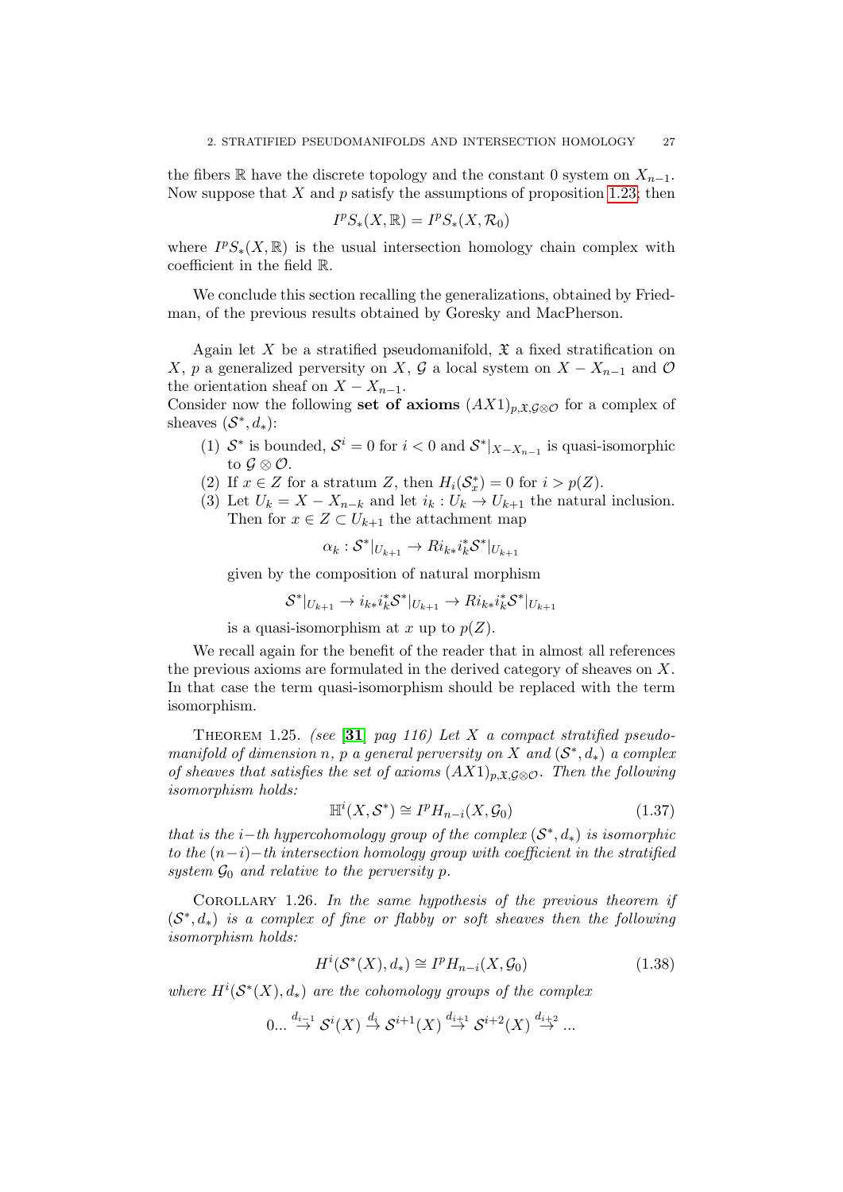the fibers $\mathbb{R}$ have the discrete topology and the constant 0 system on $X_{n-1}$. Now suppose that $X$ and $p$ satisfy the assumptions of proposition 1.23; then

$$I^pS_*(X, \mathbb{R}) = I^pS_*(X, \mathcal{R}_0)$$

where $I^pS_*(X, \mathbb{R})$ is the usual intersection homology chain complex with coefficient in the field $\mathbb{R}$.

We conclude this section recalling the generalizations, obtained by Friedman, of the previous results obtained by Goresky and MacPherson.

Again let $X$ be a stratified pseudomanifold, $\mathfrak{X}$ a fixed stratification on $X$, $p$ a generalized perversity on $X$, $\mathcal{G}$ a local system on $X - X_{n-1}$ and $\mathcal{O}$ the orientation sheaf on $X - X_{n-1}$.
Consider now the following **set of axioms** $(AX1)_{p,\mathfrak{X},\mathcal{G}\otimes\mathcal{O}}$ for a complex of sheaves $(\mathcal{S}^*, d_*)$:

(1) $\mathcal{S}^*$ is bounded, $\mathcal{S}^i = 0$ for $i < 0$ and $\mathcal{S}^*|_{X-X_{n-1}}$ is quasi-isomorphic to $\mathcal{G} \otimes \mathcal{O}$.
(2) If $x \in Z$ for a stratum $Z$, then $H_i(\mathcal{S}^*_x) = 0$ for $i > p(Z)$.
(3) Let $U_k = X - X_{n-k}$ and let $i_k : U_k \to U_{k+1}$ the natural inclusion. Then for $x \in Z \subset U_{k+1}$ the attachment map

$$\alpha_k : \mathcal{S}^*|_{U_{k+1}} \to Ri_{k*}i_k^*\mathcal{S}^*|_{U_{k+1}}$$

given by the composition of natural morphism

$$\mathcal{S}^*|_{U_{k+1}} \to i_{k*}i_k^*\mathcal{S}^*|_{U_{k+1}} \to Ri_{k*}i_k^*\mathcal{S}^*|_{U_{k+1}}$$

is a quasi-isomorphism at $x$ up to $p(Z)$.

We recall again for the benefit of the reader that in almost all references the previous axioms are formulated in the derived category of sheaves on $X$. In that case the term quasi-isomorphism should be replaced with the term isomorphism.

Theorem 1.25. *(see [**31**] pag 116) Let $X$ a compact stratified pseudomanifold of dimension $n$, $p$ a general perversity on $X$ and $(\mathcal{S}^*, d_*)$ a complex of sheaves that satisfies the set of axioms $(AX1)_{p,\mathfrak{X},\mathcal{G}\otimes\mathcal{O}}$. Then the following isomorphism holds:*

$$\mathbb{H}^i(X, \mathcal{S}^*) \cong I^pH_{n-i}(X, \mathcal{G}_0) \tag{1.37}$$

*that is the $i-$th hypercohomology group of the complex $(\mathcal{S}^*, d_*)$ is isomorphic to the $(n-i)-$th intersection homology group with coefficient in the stratified system $\mathcal{G}_0$ and relative to the perversity $p$.*

Corollary 1.26. *In the same hypothesis of the previous theorem if $(\mathcal{S}^*, d_*)$ is a complex of fine or flabby or soft sheaves then the following isomorphism holds:*

$$H^i(\mathcal{S}^*(X), d_*) \cong I^pH_{n-i}(X, \mathcal{G}_0) \tag{1.38}$$

*where $H^i(\mathcal{S}^*(X), d_*)$ are the cohomology groups of the complex*

$$0... \stackrel{d_{i-1}}{\to} \mathcal{S}^i(X) \stackrel{d_i}{\to} \mathcal{S}^{i+1}(X) \stackrel{d_{i+1}}{\to} \mathcal{S}^{i+2}(X) \stackrel{d_{i+2}}{\to} ...$$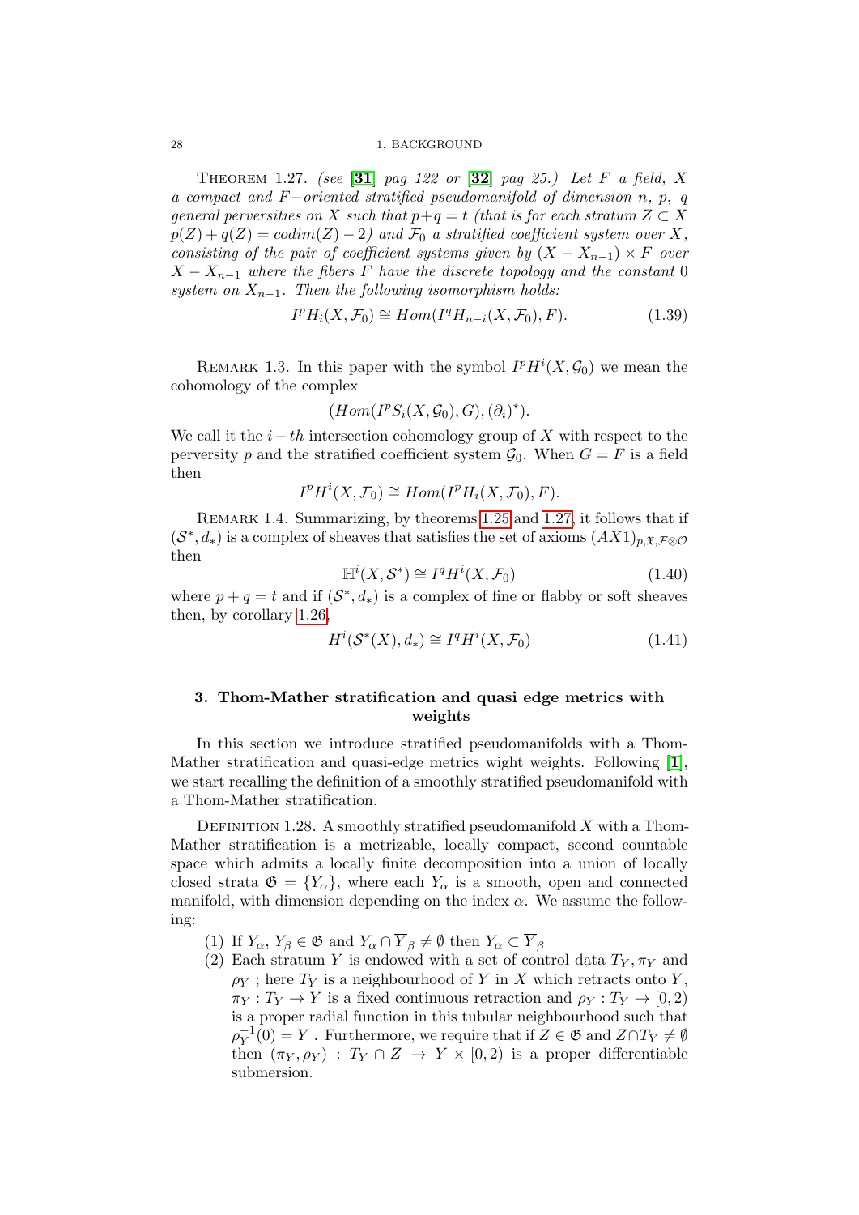**Theorem 1.27.** *(see [**31**] pag 122 or [**32**] pag 25.) Let $F$ a field, $X$ a compact and $F-$oriented stratified pseudomanifold of dimension $n$, $p$, $q$ general perversities on $X$ such that $p+q=t$ (that is for each stratum $Z \subset X$ $p(Z)+q(Z) = codim(Z)-2$) and $\mathcal{F}_0$ a stratified coefficient system over $X$, consisting of the pair of coefficient systems given by $(X - X_{n-1}) \times F$ over $X - X_{n-1}$ where the fibers $F$ have the discrete topology and the constant $0$ system on $X_{n-1}$. Then the following isomorphism holds:*

$$I^pH_i(X, \mathcal{F}_0) \cong Hom(I^qH_{n-i}(X, \mathcal{F}_0), F). \tag{1.39}$$

Remark 1.3. In this paper with the symbol $I^pH^i(X, \mathcal{G}_0)$ we mean the cohomology of the complex

$$(Hom(I^pS_i(X, \mathcal{G}_0), G), (\partial_i)^*).$$

We call it the $i-th$ intersection cohomology group of $X$ with respect to the perversity $p$ and the stratified coefficient system $\mathcal{G}_0$. When $G = F$ is a field then

$$I^pH^i(X, \mathcal{F}_0) \cong Hom(I^pH_i(X, \mathcal{F}_0), F).$$

Remark 1.4. Summarizing, by theorems 1.25 and 1.27, it follows that if $(\mathcal{S}^*, d_*)$ is a complex of sheaves that satisfies the set of axioms $(AX1)_{p,\mathfrak{X},\mathcal{F}\otimes\mathcal{O}}$ then

$$\mathbb{H}^i(X, \mathcal{S}^*) \cong I^qH^i(X, \mathcal{F}_0) \tag{1.40}$$

where $p+q=t$ and if $(\mathcal{S}^*, d_*)$ is a complex of fine or flabby or soft sheaves then, by corollary 1.26,

$$H^i(\mathcal{S}^*(X), d_*) \cong I^qH^i(X, \mathcal{F}_0) \tag{1.41}$$

## 3. Thom-Mather stratification and quasi edge metrics with weights

In this section we introduce stratified pseudomanifolds with a Thom-Mather stratification and quasi-edge metrics wight weights. Following [**1**], we start recalling the definition of a smoothly stratified pseudomanifold with a Thom-Mather stratification.

Definition 1.28. A smoothly stratified pseudomanifold $X$ with a Thom-Mather stratification is a metrizable, locally compact, second countable space which admits a locally finite decomposition into a union of locally closed strata $\mathfrak{G} = \{Y_\alpha\}$, where each $Y_\alpha$ is a smooth, open and connected manifold, with dimension depending on the index $\alpha$. We assume the following:

1. If $Y_\alpha$, $Y_\beta \in \mathfrak{G}$ and $Y_\alpha \cap \overline{Y}_\beta \neq \emptyset$ then $Y_\alpha \subset \overline{Y}_\beta$
2. Each stratum $Y$ is endowed with a set of control data $T_Y, \pi_Y$ and $\rho_Y$ ; here $T_Y$ is a neighbourhood of $Y$ in $X$ which retracts onto $Y$, $\pi_Y : T_Y \to Y$ is a fixed continuous retraction and $\rho_Y : T_Y \to [0, 2)$ is a proper radial function in this tubular neighbourhood such that $\rho_Y^{-1}(0) = Y$ . Furthermore, we require that if $Z \in \mathfrak{G}$ and $Z \cap T_Y \neq \emptyset$ then $(\pi_Y, \rho_Y) : T_Y \cap Z \to Y \times [0, 2)$ is a proper differentiable submersion.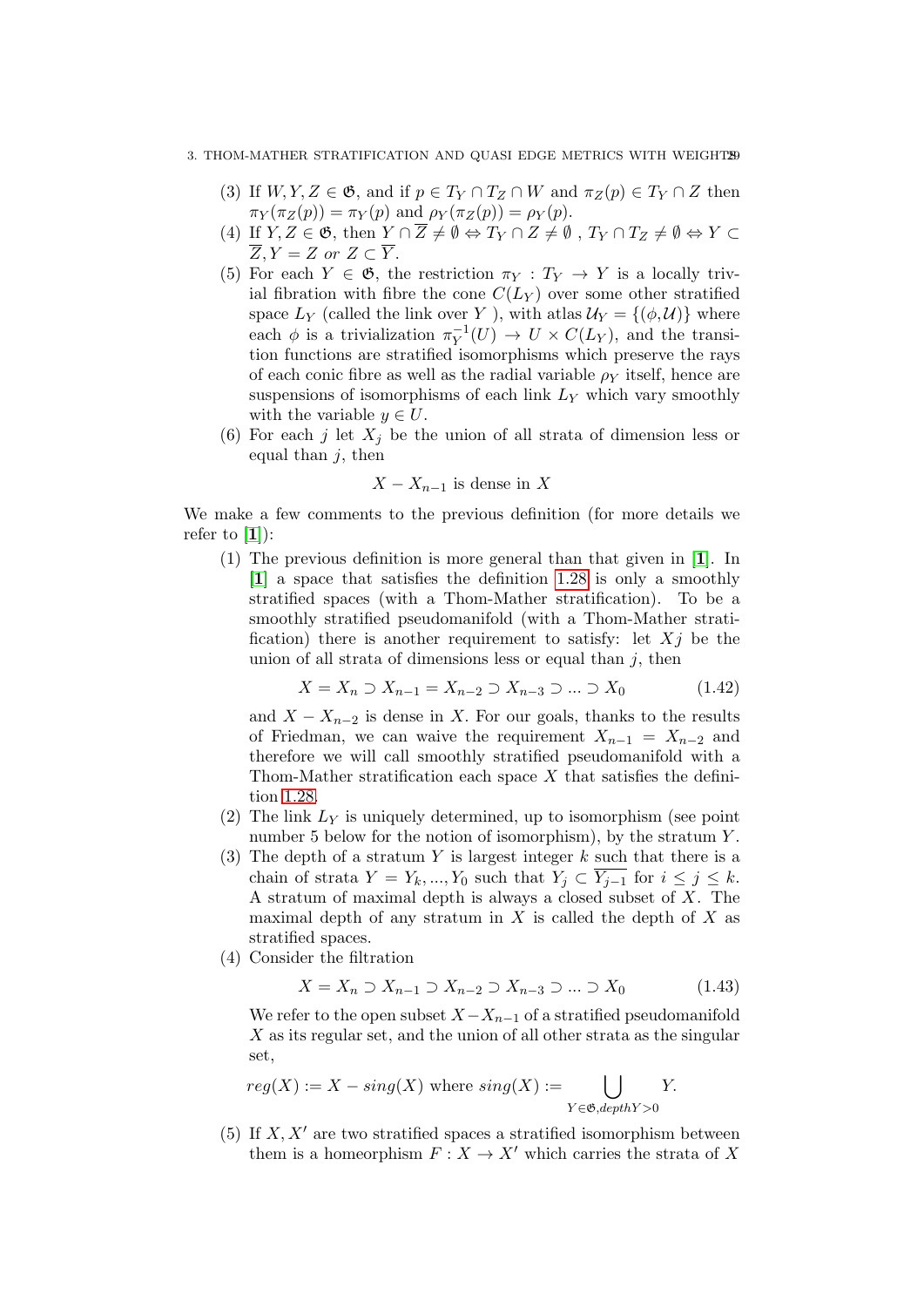(3) If $W, Y, Z \in \mathfrak{G}$, and if $p \in T_Y \cap T_Z \cap W$ and $\pi_Z(p) \in T_Y \cap Z$ then $\pi_Y(\pi_Z(p)) = \pi_Y(p)$ and $\rho_Y(\pi_Z(p)) = \rho_Y(p)$.

(4) If $Y, Z \in \mathfrak{G}$, then $Y \cap \overline{Z} \neq \emptyset \Leftrightarrow T_Y \cap Z \neq \emptyset$ , $T_Y \cap T_Z \neq \emptyset \Leftrightarrow Y \subset \overline{Z}, Y = Z$ *or* $Z \subset \overline{Y}$.

(5) For each $Y \in \mathfrak{G}$, the restriction $\pi_Y : T_Y \to Y$ is a locally trivial fibration with fibre the cone $C(L_Y)$ over some other stratified space $L_Y$ (called the link over $Y$ ), with atlas $\mathcal{U}_Y = \{(\phi, \mathcal{U})\}$ where each $\phi$ is a trivialization $\pi_Y^{-1}(U) \to U \times C(L_Y)$, and the transition functions are stratified isomorphisms which preserve the rays of each conic fibre as well as the radial variable $\rho_Y$ itself, hence are suspensions of isomorphisms of each link $L_Y$ which vary smoothly with the variable $y \in U$.

(6) For each $j$ let $X_j$ be the union of all strata of dimension less or equal than $j$, then

$$X - X_{n-1} \text{ is dense in } X$$

We make a few comments to the previous definition (for more details we refer to [1]):

(1) The previous definition is more general than that given in [1]. In [1] a space that satisfies the definition 1.28 is only a smoothly stratified spaces (with a Thom-Mather stratification). To be a smoothly stratified pseudomanifold (with a Thom-Mather stratification) there is another requirement to satisfy: let $Xj$ be the union of all strata of dimensions less or equal than $j$, then

$$X = X_n \supset X_{n-1} = X_{n-2} \supset X_{n-3} \supset ... \supset X_0 \tag{1.42}$$

and $X - X_{n-2}$ is dense in $X$. For our goals, thanks to the results of Friedman, we can waive the requirement $X_{n-1} = X_{n-2}$ and therefore we will call smoothly stratified pseudomanifold with a Thom-Mather stratification each space $X$ that satisfies the definition 1.28.

(2) The link $L_Y$ is uniquely determined, up to isomorphism (see point number 5 below for the notion of isomorphism), by the stratum $Y$.

(3) The depth of a stratum $Y$ is largest integer $k$ such that there is a chain of strata $Y = Y_k, ..., Y_0$ such that $Y_j \subset \overline{Y_{j-1}}$ for $i \leq j \leq k$. A stratum of maximal depth is always a closed subset of $X$. The maximal depth of any stratum in $X$ is called the depth of $X$ as stratified spaces.

(4) Consider the filtration

$$X = X_n \supset X_{n-1} \supset X_{n-2} \supset X_{n-3} \supset ... \supset X_0 \tag{1.43}$$

We refer to the open subset $X - X_{n-1}$ of a stratified pseudomanifold $X$ as its regular set, and the union of all other strata as the singular set,

$$reg(X) := X - sing(X) \text{ where } sing(X) := \bigcup_{Y \in \mathfrak{G}, depth Y > 0} Y.$$

(5) If $X, X'$ are two stratified spaces a stratified isomorphism between them is a homeorphism $F : X \to X'$ which carries the strata of $X$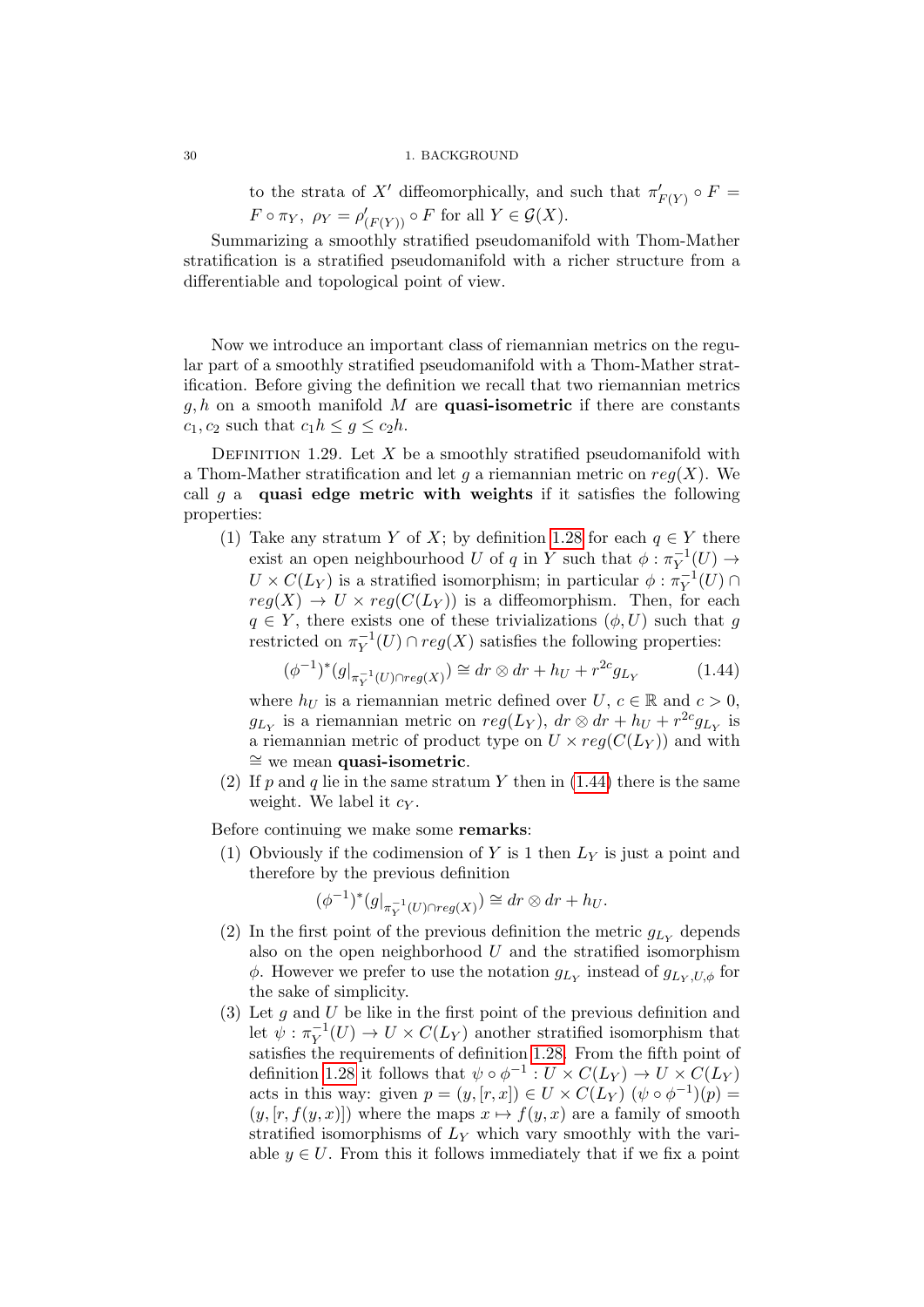to the strata of $X'$ diffeomorphically, and such that $\pi'_{F(Y)} \circ F = F \circ \pi_Y$, $\rho_Y = \rho'_{(F(Y))} \circ F$ for all $Y \in \mathcal{G}(X)$.

Summarizing a smoothly stratified pseudomanifold with Thom-Mather stratification is a stratified pseudomanifold with a richer structure from a differentiable and topological point of view.

Now we introduce an important class of riemannian metrics on the regular part of a smoothly stratified pseudomanifold with a Thom-Mather stratification. Before giving the definition we recall that two riemannian metrics $g, h$ on a smooth manifold $M$ are **quasi-isometric** if there are constants $c_1, c_2$ such that $c_1 h \leq g \leq c_2 h$.

DEFINITION 1.29. Let $X$ be a smoothly stratified pseudomanifold with a Thom-Mather stratification and let $g$ a riemannian metric on $reg(X)$. We call $g$ a **quasi edge metric with weights** if it satisfies the following properties:

(1) Take any stratum $Y$ of $X$; by definition 1.28 for each $q \in Y$ there exist an open neighbourhood $U$ of $q$ in $Y$ such that $\phi : \pi_Y^{-1}(U) \to U \times C(L_Y)$ is a stratified isomorphism; in particular $\phi : \pi_Y^{-1}(U) \cap reg(X) \to U \times reg(C(L_Y))$ is a diffeomorphism. Then, for each $q \in Y$, there exists one of these trivializations $(\phi, U)$ such that $g$ restricted on $\pi_Y^{-1}(U) \cap reg(X)$ satisfies the following properties:
$$(\phi^{-1})^*(g|_{\pi_Y^{-1}(U) \cap reg(X)}) \cong dr \otimes dr + h_U + r^{2c} g_{L_Y} \tag{1.44}$$
where $h_U$ is a riemannian metric defined over $U$, $c \in \mathbb{R}$ and $c > 0$, $g_{L_Y}$ is a riemannian metric on $reg(L_Y)$, $dr \otimes dr + h_U + r^{2c} g_{L_Y}$ is a riemannian metric of product type on $U \times reg(C(L_Y))$ and with $\cong$ we mean **quasi-isometric**.

(2) If $p$ and $q$ lie in the same stratum $Y$ then in (1.44) there is the same weight. We label it $c_Y$.

Before continuing we make some **remarks**:

(1) Obviously if the codimension of $Y$ is 1 then $L_Y$ is just a point and therefore by the previous definition
$$(\phi^{-1})^*(g|_{\pi_Y^{-1}(U) \cap reg(X)}) \cong dr \otimes dr + h_U.$$

(2) In the first point of the previous definition the metric $g_{L_Y}$ depends also on the open neighborhood $U$ and the stratified isomorphism $\phi$. However we prefer to use the notation $g_{L_Y}$ instead of $g_{L_Y, U, \phi}$ for the sake of simplicity.

(3) Let $g$ and $U$ be like in the first point of the previous definition and let $\psi : \pi_Y^{-1}(U) \to U \times C(L_Y)$ another stratified isomorphism that satisfies the requirements of definition 1.28. From the fifth point of definition 1.28 it follows that $\psi \circ \phi^{-1} : U \times C(L_Y) \to U \times C(L_Y)$ acts in this way: given $p = (y, [r, x]) \in U \times C(L_Y)$ $(\psi \circ \phi^{-1})(p) = (y, [r, f(y, x)])$ where the maps $x \mapsto f(y, x)$ are a family of smooth stratified isomorphisms of $L_Y$ which vary smoothly with the variable $y \in U$. From this it follows immediately that if we fix a point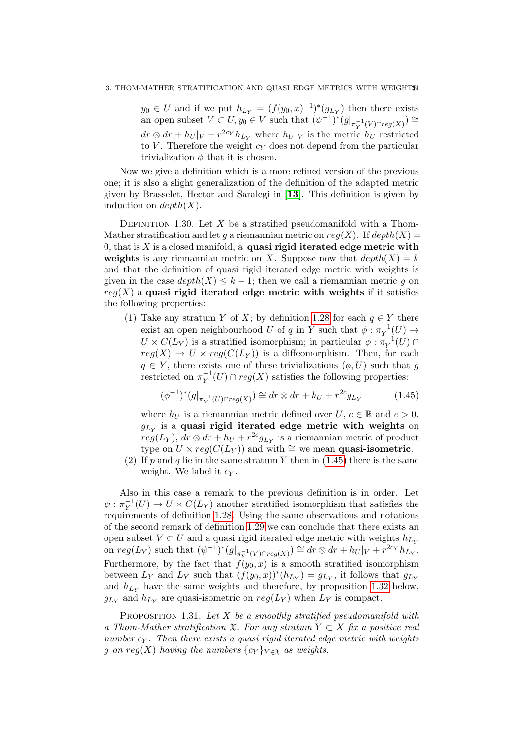$y_0 \in U$ and if we put $h_{L_Y} = (f(y_0,x)^{-1})^*(g_{L_Y})$ then there exists an open subset $V \subset U, y_0 \in V$ such that $(\psi^{-1})^*(g|_{\pi_Y^{-1}(V)\cap reg(X)}) \cong dr \otimes dr + h_U|_V + r^{2c_Y} h_{L_Y}$ where $h_U|_V$ is the metric $h_U$ restricted to $V$. Therefore the weight $c_Y$ does not depend from the particular trivialization $\phi$ that it is chosen.

Now we give a definition which is a more refined version of the previous one; it is also a slight generalization of the definition of the adapted metric given by Brasselet, Hector and Saralegi in [**13**]. This definition is given by induction on $depth(X)$.

Definition 1.30. Let $X$ be a stratified pseudomanifold with a Thom-Mather stratification and let $g$ a riemannian metric on $reg(X)$. If $depth(X) = 0$, that is $X$ is a closed manifold, a **quasi rigid iterated edge metric with weights** is any riemannian metric on $X$. Suppose now that $depth(X) = k$ and that the definition of quasi rigid iterated edge metric with weights is given in the case $depth(X) \leq k-1$; then we call a riemannian metric $g$ on $reg(X)$ a **quasi rigid iterated edge metric with weights** if it satisfies the following properties:

1. Take any stratum $Y$ of $X$; by definition 1.28 for each $q \in Y$ there exist an open neighbourhood $U$ of $q$ in $Y$ such that $\phi : \pi_Y^{-1}(U) \to U \times C(L_Y)$ is a stratified isomorphism; in particular $\phi : \pi_Y^{-1}(U) \cap reg(X) \to U \times reg(C(L_Y))$ is a diffeomorphism. Then, for each $q \in Y$, there exists one of these trivializations $(\phi, U)$ such that $g$ restricted on $\pi_Y^{-1}(U) \cap reg(X)$ satisfies the following properties:
$$(\phi^{-1})^*(g|_{\pi_Y^{-1}(U)\cap reg(X)}) \cong dr \otimes dr + h_U + r^{2c} g_{L_Y} \tag{1.45}$$
where $h_U$ is a riemannian metric defined over $U$, $c \in \mathbb{R}$ and $c > 0$, $g_{L_Y}$ is a **quasi rigid iterated edge metric with weights** on $reg(L_Y)$, $dr \otimes dr + h_U + r^{2c} g_{L_Y}$ is a riemannian metric of product type on $U \times reg(C(L_Y))$ and with $\cong$ we mean **quasi-isometric**.
2. If $p$ and $q$ lie in the same stratum $Y$ then in (1.45) there is the same weight. We label it $c_Y$.

Also in this case a remark to the previous definition is in order. Let $\psi : \pi_Y^{-1}(U) \to U \times C(L_Y)$ another stratified isomorphism that satisfies the requirements of definition 1.28. Using the same observations and notations of the second remark of definition 1.29 we can conclude that there exists an open subset $V \subset U$ and a quasi rigid iterated edge metric with weights $h_{L_Y}$ on $reg(L_Y)$ such that $(\psi^{-1})^*(g|_{\pi_Y^{-1}(V)\cap reg(X)}) \cong dr \otimes dr + h_U|_V + r^{2c_Y} h_{L_Y}$. Furthermore, by the fact that $f(y_0, x)$ is a smooth stratified isomorphism between $L_Y$ and $L_Y$ such that $(f(y_0,x))^*(h_{L_Y}) = g_{L_Y}$, it follows that $g_{L_Y}$ and $h_{L_Y}$ have the same weights and therefore, by proposition 1.32 below, $g_{L_Y}$ and $h_{L_Y}$ are quasi-isometric on $reg(L_Y)$ when $L_Y$ is compact.

Proposition 1.31. *Let $X$ be a smoothly stratified pseudomanifold with a Thom-Mather stratification $\mathfrak{X}$. For any stratum $Y \subset X$ fix a positive real number $c_Y$. Then there exists a quasi rigid iterated edge metric with weights $g$ on $reg(X)$ having the numbers $\{c_Y\}_{Y\in\mathfrak{X}}$ as weights.*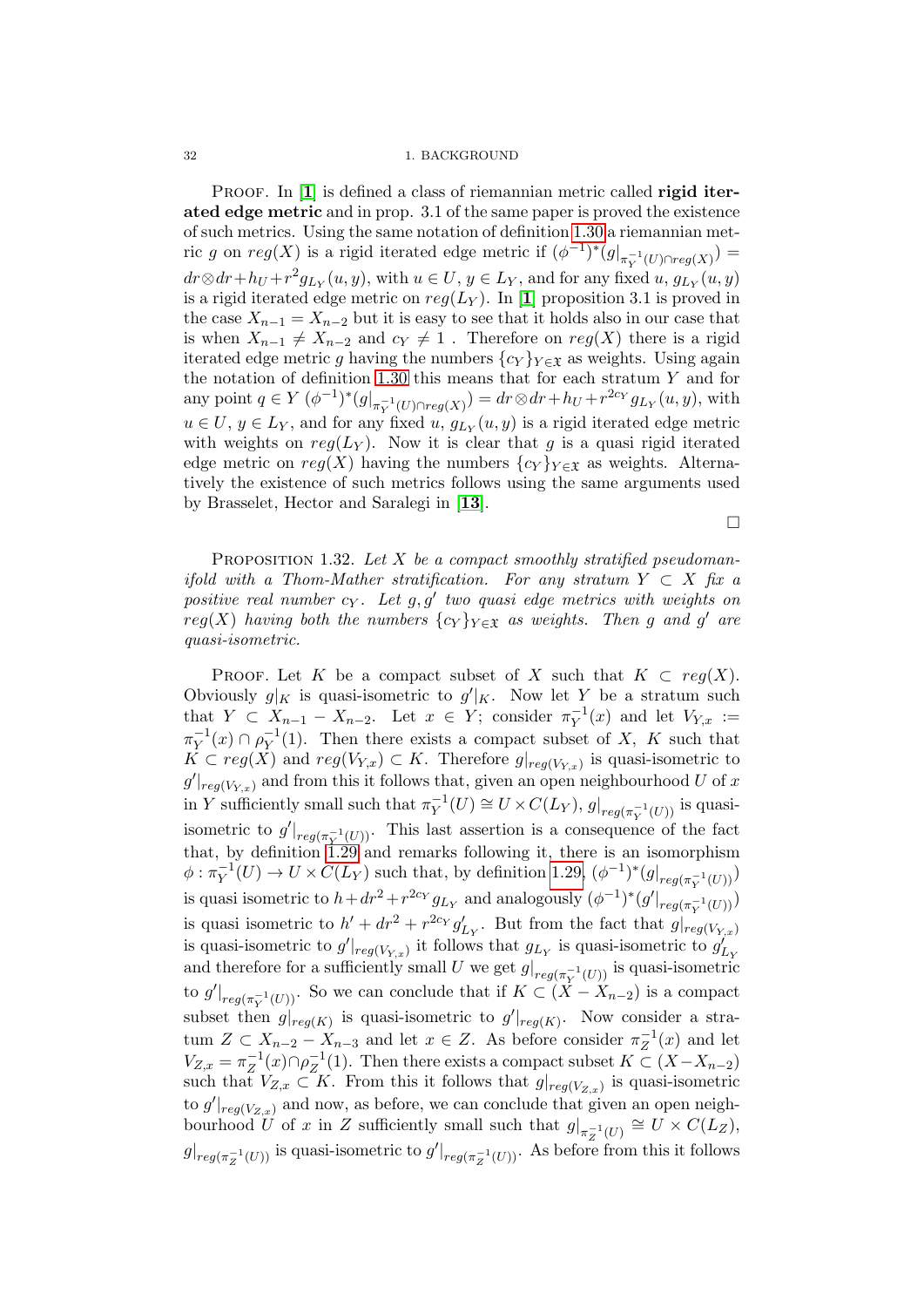PROOF. In [**1**] is defined a class of riemannian metric called **rigid iterated edge metric** and in prop. 3.1 of the same paper is proved the existence of such metrics. Using the same notation of definition 1.30 a riemannian metric $g$ on $reg(X)$ is a rigid iterated edge metric if $(\phi^{-1})^*(g|_{\pi_Y^{-1}(U)\cap reg(X)}) = dr\otimes dr + h_U + r^2 g_{L_Y}(u,y)$, with $u \in U$, $y \in L_Y$, and for any fixed $u$, $g_{L_Y}(u,y)$ is a rigid iterated edge metric on $reg(L_Y)$. In [**1**] proposition 3.1 is proved in the case $X_{n-1} = X_{n-2}$ but it is easy to see that it holds also in our case that is when $X_{n-1} \neq X_{n-2}$ and $c_Y \neq 1$. Therefore on $reg(X)$ there is a rigid iterated edge metric $g$ having the numbers $\{c_Y\}_{Y\in\mathfrak{X}}$ as weights. Using again the notation of definition 1.30 this means that for each stratum $Y$ and for any point $q \in Y$ $(\phi^{-1})^*(g|_{\pi_Y^{-1}(U)\cap reg(X)}) = dr\otimes dr + h_U + r^{2c_Y} g_{L_Y}(u,y)$, with $u \in U$, $y \in L_Y$, and for any fixed $u$, $g_{L_Y}(u,y)$ is a rigid iterated edge metric with weights on $reg(L_Y)$. Now it is clear that $g$ is a quasi rigid iterated edge metric on $reg(X)$ having the numbers $\{c_Y\}_{Y\in\mathfrak{X}}$ as weights. Alternatively the existence of such metrics follows using the same arguments used by Brasselet, Hector and Saralegi in [**13**].

□

PROPOSITION 1.32. *Let $X$ be a compact smoothly stratified pseudomanifold with a Thom-Mather stratification. For any stratum $Y \subset X$ fix a positive real number $c_Y$. Let $g, g'$ two quasi edge metrics with weights on $reg(X)$ having both the numbers $\{c_Y\}_{Y\in\mathfrak{X}}$ as weights. Then $g$ and $g'$ are quasi-isometric.*

PROOF. Let $K$ be a compact subset of $X$ such that $K \subset reg(X)$. Obviously $g|_K$ is quasi-isometric to $g'|_K$. Now let $Y$ be a stratum such that $Y \subset X_{n-1} - X_{n-2}$. Let $x \in Y$; consider $\pi_Y^{-1}(x)$ and let $V_{Y,x} := \pi_Y^{-1}(x) \cap \rho_Y^{-1}(1)$. Then there exists a compact subset of $X$, $K$ such that $K \subset reg(X)$ and $reg(V_{Y,x}) \subset K$. Therefore $g|_{reg(V_{Y,x})}$ is quasi-isometric to $g'|_{reg(V_{Y,x})}$ and from this it follows that, given an open neighbourhood $U$ of $x$ in $Y$ sufficiently small such that $\pi_Y^{-1}(U) \cong U \times C(L_Y)$, $g|_{reg(\pi_Y^{-1}(U))}$ is quasi-isometric to $g'|_{reg(\pi_Y^{-1}(U))}$. This last assertion is a consequence of the fact that, by definition 1.29 and remarks following it, there is an isomorphism $\phi : \pi_Y^{-1}(U) \to U \times C(L_Y)$ such that, by definition 1.29, $(\phi^{-1})^*(g|_{reg(\pi_Y^{-1}(U))})$ is quasi isometric to $h + dr^2 + r^{2c_Y} g_{L_Y}$ and analogously $(\phi^{-1})^*(g'|_{reg(\pi_Y^{-1}(U))})$ is quasi isometric to $h' + dr^2 + r^{2c_Y} g'_{L_Y}$. But from the fact that $g|_{reg(V_{Y,x})}$ is quasi-isometric to $g'|_{reg(V_{Y,x})}$ it follows that $g_{L_Y}$ is quasi-isometric to $g'_{L_Y}$ and therefore for a sufficiently small $U$ we get $g|_{reg(\pi_Y^{-1}(U))}$ is quasi-isometric to $g'|_{reg(\pi_Y^{-1}(U))}$. So we can conclude that if $K \subset (X - X_{n-2})$ is a compact subset then $g|_{reg(K)}$ is quasi-isometric to $g'|_{reg(K)}$. Now consider a stratum $Z \subset X_{n-2} - X_{n-3}$ and let $x \in Z$. As before consider $\pi_Z^{-1}(x)$ and let $V_{Z,x} = \pi_Z^{-1}(x) \cap \rho_Z^{-1}(1)$. Then there exists a compact subset $K \subset (X - X_{n-2})$ such that $V_{Z,x} \subset K$. From this it follows that $g|_{reg(V_{Z,x})}$ is quasi-isometric to $g'|_{reg(V_{Z,x})}$ and now, as before, we can conclude that given an open neighbourhood $U$ of $x$ in $Z$ sufficiently small such that $g|_{\pi_Z^{-1}(U)} \cong U \times C(L_Z)$, $g|_{reg(\pi_Z^{-1}(U))}$ is quasi-isometric to $g'|_{reg(\pi_Z^{-1}(U))}$. As before from this it follows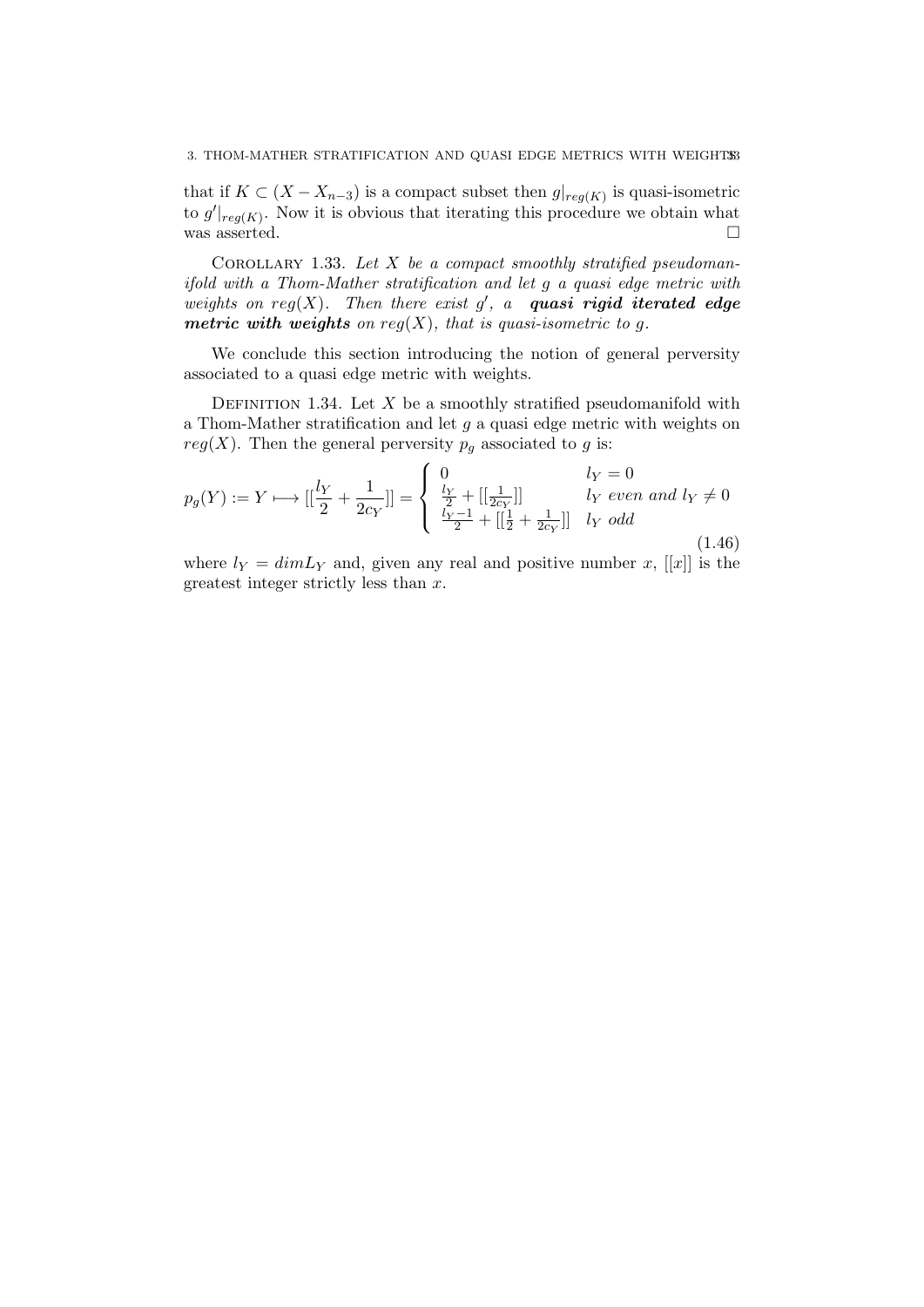that if $K \subset (X - X_{n-3})$ is a compact subset then $g|_{reg(K)}$ is quasi-isometric to $g'|_{reg(K)}$. Now it is obvious that iterating this procedure we obtain what was asserted. □

COROLLARY 1.33. *Let $X$ be a compact smoothly stratified pseudomanifold with a Thom-Mather stratification and let $g$ a quasi edge metric with weights on $reg(X)$. Then there exist $g'$, a* ***quasi rigid iterated edge metric with weights*** *on $reg(X)$, that is quasi-isometric to $g$.*

We conclude this section introducing the notion of general perversity associated to a quasi edge metric with weights.

DEFINITION 1.34. Let $X$ be a smoothly stratified pseudomanifold with a Thom-Mather stratification and let $g$ a quasi edge metric with weights on $reg(X)$. Then the general perversity $p_g$ associated to $g$ is:

$$p_g(Y) := Y \longmapsto [[\frac{l_Y}{2} + \frac{1}{2c_Y}]] = \begin{cases} 0 & l_Y = 0 \\ \frac{l_Y}{2} + [[\frac{1}{2c_Y}]] & l_Y \text{ even and } l_Y \neq 0 \\ \frac{l_Y - 1}{2} + [[\frac{1}{2} + \frac{1}{2c_Y}]] & l_Y \text{ odd} \end{cases} \tag{1.46}$$

where $l_Y = dim L_Y$ and, given any real and positive number $x$, $[[x]]$ is the greatest integer strictly less than $x$.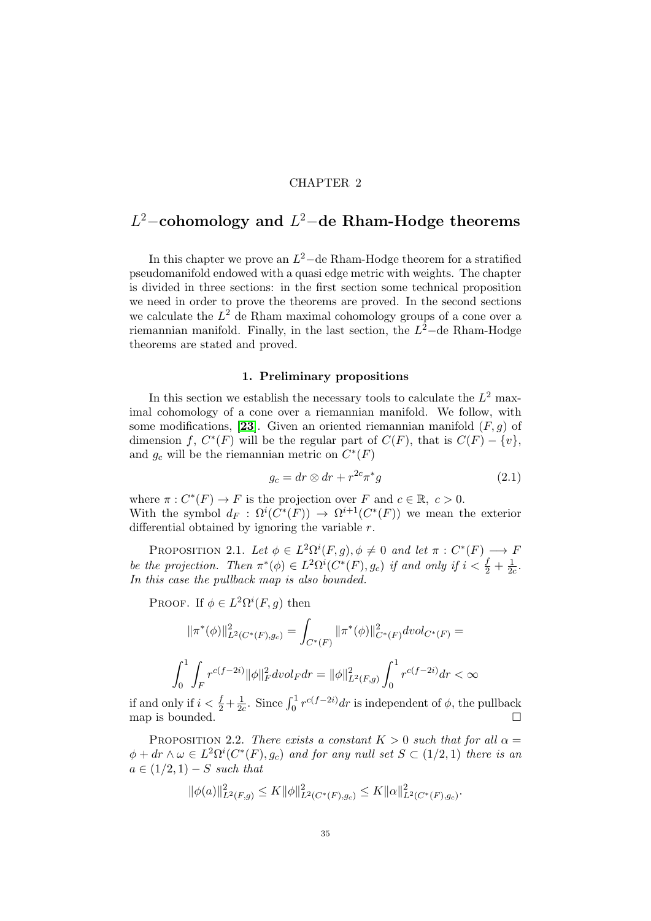CHAPTER 2

# $L^2-$cohomology and $L^2-$de Rham-Hodge theorems

In this chapter we prove an $L^2-$de Rham-Hodge theorem for a stratified pseudomanifold endowed with a quasi edge metric with weights. The chapter is divided in three sections: in the first section some technical proposition we need in order to prove the theorems are proved. In the second sections we calculate the $L^2$ de Rham maximal cohomology groups of a cone over a riemannian manifold. Finally, in the last section, the $L^2-$de Rham-Hodge theorems are stated and proved.

## 1. Preliminary propositions

In this section we establish the necessary tools to calculate the $L^2$ maximal cohomology of a cone over a riemannian manifold. We follow, with some modifications, [**23**]. Given an oriented riemannian manifold $(F, g)$ of dimension $f$, $C^*(F)$ will be the regular part of $C(F)$, that is $C(F) - \{v\}$, and $g_c$ will be the riemannian metric on $C^*(F)$

$$g_c = dr \otimes dr + r^{2c}\pi^* g \tag{2.1}$$

where $\pi : C^*(F) \to F$ is the projection over $F$ and $c \in \mathbb{R},\ c > 0$.
With the symbol $d_F : \Omega^i(C^*(F)) \to \Omega^{i+1}(C^*(F))$ we mean the exterior differential obtained by ignoring the variable $r$.

Proposition 2.1. *Let $\phi \in L^2\Omega^i(F, g), \phi \neq 0$ and let $\pi : C^*(F) \longrightarrow F$ be the projection. Then $\pi^*(\phi) \in L^2\Omega^i(C^*(F), g_c)$ if and only if $i < \frac{f}{2} + \frac{1}{2c}$. In this case the pullback map is also bounded.*

Proof. If $\phi \in L^2\Omega^i(F, g)$ then

$$\|\pi^*(\phi)\|^2_{L^2(C^*(F),g_c)} = \int_{C^*(F)} \|\pi^*(\phi)\|^2_{C^*(F)} dvol_{C^*(F)} =$$

$$\int_0^1 \int_F r^{c(f-2i)} \|\phi\|^2_F dvol_F dr = \|\phi\|^2_{L^2(F,g)} \int_0^1 r^{c(f-2i)} dr < \infty$$

if and only if $i < \frac{f}{2} + \frac{1}{2c}$. Since $\int_0^1 r^{c(f-2i)} dr$ is independent of $\phi$, the pullback map is bounded. □

Proposition 2.2. *There exists a constant $K > 0$ such that for all $\alpha = \phi + dr \wedge \omega \in L^2\Omega^i(C^*(F), g_c)$ and for any null set $S \subset (1/2, 1)$ there is an $a \in (1/2, 1) - S$ such that*

$$\|\phi(a)\|^2_{L^2(F,g)} \leq K\|\phi\|^2_{L^2(C^*(F),g_c)} \leq K\|\alpha\|^2_{L^2(C^*(F),g_c)}.$$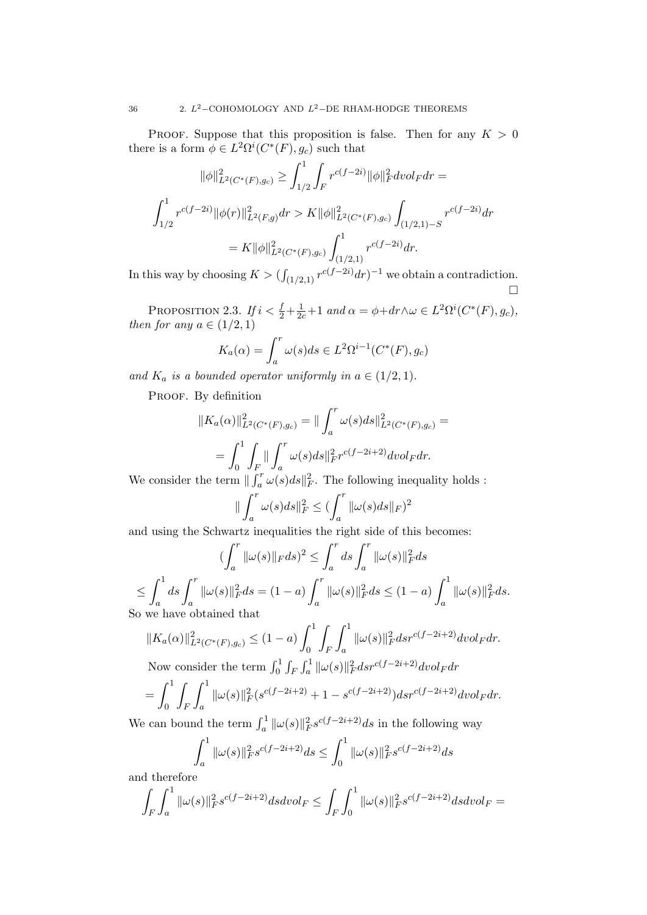PROOF. Suppose that this proposition is false. Then for any $K > 0$ there is a form $\phi \in L^2\Omega^i(C^*(F), g_c)$ such that

$$\|\phi\|^2_{L^2(C^*(F),g_c)} \geq \int_{1/2}^{1}\int_F r^{c(f-2i)}\|\phi\|_F^2 dvol_F dr =$$

$$\int_{1/2}^{1} r^{c(f-2i)}\|\phi(r)\|^2_{L^2(F,g)}dr > K\|\phi\|^2_{L^2(C^*(F),g_c)}\int_{(1/2,1)-S} r^{c(f-2i)}dr$$

$$= K\|\phi\|^2_{L^2(C^*(F),g_c)}\int_{(1/2,1)}^{1} r^{c(f-2i)}dr.$$

In this way by choosing $K > (\int_{(1/2,1)} r^{c(f-2i)}dr)^{-1}$ we obtain a contradiction. $\square$

PROPOSITION 2.3. *If $i < \frac{f}{2}+\frac{1}{2c}+1$ and $\alpha = \phi + dr\wedge\omega \in L^2\Omega^i(C^*(F), g_c)$, then for any $a \in (1/2, 1)$*

$$K_a(\alpha) = \int_a^r \omega(s)ds \in L^2\Omega^{i-1}(C^*(F), g_c)$$

*and $K_a$ is a bounded operator uniformly in $a \in (1/2, 1)$.*

PROOF. By definition

$$\|K_a(\alpha)\|^2_{L^2(C^*(F),g_c)} = \|\int_a^r \omega(s)ds\|^2_{L^2(C^*(F),g_c)} =$$

$$= \int_0^1\int_F \|\int_a^r \omega(s)ds\|_F^2 r^{c(f-2i+2)}dvol_F dr.$$

We consider the term $\|\int_a^r \omega(s)ds\|_F^2$. The following inequality holds :

$$\|\int_a^r \omega(s)ds\|_F^2 \leq (\int_a^r \|\omega(s)ds\|_F)^2$$

and using the Schwartz inequalities the right side of this becomes:

$$(\int_a^r \|\omega(s)\|_F ds)^2 \leq \int_a^r ds \int_a^r \|\omega(s)\|_F^2 ds$$

$$\leq \int_a^1 ds\int_a^r \|\omega(s)\|_F^2 ds = (1-a)\int_a^r \|\omega(s)\|_F^2 ds \leq (1-a)\int_a^1 \|\omega(s)\|_F^2 ds.$$

So we have obtained that

$$\|K_a(\alpha)\|^2_{L^2(C^*(F),g_c)} \leq (1-a)\int_0^1\int_F\int_a^1 \|\omega(s)\|_F^2 ds r^{c(f-2i+2)}dvol_F dr.$$

Now consider the term $\int_0^1\int_F\int_a^1 \|\omega(s)\|_F^2 ds r^{c(f-2i+2)}dvol_F dr$

$$= \int_0^1\int_F\int_a^1 \|\omega(s)\|_F^2(s^{c(f-2i+2)} + 1 - s^{c(f-2i+2)})ds r^{c(f-2i+2)}dvol_F dr.$$

We can bound the term $\int_a^1 \|\omega(s)\|_F^2 s^{c(f-2i+2)}ds$ in the following way

$$\int_a^1 \|\omega(s)\|_F^2 s^{c(f-2i+2)}ds \leq \int_0^1 \|\omega(s)\|_F^2 s^{c(f-2i+2)}ds$$

and therefore

$$\int_F\int_a^1 \|\omega(s)\|_F^2 s^{c(f-2i+2)}ds dvol_F \leq \int_F\int_0^1 \|\omega(s)\|_F^2 s^{c(f-2i+2)}ds dvol_F =$$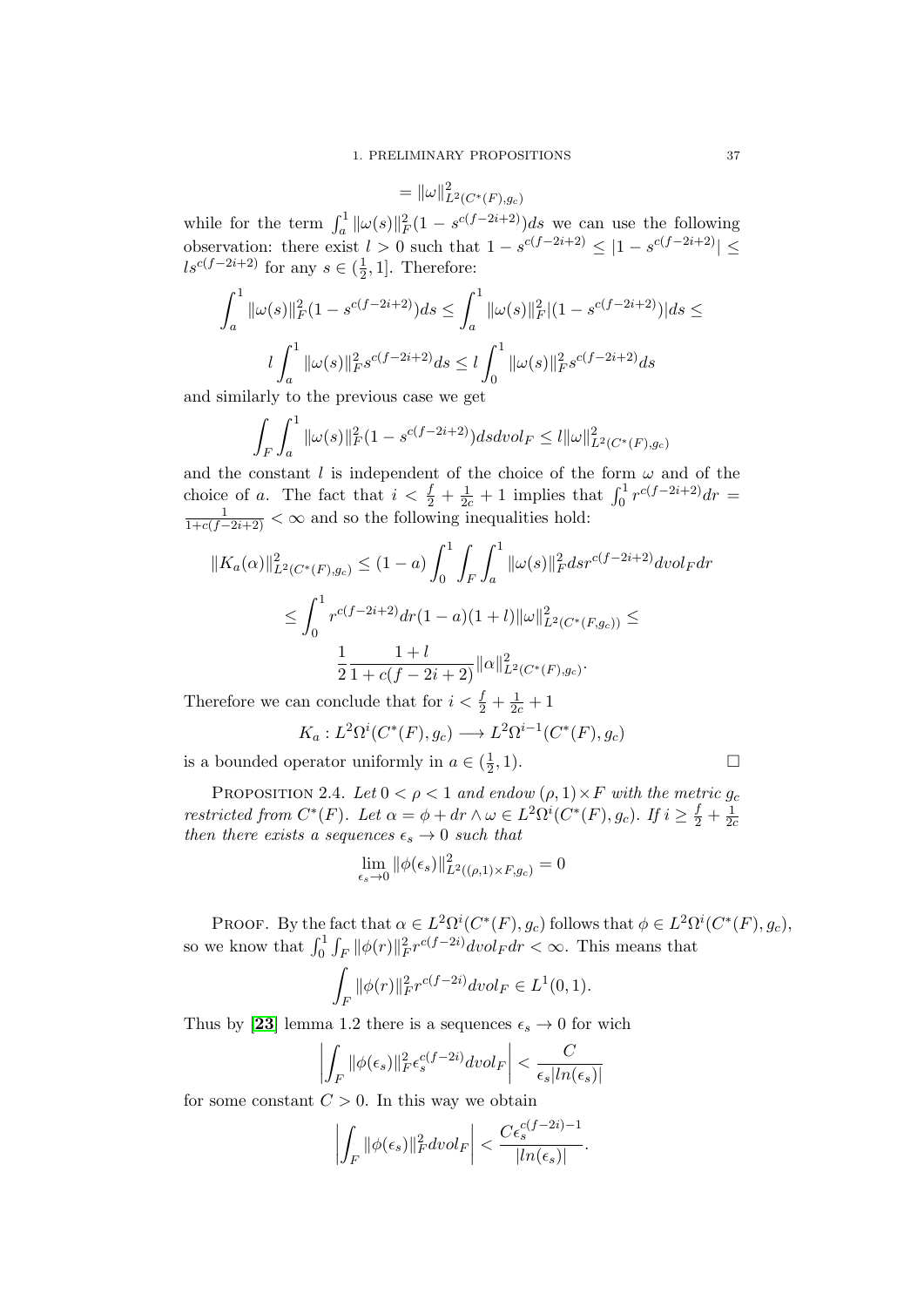$$= \|\omega\|^2_{L^2(C^*(F),g_c)}$$

while for the term $\int_a^1 \|\omega(s)\|_F^2(1-s^{c(f-2i+2)})ds$ we can use the following observation: there exist $l > 0$ such that $1 - s^{c(f-2i+2)} \leq |1-s^{c(f-2i+2)}| \leq ls^{c(f-2i+2)}$ for any $s \in (\frac{1}{2}, 1]$. Therefore:

$$\int_a^1 \|\omega(s)\|_F^2(1-s^{c(f-2i+2)})ds \leq \int_a^1 \|\omega(s)\|_F^2|(1-s^{c(f-2i+2)})|ds \leq$$

$$l\int_a^1 \|\omega(s)\|_F^2 s^{c(f-2i+2)}ds \leq l\int_0^1 \|\omega(s)\|_F^2 s^{c(f-2i+2)}ds$$

and similarly to the previous case we get

$$\int_F \int_a^1 \|\omega(s)\|_F^2(1-s^{c(f-2i+2)})ds dvol_F \leq l\|\omega\|^2_{L^2(C^*(F),g_c)}$$

and the constant $l$ is independent of the choice of the form $\omega$ and of the choice of $a$. The fact that $i < \frac{f}{2} + \frac{1}{2c} + 1$ implies that $\int_0^1 r^{c(f-2i+2)}dr = \frac{1}{1+c(f-2i+2)} < \infty$ and so the following inequalities hold:

$$\|K_a(\alpha)\|^2_{L^2(C^*(F),g_c)} \leq (1-a)\int_0^1 \int_F \int_a^1 \|\omega(s)\|_F^2 ds r^{c(f-2i+2)} dvol_F dr$$

$$\leq \int_0^1 r^{c(f-2i+2)}dr(1-a)(1+l)\|\omega\|^2_{L^2(C^*(F,g_c))} \leq$$

$$\frac{1}{2}\frac{1+l}{1+c(f-2i+2)}\|\alpha\|^2_{L^2(C^*(F),g_c)}.$$

Therefore we can conclude that for $i < \frac{f}{2} + \frac{1}{2c} + 1$

$$K_a : L^2\Omega^i(C^*(F), g_c) \longrightarrow L^2\Omega^{i-1}(C^*(F), g_c)$$

is a bounded operator uniformly in $a \in (\frac{1}{2}, 1)$. □

PROPOSITION 2.4. *Let $0 < \rho < 1$ and endow $(\rho, 1) \times F$ with the metric $g_c$ restricted from $C^*(F)$. Let $\alpha = \phi + dr \wedge \omega \in L^2\Omega^i(C^*(F), g_c)$. If $i \geq \frac{f}{2} + \frac{1}{2c}$ then there exists a sequences $\epsilon_s \to 0$ such that*

$$\lim_{\epsilon_s \to 0} \|\phi(\epsilon_s)\|^2_{L^2((\rho,1)\times F, g_c)} = 0$$

PROOF. By the fact that $\alpha \in L^2\Omega^i(C^*(F), g_c)$ follows that $\phi \in L^2\Omega^i(C^*(F), g_c)$, so we know that $\int_0^1 \int_F \|\phi(r)\|_F^2 r^{c(f-2i)} dvol_F dr < \infty$. This means that

$$\int_F \|\phi(r)\|_F^2 r^{c(f-2i)} dvol_F \in L^1(0,1).$$

Thus by [23] lemma 1.2 there is a sequences $\epsilon_s \to 0$ for wich

$$\left|\int_F \|\phi(\epsilon_s)\|_F^2 \epsilon_s^{c(f-2i)} dvol_F\right| < \frac{C}{\epsilon_s|ln(\epsilon_s)|}$$

for some constant $C > 0$. In this way we obtain

$$\left|\int_F \|\phi(\epsilon_s)\|_F^2 dvol_F\right| < \frac{C\epsilon_s^{c(f-2i)-1}}{|ln(\epsilon_s)|}.$$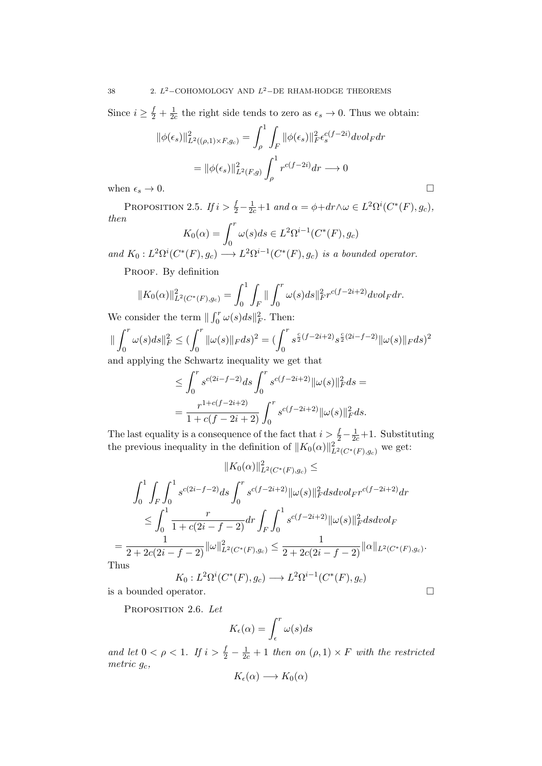Since $i \geq \frac{f}{2} + \frac{1}{2c}$ the right side tends to zero as $\epsilon_s \to 0$. Thus we obtain:

$$\|\phi(\epsilon_s)\|^2_{L^2((\rho,1)\times F, g_c)} = \int_\rho^1 \int_F \|\phi(\epsilon_s)\|^2_F \epsilon_s^{c(f-2i)} dvol_F dr$$

$$= \|\phi(\epsilon_s)\|^2_{L^2(F,g)} \int_\rho^1 r^{c(f-2i)} dr \longrightarrow 0$$

when $\epsilon_s \to 0$. □

Proposition 2.5. *If $i > \frac{f}{2} - \frac{1}{2c} + 1$ and $\alpha = \phi + dr \wedge \omega \in L^2\Omega^i(C^*(F), g_c)$, then*

$$K_0(\alpha) = \int_0^r \omega(s) ds \in L^2\Omega^{i-1}(C^*(F), g_c)$$

*and $K_0 : L^2\Omega^i(C^*(F), g_c) \longrightarrow L^2\Omega^{i-1}(C^*(F), g_c)$ is a bounded operator.*

Proof. By definition

$$\|K_0(\alpha)\|^2_{L^2(C^*(F),g_c)} = \int_0^1 \int_F \| \int_0^r \omega(s) ds\|^2_F r^{c(f-2i+2)} dvol_F dr.$$

We consider the term $\| \int_0^r \omega(s) ds\|^2_F$. Then:

$$\| \int_0^r \omega(s) ds\|^2_F \leq (\int_0^r \|\omega(s)\|_F ds)^2 = (\int_0^r s^{\frac{c}{2}(f-2i+2)} s^{\frac{c}{2}(2i-f-2)} \|\omega(s)\|_F ds)^2$$

and applying the Schwartz inequality we get that

$$\leq \int_0^r s^{c(2i-f-2)} ds \int_0^r s^{c(f-2i+2)} \|\omega(s)\|^2_F ds =$$

$$= \frac{r^{1+c(f-2i+2)}}{1+c(f-2i+2)} \int_0^r s^{c(f-2i+2)} \|\omega(s)\|^2_F ds.$$

The last equality is a consequence of the fact that $i > \frac{f}{2} - \frac{1}{2c} + 1$. Substituting the previous inequality in the definition of $\|K_0(\alpha)\|^2_{L^2(C^*(F),g_c)}$ we get:

$$\|K_0(\alpha)\|^2_{L^2(C^*(F),g_c)} \leq$$

$$\int_0^1 \int_F \int_0^1 s^{c(2i-f-2)} ds \int_0^r s^{c(f-2i+2)} \|\omega(s)\|^2_F ds dvol_F r^{c(f-2i+2)} dr$$

$$\leq \int_0^1 \frac{r}{1+c(2i-f-2)} dr \int_F \int_0^1 s^{c(f-2i+2)} \|\omega(s)\|^2_F ds dvol_F$$

$$= \frac{1}{2+2c(2i-f-2)} \|\omega\|^2_{L^2(C^*(F),g_c)} \leq \frac{1}{2+2c(2i-f-2)} \|\alpha\|_{L^2(C^*(F),g_c)}.$$

Thus

$$K_0 : L^2\Omega^i(C^*(F), g_c) \longrightarrow L^2\Omega^{i-1}(C^*(F), g_c)$$

is a bounded operator. □

Proposition 2.6. *Let*

$$K_\epsilon(\alpha) = \int_\epsilon^r \omega(s) ds$$

*and let $0 < \rho < 1$. If $i > \frac{f}{2} - \frac{1}{2c} + 1$ then on $(\rho, 1) \times F$ with the restricted metric $g_c$,*

$$K_\epsilon(\alpha) \longrightarrow K_0(\alpha)$$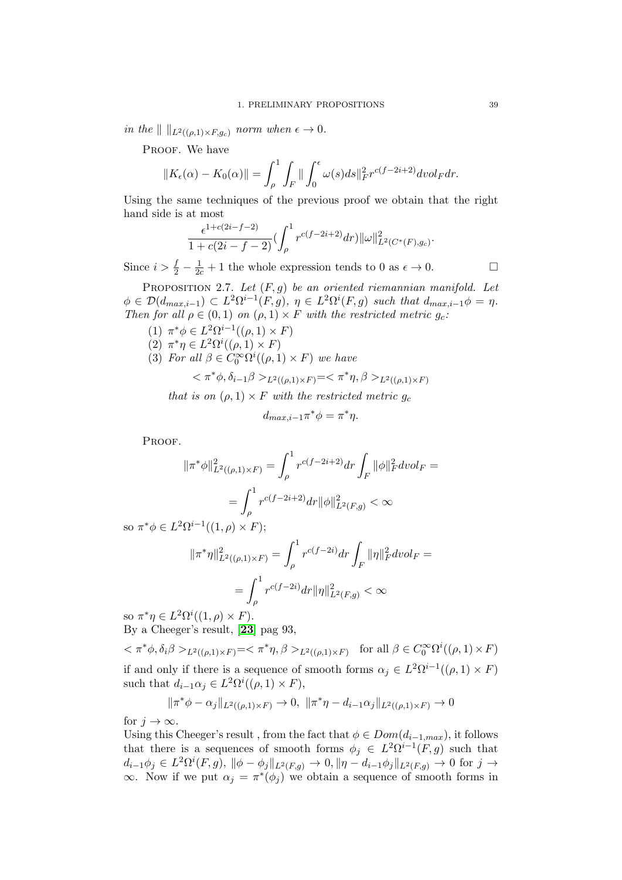*in the* $\| \ \|_{L^2((\rho,1)\times F, g_c)}$ *norm when* $\epsilon \to 0$.

Proof. We have

$$\|K_\epsilon(\alpha) - K_0(\alpha)\| = \int_\rho^1 \int_F \| \int_0^\epsilon \omega(s) ds\|_F^2 r^{c(f-2i+2)} dvol_F dr.$$

Using the same techniques of the previous proof we obtain that the right hand side is at most

$$\frac{\epsilon^{1+c(2i-f-2)}}{1+c(2i-f-2)} (\int_\rho^1 r^{c(f-2i+2)} dr) \|\omega\|^2_{L^2(C^*(F),g_c)}.$$

Since $i > \frac{f}{2} - \frac{1}{2c} + 1$ the whole expression tends to 0 as $\epsilon \to 0$. □

Proposition 2.7. *Let* $(F, g)$ *be an oriented riemannian manifold. Let* $\phi \in \mathcal{D}(d_{max,i-1}) \subset L^2\Omega^{i-1}(F, g)$, $\eta \in L^2\Omega^i(F, g)$ *such that* $d_{max,i-1}\phi = \eta$. *Then for all* $\rho \in (0, 1)$ *on* $(\rho, 1) \times F$ *with the restricted metric* $g_c$*:*

1. $\pi^*\phi \in L^2\Omega^{i-1}((\rho, 1) \times F)$
2. $\pi^*\eta \in L^2\Omega^i((\rho, 1) \times F)$
3. *For all* $\beta \in C_0^\infty\Omega^i((\rho, 1) \times F)$ *we have*

$$< \pi^*\phi, \delta_{i-1}\beta >_{L^2((\rho,1)\times F)} = < \pi^*\eta, \beta >_{L^2((\rho,1)\times F)}$$

*that is on* $(\rho, 1) \times F$ *with the restricted metric* $g_c$

$$d_{max,i-1}\pi^*\phi = \pi^*\eta.$$

Proof.

$$\|\pi^*\phi\|^2_{L^2((\rho,1)\times F)} = \int_\rho^1 r^{c(f-2i+2)} dr \int_F \|\phi\|_F^2 dvol_F =$$

$$= \int_\rho^1 r^{c(f-2i+2)} dr \|\phi\|^2_{L^2(F,g)} < \infty$$

so $\pi^*\phi \in L^2\Omega^{i-1}((1, \rho) \times F)$;

$$\|\pi^*\eta\|^2_{L^2((\rho,1)\times F)} = \int_\rho^1 r^{c(f-2i)} dr \int_F \|\eta\|_F^2 dvol_F =$$

$$= \int_\rho^1 r^{c(f-2i)} dr \|\eta\|^2_{L^2(F,g)} < \infty$$

so $\pi^*\eta \in L^2\Omega^i((1, \rho) \times F)$.

By a Cheeger's result, [23] pag 93,

$$< \pi^*\phi, \delta_i\beta >_{L^2((\rho,1)\times F)} = < \pi^*\eta, \beta >_{L^2((\rho,1)\times F)} \quad \text{for all } \beta \in C_0^\infty\Omega^i((\rho, 1) \times F)$$

if and only if there is a sequence of smooth forms $\alpha_j \in L^2\Omega^{i-1}((\rho, 1) \times F)$ such that $d_{i-1}\alpha_j \in L^2\Omega^i((\rho, 1) \times F)$,

$$\|\pi^*\phi - \alpha_j\|_{L^2((\rho,1)\times F)} \to 0, \ \|\pi^*\eta - d_{i-1}\alpha_j\|_{L^2((\rho,1)\times F)} \to 0$$

for $j \to \infty$.

Using this Cheeger's result , from the fact that $\phi \in Dom(d_{i-1,max})$, it follows that there is a sequences of smooth forms $\phi_j \in L^2\Omega^{i-1}(F, g)$ such that $d_{i-1}\phi_j \in L^2\Omega^i(F, g)$, $\|\phi - \phi_j\|_{L^2(F,g)} \to 0, \|\eta - d_{i-1}\phi_j\|_{L^2(F,g)} \to 0$ for $j \to \infty$. Now if we put $\alpha_j = \pi^*(\phi_j)$ we obtain a sequence of smooth forms in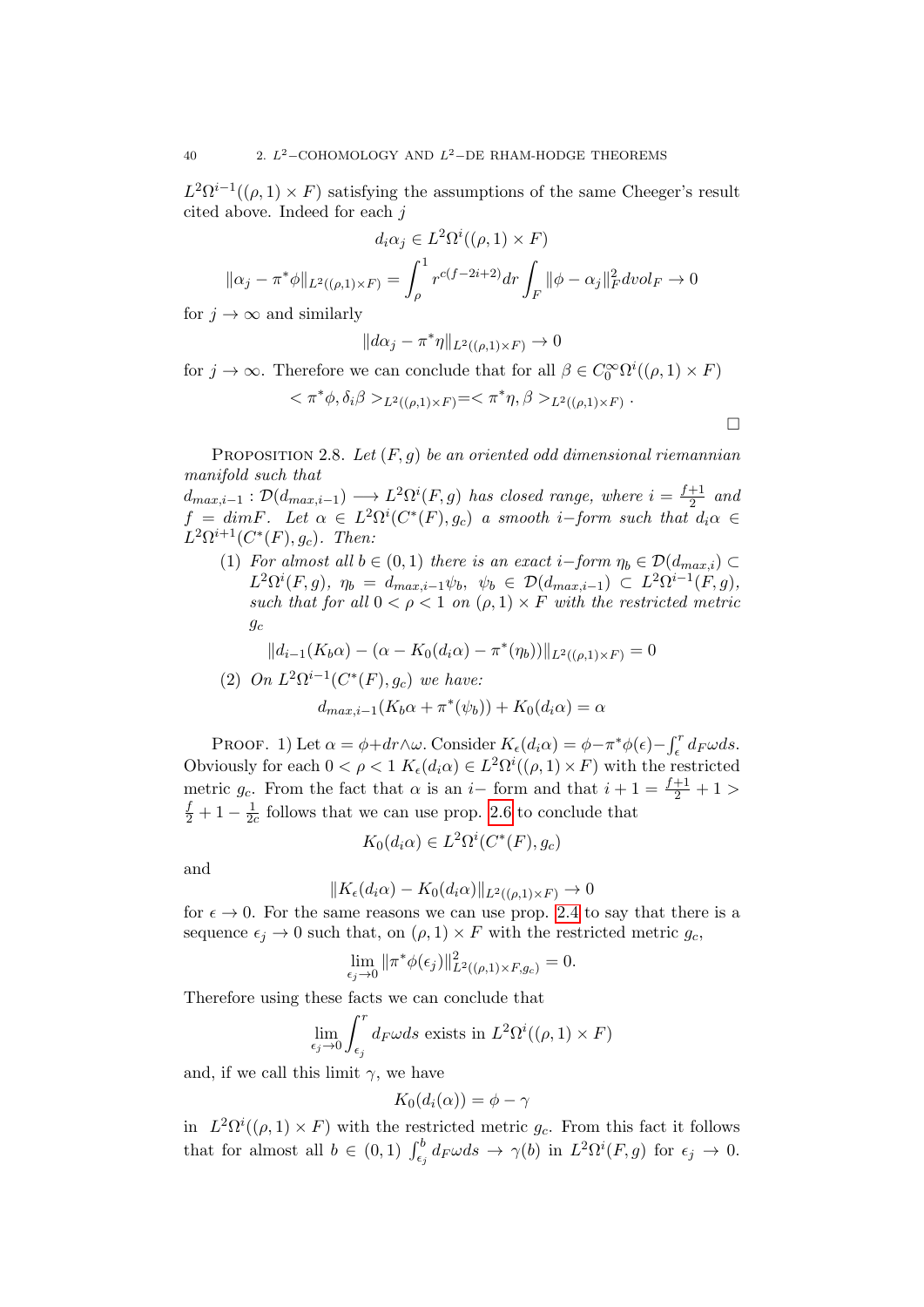$L^2\Omega^{i-1}((\rho,1)\times F)$ satisfying the assumptions of the same Cheeger's result cited above. Indeed for each $j$

$$d_i\alpha_j \in L^2\Omega^i((\rho,1)\times F)$$

$$\|\alpha_j - \pi^*\phi\|_{L^2((\rho,1)\times F)} = \int_\rho^1 r^{c(f-2i+2)}dr \int_F \|\phi - \alpha_j\|_F^2 dvol_F \to 0$$

for $j \to \infty$ and similarly

$$\|d\alpha_j - \pi^*\eta\|_{L^2((\rho,1)\times F)} \to 0$$

for $j \to \infty$. Therefore we can conclude that for all $\beta \in C_0^\infty\Omega^i((\rho,1)\times F)$

$$< \pi^*\phi, \delta_i\beta >_{L^2((\rho,1)\times F)} = < \pi^*\eta, \beta >_{L^2((\rho,1)\times F)} .$$

□

Proposition 2.8. *Let $(F,g)$ be an oriented odd dimensional riemannian manifold such that $d_{max,i-1} : \mathcal{D}(d_{max,i-1}) \longrightarrow L^2\Omega^i(F,g)$ has closed range, where $i = \frac{f+1}{2}$ and $f = \dim F$. Let $\alpha \in L^2\Omega^i(C^*(F),g_c)$ a smooth $i$-form such that $d_i\alpha \in L^2\Omega^{i+1}(C^*(F),g_c)$. Then:*

1. *For almost all $b \in (0,1)$ there is an exact $i$-form $\eta_b \in \mathcal{D}(d_{max,i}) \subset L^2\Omega^i(F,g)$, $\eta_b = d_{max,i-1}\psi_b$, $\psi_b \in \mathcal{D}(d_{max,i-1}) \subset L^2\Omega^{i-1}(F,g)$, such that for all $0 < \rho < 1$ on $(\rho,1)\times F$ with the restricted metric $g_c$*

$$\|d_{i-1}(K_b\alpha) - (\alpha - K_0(d_i\alpha) - \pi^*(\eta_b))\|_{L^2((\rho,1)\times F)} = 0$$

2. *On $L^2\Omega^{i-1}(C^*(F),g_c)$ we have:*

$$d_{max,i-1}(K_b\alpha + \pi^*(\psi_b)) + K_0(d_i\alpha) = \alpha$$

Proof. 1) Let $\alpha = \phi + dr\wedge\omega$. Consider $K_\epsilon(d_i\alpha) = \phi - \pi^*\phi(\epsilon) - \int_\epsilon^r d_F\omega ds$. Obviously for each $0 < \rho < 1$ $K_\epsilon(d_i\alpha) \in L^2\Omega^i((\rho,1)\times F)$ with the restricted metric $g_c$. From the fact that $\alpha$ is an $i$- form and that $i + 1 = \frac{f+1}{2} + 1 > \frac{f}{2} + 1 - \frac{1}{2c}$ follows that we can use prop. 2.6 to conclude that

$$K_0(d_i\alpha) \in L^2\Omega^i(C^*(F),g_c)$$

and

$$\|K_\epsilon(d_i\alpha) - K_0(d_i\alpha)\|_{L^2((\rho,1)\times F)} \to 0$$

for $\epsilon \to 0$. For the same reasons we can use prop. 2.4 to say that there is a sequence $\epsilon_j \to 0$ such that, on $(\rho,1)\times F$ with the restricted metric $g_c$,

$$\lim_{\epsilon_j \to 0} \|\pi^*\phi(\epsilon_j)\|^2_{L^2((\rho,1)\times F,g_c)} = 0.$$

Therefore using these facts we can conclude that

$$\lim_{\epsilon_j \to 0} \int_{\epsilon_j}^r d_F\omega ds \text{ exists in } L^2\Omega^i((\rho,1)\times F)$$

and, if we call this limit $\gamma$, we have

$$K_0(d_i(\alpha)) = \phi - \gamma$$

in $L^2\Omega^i((\rho,1)\times F)$ with the restricted metric $g_c$. From this fact it follows that for almost all $b \in (0,1)$ $\int_{\epsilon_j}^b d_F\omega ds \to \gamma(b)$ in $L^2\Omega^i(F,g)$ for $\epsilon_j \to 0$.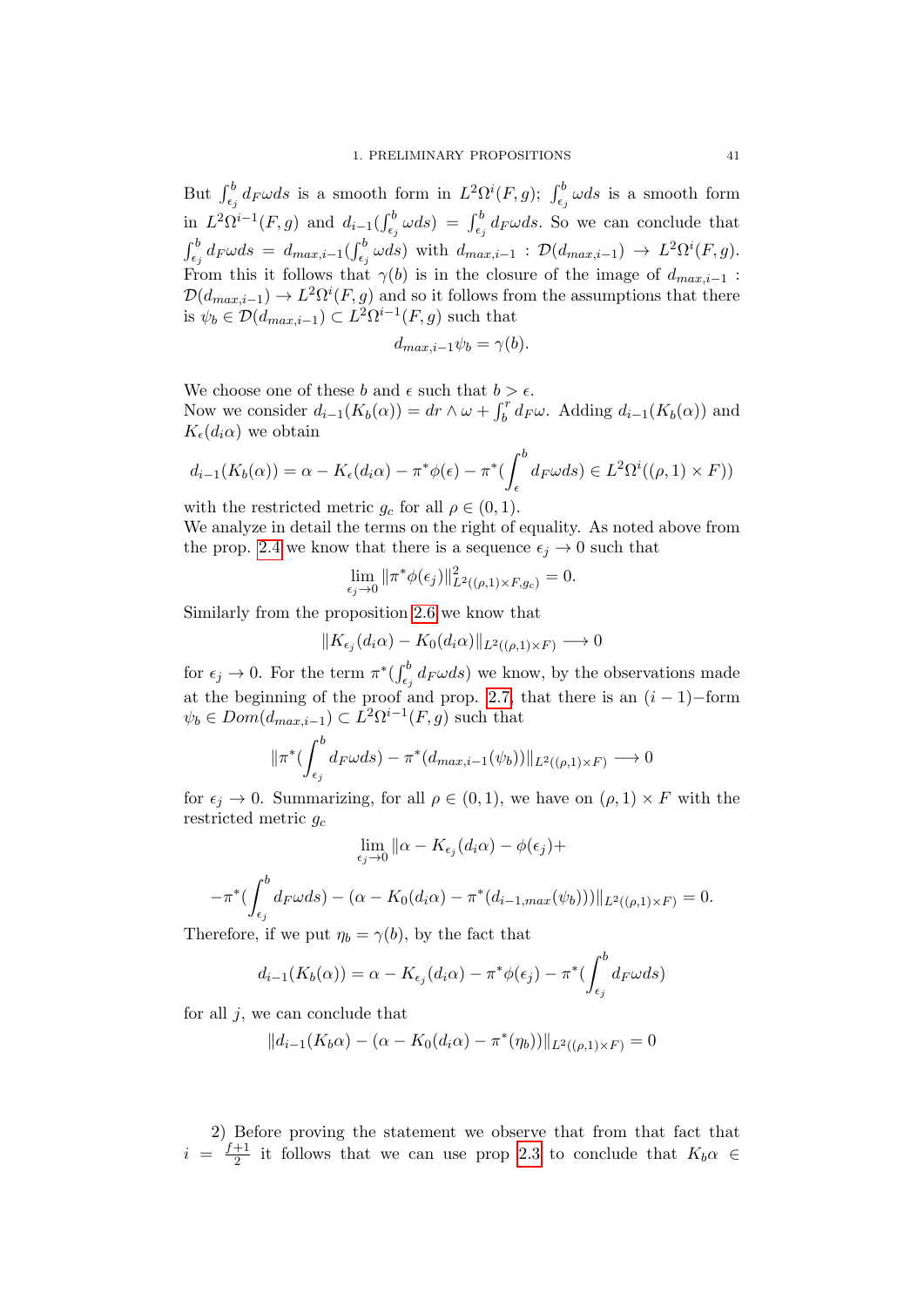But $\int_{\epsilon_j}^{b} d_F\omega ds$ is a smooth form in $L^2\Omega^i(F,g)$; $\int_{\epsilon_j}^{b}\omega ds$ is a smooth form in $L^2\Omega^{i-1}(F,g)$ and $d_{i-1}(\int_{\epsilon_j}^{b}\omega ds) = \int_{\epsilon_j}^{b} d_F\omega ds$. So we can conclude that $\int_{\epsilon_j}^{b} d_F\omega ds = d_{max,i-1}(\int_{\epsilon_j}^{b}\omega ds)$ with $d_{max,i-1} : \mathcal{D}(d_{max,i-1}) \to L^2\Omega^i(F,g)$. From this it follows that $\gamma(b)$ is in the closure of the image of $d_{max,i-1} : \mathcal{D}(d_{max,i-1}) \to L^2\Omega^i(F,g)$ and so it follows from the assumptions that there is $\psi_b \in \mathcal{D}(d_{max,i-1}) \subset L^2\Omega^{i-1}(F,g)$ such that

$$d_{max,i-1}\psi_b = \gamma(b).$$

We choose one of these $b$ and $\epsilon$ such that $b > \epsilon$.
Now we consider $d_{i-1}(K_b(\alpha)) = dr \wedge \omega + \int_b^r d_F\omega$. Adding $d_{i-1}(K_b(\alpha))$ and $K_\epsilon(d_i\alpha)$ we obtain

$$d_{i-1}(K_b(\alpha)) = \alpha - K_\epsilon(d_i\alpha) - \pi^*\phi(\epsilon) - \pi^*(\int_\epsilon^b d_F\omega ds) \in L^2\Omega^i((\rho,1)\times F))$$

with the restricted metric $g_c$ for all $\rho \in (0,1)$.
We analyze in detail the terms on the right of equality. As noted above from the prop. 2.4 we know that there is a sequence $\epsilon_j \to 0$ such that

$$\lim_{\epsilon_j\to 0} \|\pi^*\phi(\epsilon_j)\|^2_{L^2((\rho,1)\times F,g_c)} = 0.$$

Similarly from the proposition 2.6 we know that

$$\|K_{\epsilon_j}(d_i\alpha) - K_0(d_i\alpha)\|_{L^2((\rho,1)\times F)} \longrightarrow 0$$

for $\epsilon_j \to 0$. For the term $\pi^*(\int_{\epsilon_j}^{b} d_F\omega ds)$ we know, by the observations made at the beginning of the proof and prop. 2.7, that there is an $(i-1)-$form $\psi_b \in Dom(d_{max,i-1}) \subset L^2\Omega^{i-1}(F,g)$ such that

$$\|\pi^*(\int_{\epsilon_j}^{b} d_F\omega ds) - \pi^*(d_{max,i-1}(\psi_b))\|_{L^2((\rho,1)\times F)} \longrightarrow 0$$

for $\epsilon_j \to 0$. Summarizing, for all $\rho \in (0,1)$, we have on $(\rho,1)\times F$ with the restricted metric $g_c$

$$\lim_{\epsilon_j\to 0} \|\alpha - K_{\epsilon_j}(d_i\alpha) - \phi(\epsilon_j) +$$

$$-\pi^*(\int_{\epsilon_j}^{b} d_F\omega ds) - (\alpha - K_0(d_i\alpha) - \pi^*(d_{i-1,max}(\psi_b)))\|_{L^2((\rho,1)\times F)} = 0.$$

Therefore, if we put $\eta_b = \gamma(b)$, by the fact that

$$d_{i-1}(K_b(\alpha)) = \alpha - K_{\epsilon_j}(d_i\alpha) - \pi^*\phi(\epsilon_j) - \pi^*(\int_{\epsilon_j}^{b} d_F\omega ds)$$

for all $j$, we can conclude that

$$\|d_{i-1}(K_b\alpha) - (\alpha - K_0(d_i\alpha) - \pi^*(\eta_b))\|_{L^2((\rho,1)\times F)} = 0$$

2) Before proving the statement we observe that from that fact that $i = \frac{f+1}{2}$ it follows that we can use prop 2.3 to conclude that $K_b\alpha \in$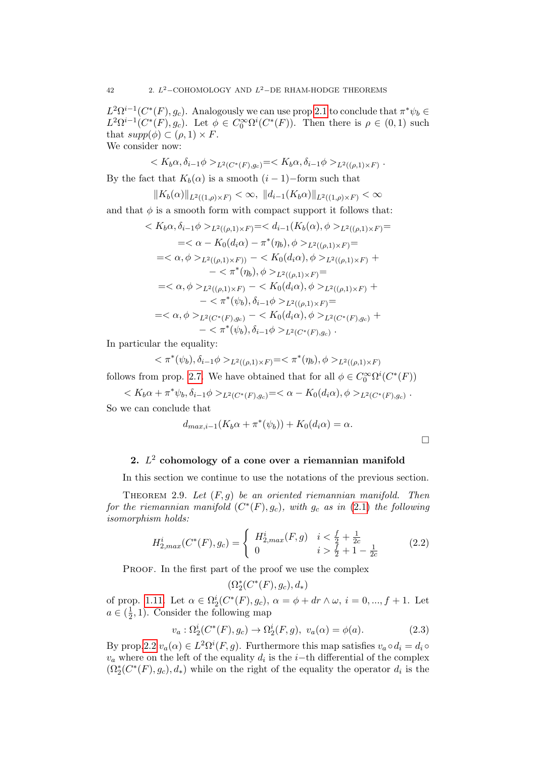$L^2\Omega^{i-1}(C^*(F), g_c)$. Analogously we can use prop 2.1 to conclude that $\pi^*\psi_b \in L^2\Omega^{i-1}(C^*(F), g_c)$. Let $\phi \in C_0^\infty\Omega^i(C^*(F))$. Then there is $\rho \in (0,1)$ such that $supp(\phi) \subset (\rho, 1) \times F$.
We consider now:

$$< K_b\alpha, \delta_{i-1}\phi >_{L^2(C^*(F),g_c)} = < K_b\alpha, \delta_{i-1}\phi >_{L^2((\rho,1)\times F)} .$$

By the fact that $K_b(\alpha)$ is a smooth $(i-1)-$form such that

$$\|K_b(\alpha)\|_{L^2((1,\rho)\times F)} < \infty, \ \|d_{i-1}(K_b\alpha)\|_{L^2((1,\rho)\times F)} < \infty$$

and that $\phi$ is a smooth form with compact support it follows that:

$$\begin{aligned}
< K_b\alpha, \delta_{i-1}\phi >_{L^2((\rho,1)\times F)} &= < d_{i-1}(K_b(\alpha), \phi >_{L^2((\rho,1)\times F)} = \\
&= < \alpha - K_0(d_i\alpha) - \pi^*(\eta_b), \phi >_{L^2((\rho,1)\times F)} = \\
&= < \alpha, \phi >_{L^2((\rho,1)\times F))} - < K_0(d_i\alpha), \phi >_{L^2((\rho,1)\times F)} + \\
&\quad - < \pi^*(\eta_b), \phi >_{L^2((\rho,1)\times F)} = \\
&= < \alpha, \phi >_{L^2((\rho,1)\times F)} - < K_0(d_i\alpha), \phi >_{L^2((\rho,1)\times F)} + \\
&\quad - < \pi^*(\psi_b), \delta_{i-1}\phi >_{L^2((\rho,1)\times F)} = \\
&= < \alpha, \phi >_{L^2(C^*(F),g_c)} - < K_0(d_i\alpha), \phi >_{L^2(C^*(F),g_c)} + \\
&\quad - < \pi^*(\psi_b), \delta_{i-1}\phi >_{L^2(C^*(F),g_c)} .
\end{aligned}$$

In particular the equality:

$$< \pi^*(\psi_b), \delta_{i-1}\phi >_{L^2((\rho,1)\times F)} = < \pi^*(\eta_b), \phi >_{L^2((\rho,1)\times F)}$$

follows from prop. 2.7. We have obtained that for all $\phi \in C_0^\infty\Omega^i(C^*(F))$

$$< K_b\alpha + \pi^*\psi_b, \delta_{i-1}\phi >_{L^2(C^*(F),g_c)} = < \alpha - K_0(d_i\alpha), \phi >_{L^2(C^*(F),g_c)} .$$

So we can conclude that

$$d_{max,i-1}(K_b\alpha + \pi^*(\psi_b)) + K_0(d_i\alpha) = \alpha.$$

□

## 2. $L^2$ cohomology of a cone over a riemannian manifold

In this section we continue to use the notations of the previous section.

THEOREM 2.9. *Let $(F, g)$ be an oriented riemannian manifold. Then for the riemannian manifold $(C^*(F), g_c)$, with $g_c$ as in (2.1) the following isomorphism holds:*

$$H^i_{2,max}(C^*(F), g_c) = \begin{cases} H^i_{2,max}(F, g) & i < \frac{f}{2} + \frac{1}{2c} \\ 0 & i > \frac{f}{2} + 1 - \frac{1}{2c} \end{cases} \tag{2.2}$$

PROOF. In the first part of the proof we use the complex

$$(\Omega_2^*(C^*(F), g_c), d_*)$$

of prop. 1.11. Let $\alpha \in \Omega_2^i(C^*(F), g_c)$, $\alpha = \phi + dr \wedge \omega$, $i = 0, ..., f+1$. Let $a \in (\frac{1}{2}, 1)$. Consider the following map

$$v_a : \Omega_2^i(C^*(F), g_c) \to \Omega_2^i(F, g), \ v_a(\alpha) = \phi(a). \tag{2.3}$$

By prop 2.2 $v_a(\alpha) \in L^2\Omega^i(F, g)$. Furthermore this map satisfies $v_a \circ d_i = d_i \circ v_a$ where on the left of the equality $d_i$ is the $i-$th differential of the complex $(\Omega_2^*(C^*(F), g_c), d_*)$ while on the right of the equality the operator $d_i$ is the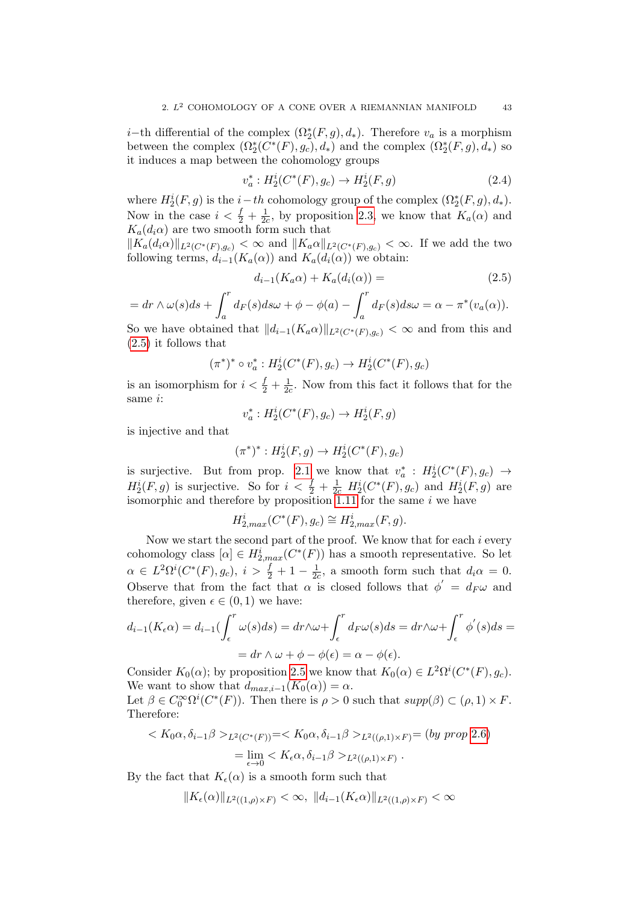$i$−th differential of the complex $(\Omega_2^*(F,g), d_*)$. Therefore $v_a$ is a morphism between the complex $(\Omega_2^*(C^*(F), g_c), d_*)$ and the complex $(\Omega_2^*(F,g), d_*)$ so it induces a map between the cohomology groups

$$v_a^* : H_2^i(C^*(F), g_c) \to H_2^i(F,g) \tag{2.4}$$

where $H_2^i(F,g)$ is the $i-th$ cohomology group of the complex $(\Omega_2^*(F,g), d_*)$. Now in the case $i < \frac{f}{2} + \frac{1}{2c}$, by proposition 2.3, we know that $K_a(\alpha)$ and $K_a(d_i\alpha)$ are two smooth form such that
$\|K_a(d_i\alpha)\|_{L^2(C^*(F),g_c)} < \infty$ and $\|K_a\alpha\|_{L^2(C^*(F),g_c)} < \infty$. If we add the two following terms, $d_{i-1}(K_a(\alpha))$ and $K_a(d_i(\alpha))$ we obtain:

$$d_{i-1}(K_a\alpha) + K_a(d_i(\alpha)) = \tag{2.5}$$

$$= dr \wedge \omega(s)ds + \int_a^r d_F(s)ds\omega + \phi - \phi(a) - \int_a^r d_F(s)ds\omega = \alpha - \pi^*(v_a(\alpha)).$$

So we have obtained that $\|d_{i-1}(K_a\alpha)\|_{L^2(C^*(F),g_c)} < \infty$ and from this and (2.5) it follows that

$$(\pi^*)^* \circ v_a^* : H_2^i(C^*(F), g_c) \to H_2^i(C^*(F), g_c)$$

is an isomorphism for $i < \frac{f}{2} + \frac{1}{2c}$. Now from this fact it follows that for the same $i$:

$$v_a^* : H_2^i(C^*(F), g_c) \to H_2^i(F,g)$$

is injective and that

$$(\pi^*)^* : H_2^i(F,g) \to H_2^i(C^*(F), g_c)$$

is surjective. But from prop. 2.1 we know that $v_a^* : H_2^i(C^*(F), g_c) \to H_2^i(F,g)$ is surjective. So for $i < \frac{f}{2} + \frac{1}{2c}$ $H_2^i(C^*(F), g_c)$ and $H_2^i(F,g)$ are isomorphic and therefore by proposition 1.11 for the same $i$ we have

$$H_{2,max}^i(C^*(F), g_c) \cong H_{2,max}^i(F,g).$$

Now we start the second part of the proof. We know that for each $i$ every cohomology class $[\alpha] \in H_{2,max}^i(C^*(F))$ has a smooth representative. So let $\alpha \in L^2\Omega^i(C^*(F), g_c)$, $i > \frac{f}{2} + 1 - \frac{1}{2c}$, a smooth form such that $d_i\alpha = 0$. Observe that from the fact that $\alpha$ is closed follows that $\phi' = d_F\omega$ and therefore, given $\epsilon \in (0,1)$ we have:

$$d_{i-1}(K_\epsilon\alpha) = d_{i-1}(\int_\epsilon^r \omega(s)ds) = dr \wedge \omega + \int_\epsilon^r d_F\omega(s)ds = dr \wedge \omega + \int_\epsilon^r \phi'(s)ds =$$
$$= dr \wedge \omega + \phi - \phi(\epsilon) = \alpha - \phi(\epsilon).$$

Consider $K_0(\alpha)$; by proposition 2.5 we know that $K_0(\alpha) \in L^2\Omega^i(C^*(F), g_c)$. We want to show that $d_{max,i-1}(K_0(\alpha)) = \alpha$.
Let $\beta \in C_0^\infty\Omega^i(C^*(F))$. Then there is $\rho > 0$ such that $supp(\beta) \subset (\rho, 1) \times F$. Therefore:

$$< K_0\alpha, \delta_{i-1}\beta >_{L^2(C^*(F))} = < K_0\alpha, \delta_{i-1}\beta >_{L^2((\rho,1)\times F)} = (by\ prop\ 2.6)$$
$$= \lim_{\epsilon \to 0} < K_\epsilon\alpha, \delta_{i-1}\beta >_{L^2((\rho,1)\times F)} .$$

By the fact that $K_\epsilon(\alpha)$ is a smooth form such that

$$\|K_\epsilon(\alpha)\|_{L^2((1,\rho)\times F)} < \infty,\ \|d_{i-1}(K_\epsilon\alpha)\|_{L^2((1,\rho)\times F)} < \infty$$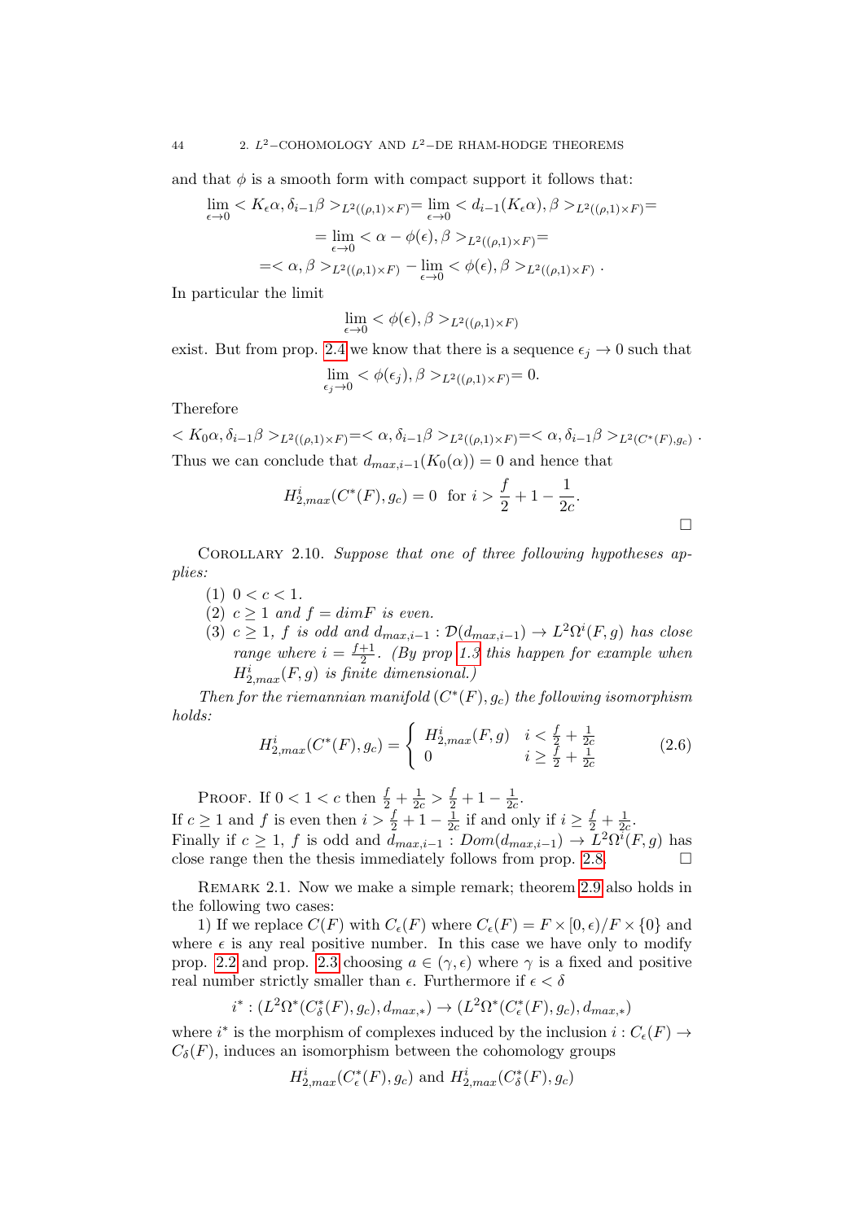and that $\phi$ is a smooth form with compact support it follows that:

$$\lim_{\epsilon \to 0} < K_\epsilon \alpha, \delta_{i-1}\beta >_{L^2((\rho,1)\times F)} = \lim_{\epsilon \to 0} < d_{i-1}(K_\epsilon \alpha), \beta >_{L^2((\rho,1)\times F)} =$$

$$= \lim_{\epsilon \to 0} < \alpha - \phi(\epsilon), \beta >_{L^2((\rho,1)\times F)} =$$

$$= < \alpha, \beta >_{L^2((\rho,1)\times F)} - \lim_{\epsilon \to 0} < \phi(\epsilon), \beta >_{L^2((\rho,1)\times F)} .$$

In particular the limit

$$\lim_{\epsilon \to 0} < \phi(\epsilon), \beta >_{L^2((\rho,1)\times F)}$$

exist. But from prop. 2.4 we know that there is a sequence $\epsilon_j \to 0$ such that

$$\lim_{\epsilon_j \to 0} < \phi(\epsilon_j), \beta >_{L^2((\rho,1)\times F)} = 0.$$

Therefore

$$< K_0 \alpha, \delta_{i-1}\beta >_{L^2((\rho,1)\times F)} = < \alpha, \delta_{i-1}\beta >_{L^2((\rho,1)\times F)} = < \alpha, \delta_{i-1}\beta >_{L^2(C^*(F), g_c)} .$$

Thus we can conclude that $d_{max,i-1}(K_0(\alpha)) = 0$ and hence that

$$H^i_{2,max}(C^*(F), g_c) = 0 \ \text{ for } i > \frac{f}{2} + 1 - \frac{1}{2c}.$$

□

Corollary 2.10. *Suppose that one of three following hypotheses applies:*

1. *$0 < c < 1$.*
2. *$c \geq 1$ and $f = dimF$ is even.*
3. *$c \geq 1$, $f$ is odd and $d_{max,i-1} : \mathcal{D}(d_{max,i-1}) \to L^2\Omega^i(F, g)$ has close range where $i = \frac{f+1}{2}$. (By prop 1.3 this happen for example when $H^i_{2,max}(F, g)$ is finite dimensional.)*

*Then for the riemannian manifold $(C^*(F), g_c)$ the following isomorphism holds:*

$$H^i_{2,max}(C^*(F), g_c) = \begin{cases} H^i_{2,max}(F, g) & i < \frac{f}{2} + \frac{1}{2c} \\ 0 & i \geq \frac{f}{2} + \frac{1}{2c} \end{cases} \tag{2.6}$$

Proof. If $0 < 1 < c$ then $\frac{f}{2} + \frac{1}{2c} > \frac{f}{2} + 1 - \frac{1}{2c}$.
If $c \geq 1$ and $f$ is even then $i > \frac{f}{2} + 1 - \frac{1}{2c}$ if and only if $i \geq \frac{f}{2} + \frac{1}{2c}$.
Finally if $c \geq 1$, $f$ is odd and $d_{max,i-1} : Dom(d_{max,i-1}) \to L^2\Omega^i(F, g)$ has close range then the thesis immediately follows from prop. 2.8. □

Remark 2.1. Now we make a simple remark; theorem 2.9 also holds in the following two cases:

1) If we replace $C(F)$ with $C_\epsilon(F)$ where $C_\epsilon(F) = F \times [0, \epsilon)/F \times \{0\}$ and where $\epsilon$ is any real positive number. In this case we have only to modify prop. 2.2 and prop. 2.3 choosing $a \in (\gamma, \epsilon)$ where $\gamma$ is a fixed and positive real number strictly smaller than $\epsilon$. Furthermore if $\epsilon < \delta$

$$i^* : (L^2\Omega^*(C^*_\delta(F), g_c), d_{max,*}) \to (L^2\Omega^*(C^*_\epsilon(F), g_c), d_{max,*})$$

where $i^*$ is the morphism of complexes induced by the inclusion $i : C_\epsilon(F) \to C_\delta(F)$, induces an isomorphism between the cohomology groups

$$H^i_{2,max}(C^*_\epsilon(F), g_c) \text{ and } H^i_{2,max}(C^*_\delta(F), g_c)$$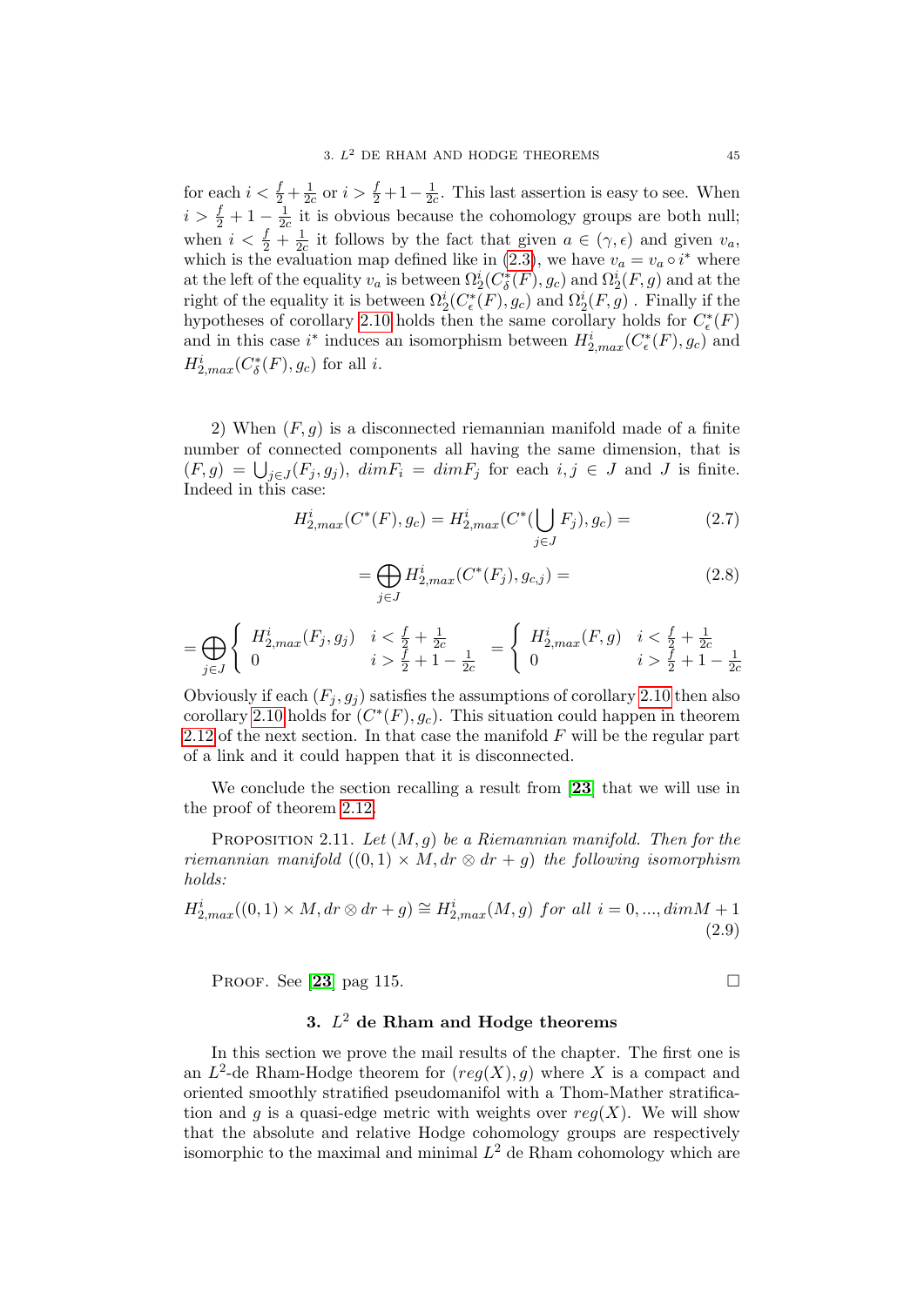for each $i < \frac{f}{2}+\frac{1}{2c}$ or $i > \frac{f}{2}+1-\frac{1}{2c}$. This last assertion is easy to see. When $i > \frac{f}{2}+1-\frac{1}{2c}$ it is obvious because the cohomology groups are both null; when $i < \frac{f}{2}+\frac{1}{2c}$ it follows by the fact that given $a \in (\gamma, \epsilon)$ and given $v_a$, which is the evaluation map defined like in (2.3), we have $v_a = v_a \circ i^*$ where at the left of the equality $v_a$ is between $\Omega_2^i(C_\delta^*(F), g_c)$ and $\Omega_2^i(F,g)$ and at the right of the equality it is between $\Omega_2^i(C_\epsilon^*(F), g_c)$ and $\Omega_2^i(F,g)$ . Finally if the hypotheses of corollary 2.10 holds then the same corollary holds for $C_\epsilon^*(F)$ and in this case $i^*$ induces an isomorphism between $H^i_{2,max}(C_\epsilon^*(F), g_c)$ and $H^i_{2,max}(C_\delta^*(F), g_c)$ for all $i$.

2) When $(F,g)$ is a disconnected riemannian manifold made of a finite number of connected components all having the same dimension, that is $(F,g) = \bigcup_{j\in J}(F_j, g_j)$, $dimF_i = dimF_j$ for each $i,j \in J$ and $J$ is finite. Indeed in this case:

$$H^i_{2,max}(C^*(F), g_c) = H^i_{2,max}(C^*(\bigcup_{j\in J} F_j), g_c) = \tag{2.7}$$

$$= \bigoplus_{j\in J} H^i_{2,max}(C^*(F_j), g_{c,j}) = \tag{2.8}$$

$$= \bigoplus_{j\in J} \begin{cases} H^i_{2,max}(F_j, g_j) & i < \frac{f}{2}+\frac{1}{2c} \\ 0 & i > \frac{f}{2}+1-\frac{1}{2c} \end{cases} = \begin{cases} H^i_{2,max}(F, g) & i < \frac{f}{2}+\frac{1}{2c} \\ 0 & i > \frac{f}{2}+1-\frac{1}{2c} \end{cases}$$

Obviously if each $(F_j, g_j)$ satisfies the assumptions of corollary 2.10 then also corollary 2.10 holds for $(C^*(F), g_c)$. This situation could happen in theorem 2.12 of the next section. In that case the manifold $F$ will be the regular part of a link and it could happen that it is disconnected.

We conclude the section recalling a result from [**23**] that we will use in the proof of theorem 2.12.

Proposition 2.11. *Let $(M,g)$ be a Riemannian manifold. Then for the riemannian manifold $((0,1)\times M, dr\otimes dr + g)$ the following isomorphism holds:*

$$H^i_{2,max}((0,1)\times M, dr\otimes dr + g) \cong H^i_{2,max}(M,g) \text{ for all } i = 0, ..., dimM+1 \tag{2.9}$$

Proof. See [**23**] pag 115. □

## 3. $L^2$ de Rham and Hodge theorems

In this section we prove the mail results of the chapter. The first one is an $L^2$-de Rham-Hodge theorem for $(reg(X), g)$ where $X$ is a compact and oriented smoothly stratified pseudomanifol with a Thom-Mather stratification and $g$ is a quasi-edge metric with weights over $reg(X)$. We will show that the absolute and relative Hodge cohomology groups are respectively isomorphic to the maximal and minimal $L^2$ de Rham cohomology which are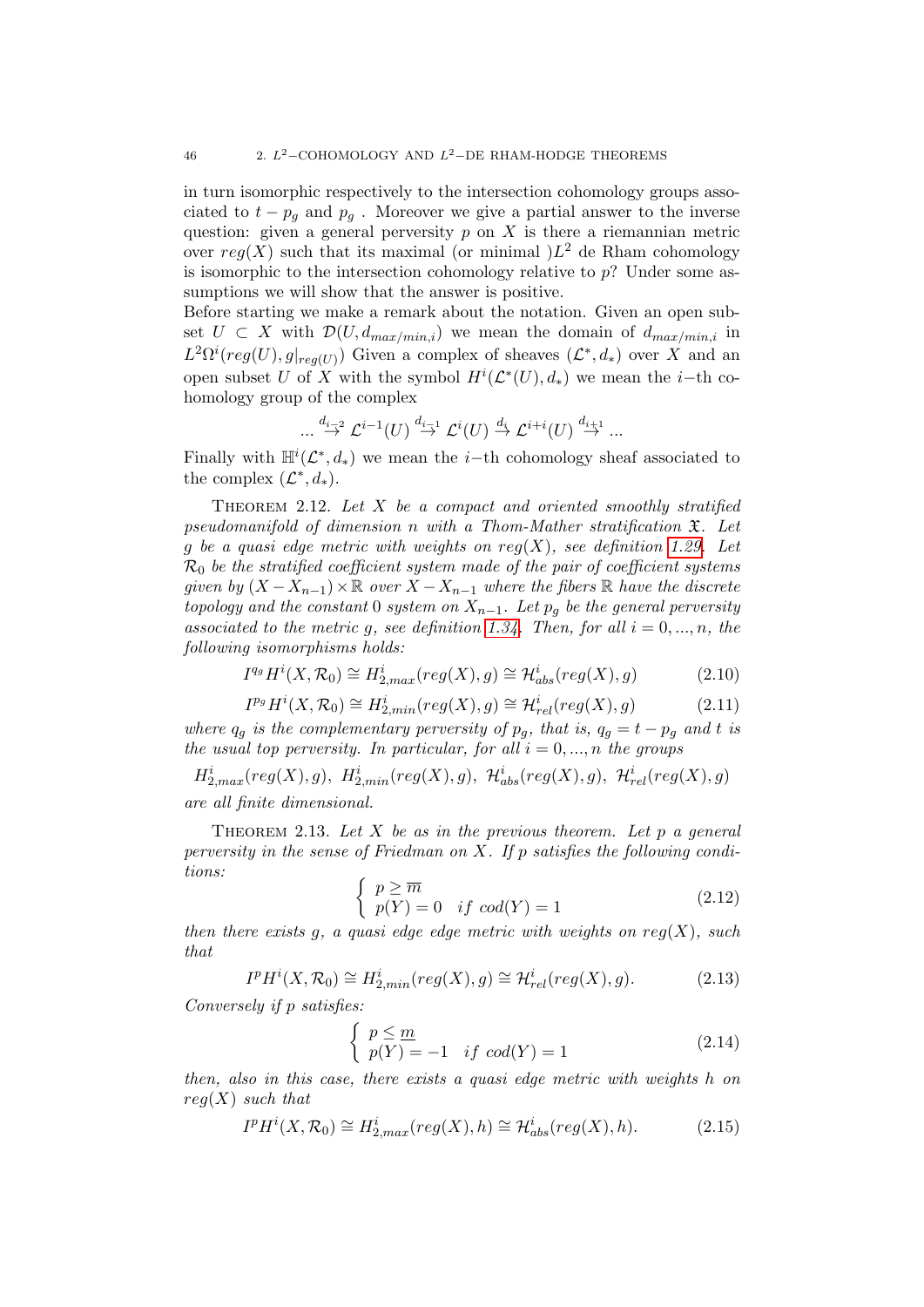in turn isomorphic respectively to the intersection cohomology groups associated to $t - p_g$ and $p_g$ . Moreover we give a partial answer to the inverse question: given a general perversity $p$ on $X$ is there a riemannian metric over $reg(X)$ such that its maximal (or minimal )$L^2$ de Rham cohomology is isomorphic to the intersection cohomology relative to $p$? Under some assumptions we will show that the answer is positive.

Before starting we make a remark about the notation. Given an open subset $U \subset X$ with $\mathcal{D}(U, d_{max/min,i})$ we mean the domain of $d_{max/min,i}$ in $L^2\Omega^i(reg(U), g|_{reg(U)})$ Given a complex of sheaves $(\mathcal{L}^*, d_*)$ over $X$ and an open subset $U$ of $X$ with the symbol $H^i(\mathcal{L}^*(U), d_*)$ we mean the $i-$th cohomology group of the complex

$$... \stackrel{d_{i-2}}{\to} \mathcal{L}^{i-1}(U) \stackrel{d_{i-1}}{\to} \mathcal{L}^i(U) \stackrel{d_i}{\to} \mathcal{L}^{i+i}(U) \stackrel{d_{i+1}}{\to} ...$$

Finally with $\mathbb{H}^i(\mathcal{L}^*, d_*)$ we mean the $i-$th cohomology sheaf associated to the complex $(\mathcal{L}^*, d_*)$.

Theorem 2.12. *Let $X$ be a compact and oriented smoothly stratified pseudomanifold of dimension $n$ with a Thom-Mather stratification $\mathfrak{X}$. Let $g$ be a quasi edge metric with weights on $reg(X)$, see definition 1.29. Let $\mathcal{R}_0$ be the stratified coefficient system made of the pair of coefficient systems given by $(X - X_{n-1}) \times \mathbb{R}$ over $X - X_{n-1}$ where the fibers $\mathbb{R}$ have the discrete topology and the constant 0 system on $X_{n-1}$. Let $p_g$ be the general perversity associated to the metric $g$, see definition 1.34. Then, for all $i = 0, ..., n$, the following isomorphisms holds:*

$$I^{q_g}H^i(X, \mathcal{R}_0) \cong H^i_{2,max}(reg(X), g) \cong \mathcal{H}^i_{abs}(reg(X), g) \tag{2.10}$$

$$I^{p_g}H^i(X, \mathcal{R}_0) \cong H^i_{2,min}(reg(X), g) \cong \mathcal{H}^i_{rel}(reg(X), g) \tag{2.11}$$

*where $q_g$ is the complementary perversity of $p_g$, that is, $q_g = t - p_g$ and $t$ is the usual top perversity. In particular, for all $i = 0, ..., n$ the groups*

$$H^i_{2,max}(reg(X), g),\ H^i_{2,min}(reg(X), g),\ \mathcal{H}^i_{abs}(reg(X), g),\ \mathcal{H}^i_{rel}(reg(X), g)$$

*are all finite dimensional.*

Theorem 2.13. *Let $X$ be as in the previous theorem. Let $p$ a general perversity in the sense of Friedman on $X$. If $p$ satisfies the following conditions:*

$$\begin{cases} p \geq \overline{m} \\ p(Y) = 0 \quad if\ cod(Y) = 1 \end{cases} \tag{2.12}$$

*then there exists $g$, a quasi edge edge metric with weights on $reg(X)$, such that*

$$I^pH^i(X, \mathcal{R}_0) \cong H^i_{2,min}(reg(X), g) \cong \mathcal{H}^i_{rel}(reg(X), g). \tag{2.13}$$

*Conversely if $p$ satisfies:*

$$\begin{cases} p \leq \underline{m} \\ p(Y) = -1 \quad if\ cod(Y) = 1 \end{cases} \tag{2.14}$$

*then, also in this case, there exists a quasi edge metric with weights $h$ on $reg(X)$ such that*

$$I^pH^i(X, \mathcal{R}_0) \cong H^i_{2,max}(reg(X), h) \cong \mathcal{H}^i_{abs}(reg(X), h). \tag{2.15}$$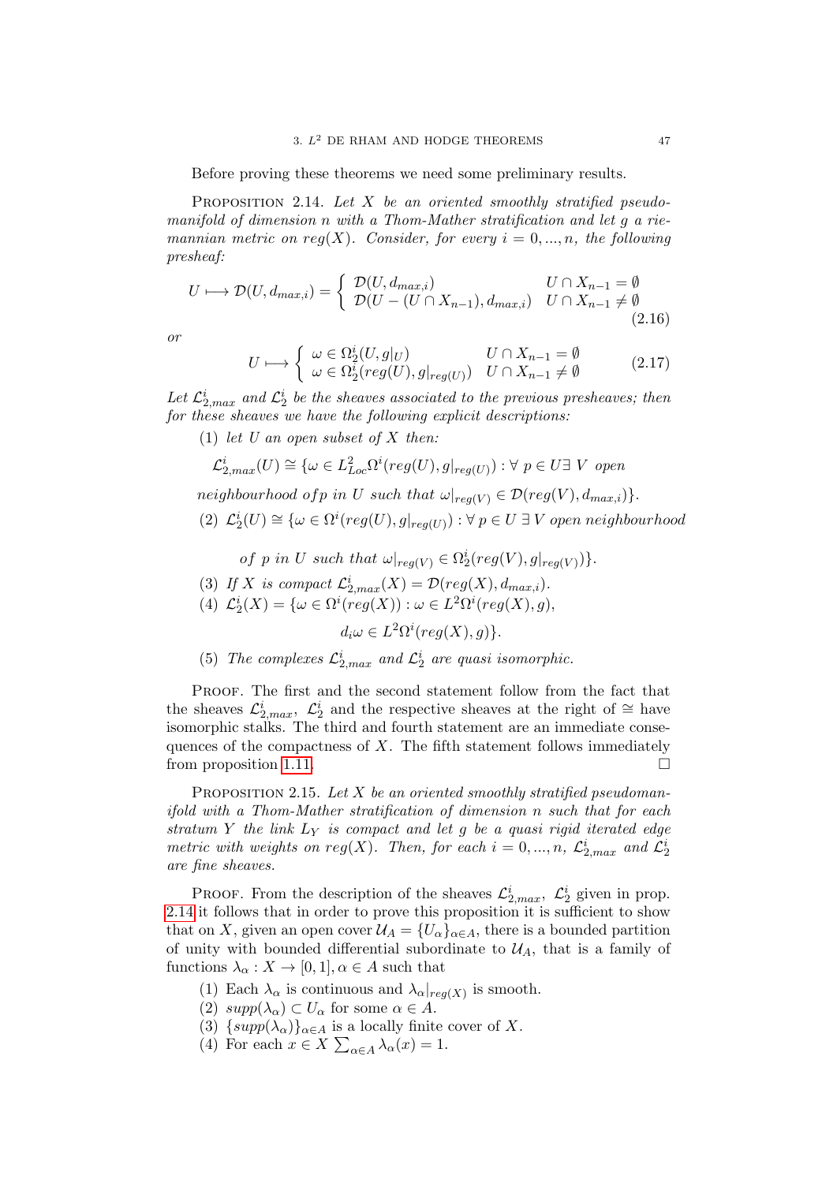Before proving these theorems we need some preliminary results.

Proposition 2.14. *Let $X$ be an oriented smoothly stratified pseudomanifold of dimension $n$ with a Thom-Mather stratification and let $g$ a riemannian metric on $reg(X)$. Consider, for every $i = 0, ..., n$, the following presheaf:*

$$U \longmapsto \mathcal{D}(U, d_{max,i}) = \begin{cases} \mathcal{D}(U, d_{max,i}) & U \cap X_{n-1} = \emptyset \\ \mathcal{D}(U - (U \cap X_{n-1}), d_{max,i}) & U \cap X_{n-1} \neq \emptyset \end{cases} \tag{2.16}$$

*or*

$$U \longmapsto \begin{cases} \omega \in \Omega_2^i(U, g|_U) & U \cap X_{n-1} = \emptyset \\ \omega \in \Omega_2^i(reg(U), g|_{reg(U)}) & U \cap X_{n-1} \neq \emptyset \end{cases} \tag{2.17}$$

*Let $\mathcal{L}^i_{2,max}$ and $\mathcal{L}^i_2$ be the sheaves associated to the previous presheaves; then for these sheaves we have the following explicit descriptions:*

1. *let $U$ an open subset of $X$ then:*

   $\mathcal{L}^i_{2,max}(U) \cong \{\omega \in L^2_{Loc}\Omega^i(reg(U), g|_{reg(U)}) : \forall\ p \in U \exists\ V$ *open neighbourhood of* $p$ *in* $U$ *such that* $\omega|_{reg(V)} \in \mathcal{D}(reg(V), d_{max,i})\}$.
2. $\mathcal{L}^i_2(U) \cong \{\omega \in \Omega^i(reg(U), g|_{reg(U)}) : \forall\ p \in U\ \exists\ V$ *open neighbourhood of $p$ in $U$ such that* $\omega|_{reg(V)} \in \Omega^i_2(reg(V), g|_{reg(V)})\}$.
3. *If $X$ is compact* $\mathcal{L}^i_{2,max}(X) = \mathcal{D}(reg(X), d_{max,i})$.
4. $\mathcal{L}^i_2(X) = \{\omega \in \Omega^i(reg(X)) : \omega \in L^2\Omega^i(reg(X), g),$

   $$d_i\omega \in L^2\Omega^i(reg(X), g)\}.$$
5. *The complexes $\mathcal{L}^i_{2,max}$ and $\mathcal{L}^i_2$ are quasi isomorphic.*

Proof. The first and the second statement follow from the fact that the sheaves $\mathcal{L}^i_{2,max}$, $\mathcal{L}^i_2$ and the respective sheaves at the right of $\cong$ have isomorphic stalks. The third and fourth statement are an immediate consequences of the compactness of $X$. The fifth statement follows immediately from proposition 1.11. □

Proposition 2.15. *Let $X$ be an oriented smoothly stratified pseudomanifold with a Thom-Mather stratification of dimension $n$ such that for each stratum $Y$ the link $L_Y$ is compact and let $g$ be a quasi rigid iterated edge metric with weights on $reg(X)$. Then, for each $i = 0, ..., n$, $\mathcal{L}^i_{2,max}$ and $\mathcal{L}^i_2$ are fine sheaves.*

Proof. From the description of the sheaves $\mathcal{L}^i_{2,max}$, $\mathcal{L}^i_2$ given in prop. 2.14 it follows that in order to prove this proposition it is sufficient to show that on $X$, given an open cover $\mathcal{U}_A = \{U_\alpha\}_{\alpha\in A}$, there is a bounded partition of unity with bounded differential subordinate to $\mathcal{U}_A$, that is a family of functions $\lambda_\alpha : X \to [0, 1], \alpha \in A$ such that

1. Each $\lambda_\alpha$ is continuous and $\lambda_\alpha|_{reg(X)}$ is smooth.
2. $supp(\lambda_\alpha) \subset U_\alpha$ for some $\alpha \in A$.
3. $\{supp(\lambda_\alpha)\}_{\alpha\in A}$ is a locally finite cover of $X$.
4. For each $x \in X$ $\sum_{\alpha\in A} \lambda_\alpha(x) = 1$.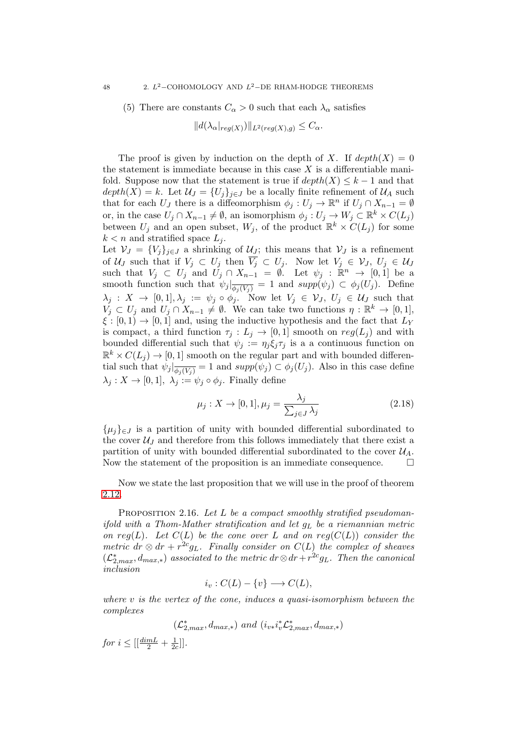(5) There are constants $C_\alpha > 0$ such that each $\lambda_\alpha$ satisfies

$$\|d(\lambda_\alpha|_{reg(X)})\|_{L^2(reg(X),g)} \leq C_\alpha.$$

The proof is given by induction on the depth of $X$. If $depth(X) = 0$ the statement is immediate because in this case $X$ is a differentiable manifold. Suppose now that the statement is true if $depth(X) \leq k-1$ and that $depth(X) = k$. Let $\mathcal{U}_J = \{U_j\}_{j\in J}$ be a locally finite refinement of $\mathcal{U}_A$ such that for each $U_J$ there is a diffeomorphism $\phi_j : U_j \to \mathbb{R}^n$ if $U_j \cap X_{n-1} = \emptyset$ or, in the case $U_j \cap X_{n-1} \neq \emptyset$, an isomorphism $\phi_j : U_j \to W_j \subset \mathbb{R}^k \times C(L_j)$ between $U_j$ and an open subset, $W_j$, of the product $\mathbb{R}^k \times C(L_j)$ for some $k < n$ and stratified space $L_j$.
Let $\mathcal{V}_J = \{V_j\}_{j\in J}$ a shrinking of $\mathcal{U}_J$; this means that $\mathcal{V}_J$ is a refinement of $\mathcal{U}_J$ such that if $V_j \subset U_j$ then $\overline{V_j} \subset U_j$. Now let $V_j \in \mathcal{V}_J$, $U_j \in \mathcal{U}_J$ such that $V_j \subset U_j$ and $U_j \cap X_{n-1} = \emptyset$. Let $\psi_j : \mathbb{R}^n \to [0,1]$ be a smooth function such that $\psi_j|_{\overline{\phi_j(V_j)}} = 1$ and $supp(\psi_j) \subset \phi_j(U_j)$. Define $\lambda_j : X \to [0,1], \lambda_j := \psi_j \circ \phi_j$. Now let $V_j \in \mathcal{V}_J$, $U_j \in \mathcal{U}_J$ such that $V_j \subset U_j$ and $U_j \cap X_{n-1} \neq \emptyset$. We can take two functions $\eta : \mathbb{R}^k \to [0,1]$, $\xi : [0,1) \to [0,1]$ and, using the inductive hypothesis and the fact that $L_Y$ is compact, a third function $\tau_j : L_j \to [0,1]$ smooth on $reg(L_j)$ and with bounded differential such that $\psi_j := \eta_j \xi_j \tau_j$ is a a continuous function on $\mathbb{R}^k \times C(L_j) \to [0,1]$ smooth on the regular part and with bounded differential such that $\psi_j|_{\overline{\phi_j(V_j)}} = 1$ and $supp(\psi_j) \subset \phi_j(U_j)$. Also in this case define $\lambda_j : X \to [0,1],\ \lambda_j := \psi_j \circ \phi_j$. Finally define

$$\mu_j : X \to [0,1], \mu_j = \frac{\lambda_j}{\sum_{j\in J} \lambda_j} \tag{2.18}$$

$\{\mu_j\}_{\in J}$ is a partition of unity with bounded differential subordinated to the cover $\mathcal{U}_J$ and therefore from this follows immediately that there exist a partition of unity with bounded differential subordinated to the cover $\mathcal{U}_A$. Now the statement of the proposition is an immediate consequence. $\square$

Now we state the last proposition that we will use in the proof of theorem 2.12.

PROPOSITION 2.16. *Let $L$ be a compact smoothly stratified pseudomanifold with a Thom-Mather stratification and let $g_L$ be a riemannian metric on $reg(L)$. Let $C(L)$ be the cone over $L$ and on $reg(C(L))$ consider the metric $dr \otimes dr + r^{2c} g_L$. Finally consider on $C(L)$ the complex of sheaves $(\mathcal{L}^*_{2,max}, d_{max,*})$ associated to the metric $dr \otimes dr + r^{2c} g_L$. Then the canonical inclusion*

$$i_v : C(L) - \{v\} \longrightarrow C(L),$$

*where $v$ is the vertex of the cone, induces a quasi-isomorphism between the complexes*

$$(\mathcal{L}^*_{2,max}, d_{max,*}) \text{ and } (i_{v*} i_v^* \mathcal{L}^*_{2,max}, d_{max,*})$$

*for $i \leq [[\frac{dimL}{2} + \frac{1}{2c}]]$.*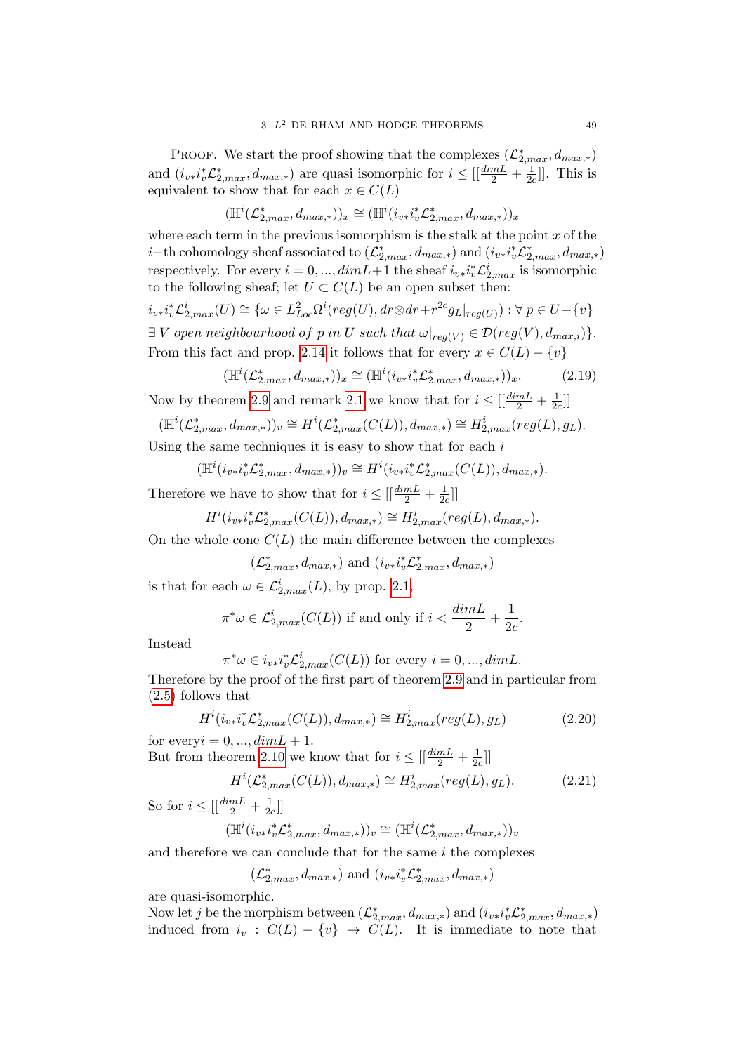Proof. We start the proof showing that the complexes $(\mathcal{L}^*_{2,max}, d_{max,*})$ and $(i_{v*}i_v^*\mathcal{L}^*_{2,max}, d_{max,*})$ are quasi isomorphic for $i \leq [[\frac{dimL}{2} + \frac{1}{2c}]]$. This is equivalent to show that for each $x \in C(L)$

$$(\mathbb{H}^i(\mathcal{L}^*_{2,max}, d_{max,*}))_x \cong (\mathbb{H}^i(i_{v*}i_v^*\mathcal{L}^*_{2,max}, d_{max,*}))_x$$

where each term in the previous isomorphism is the stalk at the point $x$ of the $i-$th cohomology sheaf associated to $(\mathcal{L}^*_{2,max}, d_{max,*})$ and $(i_{v*}i_v^*\mathcal{L}^*_{2,max}, d_{max,*})$ respectively. For every $i = 0, ..., dimL+1$ the sheaf $i_{v*}i_v^*\mathcal{L}^i_{2,max}$ is isomorphic to the following sheaf; let $U \subset C(L)$ be an open subset then:

$i_{v*}i_v^*\mathcal{L}^i_{2,max}(U) \cong \{\omega \in L^2_{Loc}\Omega^i(reg(U), dr\otimes dr + r^{2c}g_L|_{reg(U)}) : \forall\, p \in U - \{v\}$
$\exists\, V$ *open neighbourhood of* $p$ *in* $U$ *such that* $\omega|_{reg(V)} \in \mathcal{D}(reg(V), d_{max,i})\}$.
From this fact and prop. 2.14 it follows that for every $x \in C(L) - \{v\}$

$$(\mathbb{H}^i(\mathcal{L}^*_{2,max}, d_{max,*}))_x \cong (\mathbb{H}^i(i_{v*}i_v^*\mathcal{L}^*_{2,max}, d_{max,*}))_x. \tag{2.19}$$

Now by theorem 2.9 and remark 2.1 we know that for $i \leq [[\frac{dimL}{2} + \frac{1}{2c}]]$

$$(\mathbb{H}^i(\mathcal{L}^*_{2,max}, d_{max,*}))_v \cong H^i(\mathcal{L}^*_{2,max}(C(L)), d_{max,*}) \cong H^i_{2,max}(reg(L), g_L).$$

Using the same techniques it is easy to show that for each $i$

$$(\mathbb{H}^i(i_{v*}i_v^*\mathcal{L}^*_{2,max}, d_{max,*}))_v \cong H^i(i_{v*}i_v^*\mathcal{L}^*_{2,max}(C(L)), d_{max,*}).$$

Therefore we have to show that for $i \leq [[\frac{dimL}{2} + \frac{1}{2c}]]$

$$H^i(i_{v*}i_v^*\mathcal{L}^*_{2,max}(C(L)), d_{max,*}) \cong H^i_{2,max}(reg(L), d_{max,*}).$$

On the whole cone $C(L)$ the main difference between the complexes

$$(\mathcal{L}^*_{2,max}, d_{max,*}) \text{ and } (i_{v*}i_v^*\mathcal{L}^*_{2,max}, d_{max,*})$$

is that for each $\omega \in \mathcal{L}^i_{2,max}(L)$, by prop. 2.1,

$$\pi^*\omega \in \mathcal{L}^i_{2,max}(C(L)) \text{ if and only if } i < \frac{dimL}{2} + \frac{1}{2c}.$$

Instead

$$\pi^*\omega \in i_{v*}i_v^*\mathcal{L}^i_{2,max}(C(L)) \text{ for every } i = 0, ..., dimL.$$

Therefore by the proof of the first part of theorem 2.9 and in particular from (2.5) follows that

$$H^i(i_{v*}i_v^*\mathcal{L}^*_{2,max}(C(L)), d_{max,*}) \cong H^i_{2,max}(reg(L), g_L) \tag{2.20}$$

for every$i = 0, ..., dimL + 1$.
But from theorem 2.10 we know that for $i \leq [[\frac{dimL}{2} + \frac{1}{2c}]]$

$$H^i(\mathcal{L}^*_{2,max}(C(L)), d_{max,*}) \cong H^i_{2,max}(reg(L), g_L). \tag{2.21}$$

So for $i \leq [[\frac{dimL}{2} + \frac{1}{2c}]]$

$$(\mathbb{H}^i(i_{v*}i_v^*\mathcal{L}^*_{2,max}, d_{max,*}))_v \cong (\mathbb{H}^i(\mathcal{L}^*_{2,max}, d_{max,*}))_v$$

and therefore we can conclude that for the same $i$ the complexes

$$(\mathcal{L}^*_{2,max}, d_{max,*}) \text{ and } (i_{v*}i_v^*\mathcal{L}^*_{2,max}, d_{max,*})$$

are quasi-isomorphic.
Now let $j$ be the morphism between $(\mathcal{L}^*_{2,max}, d_{max,*})$ and $(i_{v*}i_v^*\mathcal{L}^*_{2,max}, d_{max,*})$ induced from $i_v : C(L) - \{v\} \to C(L)$. It is immediate to note that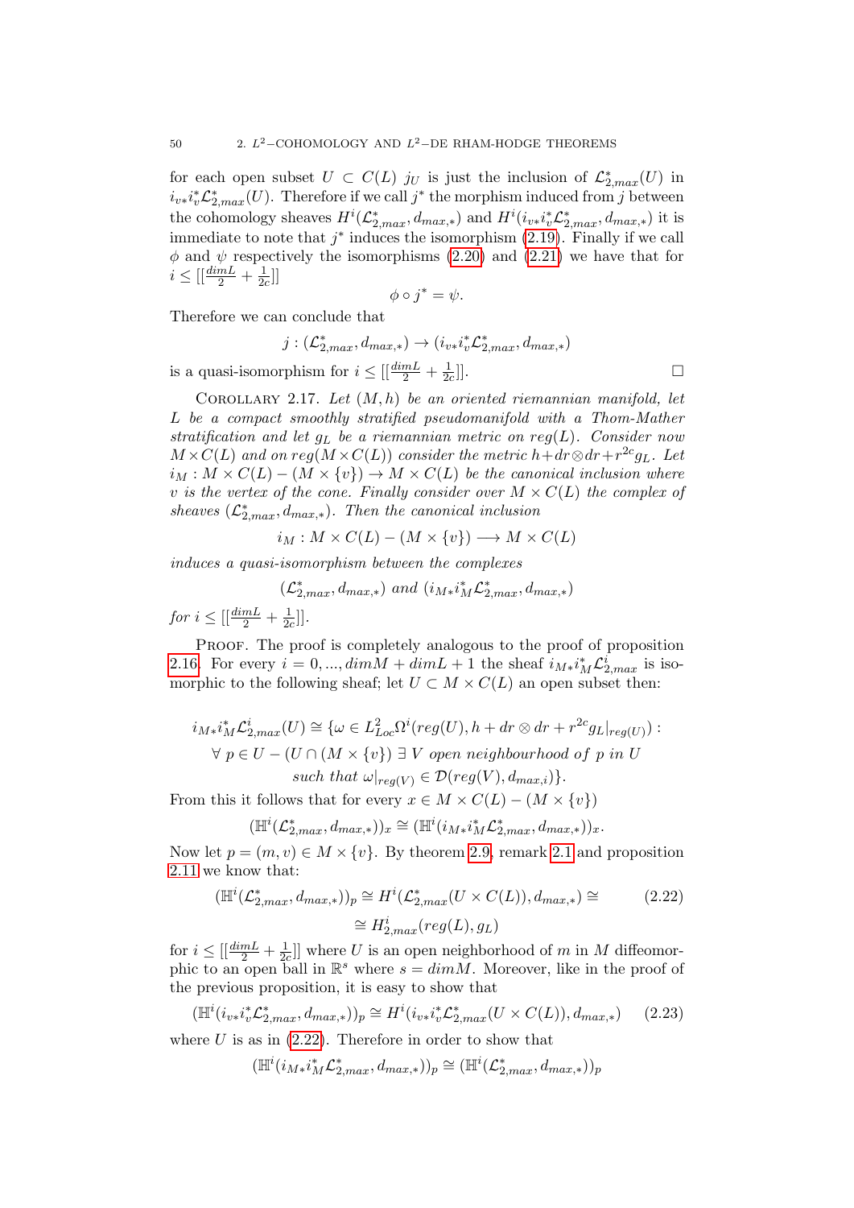for each open subset $U \subset C(L)$ $j_U$ is just the inclusion of $\mathcal{L}^*_{2,max}(U)$ in $i_{v*}i_v^*\mathcal{L}^*_{2,max}(U)$. Therefore if we call $j^*$ the morphism induced from $j$ between the cohomology sheaves $H^i(\mathcal{L}^*_{2,max}, d_{max,*})$ and $H^i(i_{v*}i_v^*\mathcal{L}^*_{2,max}, d_{max,*})$ it is immediate to note that $j^*$ induces the isomorphism (2.19). Finally if we call $\phi$ and $\psi$ respectively the isomorphisms (2.20) and (2.21) we have that for $i \leq [[\frac{dimL}{2} + \frac{1}{2c}]]$

$$\phi \circ j^* = \psi.$$

Therefore we can conclude that

$$j : (\mathcal{L}^*_{2,max}, d_{max,*}) \to (i_{v*}i_v^*\mathcal{L}^*_{2,max}, d_{max,*})$$

is a quasi-isomorphism for $i \leq [[\frac{dimL}{2} + \frac{1}{2c}]]$. □

Corollary 2.17. *Let $(M, h)$ be an oriented riemannian manifold, let $L$ be a compact smoothly stratified pseudomanifold with a Thom-Mather stratification and let $g_L$ be a riemannian metric on $reg(L)$. Consider now $M \times C(L)$ and on $reg(M \times C(L))$ consider the metric $h + dr \otimes dr + r^{2c}g_L$. Let $i_M : M \times C(L) - (M \times \{v\}) \to M \times C(L)$ be the canonical inclusion where $v$ is the vertex of the cone. Finally consider over $M \times C(L)$ the complex of sheaves $(\mathcal{L}^*_{2,max}, d_{max,*})$. Then the canonical inclusion*

$$i_M : M \times C(L) - (M \times \{v\}) \longrightarrow M \times C(L)$$

*induces a quasi-isomorphism between the complexes*

$$(\mathcal{L}^*_{2,max}, d_{max,*}) \text{ and } (i_{M*}i_M^*\mathcal{L}^*_{2,max}, d_{max,*})$$

*for $i \leq [[\frac{dimL}{2} + \frac{1}{2c}]]$.*

Proof. The proof is completely analogous to the proof of proposition 2.16. For every $i = 0, ..., dimM + dimL + 1$ the sheaf $i_{M*}i_M^*\mathcal{L}^i_{2,max}$ is isomorphic to the following sheaf; let $U \subset M \times C(L)$ an open subset then:

$$i_{M*}i_M^*\mathcal{L}^i_{2,max}(U) \cong \{\omega \in L^2_{Loc}\Omega^i(reg(U), h + dr \otimes dr + r^{2c}g_L|_{reg(U)}) :$$
$$\forall\ p \in U - (U \cap (M \times \{v\})\ \exists\ V \text{ open neighbourhood of } p \text{ in } U$$
$$\text{such that } \omega|_{reg(V)} \in \mathcal{D}(reg(V), d_{max,i})\}.$$

From this it follows that for every $x \in M \times C(L) - (M \times \{v\})$

$$(\mathbb{H}^i(\mathcal{L}^*_{2,max}, d_{max,*}))_x \cong (\mathbb{H}^i(i_{M*}i_M^*\mathcal{L}^*_{2,max}, d_{max,*}))_x.$$

Now let $p = (m, v) \in M \times \{v\}$. By theorem 2.9, remark 2.1 and proposition 2.11 we know that:

$$(\mathbb{H}^i(\mathcal{L}^*_{2,max}, d_{max,*}))_p \cong H^i(\mathcal{L}^*_{2,max}(U \times C(L)), d_{max,*}) \cong \tag{2.22}$$
$$\cong H^i_{2,max}(reg(L), g_L)$$

for $i \leq [[\frac{dimL}{2} + \frac{1}{2c}]]$ where $U$ is an open neighborhood of $m$ in $M$ diffeomorphic to an open ball in $\mathbb{R}^s$ where $s = dimM$. Moreover, like in the proof of the previous proposition, it is easy to show that

$$(\mathbb{H}^i(i_{v*}i_v^*\mathcal{L}^*_{2,max}, d_{max,*}))_p \cong H^i(i_{v*}i_v^*\mathcal{L}^*_{2,max}(U \times C(L)), d_{max,*}) \tag{2.23}$$

where $U$ is as in (2.22). Therefore in order to show that

$$(\mathbb{H}^i(i_{M*}i_M^*\mathcal{L}^*_{2,max}, d_{max,*}))_p \cong (\mathbb{H}^i(\mathcal{L}^*_{2,max}, d_{max,*}))_p$$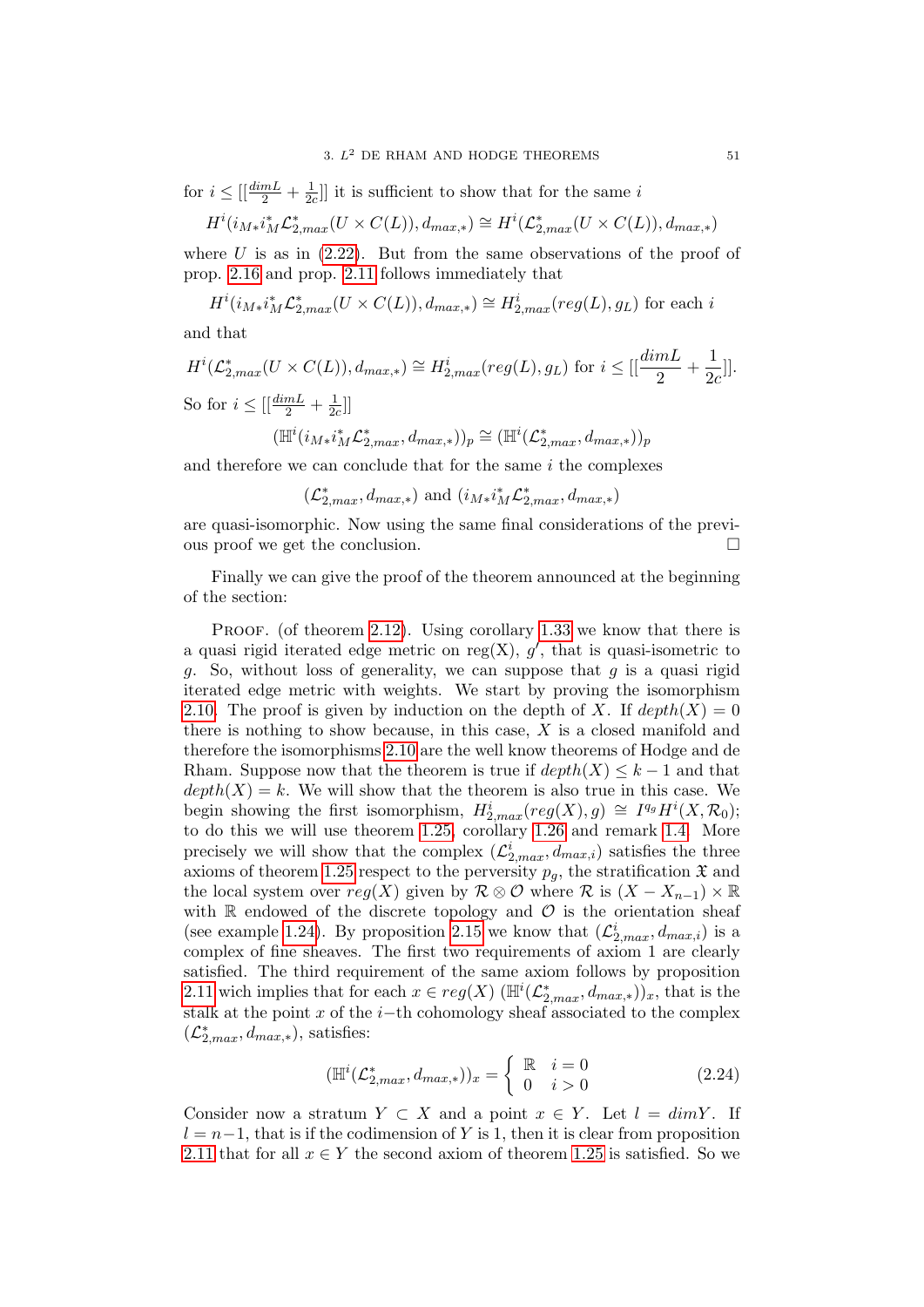for $i \leq [[\frac{dimL}{2} + \frac{1}{2c}]]$ it is sufficient to show that for the same $i$

$$H^i(i_{M*}i_M^*\mathcal{L}^*_{2,max}(U \times C(L)), d_{max,*}) \cong H^i(\mathcal{L}^*_{2,max}(U \times C(L)), d_{max,*})$$

where $U$ is as in (2.22). But from the same observations of the proof of prop. 2.16 and prop. 2.11 follows immediately that

$$H^i(i_{M*}i_M^*\mathcal{L}^*_{2,max}(U \times C(L)), d_{max,*}) \cong H^i_{2,max}(reg(L), g_L) \text{ for each } i$$

and that

$$H^i(\mathcal{L}^*_{2,max}(U \times C(L)), d_{max,*}) \cong H^i_{2,max}(reg(L), g_L) \text{ for } i \leq [[\frac{dimL}{2} + \frac{1}{2c}]].$$

So for $i \leq [[\frac{dimL}{2} + \frac{1}{2c}]]$

$$(\mathbb{H}^i(i_{M*}i_M^*\mathcal{L}^*_{2,max}, d_{max,*}))_p \cong (\mathbb{H}^i(\mathcal{L}^*_{2,max}, d_{max,*}))_p$$

and therefore we can conclude that for the same $i$ the complexes

$$(\mathcal{L}^*_{2,max}, d_{max,*}) \text{ and } (i_{M*}i_M^*\mathcal{L}^*_{2,max}, d_{max,*})$$

are quasi-isomorphic. Now using the same final considerations of the previous proof we get the conclusion. □

Finally we can give the proof of the theorem announced at the beginning of the section:

PROOF. (of theorem 2.12). Using corollary 1.33 we know that there is a quasi rigid iterated edge metric on reg(X), $g'$, that is quasi-isometric to $g$. So, without loss of generality, we can suppose that $g$ is a quasi rigid iterated edge metric with weights. We start by proving the isomorphism 2.10. The proof is given by induction on the depth of $X$. If $depth(X) = 0$ there is nothing to show because, in this case, $X$ is a closed manifold and therefore the isomorphisms 2.10 are the well know theorems of Hodge and de Rham. Suppose now that the theorem is true if $depth(X) \leq k-1$ and that $depth(X) = k$. We will show that the theorem is also true in this case. We begin showing the first isomorphism, $H^i_{2,max}(reg(X), g) \cong I^{q_g}H^i(X, \mathcal{R}_0)$; to do this we will use theorem 1.25, corollary 1.26 and remark 1.4. More precisely we will show that the complex $(\mathcal{L}^i_{2,max}, d_{max,i})$ satisfies the three axioms of theorem 1.25 respect to the perversity $p_g$, the stratification $\mathfrak{X}$ and the local system over $reg(X)$ given by $\mathcal{R} \otimes \mathcal{O}$ where $\mathcal{R}$ is $(X - X_{n-1}) \times \mathbb{R}$ with $\mathbb{R}$ endowed of the discrete topology and $\mathcal{O}$ is the orientation sheaf (see example 1.24). By proposition 2.15 we know that $(\mathcal{L}^i_{2,max}, d_{max,i})$ is a complex of fine sheaves. The first two requirements of axiom 1 are clearly satisfied. The third requirement of the same axiom follows by proposition 2.11 wich implies that for each $x \in reg(X)$ $(\mathbb{H}^i(\mathcal{L}^*_{2,max}, d_{max,*}))_x$, that is the stalk at the point $x$ of the $i-$th cohomology sheaf associated to the complex $(\mathcal{L}^*_{2,max}, d_{max,*})$, satisfies:

$$(\mathbb{H}^i(\mathcal{L}^*_{2,max}, d_{max,*}))_x = \begin{cases} \mathbb{R} & i = 0 \\ 0 & i > 0 \end{cases} \tag{2.24}$$

Consider now a stratum $Y \subset X$ and a point $x \in Y$. Let $l = dimY$. If $l = n-1$, that is if the codimension of $Y$ is 1, then it is clear from proposition 2.11 that for all $x \in Y$ the second axiom of theorem 1.25 is satisfied. So we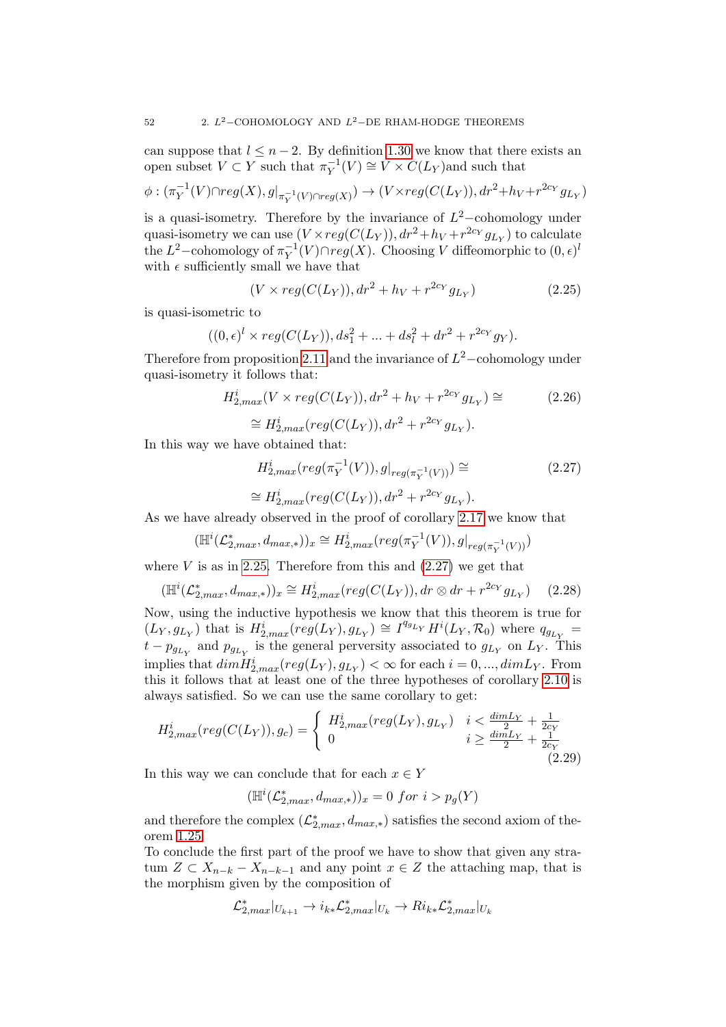can suppose that $l \leq n-2$. By definition 1.30 we know that there exists an open subset $V \subset Y$ such that $\pi_Y^{-1}(V) \cong V \times C(L_Y)$and such that

$$\phi : (\pi_Y^{-1}(V) \cap reg(X), g|_{\pi_Y^{-1}(V)\cap reg(X)}) \to (V \times reg(C(L_Y)), dr^2 + h_V + r^{2c_Y} g_{L_Y})$$

is a quasi-isometry. Therefore by the invariance of $L^2$−cohomology under quasi-isometry we can use $(V \times reg(C(L_Y)), dr^2 + h_V + r^{2c_Y} g_{L_Y})$ to calculate the $L^2$−cohomology of $\pi_Y^{-1}(V) \cap reg(X)$. Choosing $V$ diffeomorphic to $(0, \epsilon)^l$ with $\epsilon$ sufficiently small we have that

$$(V \times reg(C(L_Y)), dr^2 + h_V + r^{2c_Y} g_{L_Y}) \tag{2.25}$$

is quasi-isometric to

$$((0, \epsilon)^l \times reg(C(L_Y)), ds_1^2 + ... + ds_l^2 + dr^2 + r^{2c_Y} g_Y).$$

Therefore from proposition 2.11 and the invariance of $L^2$−cohomology under quasi-isometry it follows that:

$$H^i_{2,max}(V \times reg(C(L_Y)), dr^2 + h_V + r^{2c_Y} g_{L_Y}) \cong \tag{2.26}$$
$$\cong H^i_{2,max}(reg(C(L_Y)), dr^2 + r^{2c_Y} g_{L_Y}).$$

In this way we have obtained that:

$$H^i_{2,max}(reg(\pi_Y^{-1}(V)), g|_{reg(\pi_Y^{-1}(V))}) \cong \tag{2.27}$$
$$\cong H^i_{2,max}(reg(C(L_Y)), dr^2 + r^{2c_Y} g_{L_Y}).$$

As we have already observed in the proof of corollary 2.17 we know that

$$(\mathbb{H}^i(\mathcal{L}^*_{2,max}, d_{max,*}))_x \cong H^i_{2,max}(reg(\pi_Y^{-1}(V)), g|_{reg(\pi_Y^{-1}(V))})$$

where $V$ is as in 2.25. Therefore from this and (2.27) we get that

$$(\mathbb{H}^i(\mathcal{L}^*_{2,max}, d_{max,*}))_x \cong H^i_{2,max}(reg(C(L_Y)), dr \otimes dr + r^{2c_Y} g_{L_Y}) \tag{2.28}$$

Now, using the inductive hypothesis we know that this theorem is true for $(L_Y, g_{L_Y})$ that is $H^i_{2,max}(reg(L_Y), g_{L_Y}) \cong I^{q_{g_{L_Y}}} H^i(L_Y, \mathcal{R}_0)$ where $q_{g_{L_Y}} = t - p_{g_{L_Y}}$ and $p_{g_{L_Y}}$ is the general perversity associated to $g_{L_Y}$ on $L_Y$. This implies that $dim H^i_{2,max}(reg(L_Y), g_{L_Y}) < \infty$ for each $i = 0, ..., dim L_Y$. From this it follows that at least one of the three hypotheses of corollary 2.10 is always satisfied. So we can use the same corollary to get:

$$H^i_{2,max}(reg(C(L_Y)), g_c) = \begin{cases} H^i_{2,max}(reg(L_Y), g_{L_Y}) & i < \frac{dim L_Y}{2} + \frac{1}{2c_Y} \\ 0 & i \geq \frac{dim L_Y}{2} + \frac{1}{2c_Y} \end{cases} \tag{2.29}$$

In this way we can conclude that for each $x \in Y$

$$(\mathbb{H}^i(\mathcal{L}^*_{2,max}, d_{max,*}))_x = 0 \ for \ i > p_g(Y)$$

and therefore the complex $(\mathcal{L}^*_{2,max}, d_{max,*})$ satisfies the second axiom of theorem 1.25.

To conclude the first part of the proof we have to show that given any stratum $Z \subset X_{n-k} - X_{n-k-1}$ and any point $x \in Z$ the attaching map, that is the morphism given by the composition of

$$\mathcal{L}^*_{2,max}|_{U_{k+1}} \to i_{k*}\mathcal{L}^*_{2,max}|_{U_k} \to Ri_{k*}\mathcal{L}^*_{2,max}|_{U_k}$$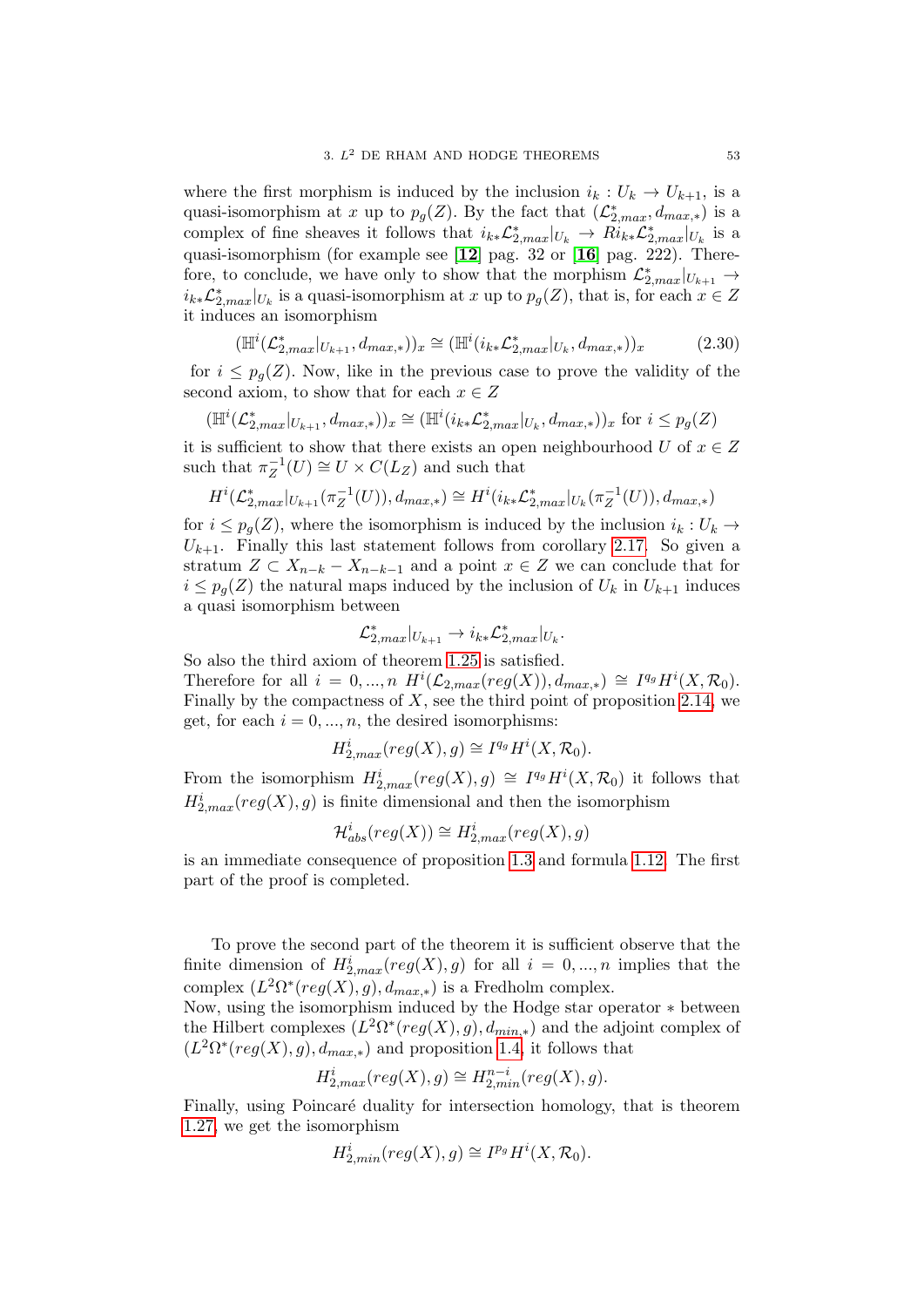where the first morphism is induced by the inclusion $i_k : U_k \to U_{k+1}$, is a quasi-isomorphism at $x$ up to $p_g(Z)$. By the fact that $(\mathcal{L}^*_{2,max}, d_{max,*})$ is a complex of fine sheaves it follows that $i_{k*}\mathcal{L}^*_{2,max}|_{U_k} \to Ri_{k*}\mathcal{L}^*_{2,max}|_{U_k}$ is a quasi-isomorphism (for example see [**12**] pag. 32 or [**16**] pag. 222). Therefore, to conclude, we have only to show that the morphism $\mathcal{L}^*_{2,max}|_{U_{k+1}} \to i_{k*}\mathcal{L}^*_{2,max}|_{U_k}$ is a quasi-isomorphism at $x$ up to $p_g(Z)$, that is, for each $x \in Z$ it induces an isomorphism

$$(\mathbb{H}^i(\mathcal{L}^*_{2,max}|_{U_{k+1}}, d_{max,*}))_x \cong (\mathbb{H}^i(i_{k*}\mathcal{L}^*_{2,max}|_{U_k}, d_{max,*}))_x \tag{2.30}$$

for $i \leq p_g(Z)$. Now, like in the previous case to prove the validity of the second axiom, to show that for each $x \in Z$

$$(\mathbb{H}^i(\mathcal{L}^*_{2,max}|_{U_{k+1}}, d_{max,*}))_x \cong (\mathbb{H}^i(i_{k*}\mathcal{L}^*_{2,max}|_{U_k}, d_{max,*}))_x \text{ for } i \leq p_g(Z)$$

it is sufficient to show that there exists an open neighbourhood $U$ of $x \in Z$ such that $\pi_Z^{-1}(U) \cong U \times C(L_Z)$ and such that

$$H^i(\mathcal{L}^*_{2,max}|_{U_{k+1}}(\pi_Z^{-1}(U)), d_{max,*}) \cong H^i(i_{k*}\mathcal{L}^*_{2,max}|_{U_k}(\pi_Z^{-1}(U)), d_{max,*})$$

for $i \leq p_g(Z)$, where the isomorphism is induced by the inclusion $i_k : U_k \to U_{k+1}$. Finally this last statement follows from corollary 2.17. So given a stratum $Z \subset X_{n-k} - X_{n-k-1}$ and a point $x \in Z$ we can conclude that for $i \leq p_g(Z)$ the natural maps induced by the inclusion of $U_k$ in $U_{k+1}$ induces a quasi isomorphism between

$$\mathcal{L}^*_{2,max}|_{U_{k+1}} \to i_{k*}\mathcal{L}^*_{2,max}|_{U_k}.$$

So also the third axiom of theorem 1.25 is satisfied.
Therefore for all $i = 0, ..., n$ $H^i(\mathcal{L}_{2,max}(reg(X)), d_{max,*}) \cong I^{q_g}H^i(X, \mathcal{R}_0)$. Finally by the compactness of $X$, see the third point of proposition 2.14, we get, for each $i = 0, ..., n$, the desired isomorphisms:

$$H^i_{2,max}(reg(X), g) \cong I^{q_g}H^i(X, \mathcal{R}_0).$$

From the isomorphism $H^i_{2,max}(reg(X), g) \cong I^{q_g}H^i(X, \mathcal{R}_0)$ it follows that $H^i_{2,max}(reg(X), g)$ is finite dimensional and then the isomorphism

$$\mathcal{H}^i_{abs}(reg(X)) \cong H^i_{2,max}(reg(X), g)$$

is an immediate consequence of proposition 1.3 and formula 1.12. The first part of the proof is completed.

To prove the second part of the theorem it is sufficient observe that the finite dimension of $H^i_{2,max}(reg(X), g)$ for all $i = 0, ..., n$ implies that the complex $(L^2\Omega^*(reg(X), g), d_{max,*})$ is a Fredholm complex.
Now, using the isomorphism induced by the Hodge star operator $*$ between the Hilbert complexes $(L^2\Omega^*(reg(X), g), d_{min,*})$ and the adjoint complex of $(L^2\Omega^*(reg(X), g), d_{max,*})$ and proposition 1.4, it follows that

$$H^i_{2,max}(reg(X), g) \cong H^{n-i}_{2,min}(reg(X), g).$$

Finally, using Poincaré duality for intersection homology, that is theorem 1.27, we get the isomorphism

$$H^i_{2,min}(reg(X), g) \cong I^{p_g}H^i(X, \mathcal{R}_0).$$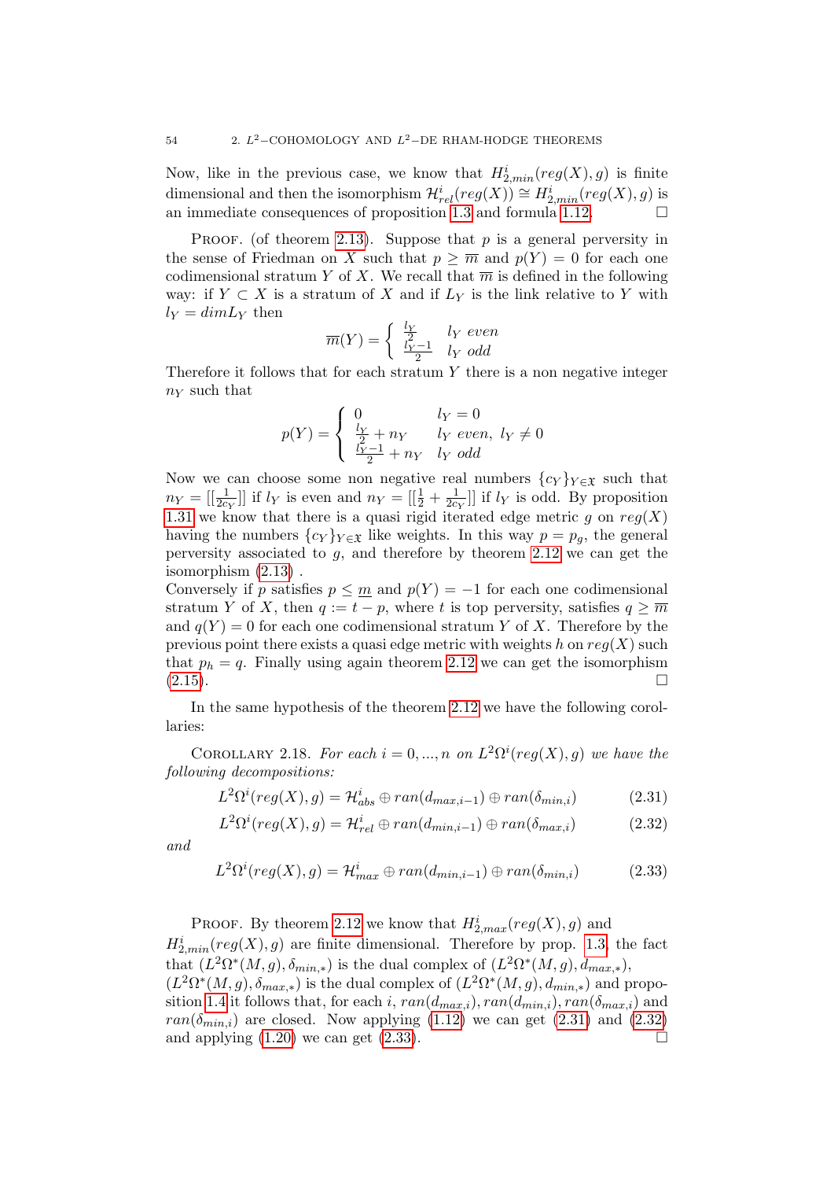Now, like in the previous case, we know that $H^i_{2,min}(reg(X),g)$ is finite dimensional and then the isomorphism $\mathcal{H}^i_{rel}(reg(X)) \cong H^i_{2,min}(reg(X),g)$ is an immediate consequences of proposition 1.3 and formula 1.12. $\square$

Proof. (of theorem 2.13). Suppose that $p$ is a general perversity in the sense of Friedman on $X$ such that $p \geq \overline{m}$ and $p(Y)=0$ for each one codimensional stratum $Y$ of $X$. We recall that $\overline{m}$ is defined in the following way: if $Y \subset X$ is a stratum of $X$ and if $L_Y$ is the link relative to $Y$ with $l_Y = dim L_Y$ then

$$\overline{m}(Y) = \begin{cases} \frac{l_Y}{2} & l_Y \text{ even} \\ \frac{l_Y - 1}{2} & l_Y \text{ odd} \end{cases}$$

Therefore it follows that for each stratum $Y$ there is a non negative integer $n_Y$ such that

$$p(Y) = \begin{cases} 0 & l_Y = 0 \\ \frac{l_Y}{2} + n_Y & l_Y \text{ even},\ l_Y \neq 0 \\ \frac{l_Y - 1}{2} + n_Y & l_Y \text{ odd} \end{cases}$$

Now we can choose some non negative real numbers $\{c_Y\}_{Y \in \mathfrak{X}}$ such that $n_Y = [[\frac{1}{2c_Y}]]$ if $l_Y$ is even and $n_Y = [[\frac{1}{2} + \frac{1}{2c_Y}]]$ if $l_Y$ is odd. By proposition 1.31 we know that there is a quasi rigid iterated edge metric $g$ on $reg(X)$ having the numbers $\{c_Y\}_{Y \in \mathfrak{X}}$ like weights. In this way $p = p_g$, the general perversity associated to $g$, and therefore by theorem 2.12 we can get the isomorphism (2.13) .

Conversely if $p$ satisfies $p \leq \underline{m}$ and $p(Y) = -1$ for each one codimensional stratum $Y$ of $X$, then $q := t - p$, where $t$ is top perversity, satisfies $q \geq \overline{m}$ and $q(Y) = 0$ for each one codimensional stratum $Y$ of $X$. Therefore by the previous point there exists a quasi edge metric with weights $h$ on $reg(X)$ such that $p_h = q$. Finally using again theorem 2.12 we can get the isomorphism (2.15). $\square$

In the same hypothesis of the theorem 2.12 we have the following corollaries:

Corollary 2.18. *For each $i = 0, ..., n$ on $L^2\Omega^i(reg(X),g)$ we have the following decompositions:*

$$L^2\Omega^i(reg(X),g) = \mathcal{H}^i_{abs} \oplus ran(d_{max,i-1}) \oplus ran(\delta_{min,i}) \tag{2.31}$$

$$L^2\Omega^i(reg(X),g) = \mathcal{H}^i_{rel} \oplus ran(d_{min,i-1}) \oplus ran(\delta_{max,i}) \tag{2.32}$$

*and*

$$L^2\Omega^i(reg(X),g) = \mathcal{H}^i_{max} \oplus ran(d_{min,i-1}) \oplus ran(\delta_{min,i}) \tag{2.33}$$

Proof. By theorem 2.12 we know that $H^i_{2,max}(reg(X),g)$ and $H^i_{2,min}(reg(X),g)$ are finite dimensional. Therefore by prop. 1.3, the fact that $(L^2\Omega^*(M,g),\delta_{min,*})$ is the dual complex of $(L^2\Omega^*(M,g),d_{max,*})$, $(L^2\Omega^*(M,g),\delta_{max,*})$ is the dual complex of $(L^2\Omega^*(M,g),d_{min,*})$ and proposition 1.4 it follows that, for each $i$, $ran(d_{max,i}), ran(d_{min,i}), ran(\delta_{max,i})$ and $ran(\delta_{min,i})$ are closed. Now applying (1.12) we can get (2.31) and (2.32) and applying (1.20) we can get (2.33). $\square$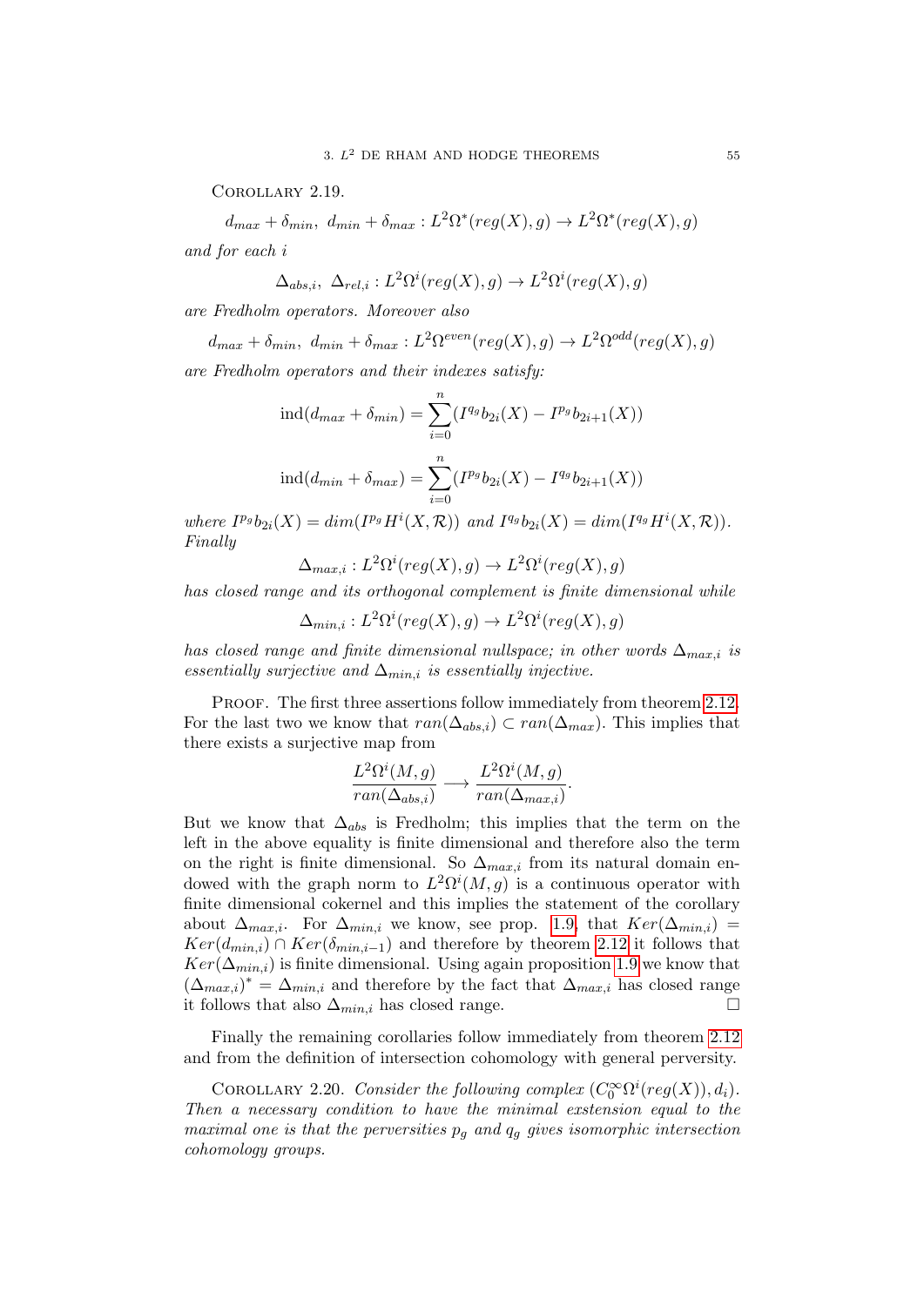Corollary 2.19.

$$d_{max} + \delta_{min},\ d_{min} + \delta_{max} : L^2\Omega^*(reg(X), g) \to L^2\Omega^*(reg(X), g)$$

*and for each* $i$

$$\Delta_{abs,i},\ \Delta_{rel,i} : L^2\Omega^i(reg(X), g) \to L^2\Omega^i(reg(X), g)$$

*are Fredholm operators. Moreover also*

$$d_{max} + \delta_{min},\ d_{min} + \delta_{max} : L^2\Omega^{even}(reg(X), g) \to L^2\Omega^{odd}(reg(X), g)$$

*are Fredholm operators and their indexes satisfy:*

$$\text{ind}(d_{max} + \delta_{min}) = \sum_{i=0}^{n} (I^{q_g} b_{2i}(X) - I^{p_g} b_{2i+1}(X))$$

$$\text{ind}(d_{min} + \delta_{max}) = \sum_{i=0}^{n} (I^{p_g} b_{2i}(X) - I^{q_g} b_{2i+1}(X))$$

*where* $I^{p_g} b_{2i}(X) = dim(I^{p_g} H^i(X, \mathcal{R}))$ *and* $I^{q_g} b_{2i}(X) = dim(I^{q_g} H^i(X, \mathcal{R}))$. *Finally*

$$\Delta_{max,i} : L^2\Omega^i(reg(X), g) \to L^2\Omega^i(reg(X), g)$$

*has closed range and its orthogonal complement is finite dimensional while*

$$\Delta_{min,i} : L^2\Omega^i(reg(X), g) \to L^2\Omega^i(reg(X), g)$$

*has closed range and finite dimensional nullspace; in other words* $\Delta_{max,i}$ *is essentially surjective and* $\Delta_{min,i}$ *is essentially injective.*

Proof. The first three assertions follow immediately from theorem 2.12. For the last two we know that $ran(\Delta_{abs,i}) \subset ran(\Delta_{max})$. This implies that there exists a surjective map from

$$\frac{L^2\Omega^i(M, g)}{ran(\Delta_{abs,i})} \longrightarrow \frac{L^2\Omega^i(M, g)}{ran(\Delta_{max,i})}.$$

But we know that $\Delta_{abs}$ is Fredholm; this implies that the term on the left in the above equality is finite dimensional and therefore also the term on the right is finite dimensional. So $\Delta_{max,i}$ from its natural domain endowed with the graph norm to $L^2\Omega^i(M, g)$ is a continuous operator with finite dimensional cokernel and this implies the statement of the corollary about $\Delta_{max,i}$. For $\Delta_{min,i}$ we know, see prop. 1.9, that $Ker(\Delta_{min,i}) = Ker(d_{min,i}) \cap Ker(\delta_{min,i-1})$ and therefore by theorem 2.12 it follows that $Ker(\Delta_{min,i})$ is finite dimensional. Using again proposition 1.9 we know that $(\Delta_{max,i})^* = \Delta_{min,i}$ and therefore by the fact that $\Delta_{max,i}$ has closed range it follows that also $\Delta_{min,i}$ has closed range. □

Finally the remaining corollaries follow immediately from theorem 2.12 and from the definition of intersection cohomology with general perversity.

Corollary 2.20. *Consider the following complex* $(C_0^\infty\Omega^i(reg(X)), d_i)$. *Then a necessary condition to have the minimal exstension equal to the maximal one is that the perversities* $p_g$ *and* $q_g$ *gives isomorphic intersection cohomology groups.*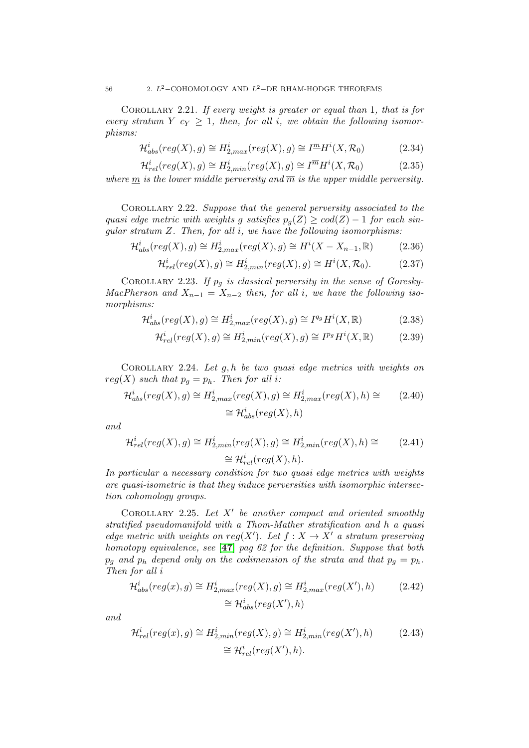**Corollary 2.21.** *If every weight is greater or equal than 1, that is for every stratum $Y$ $c_Y \geq 1$, then, for all $i$, we obtain the following isomorphisms:*

$$\mathcal{H}^i_{abs}(reg(X), g) \cong H^i_{2,max}(reg(X), g) \cong I^{\underline{m}}H^i(X, \mathcal{R}_0) \tag{2.34}$$

$$\mathcal{H}^i_{rel}(reg(X), g) \cong H^i_{2,min}(reg(X), g) \cong I^{\overline{m}}H^i(X, \mathcal{R}_0) \tag{2.35}$$

*where $\underline{m}$ is the lower middle perversity and $\overline{m}$ is the upper middle perversity.*

**Corollary 2.22.** *Suppose that the general perversity associated to the quasi edge metric with weights $g$ satisfies $p_g(Z) \geq cod(Z) - 1$ for each singular stratum $Z$. Then, for all $i$, we have the following isomorphisms:*

$$\mathcal{H}^i_{abs}(reg(X), g) \cong H^i_{2,max}(reg(X), g) \cong H^i(X - X_{n-1}, \mathbb{R}) \tag{2.36}$$

$$\mathcal{H}^i_{rel}(reg(X), g) \cong H^i_{2,min}(reg(X), g) \cong H^i(X, \mathcal{R}_0). \tag{2.37}$$

**Corollary 2.23.** *If $p_g$ is classical perversity in the sense of Goresky-MacPherson and $X_{n-1} = X_{n-2}$ then, for all $i$, we have the following isomorphisms:*

$$\mathcal{H}^i_{abs}(reg(X), g) \cong H^i_{2,max}(reg(X), g) \cong I^{q_g}H^i(X, \mathbb{R}) \tag{2.38}$$

$$\mathcal{H}^i_{rel}(reg(X), g) \cong H^i_{2,min}(reg(X), g) \cong I^{p_g}H^i(X, \mathbb{R}) \tag{2.39}$$

**Corollary 2.24.** *Let $g, h$ be two quasi edge metrics with weights on $reg(X)$ such that $p_g = p_h$. Then for all $i$:*

$$\mathcal{H}^i_{abs}(reg(X), g) \cong H^i_{2,max}(reg(X), g) \cong H^i_{2,max}(reg(X), h) \cong \cong \mathcal{H}^i_{abs}(reg(X), h) \tag{2.40}$$

*and*

$$\mathcal{H}^i_{rel}(reg(X), g) \cong H^i_{2,min}(reg(X), g) \cong H^i_{2,min}(reg(X), h) \cong \cong \mathcal{H}^i_{rel}(reg(X), h). \tag{2.41}$$

*In particular a necessary condition for two quasi edge metrics with weights are quasi-isometric is that they induce perversities with isomorphic intersection cohomology groups.*

**Corollary 2.25.** *Let $X'$ be another compact and oriented smoothly stratified pseudomanifold with a Thom-Mather stratification and $h$ a quasi edge metric with weights on $reg(X')$. Let $f : X \to X'$ a stratum preserving homotopy equivalence, see* **[47]** *pag 62 for the definition. Suppose that both $p_g$ and $p_h$ depend only on the codimension of the strata and that $p_g = p_h$. Then for all $i$*

$$\mathcal{H}^i_{abs}(reg(x), g) \cong H^i_{2,max}(reg(X), g) \cong H^i_{2,max}(reg(X'), h) \cong \mathcal{H}^i_{abs}(reg(X'), h) \tag{2.42}$$

*and*

$$\mathcal{H}^i_{rel}(reg(x), g) \cong H^i_{2,min}(reg(X), g) \cong H^i_{2,min}(reg(X'), h) \cong \mathcal{H}^i_{rel}(reg(X'), h). \tag{2.43}$$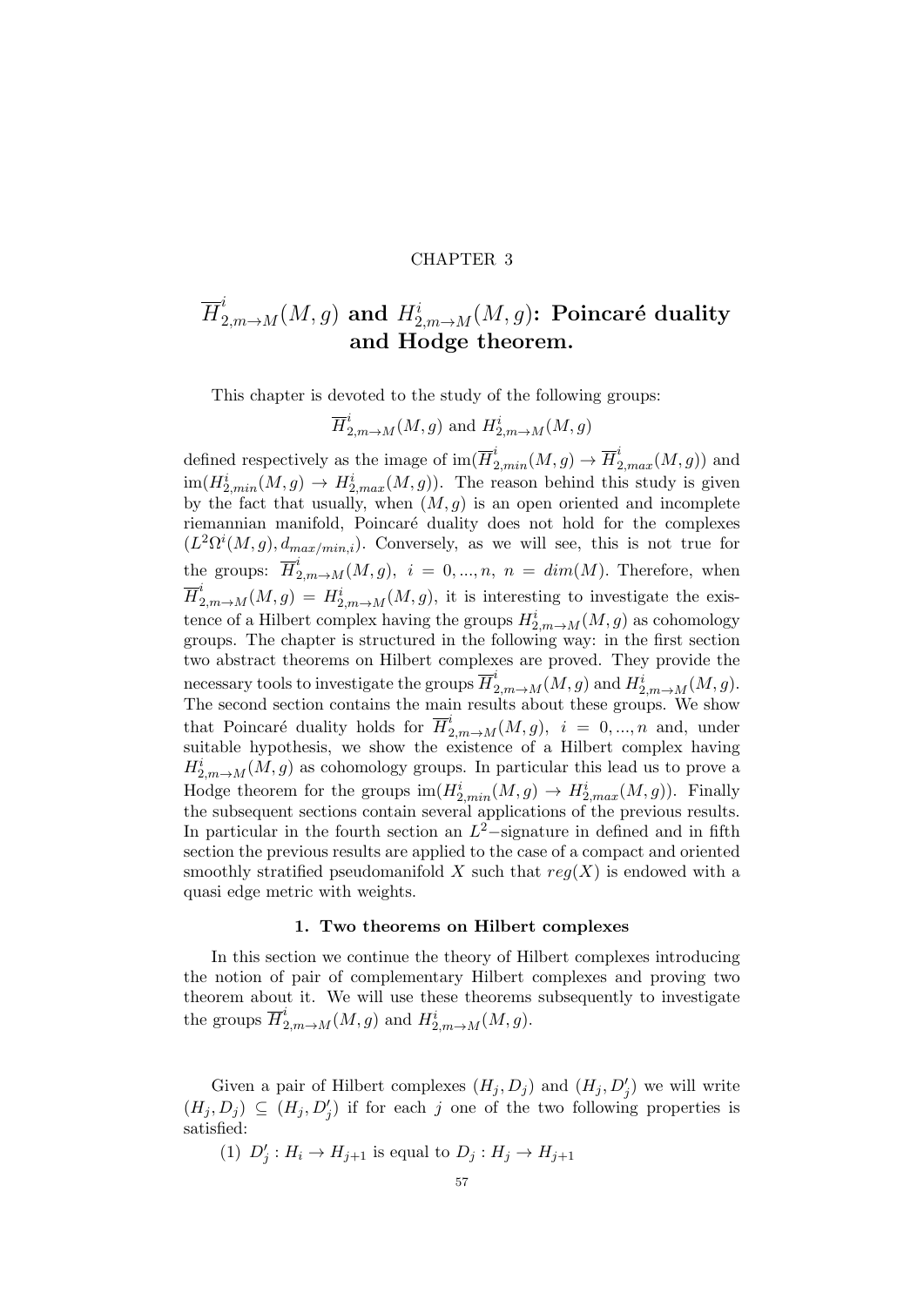CHAPTER 3

# $\overline{H}^i_{2,m\to M}(M,g)$ and $H^i_{2,m\to M}(M,g)$: Poincaré duality and Hodge theorem.

This chapter is devoted to the study of the following groups:

$$\overline{H}^i_{2,m\to M}(M,g) \text{ and } H^i_{2,m\to M}(M,g)$$

defined respectively as the image of $\text{im}(\overline{H}^i_{2,min}(M,g) \to \overline{H}^i_{2,max}(M,g))$ and $\text{im}(H^i_{2,min}(M,g) \to H^i_{2,max}(M,g))$. The reason behind this study is given by the fact that usually, when $(M,g)$ is an open oriented and incomplete riemannian manifold, Poincaré duality does not hold for the complexes $(L^2\Omega^i(M,g), d_{max/min,i})$. Conversely, as we will see, this is not true for the groups: $\overline{H}^i_{2,m\to M}(M,g)$, $i = 0,...,n$, $n = dim(M)$. Therefore, when $\overline{H}^i_{2,m\to M}(M,g) = H^i_{2,m\to M}(M,g)$, it is interesting to investigate the existence of a Hilbert complex having the groups $H^i_{2,m\to M}(M,g)$ as cohomology groups. The chapter is structured in the following way: in the first section two abstract theorems on Hilbert complexes are proved. They provide the necessary tools to investigate the groups $\overline{H}^i_{2,m\to M}(M,g)$ and $H^i_{2,m\to M}(M,g)$. The second section contains the main results about these groups. We show that Poincaré duality holds for $\overline{H}^i_{2,m\to M}(M,g)$, $i = 0,...,n$ and, under suitable hypothesis, we show the existence of a Hilbert complex having $H^i_{2,m\to M}(M,g)$ as cohomology groups. In particular this lead us to prove a Hodge theorem for the groups $\text{im}(H^i_{2,min}(M,g) \to H^i_{2,max}(M,g))$. Finally the subsequent sections contain several applications of the previous results. In particular in the fourth section an $L^2-$signature in defined and in fifth section the previous results are applied to the case of a compact and oriented smoothly stratified pseudomanifold $X$ such that $reg(X)$ is endowed with a quasi edge metric with weights.

## 1. Two theorems on Hilbert complexes

In this section we continue the theory of Hilbert complexes introducing the notion of pair of complementary Hilbert complexes and proving two theorem about it. We will use these theorems subsequently to investigate the groups $\overline{H}^i_{2,m\to M}(M,g)$ and $H^i_{2,m\to M}(M,g)$.

Given a pair of Hilbert complexes $(H_j, D_j)$ and $(H_j, D'_j)$ we will write $(H_j, D_j) \subseteq (H_j, D'_j)$ if for each $j$ one of the two following properties is satisfied:

(1) $D'_j : H_i \to H_{j+1}$ is equal to $D_j : H_j \to H_{j+1}$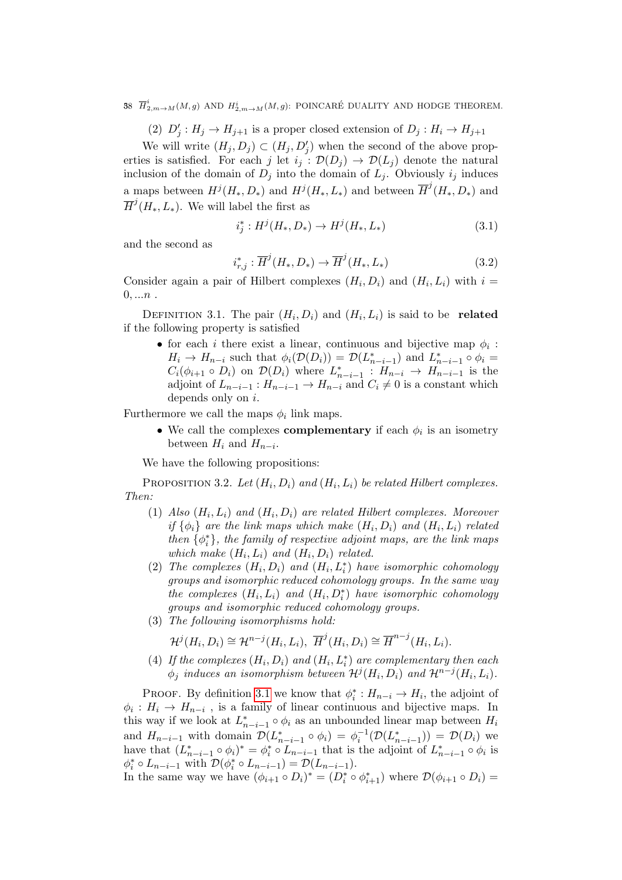(2) $D'_j : H_j \to H_{j+1}$ is a proper closed extension of $D_j : H_i \to H_{j+1}$

We will write $(H_j, D_j) \subset (H_j, D'_j)$ when the second of the above properties is satisfied. For each $j$ let $i_j : \mathcal{D}(D_j) \to \mathcal{D}(L_j)$ denote the natural inclusion of the domain of $D_j$ into the domain of $L_j$. Obviously $i_j$ induces a maps between $H^j(H_*, D_*)$ and $H^j(H_*, L_*)$ and between $\overline{H}^j(H_*, D_*)$ and $\overline{H}^j(H_*, L_*)$. We will label the first as

$$i_j^* : H^j(H_*, D_*) \to H^j(H_*, L_*) \tag{3.1}$$

and the second as

$$i_{r,j}^* : \overline{H}^j(H_*, D_*) \to \overline{H}^j(H_*, L_*) \tag{3.2}$$

Consider again a pair of Hilbert complexes $(H_i, D_i)$ and $(H_i, L_i)$ with $i = 0, ...n$ .

Definition 3.1. The pair $(H_i, D_i)$ and $(H_i, L_i)$ is said to be **related** if the following property is satisfied

- for each $i$ there exist a linear, continuous and bijective map $\phi_i : H_i \to H_{n-i}$ such that $\phi_i(\mathcal{D}(D_i)) = \mathcal{D}(L^*_{n-i-1})$ and $L^*_{n-i-1} \circ \phi_i = C_i(\phi_{i+1} \circ D_i)$ on $\mathcal{D}(D_i)$ where $L^*_{n-i-1} : H_{n-i} \to H_{n-i-1}$ is the adjoint of $L_{n-i-1} : H_{n-i-1} \to H_{n-i}$ and $C_i \neq 0$ is a constant which depends only on $i$.

Furthermore we call the maps $\phi_i$ link maps.

- We call the complexes **complementary** if each $\phi_i$ is an isometry between $H_i$ and $H_{n-i}$.

We have the following propositions:

Proposition 3.2. *Let $(H_i, D_i)$ and $(H_i, L_i)$ be related Hilbert complexes. Then:*

1. *Also $(H_i, L_i)$ and $(H_i, D_i)$ are related Hilbert complexes. Moreover if $\{\phi_i\}$ are the link maps which make $(H_i, D_i)$ and $(H_i, L_i)$ related then $\{\phi_i^*\}$, the family of respective adjoint maps, are the link maps which make $(H_i, L_i)$ and $(H_i, D_i)$ related.*
2. *The complexes $(H_i, D_i)$ and $(H_i, L_i^*)$ have isomorphic cohomology groups and isomorphic reduced cohomology groups. In the same way the complexes $(H_i, L_i)$ and $(H_i, D_i^*)$ have isomorphic cohomology groups and isomorphic reduced cohomology groups.*
3. *The following isomorphisms hold:*
$$\mathcal{H}^j(H_i, D_i) \cong \mathcal{H}^{n-j}(H_i, L_i),\ \overline{H}^j(H_i, D_i) \cong \overline{H}^{n-j}(H_i, L_i).$$
4. *If the complexes $(H_i, D_i)$ and $(H_i, L_i^*)$ are complementary then each $\phi_j$ induces an isomorphism between $\mathcal{H}^j(H_i, D_i)$ and $\mathcal{H}^{n-j}(H_i, L_i)$.*

Proof. By definition 3.1 we know that $\phi_i^* : H_{n-i} \to H_i$, the adjoint of $\phi_i : H_i \to H_{n-i}$ , is a family of linear continuous and bijective maps. In this way if we look at $L^*_{n-i-1} \circ \phi_i$ as an unbounded linear map between $H_i$ and $H_{n-i-1}$ with domain $\mathcal{D}(L^*_{n-i-1} \circ \phi_i) = \phi_i^{-1}(\mathcal{D}(L^*_{n-i-1})) = \mathcal{D}(D_i)$ we have that $(L^*_{n-i-1} \circ \phi_i)^* = \phi_i^* \circ L_{n-i-1}$ that is the adjoint of $L^*_{n-i-1} \circ \phi_i$ is $\phi_i^* \circ L_{n-i-1}$ with $\mathcal{D}(\phi_i^* \circ L_{n-i-1}) = \mathcal{D}(L_{n-i-1})$.
In the same way we have $(\phi_{i+1} \circ D_i)^* = (D_i^* \circ \phi_{i+1}^*)$ where $\mathcal{D}(\phi_{i+1} \circ D_i) =$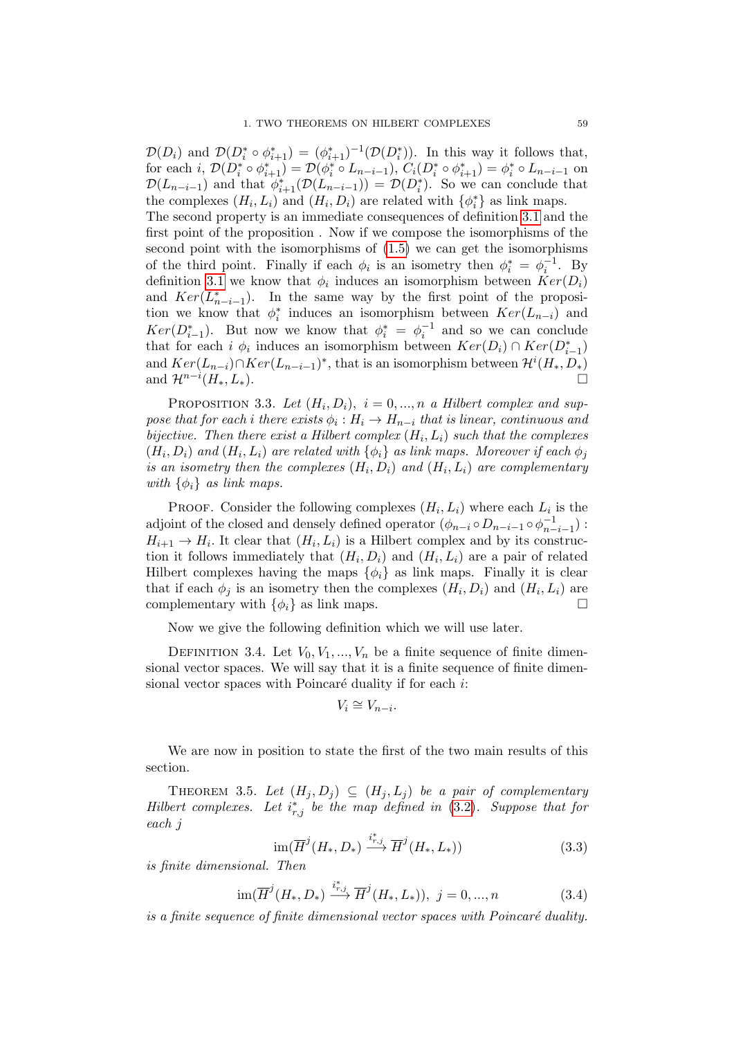$\mathcal{D}(D_i)$ and $\mathcal{D}(D_i^* \circ \phi_{i+1}^*) = (\phi_{i+1}^*)^{-1}(\mathcal{D}(D_i^*))$. In this way it follows that, for each $i$, $\mathcal{D}(D_i^* \circ \phi_{i+1}^*) = \mathcal{D}(\phi_i^* \circ L_{n-i-1})$, $C_i(D_i^* \circ \phi_{i+1}^*) = \phi_i^* \circ L_{n-i-1}$ on $\mathcal{D}(L_{n-i-1})$ and that $\phi_{i+1}^*(\mathcal{D}(L_{n-i-1})) = \mathcal{D}(D_i^*)$. So we can conclude that the complexes $(H_i, L_i)$ and $(H_i, D_i)$ are related with $\{\phi_i^*\}$ as link maps.
The second property is an immediate consequences of definition 3.1 and the first point of the proposition . Now if we compose the isomorphisms of the second point with the isomorphisms of (1.5) we can get the isomorphisms of the third point. Finally if each $\phi_i$ is an isometry then $\phi_i^* = \phi_i^{-1}$. By definition 3.1 we know that $\phi_i$ induces an isomorphism between $Ker(D_i)$ and $Ker(L_{n-i-1}^*)$. In the same way by the first point of the proposition we know that $\phi_i^*$ induces an isomorphism between $Ker(L_{n-i})$ and $Ker(D_{i-1}^*)$. But now we know that $\phi_i^* = \phi_i^{-1}$ and so we can conclude that for each $i$ $\phi_i$ induces an isomorphism between $Ker(D_i) \cap Ker(D_{i-1}^*)$ and $Ker(L_{n-i}) \cap Ker(L_{n-i-1})^*$, that is an isomorphism between $\mathcal{H}^i(H_*, D_*)$ and $\mathcal{H}^{n-i}(H_*, L_*)$. □

**Proposition 3.3.** *Let $(H_i, D_i)$, $i = 0, ..., n$ a Hilbert complex and suppose that for each $i$ there exists $\phi_i : H_i \to H_{n-i}$ that is linear, continuous and bijective. Then there exist a Hilbert complex $(H_i, L_i)$ such that the complexes $(H_i, D_i)$ and $(H_i, L_i)$ are related with $\{\phi_i\}$ as link maps. Moreover if each $\phi_j$ is an isometry then the complexes $(H_i, D_i)$ and $(H_i, L_i)$ are complementary with $\{\phi_i\}$ as link maps.*

Proof. Consider the following complexes $(H_i, L_i)$ where each $L_i$ is the adjoint of the closed and densely defined operator $(\phi_{n-i} \circ D_{n-i-1} \circ \phi_{n-i-1}^{-1}) : H_{i+1} \to H_i$. It clear that $(H_i, L_i)$ is a Hilbert complex and by its construction it follows immediately that $(H_i, D_i)$ and $(H_i, L_i)$ are a pair of related Hilbert complexes having the maps $\{\phi_i\}$ as link maps. Finally it is clear that if each $\phi_j$ is an isometry then the complexes $(H_i, D_i)$ and $(H_i, L_i)$ are complementary with $\{\phi_i\}$ as link maps. □

Now we give the following definition which we will use later.

**Definition 3.4.** Let $V_0, V_1, ..., V_n$ be a finite sequence of finite dimensional vector spaces. We will say that it is a finite sequence of finite dimensional vector spaces with Poincaré duality if for each $i$:

$$V_i \cong V_{n-i}.$$

We are now in position to state the first of the two main results of this section.

**Theorem 3.5.** *Let $(H_j, D_j) \subseteq (H_j, L_j)$ be a pair of complementary Hilbert complexes. Let $i_{r,j}^*$ be the map defined in (3.2). Suppose that for each $j$*

$$\mathrm{im}(\overline{H}^j(H_*, D_*) \xrightarrow{i_{r,j}^*} \overline{H}^j(H_*, L_*)) \tag{3.3}$$

*is finite dimensional. Then*

$$\mathrm{im}(\overline{H}^j(H_*, D_*) \xrightarrow{i_{r,j}^*} \overline{H}^j(H_*, L_*)),\ j = 0, ..., n \tag{3.4}$$

*is a finite sequence of finite dimensional vector spaces with Poincaré duality.*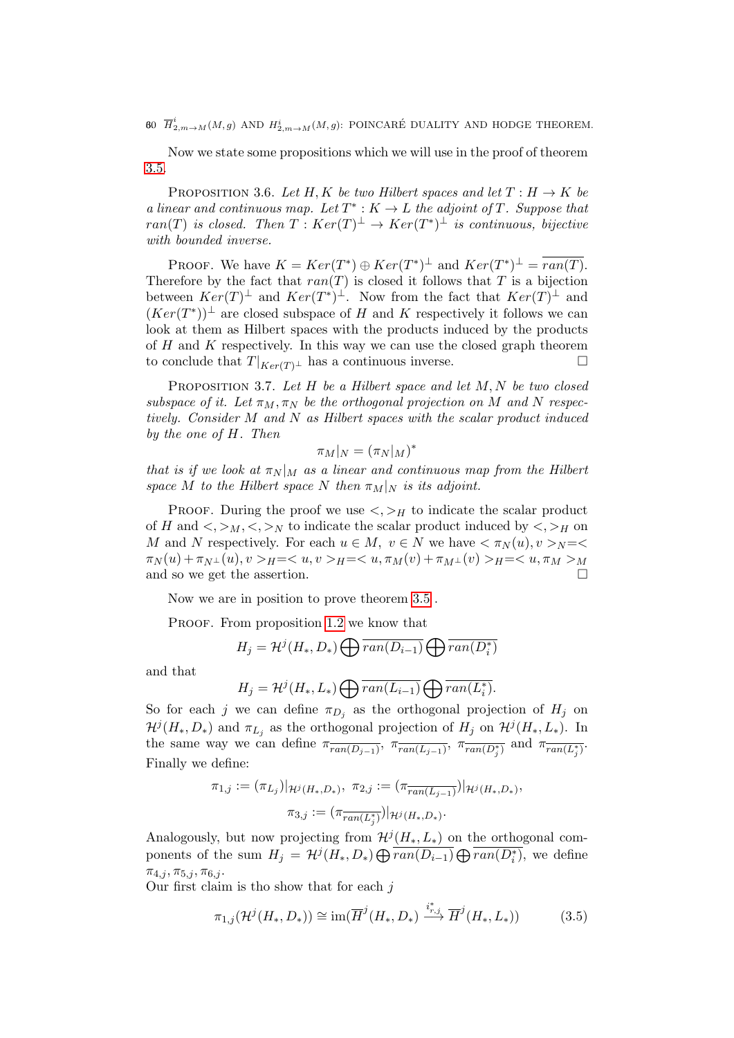Now we state some propositions which we will use in the proof of theorem 3.5.

PROPOSITION 3.6. *Let $H, K$ be two Hilbert spaces and let $T : H \to K$ be a linear and continuous map. Let $T^* : K \to L$ the adjoint of $T$. Suppose that $ran(T)$ is closed. Then $T : Ker(T)^{\perp} \to Ker(T^*)^{\perp}$ is continuous, bijective with bounded inverse.*

PROOF. We have $K = Ker(T^*) \oplus Ker(T^*)^{\perp}$ and $Ker(T^*)^{\perp} = \overline{ran(T)}$. Therefore by the fact that $ran(T)$ is closed it follows that $T$ is a bijection between $Ker(T)^{\perp}$ and $Ker(T^*)^{\perp}$. Now from the fact that $Ker(T)^{\perp}$ and $(Ker(T^*))^{\perp}$ are closed subspace of $H$ and $K$ respectively it follows that we can look at them as Hilbert spaces with the products induced by the products of $H$ and $K$ respectively. In this way we can use the closed graph theorem to conclude that $T|_{Ker(T)^{\perp}}$ has a continuous inverse. $\square$

PROPOSITION 3.7. *Let $H$ be a Hilbert space and let $M, N$ be two closed subspace of it. Let $\pi_M, \pi_N$ be the orthogonal projection on $M$ and $N$ respectively. Consider $M$ and $N$ as Hilbert spaces with the scalar product induced by the one of $H$. Then*

$$\pi_M|_N = (\pi_N|_M)^*$$

*that is if we look at $\pi_N|_M$ as a linear and continuous map from the Hilbert space $M$ to the Hilbert space $N$ then $\pi_M|_N$ is its adjoint.*

PROOF. During the proof we use $<,>_H$ to indicate the scalar product of $H$ and $<,>_M, <,>_N$ to indicate the scalar product induced by $<,>_H$ on $M$ and $N$ respectively. For each $u \in M,\ v \in N$ we have $< \pi_N(u), v >_N = < \pi_N(u) + \pi_{N^{\perp}}(u), v >_H = < u, v >_H = < u, \pi_M(v) + \pi_{M^{\perp}}(v) >_H = < u, \pi_M >_M$ and so we get the assertion. $\square$

Now we are in position to prove theorem 3.5 .

PROOF. From proposition 1.2 we know that

$$H_j = \mathcal{H}^j(H_*, D_*) \bigoplus \overline{ran(D_{i-1})} \bigoplus \overline{ran(D_i^*)}$$

and that

$$H_j = \mathcal{H}^j(H_*, L_*) \bigoplus \overline{ran(L_{i-1})} \bigoplus \overline{ran(L_i^*)}.$$

So for each $j$ we can define $\pi_{D_j}$ as the orthogonal projection of $H_j$ on $\mathcal{H}^j(H_*, D_*)$ and $\pi_{L_j}$ as the orthogonal projection of $H_j$ on $\mathcal{H}^j(H_*, L_*)$. In the same way we can define $\pi_{\overline{ran(D_{j-1})}}$, $\pi_{\overline{ran(L_{j-1})}}$, $\pi_{\overline{ran(D_j^*)}}$ and $\pi_{\overline{ran(L_j^*)}}$. Finally we define:

$$\pi_{1,j} := (\pi_{L_j})|_{\mathcal{H}^j(H_*, D_*)},\ \pi_{2,j} := (\pi_{\overline{ran(L_{j-1})}})|_{\mathcal{H}^j(H_*, D_*)},$$

$$\pi_{3,j} := (\pi_{\overline{ran(L_j^*)}})|_{\mathcal{H}^j(H_*, D_*)}.$$

Analogously, but now projecting from $\mathcal{H}^j(H_*, L_*)$ on the orthogonal components of the sum $H_j = \mathcal{H}^j(H_*, D_*) \bigoplus \overline{ran(D_{i-1})} \bigoplus \overline{ran(D_i^*)}$, we define $\pi_{4,j}, \pi_{5,j}, \pi_{6,j}$.
Our first claim is tho show that for each $j$

$$\pi_{1,j}(\mathcal{H}^j(H_*, D_*)) \cong \operatorname{im}(\overline{H}^j(H_*, D_*) \xrightarrow{i^*_{r,j}} \overline{H}^j(H_*, L_*)) \tag{3.5}$$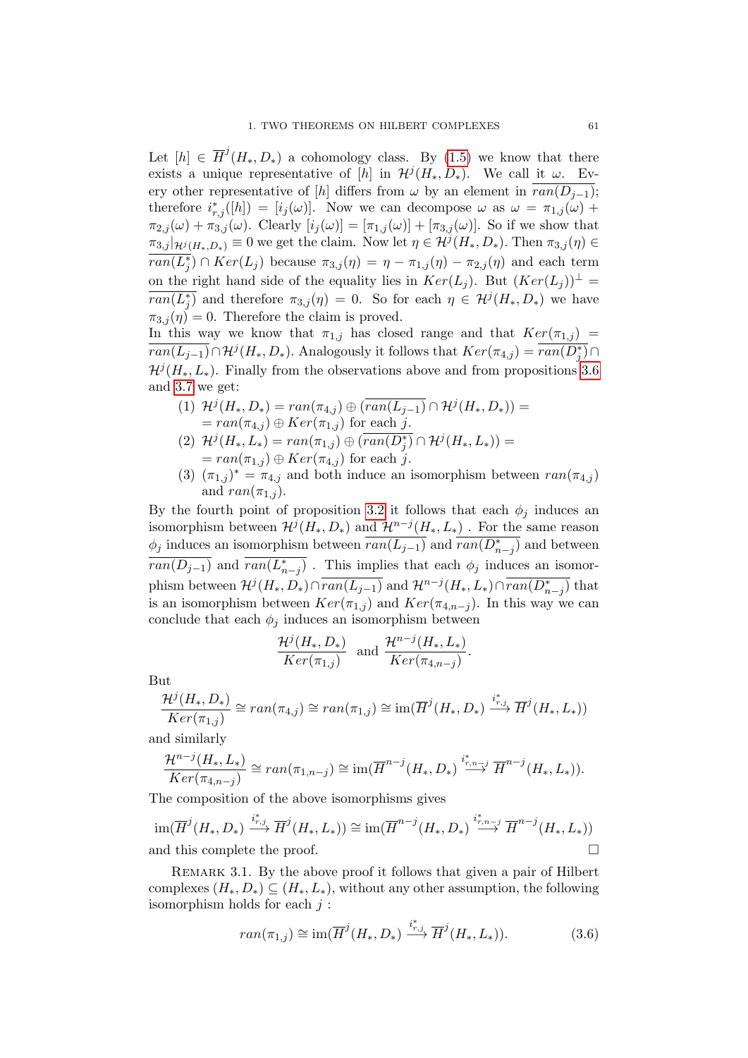Let $[h] \in \overline{H}^j(H_*, D_*)$ a cohomology class. By (1.5) we know that there exists a unique representative of $[h]$ in $\mathcal{H}^j(H_*, D_*)$. We call it $\omega$. Every other representative of $[h]$ differs from $\omega$ by an element in $\overline{ran(D_{j-1})}$; therefore $i^*_{r,j}([h]) = [i_j(\omega)]$. Now we can decompose $\omega$ as $\omega = \pi_{1,j}(\omega) + \pi_{2,j}(\omega) + \pi_{3,j}(\omega)$. Clearly $[i_j(\omega)] = [\pi_{1,j}(\omega)] + [\pi_{3,j}(\omega)]$. So if we show that $\pi_{3,j}|_{\mathcal{H}^j(H_*,D_*)} \equiv 0$ we get the claim. Now let $\eta \in \mathcal{H}^j(H_*, D_*)$. Then $\pi_{3,j}(\eta) \in \overline{ran(L_j^*)} \cap Ker(L_j)$ because $\pi_{3,j}(\eta) = \eta - \pi_{1,j}(\eta) - \pi_{2,j}(\eta)$ and each term on the right hand side of the equality lies in $Ker(L_j)$. But $(Ker(L_j))^{\perp} = \overline{ran(L_j^*)}$ and therefore $\pi_{3,j}(\eta) = 0$. So for each $\eta \in \mathcal{H}^j(H_*, D_*)$ we have $\pi_{3,j}(\eta) = 0$. Therefore the claim is proved.
In this way we know that $\pi_{1,j}$ has closed range and that $Ker(\pi_{1,j}) = \overline{ran(L_{j-1})} \cap \mathcal{H}^j(H_*, D_*)$. Analogously it follows that $Ker(\pi_{4,j}) = \overline{ran(D_j^*)} \cap \mathcal{H}^j(H_*, L_*)$. Finally from the observations above and from propositions 3.6 and 3.7 we get:

1. $\mathcal{H}^j(H_*, D_*) = ran(\pi_{4,j}) \oplus (\overline{ran(L_{j-1})} \cap \mathcal{H}^j(H_*, D_*)) =$
$= ran(\pi_{4,j}) \oplus Ker(\pi_{1,j})$ for each $j$.
2. $\mathcal{H}^j(H_*, L_*) = ran(\pi_{1,j}) \oplus (\overline{ran(D_j^*)} \cap \mathcal{H}^j(H_*, L_*)) =$
$= ran(\pi_{1,j}) \oplus Ker(\pi_{4,j})$ for each $j$.
3. $(\pi_{1,j})^* = \pi_{4,j}$ and both induce an isomorphism between $ran(\pi_{4,j})$ and $ran(\pi_{1,j})$.

By the fourth point of proposition 3.2 it follows that each $\phi_j$ induces an isomorphism between $\mathcal{H}^j(H_*, D_*)$ and $\mathcal{H}^{n-j}(H_*, L_*)$ . For the same reason $\phi_j$ induces an isomorphism between $\overline{ran(L_{j-1})}$ and $\overline{ran(D_{n-j}^*)}$ and between $\overline{ran(D_{j-1})}$ and $\overline{ran(L_{n-j}^*)}$ . This implies that each $\phi_j$ induces an isomorphism between $\mathcal{H}^j(H_*, D_*) \cap \overline{ran(L_{j-1})}$ and $\mathcal{H}^{n-j}(H_*, L_*) \cap \overline{ran(D_{n-j}^*)}$ that is an isomorphism between $Ker(\pi_{1,j})$ and $Ker(\pi_{4,n-j})$. In this way we can conclude that each $\phi_j$ induces an isomorphism between

$$\frac{\mathcal{H}^j(H_*, D_*)}{Ker(\pi_{1,j})} \text{ and } \frac{\mathcal{H}^{n-j}(H_*, L_*)}{Ker(\pi_{4,n-j})}.$$

But

$$\frac{\mathcal{H}^j(H_*, D_*)}{Ker(\pi_{1,j})} \cong ran(\pi_{4,j}) \cong ran(\pi_{1,j}) \cong \operatorname{im}(\overline{H}^j(H_*, D_*) \xrightarrow{i^*_{r,j}} \overline{H}^j(H_*, L_*))$$

and similarly

$$\frac{\mathcal{H}^{n-j}(H_*, L_*)}{Ker(\pi_{4,n-j})} \cong ran(\pi_{1,n-j}) \cong \operatorname{im}(\overline{H}^{n-j}(H_*, D_*) \xrightarrow{i^*_{r,n-j}} \overline{H}^{n-j}(H_*, L_*)).$$

The composition of the above isomorphisms gives

$$\operatorname{im}(\overline{H}^j(H_*, D_*) \xrightarrow{i^*_{r,j}} \overline{H}^j(H_*, L_*)) \cong \operatorname{im}(\overline{H}^{n-j}(H_*, D_*) \xrightarrow{i^*_{r,n-j}} \overline{H}^{n-j}(H_*, L_*))$$

and this complete the proof. $\square$

Remark 3.1. By the above proof it follows that given a pair of Hilbert complexes $(H_*, D_*) \subseteq (H_*, L_*)$, without any other assumption, the following isomorphism holds for each $j$ :

$$ran(\pi_{1,j}) \cong \operatorname{im}(\overline{H}^j(H_*, D_*) \xrightarrow{i^*_{r,j}} \overline{H}^j(H_*, L_*)). \tag{3.6}$$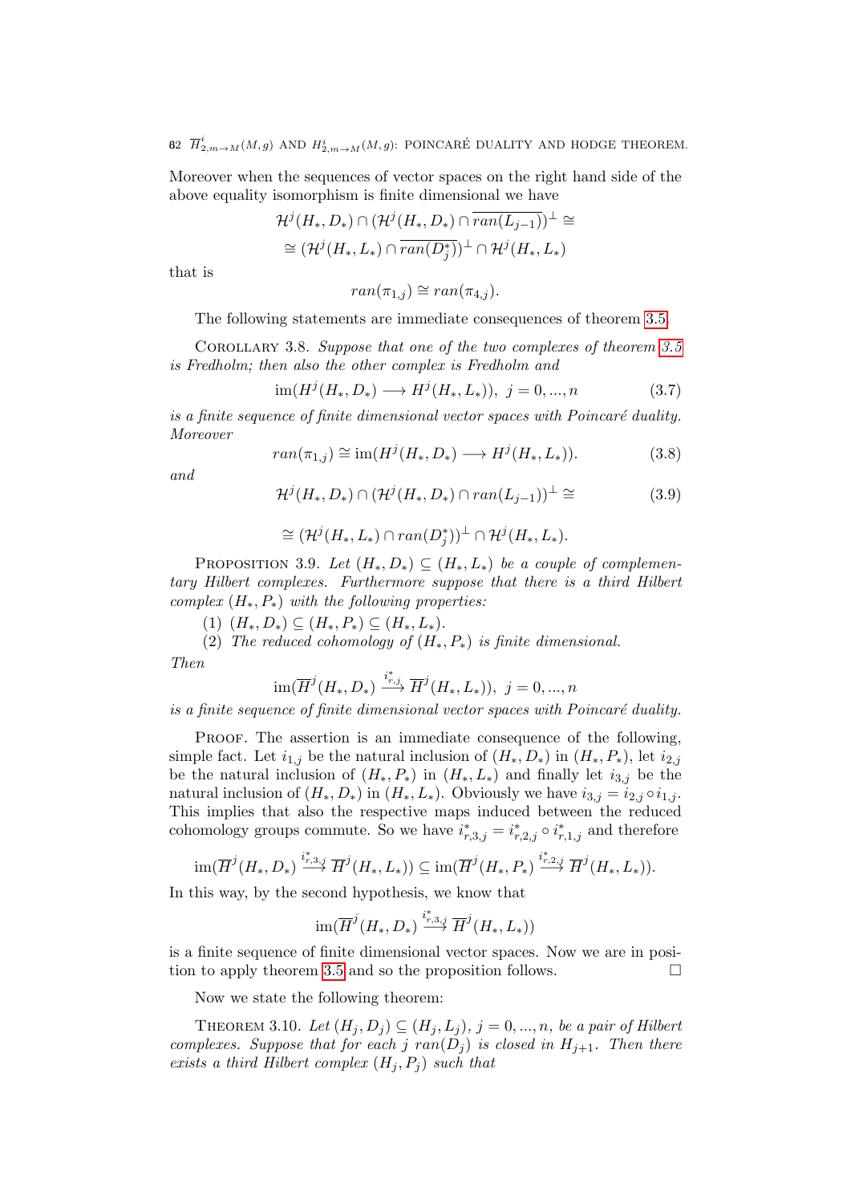Moreover when the sequences of vector spaces on the right hand side of the above equality isomorphism is finite dimensional we have

$$\mathcal{H}^j(H_*, D_*) \cap (\mathcal{H}^j(H_*, D_*) \cap \overline{ran(L_{j-1})})^{\perp} \cong$$
$$\cong (\mathcal{H}^j(H_*, L_*) \cap \overline{ran(D_j^*)})^{\perp} \cap \mathcal{H}^j(H_*, L_*)$$

that is

$$ran(\pi_{1,j}) \cong ran(\pi_{4,j}).$$

The following statements are immediate consequences of theorem 3.5.

Corollary 3.8. *Suppose that one of the two complexes of theorem 3.5 is Fredholm; then also the other complex is Fredholm and*

$$\operatorname{im}(H^j(H_*, D_*) \longrightarrow H^j(H_*, L_*)), \ j = 0, ..., n \tag{3.7}$$

*is a finite sequence of finite dimensional vector spaces with Poincaré duality. Moreover*

$$ran(\pi_{1,j}) \cong \operatorname{im}(H^j(H_*, D_*) \longrightarrow H^j(H_*, L_*)). \tag{3.8}$$

*and*

$$\mathcal{H}^j(H_*, D_*) \cap (\mathcal{H}^j(H_*, D_*) \cap ran(L_{j-1}))^{\perp} \cong \tag{3.9}$$

$$\cong (\mathcal{H}^j(H_*, L_*) \cap ran(D_j^*))^{\perp} \cap \mathcal{H}^j(H_*, L_*).$$

Proposition 3.9. *Let $(H_*, D_*) \subseteq (H_*, L_*)$ be a couple of complementary Hilbert complexes. Furthermore suppose that there is a third Hilbert complex $(H_*, P_*)$ with the following properties:*

1. *$(H_*, D_*) \subseteq (H_*, P_*) \subseteq (H_*, L_*)$.*
2. *The reduced cohomology of $(H_*, P_*)$ is finite dimensional.*

*Then*

$$\operatorname{im}(\overline{H}^j(H_*, D_*) \xrightarrow{i^*_{r,j}} \overline{H}^j(H_*, L_*)), \ j = 0, ..., n$$

*is a finite sequence of finite dimensional vector spaces with Poincaré duality.*

Proof. The assertion is an immediate consequence of the following, simple fact. Let $i_{1,j}$ be the natural inclusion of $(H_*, D_*)$ in $(H_*, P_*)$, let $i_{2,j}$ be the natural inclusion of $(H_*, P_*)$ in $(H_*, L_*)$ and finally let $i_{3,j}$ be the natural inclusion of $(H_*, D_*)$ in $(H_*, L_*)$. Obviously we have $i_{3,j} = i_{2,j} \circ i_{1,j}$. This implies that also the respective maps induced between the reduced cohomology groups commute. So we have $i^*_{r,3,j} = i^*_{r,2,j} \circ i^*_{r,1,j}$ and therefore

$$\operatorname{im}(\overline{H}^j(H_*, D_*) \xrightarrow{i^*_{r,3,j}} \overline{H}^j(H_*, L_*)) \subseteq \operatorname{im}(\overline{H}^j(H_*, P_*) \xrightarrow{i^*_{r,2,j}} \overline{H}^j(H_*, L_*)).$$

In this way, by the second hypothesis, we know that

$$\operatorname{im}(\overline{H}^j(H_*, D_*) \xrightarrow{i^*_{r,3,j}} \overline{H}^j(H_*, L_*))$$

is a finite sequence of finite dimensional vector spaces. Now we are in position to apply theorem 3.5 and so the proposition follows. $\square$

Now we state the following theorem:

Theorem 3.10. *Let $(H_j, D_j) \subseteq (H_j, L_j)$, $j = 0, ..., n$, be a pair of Hilbert complexes. Suppose that for each $j$ $ran(D_j)$ is closed in $H_{j+1}$. Then there exists a third Hilbert complex $(H_j, P_j)$ such that*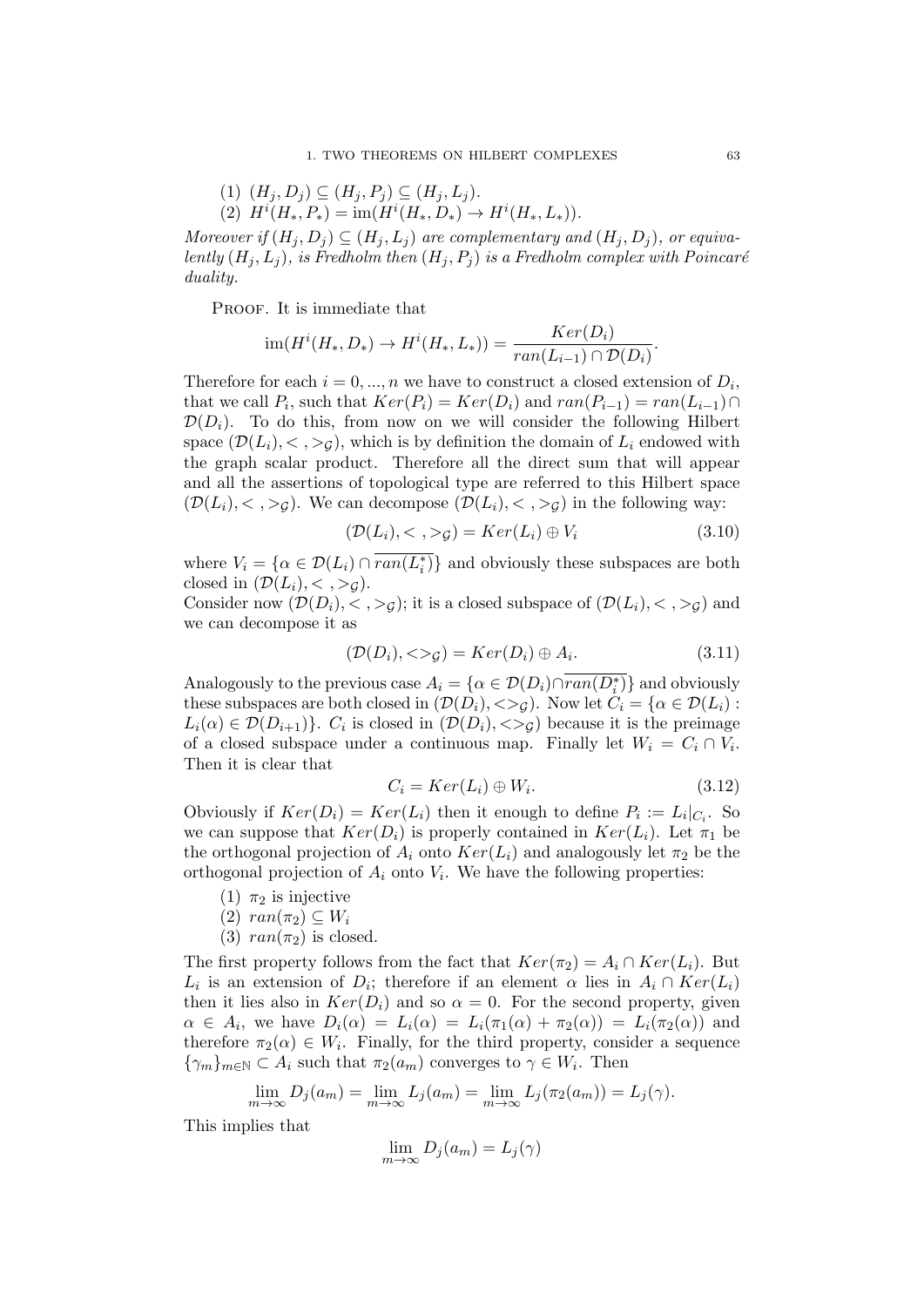(1) $(H_j, D_j) \subseteq (H_j, P_j) \subseteq (H_j, L_j)$.
(2) $H^i(H_*, P_*) = \text{im}(H^i(H_*, D_*) \to H^i(H_*, L_*))$.

*Moreover if $(H_j, D_j) \subseteq (H_j, L_j)$ are complementary and $(H_j, D_j)$, or equivalently $(H_j, L_j)$, is Fredholm then $(H_j, P_j)$ is a Fredholm complex with Poincaré duality.*

Proof. It is immediate that

$$\text{im}(H^i(H_*, D_*) \to H^i(H_*, L_*)) = \frac{Ker(D_i)}{ran(L_{i-1}) \cap \mathcal{D}(D_i)}.$$

Therefore for each $i = 0, ..., n$ we have to construct a closed extension of $D_i$, that we call $P_i$, such that $Ker(P_i) = Ker(D_i)$ and $ran(P_{i-1}) = ran(L_{i-1}) \cap \mathcal{D}(D_i)$. To do this, from now on we will consider the following Hilbert space $(\mathcal{D}(L_i), < , >_{\mathcal{G}})$, which is by definition the domain of $L_i$ endowed with the graph scalar product. Therefore all the direct sum that will appear and all the assertions of topological type are referred to this Hilbert space $(\mathcal{D}(L_i), < , >_{\mathcal{G}})$. We can decompose $(\mathcal{D}(L_i), < , >_{\mathcal{G}})$ in the following way:

$$(\mathcal{D}(L_i), < , >_{\mathcal{G}}) = Ker(L_i) \oplus V_i \tag{3.10}$$

where $V_i = \{\alpha \in \mathcal{D}(L_i) \cap \overline{ran(L_i^*)}\}$ and obviously these subspaces are both closed in $(\mathcal{D}(L_i), < , >_{\mathcal{G}})$.
Consider now $(\mathcal{D}(D_i), < , >_{\mathcal{G}})$; it is a closed subspace of $(\mathcal{D}(L_i), < , >_{\mathcal{G}})$ and we can decompose it as

$$(\mathcal{D}(D_i), <>_{\mathcal{G}}) = Ker(D_i) \oplus A_i. \tag{3.11}$$

Analogously to the previous case $A_i = \{\alpha \in \mathcal{D}(D_i) \cap \overline{ran(D_i^*)}\}$ and obviously these subspaces are both closed in $(\mathcal{D}(D_i), <>_{\mathcal{G}})$. Now let $C_i = \{\alpha \in \mathcal{D}(L_i) : L_i(\alpha) \in \mathcal{D}(D_{i+1})\}$. $C_i$ is closed in $(\mathcal{D}(D_i), <>_{\mathcal{G}})$ because it is the preimage of a closed subspace under a continuous map. Finally let $W_i = C_i \cap V_i$. Then it is clear that

$$C_i = Ker(L_i) \oplus W_i. \tag{3.12}$$

Obviously if $Ker(D_i) = Ker(L_i)$ then it enough to define $P_i := L_i|_{C_i}$. So we can suppose that $Ker(D_i)$ is properly contained in $Ker(L_i)$. Let $\pi_1$ be the orthogonal projection of $A_i$ onto $Ker(L_i)$ and analogously let $\pi_2$ be the orthogonal projection of $A_i$ onto $V_i$. We have the following properties:

(1) $\pi_2$ is injective
(2) $ran(\pi_2) \subseteq W_i$
(3) $ran(\pi_2)$ is closed.

The first property follows from the fact that $Ker(\pi_2) = A_i \cap Ker(L_i)$. But $L_i$ is an extension of $D_i$; therefore if an element $\alpha$ lies in $A_i \cap Ker(L_i)$ then it lies also in $Ker(D_i)$ and so $\alpha = 0$. For the second property, given $\alpha \in A_i$, we have $D_i(\alpha) = L_i(\alpha) = L_i(\pi_1(\alpha) + \pi_2(\alpha)) = L_i(\pi_2(\alpha))$ and therefore $\pi_2(\alpha) \in W_i$. Finally, for the third property, consider a sequence $\{\gamma_m\}_{m\in\mathbb{N}} \subset A_i$ such that $\pi_2(a_m)$ converges to $\gamma \in W_i$. Then

$$\lim_{m\to\infty} D_j(a_m) = \lim_{m\to\infty} L_j(a_m) = \lim_{m\to\infty} L_j(\pi_2(a_m)) = L_j(\gamma).$$

This implies that

$$\lim_{m\to\infty} D_j(a_m) = L_j(\gamma)$$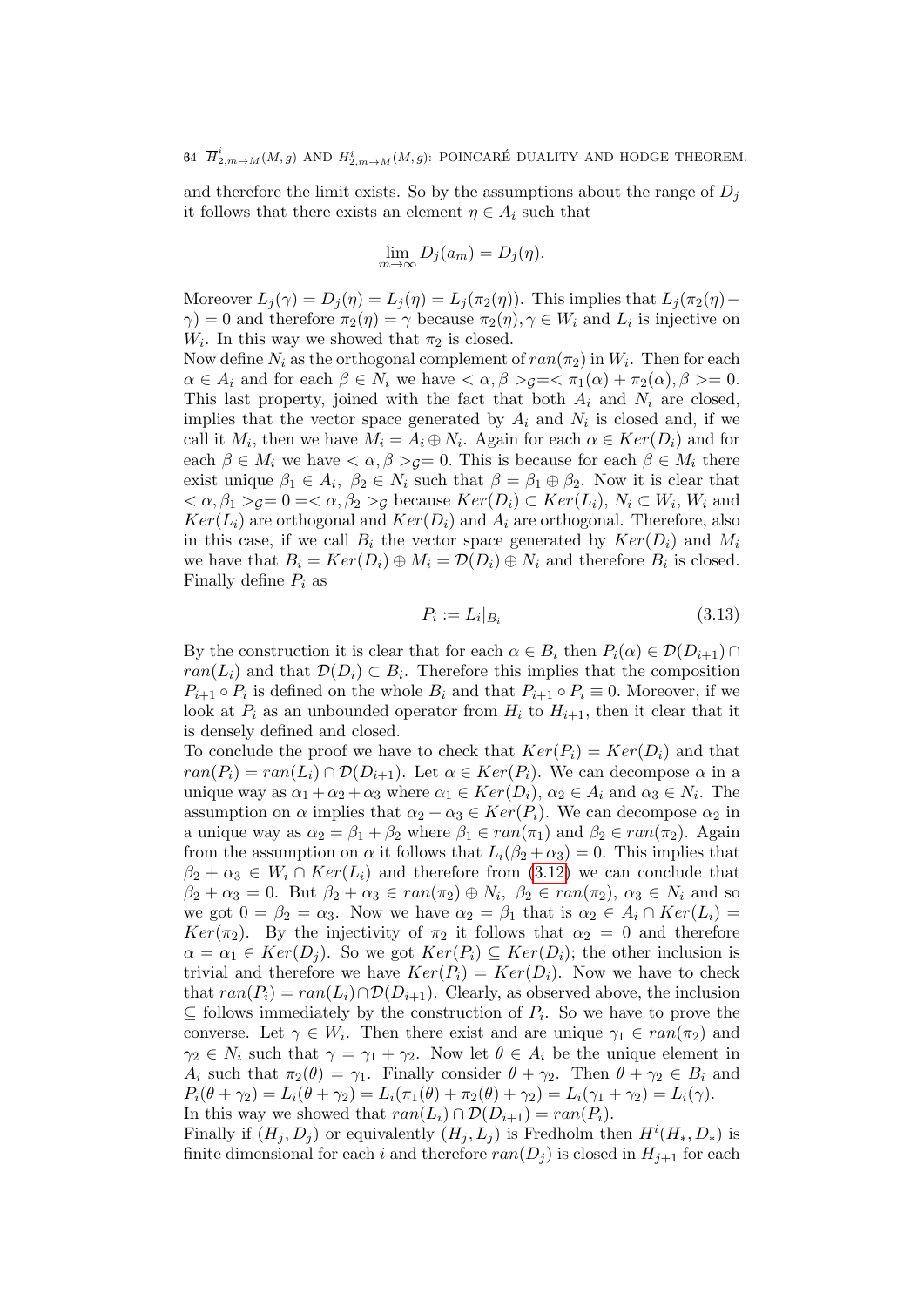and therefore the limit exists. So by the assumptions about the range of $D_j$ it follows that there exists an element $\eta \in A_i$ such that

$$\lim_{m\to\infty} D_j(a_m) = D_j(\eta).$$

Moreover $L_j(\gamma) = D_j(\eta) = L_j(\eta) = L_j(\pi_2(\eta))$. This implies that $L_j(\pi_2(\eta) - \gamma) = 0$ and therefore $\pi_2(\eta) = \gamma$ because $\pi_2(\eta), \gamma \in W_i$ and $L_i$ is injective on $W_i$. In this way we showed that $\pi_2$ is closed.
Now define $N_i$ as the orthogonal complement of $ran(\pi_2)$ in $W_i$. Then for each $\alpha \in A_i$ and for each $\beta \in N_i$ we have $<\alpha, \beta>_{\mathcal{G}} = <\pi_1(\alpha) + \pi_2(\alpha), \beta> = 0$. This last property, joined with the fact that both $A_i$ and $N_i$ are closed, implies that the vector space generated by $A_i$ and $N_i$ is closed and, if we call it $M_i$, then we have $M_i = A_i \oplus N_i$. Again for each $\alpha \in Ker(D_i)$ and for each $\beta \in M_i$ we have $<\alpha, \beta>_{\mathcal{G}} = 0$. This is because for each $\beta \in M_i$ there exist unique $\beta_1 \in A_i$, $\beta_2 \in N_i$ such that $\beta = \beta_1 \oplus \beta_2$. Now it is clear that $<\alpha, \beta_1>_{\mathcal{G}} = 0 = <\alpha, \beta_2>_{\mathcal{G}}$ because $Ker(D_i) \subset Ker(L_i)$, $N_i \subset W_i$, $W_i$ and $Ker(L_i)$ are orthogonal and $Ker(D_i)$ and $A_i$ are orthogonal. Therefore, also in this case, if we call $B_i$ the vector space generated by $Ker(D_i)$ and $M_i$ we have that $B_i = Ker(D_i) \oplus M_i = \mathcal{D}(D_i) \oplus N_i$ and therefore $B_i$ is closed.
Finally define $P_i$ as

$$P_i := L_i|_{B_i} \tag{3.13}$$

By the construction it is clear that for each $\alpha \in B_i$ then $P_i(\alpha) \in \mathcal{D}(D_{i+1}) \cap ran(L_i)$ and that $\mathcal{D}(D_i) \subset B_i$. Therefore this implies that the composition $P_{i+1} \circ P_i$ is defined on the whole $B_i$ and that $P_{i+1} \circ P_i \equiv 0$. Moreover, if we look at $P_i$ as an unbounded operator from $H_i$ to $H_{i+1}$, then it clear that it is densely defined and closed.
To conclude the proof we have to check that $Ker(P_i) = Ker(D_i)$ and that $ran(P_i) = ran(L_i) \cap \mathcal{D}(D_{i+1})$. Let $\alpha \in Ker(P_i)$. We can decompose $\alpha$ in a unique way as $\alpha_1 + \alpha_2 + \alpha_3$ where $\alpha_1 \in Ker(D_i)$, $\alpha_2 \in A_i$ and $\alpha_3 \in N_i$. The assumption on $\alpha$ implies that $\alpha_2 + \alpha_3 \in Ker(P_i)$. We can decompose $\alpha_2$ in a unique way as $\alpha_2 = \beta_1 + \beta_2$ where $\beta_1 \in ran(\pi_1)$ and $\beta_2 \in ran(\pi_2)$. Again from the assumption on $\alpha$ it follows that $L_i(\beta_2 + \alpha_3) = 0$. This implies that $\beta_2 + \alpha_3 \in W_i \cap Ker(L_i)$ and therefore from (3.12) we can conclude that $\beta_2 + \alpha_3 = 0$. But $\beta_2 + \alpha_3 \in ran(\pi_2) \oplus N_i$, $\beta_2 \in ran(\pi_2)$, $\alpha_3 \in N_i$ and so we got $0 = \beta_2 = \alpha_3$. Now we have $\alpha_2 = \beta_1$ that is $\alpha_2 \in A_i \cap Ker(L_i) = Ker(\pi_2)$. By the injectivity of $\pi_2$ it follows that $\alpha_2 = 0$ and therefore $\alpha = \alpha_1 \in Ker(D_j)$. So we got $Ker(P_i) \subseteq Ker(D_i)$; the other inclusion is trivial and therefore we have $Ker(P_i) = Ker(D_i)$. Now we have to check that $ran(P_i) = ran(L_i) \cap \mathcal{D}(D_{i+1})$. Clearly, as observed above, the inclusion $\subseteq$ follows immediately by the construction of $P_i$. So we have to prove the converse. Let $\gamma \in W_i$. Then there exist and are unique $\gamma_1 \in ran(\pi_2)$ and $\gamma_2 \in N_i$ such that $\gamma = \gamma_1 + \gamma_2$. Now let $\theta \in A_i$ be the unique element in $A_i$ such that $\pi_2(\theta) = \gamma_1$. Finally consider $\theta + \gamma_2$. Then $\theta + \gamma_2 \in B_i$ and $P_i(\theta + \gamma_2) = L_i(\theta + \gamma_2) = L_i(\pi_1(\theta) + \pi_2(\theta) + \gamma_2) = L_i(\gamma_1 + \gamma_2) = L_i(\gamma)$.
In this way we showed that $ran(L_i) \cap \mathcal{D}(D_{i+1}) = ran(P_i)$.
Finally if $(H_j, D_j)$ or equivalently $(H_j, L_j)$ is Fredholm then $H^i(H_*, D_*)$ is finite dimensional for each $i$ and therefore $ran(D_j)$ is closed in $H_{j+1}$ for each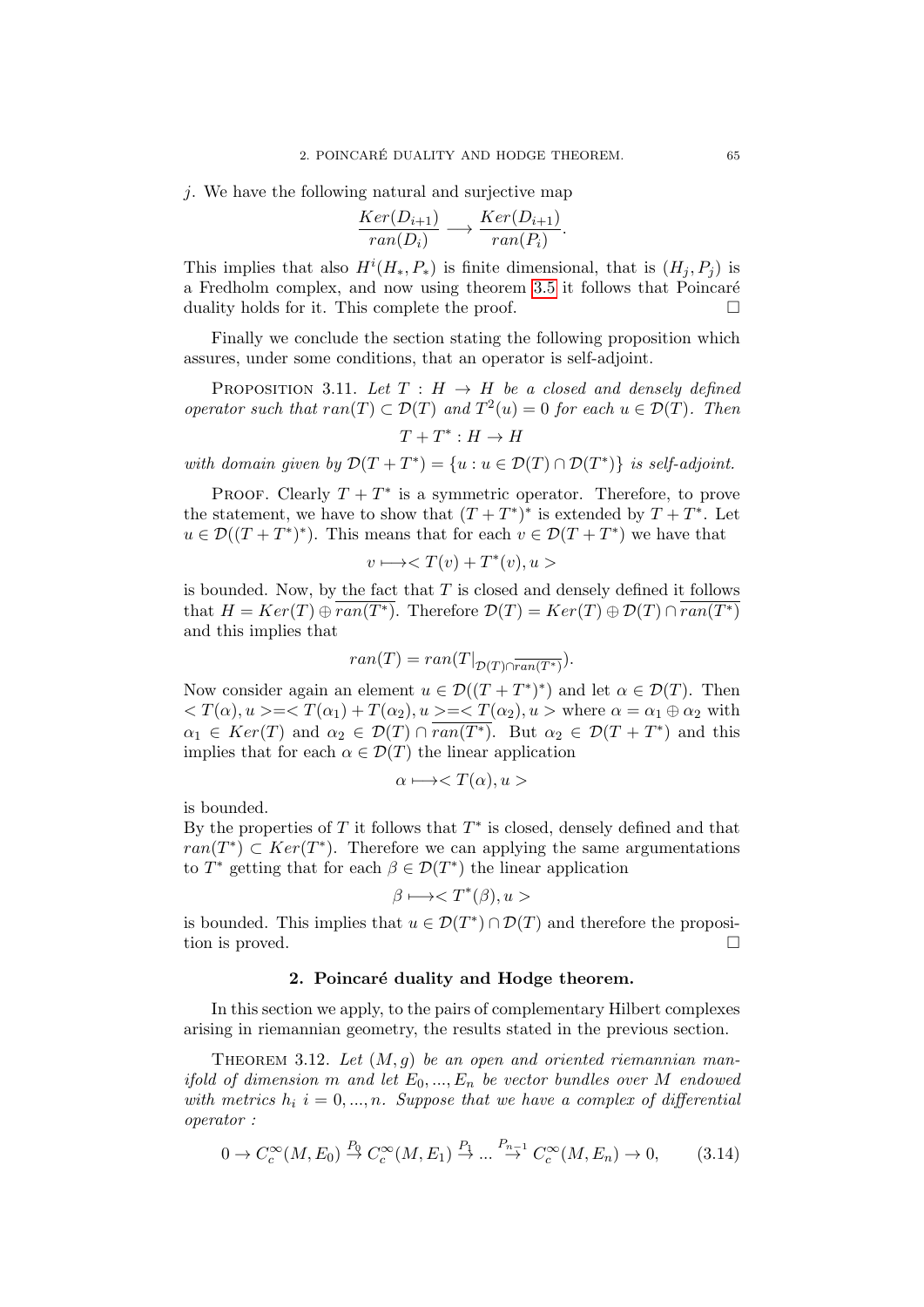$j$. We have the following natural and surjective map

$$\frac{Ker(D_{i+1})}{ran(D_i)} \longrightarrow \frac{Ker(D_{i+1})}{ran(P_i)}.$$

This implies that also $H^i(H_*, P_*)$ is finite dimensional, that is $(H_j, P_j)$ is a Fredholm complex, and now using theorem 3.5 it follows that Poincaré duality holds for it. This complete the proof. $\square$

Finally we conclude the section stating the following proposition which assures, under some conditions, that an operator is self-adjoint.

Proposition 3.11. *Let $T : H \to H$ be a closed and densely defined operator such that $ran(T) \subset \mathcal{D}(T)$ and $T^2(u) = 0$ for each $u \in \mathcal{D}(T)$. Then*

$$T + T^* : H \to H$$

*with domain given by $\mathcal{D}(T + T^*) = \{u : u \in \mathcal{D}(T) \cap \mathcal{D}(T^*)\}$ is self-adjoint.*

Proof. Clearly $T + T^*$ is a symmetric operator. Therefore, to prove the statement, we have to show that $(T + T^*)^*$ is extended by $T + T^*$. Let $u \in \mathcal{D}((T + T^*)^*)$. This means that for each $v \in \mathcal{D}(T + T^*)$ we have that

$$v \longmapsto < T(v) + T^*(v), u >$$

is bounded. Now, by the fact that $T$ is closed and densely defined it follows that $H = Ker(T) \oplus \overline{ran(T^*)}$. Therefore $\mathcal{D}(T) = Ker(T) \oplus \mathcal{D}(T) \cap \overline{ran(T^*)}$ and this implies that

$$ran(T) = ran(T|_{\mathcal{D}(T) \cap \overline{ran(T^*)}}).$$

Now consider again an element $u \in \mathcal{D}((T + T^*)^*)$ and let $\alpha \in \mathcal{D}(T)$. Then $< T(\alpha), u > = < T(\alpha_1) + T(\alpha_2), u > = < T(\alpha_2), u >$ where $\alpha = \alpha_1 \oplus \alpha_2$ with $\alpha_1 \in Ker(T)$ and $\alpha_2 \in \mathcal{D}(T) \cap \overline{ran(T^*)}$. But $\alpha_2 \in \mathcal{D}(T + T^*)$ and this implies that for each $\alpha \in \mathcal{D}(T)$ the linear application

$$\alpha \longmapsto < T(\alpha), u >$$

is bounded.
By the properties of $T$ it follows that $T^*$ is closed, densely defined and that $ran(T^*) \subset Ker(T^*)$. Therefore we can applying the same argumentations to $T^*$ getting that for each $\beta \in \mathcal{D}(T^*)$ the linear application

$$\beta \longmapsto < T^*(\beta), u >$$

is bounded. This implies that $u \in \mathcal{D}(T^*) \cap \mathcal{D}(T)$ and therefore the proposition is proved. $\square$

## 2. Poincaré duality and Hodge theorem.

In this section we apply, to the pairs of complementary Hilbert complexes arising in riemannian geometry, the results stated in the previous section.

Theorem 3.12. *Let $(M, g)$ be an open and oriented riemannian manifold of dimension $m$ and let $E_0, ..., E_n$ be vector bundles over $M$ endowed with metrics $h_i$ $i = 0, ..., n$. Suppose that we have a complex of differential operator :*

$$0 \to C^\infty_c(M, E_0) \stackrel{P_0}{\to} C^\infty_c(M, E_1) \stackrel{P_1}{\to} ... \stackrel{P_{n-1}}{\to} C^\infty_c(M, E_n) \to 0, \qquad (3.14)$$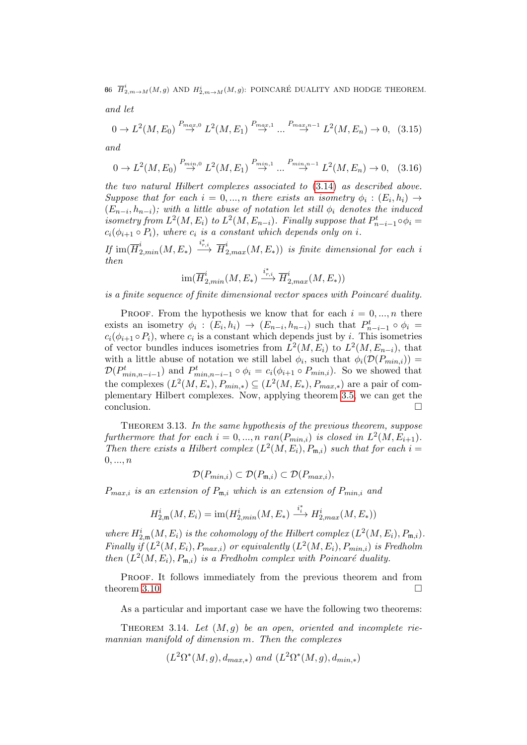*and let*

$$0 \to L^2(M,E_0) \overset{P_{max,0}}{\to} L^2(M,E_1) \overset{P_{max,1}}{\to} \dots \overset{P_{max,n-1}}{\to} L^2(M,E_n) \to 0, \quad (3.15)$$

*and*

$$0 \to L^2(M,E_0) \overset{P_{min,0}}{\to} L^2(M,E_1) \overset{P_{min,1}}{\to} \dots \overset{P_{min,n-1}}{\to} L^2(M,E_n) \to 0, \quad (3.16)$$

*the two natural Hilbert complexes associated to (3.14) as described above. Suppose that for each $i = 0,...,n$ there exists an isometry $\phi_i : (E_i, h_i) \to (E_{n-i}, h_{n-i})$; with a little abuse of notation let still $\phi_i$ denotes the induced isometry from $L^2(M,E_i)$ to $L^2(M,E_{n-i})$. Finally suppose that $P^t_{n-i-1} \circ \phi_i = c_i(\phi_{i+1} \circ P_i)$, where $c_i$ is a constant which depends only on $i$.*

*If $\operatorname{im}(\overline{H}^i_{2,min}(M,E_*) \overset{i^*_{r,i}}{\longrightarrow} \overline{H}^i_{2,max}(M,E_*))$ is finite dimensional for each $i$ then*

$$\operatorname{im}(\overline{H}^i_{2,min}(M,E_*) \overset{i^*_{r,i}}{\longrightarrow} \overline{H}^i_{2,max}(M,E_*))$$

*is a finite sequence of finite dimensional vector spaces with Poincaré duality.*

Proof. From the hypothesis we know that for each $i = 0,...,n$ there exists an isometry $\phi_i : (E_i, h_i) \to (E_{n-i}, h_{n-i})$ such that $P^t_{n-i-1} \circ \phi_i = c_i(\phi_{i+1} \circ P_i)$, where $c_i$ is a constant which depends just by $i$. This isometries of vector bundles induces isometries from $L^2(M,E_i)$ to $L^2(M,E_{n-i})$, that with a little abuse of notation we still label $\phi_i$, such that $\phi_i(\mathcal{D}(P_{min,i})) = \mathcal{D}(P^t_{min,n-i-1})$ and $P^t_{min,n-i-1} \circ \phi_i = c_i(\phi_{i+1} \circ P_{min,i})$. So we showed that the complexes $(L^2(M,E_*), P_{min,*}) \subseteq (L^2(M,E_*), P_{max,*})$ are a pair of complementary Hilbert complexes. Now, applying theorem 3.5, we can get the conclusion. □

Theorem 3.13. *In the same hypothesis of the previous theorem, suppose furthermore that for each $i = 0,...,n$ $ran(P_{min,i})$ is closed in $L^2(M,E_{i+1})$. Then there exists a Hilbert complex $(L^2(M,E_i), P_{\mathfrak{m},i})$ such that for each $i = 0,...,n$*

$$\mathcal{D}(P_{min,i}) \subset \mathcal{D}(P_{\mathfrak{m},i}) \subset \mathcal{D}(P_{max,i}),$$

*$P_{max,i}$ is an extension of $P_{\mathfrak{m},i}$ which is an extension of $P_{min,i}$ and*

$$H^i_{2,\mathfrak{m}}(M,E_i) = \operatorname{im}(H^i_{2,min}(M,E_*) \overset{i^*_i}{\longrightarrow} H^i_{2,max}(M,E_*))$$

*where $H^i_{2,\mathfrak{m}}(M,E_i)$ is the cohomology of the Hilbert complex $(L^2(M,E_i), P_{\mathfrak{m},i})$. Finally if $(L^2(M,E_i), P_{max,i})$ or equivalently $(L^2(M,E_i), P_{min,i})$ is Fredholm then $(L^2(M,E_i), P_{\mathfrak{m},i})$ is a Fredholm complex with Poincaré duality.*

Proof. It follows immediately from the previous theorem and from theorem 3.10. □

As a particular and important case we have the following two theorems:

Theorem 3.14. *Let $(M,g)$ be an open, oriented and incomplete riemannian manifold of dimension $m$. Then the complexes*

$$(L^2\Omega^*(M,g), d_{max,*}) \text{ and } (L^2\Omega^*(M,g), d_{min,*})$$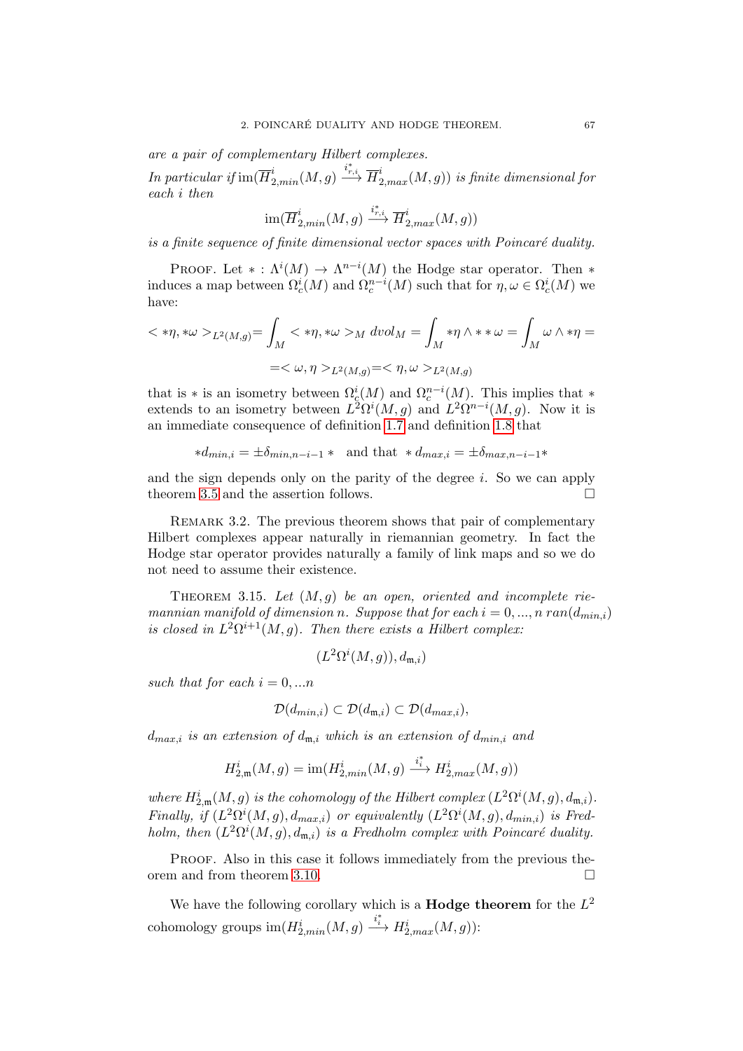*are a pair of complementary Hilbert complexes.*
*In particular if* $\operatorname{im}(\overline{H}^i_{2,min}(M,g) \xrightarrow{i^*_{r,i}} \overline{H}^i_{2,max}(M,g))$ *is finite dimensional for each* $i$ *then*

$$\operatorname{im}(\overline{H}^i_{2,min}(M,g) \xrightarrow{i^*_{r,i}} \overline{H}^i_{2,max}(M,g))$$

*is a finite sequence of finite dimensional vector spaces with Poincaré duality.*

Proof. Let $* : \Lambda^i(M) \to \Lambda^{n-i}(M)$ the Hodge star operator. Then $*$ induces a map between $\Omega^i_c(M)$ and $\Omega^{n-i}_c(M)$ such that for $\eta, \omega \in \Omega^i_c(M)$ we have:

$$< *\eta, *\omega >_{L^2(M,g)} = \int_M < *\eta, *\omega >_M \, dvol_M = \int_M *\eta \wedge * * \omega = \int_M \omega \wedge *\eta =$$

$$= < \omega, \eta >_{L^2(M,g)} = < \eta, \omega >_{L^2(M,g)}$$

that is $*$ is an isometry between $\Omega^i_c(M)$ and $\Omega^{n-i}_c(M)$. This implies that $*$ extends to an isometry between $L^2\Omega^i(M,g)$ and $L^2\Omega^{n-i}(M,g)$. Now it is an immediate consequence of definition 1.7 and definition 1.8 that

$$*d_{min,i} = \pm\delta_{min,n-i-1} * \quad \text{and that} \quad * d_{max,i} = \pm\delta_{max,n-i-1} *$$

and the sign depends only on the parity of the degree $i$. So we can apply theorem 3.5 and the assertion follows. $\square$

Remark 3.2. The previous theorem shows that pair of complementary Hilbert complexes appear naturally in riemannian geometry. In fact the Hodge star operator provides naturally a family of link maps and so we do not need to assume their existence.

Theorem 3.15. *Let* $(M,g)$ *be an open, oriented and incomplete riemannian manifold of dimension* $n$*. Suppose that for each* $i = 0, ..., n$ $ran(d_{min,i})$ *is closed in* $L^2\Omega^{i+1}(M,g)$*. Then there exists a Hilbert complex:*

$$(L^2\Omega^i(M,g)), d_{\mathfrak{m},i})$$

*such that for each* $i = 0, ...n$

$$\mathcal{D}(d_{min,i}) \subset \mathcal{D}(d_{\mathfrak{m},i}) \subset \mathcal{D}(d_{max,i}),$$

$d_{max,i}$ *is an extension of* $d_{\mathfrak{m},i}$ *which is an extension of* $d_{min,i}$ *and*

$$H^i_{2,\mathfrak{m}}(M,g) = \operatorname{im}(H^i_{2,min}(M,g) \xrightarrow{i^*_i} H^i_{2,max}(M,g))$$

*where* $H^i_{2,\mathfrak{m}}(M,g)$ *is the cohomology of the Hilbert complex* $(L^2\Omega^i(M,g), d_{\mathfrak{m},i})$*. Finally, if* $(L^2\Omega^i(M,g), d_{max,i})$ *or equivalently* $(L^2\Omega^i(M,g), d_{min,i})$ *is Fredholm, then* $(L^2\Omega^i(M,g), d_{\mathfrak{m},i})$ *is a Fredholm complex with Poincaré duality.*

Proof. Also in this case it follows immediately from the previous theorem and from theorem 3.10. $\square$

We have the following corollary which is a **Hodge theorem** for the $L^2$ cohomology groups $\operatorname{im}(H^i_{2,min}(M,g) \xrightarrow{i^*_i} H^i_{2,max}(M,g))$: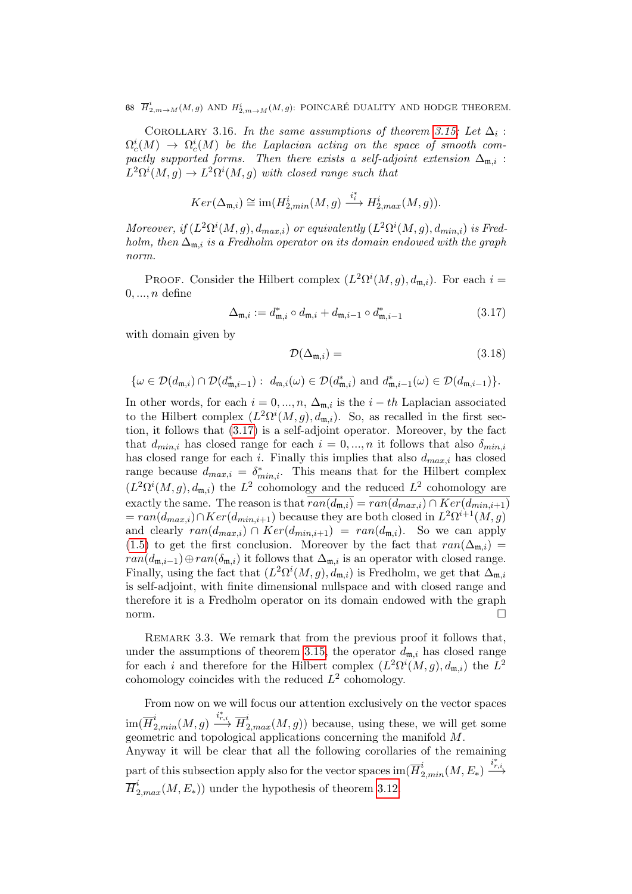Corollary 3.16. *In the same assumptions of theorem 3.15: Let $\Delta_i : \Omega_c^i(M) \rightarrow \Omega_c^i(M)$ be the Laplacian acting on the space of smooth compactly supported forms. Then there exists a self-adjoint extension $\Delta_{\mathfrak{m},i} : L^2\Omega^i(M,g) \rightarrow L^2\Omega^i(M,g)$ with closed range such that*

$$Ker(\Delta_{\mathfrak{m},i}) \cong \operatorname{im}(H^i_{2,min}(M,g) \xrightarrow{i_i^*} H^i_{2,max}(M,g)).$$

*Moreover, if $(L^2\Omega^i(M,g), d_{max,i})$ or equivalently $(L^2\Omega^i(M,g), d_{min,i})$ is Fredholm, then $\Delta_{\mathfrak{m},i}$ is a Fredholm operator on its domain endowed with the graph norm.*

Proof. Consider the Hilbert complex $(L^2\Omega^i(M,g), d_{\mathfrak{m},i})$. For each $i = 0, ..., n$ define

$$\Delta_{\mathfrak{m},i} := d^*_{\mathfrak{m},i} \circ d_{\mathfrak{m},i} + d_{\mathfrak{m},i-1} \circ d^*_{\mathfrak{m},i-1} \tag{3.17}$$

with domain given by

$$\mathcal{D}(\Delta_{\mathfrak{m},i}) = \tag{3.18}$$

$$\{\omega \in \mathcal{D}(d_{\mathfrak{m},i}) \cap \mathcal{D}(d^*_{\mathfrak{m},i-1}) : \ d_{\mathfrak{m},i}(\omega) \in \mathcal{D}(d^*_{\mathfrak{m},i}) \text{ and } d^*_{\mathfrak{m},i-1}(\omega) \in \mathcal{D}(d_{\mathfrak{m},i-1})\}.$$

In other words, for each $i = 0, ..., n$, $\Delta_{\mathfrak{m},i}$ is the $i-th$ Laplacian associated to the Hilbert complex $(L^2\Omega^i(M,g), d_{\mathfrak{m},i})$. So, as recalled in the first section, it follows that (3.17) is a self-adjoint operator. Moreover, by the fact that $d_{min,i}$ has closed range for each $i = 0, ..., n$ it follows that also $\delta_{min,i}$ has closed range for each $i$. Finally this implies that also $d_{max,i}$ has closed range because $d_{max,i} = \delta^*_{min,i}$. This means that for the Hilbert complex $(L^2\Omega^i(M,g), d_{\mathfrak{m},i})$ the $L^2$ cohomology and the reduced $L^2$ cohomology are exactly the same. The reason is that $\overline{ran(d_{\mathfrak{m},i})} = \overline{ran(d_{max,i}) \cap Ker(d_{min,i+1})}$ $= ran(d_{max,i}) \cap Ker(d_{min,i+1})$ because they are both closed in $L^2\Omega^{i+1}(M,g)$ and clearly $ran(d_{max,i}) \cap Ker(d_{min,i+1}) = ran(d_{\mathfrak{m},i})$. So we can apply (1.5) to get the first conclusion. Moreover by the fact that $ran(\Delta_{\mathfrak{m},i}) = ran(d_{\mathfrak{m},i-1}) \oplus ran(\delta_{\mathfrak{m},i})$ it follows that $\Delta_{\mathfrak{m},i}$ is an operator with closed range. Finally, using the fact that $(L^2\Omega^i(M,g), d_{\mathfrak{m},i})$ is Fredholm, we get that $\Delta_{\mathfrak{m},i}$ is self-adjoint, with finite dimensional nullspace and with closed range and therefore it is a Fredholm operator on its domain endowed with the graph norm. □

Remark 3.3. We remark that from the previous proof it follows that, under the assumptions of theorem 3.15, the operator $d_{\mathfrak{m},i}$ has closed range for each $i$ and therefore for the Hilbert complex $(L^2\Omega^i(M,g), d_{\mathfrak{m},i})$ the $L^2$ cohomology coincides with the reduced $L^2$ cohomology.

From now on we will focus our attention exclusively on the vector spaces $\operatorname{im}(\overline{H}^i_{2,min}(M,g) \xrightarrow{i^*_{r,i}} \overline{H}^i_{2,max}(M,g))$ because, using these, we will get some geometric and topological applications concerning the manifold $M$.
Anyway it will be clear that all the following corollaries of the remaining part of this subsection apply also for the vector spaces $\operatorname{im}(\overline{H}^i_{2,min}(M,E_*) \xrightarrow{i^*_{r,i}} \overline{H}^i_{2,max}(M,E_*))$ under the hypothesis of theorem 3.12.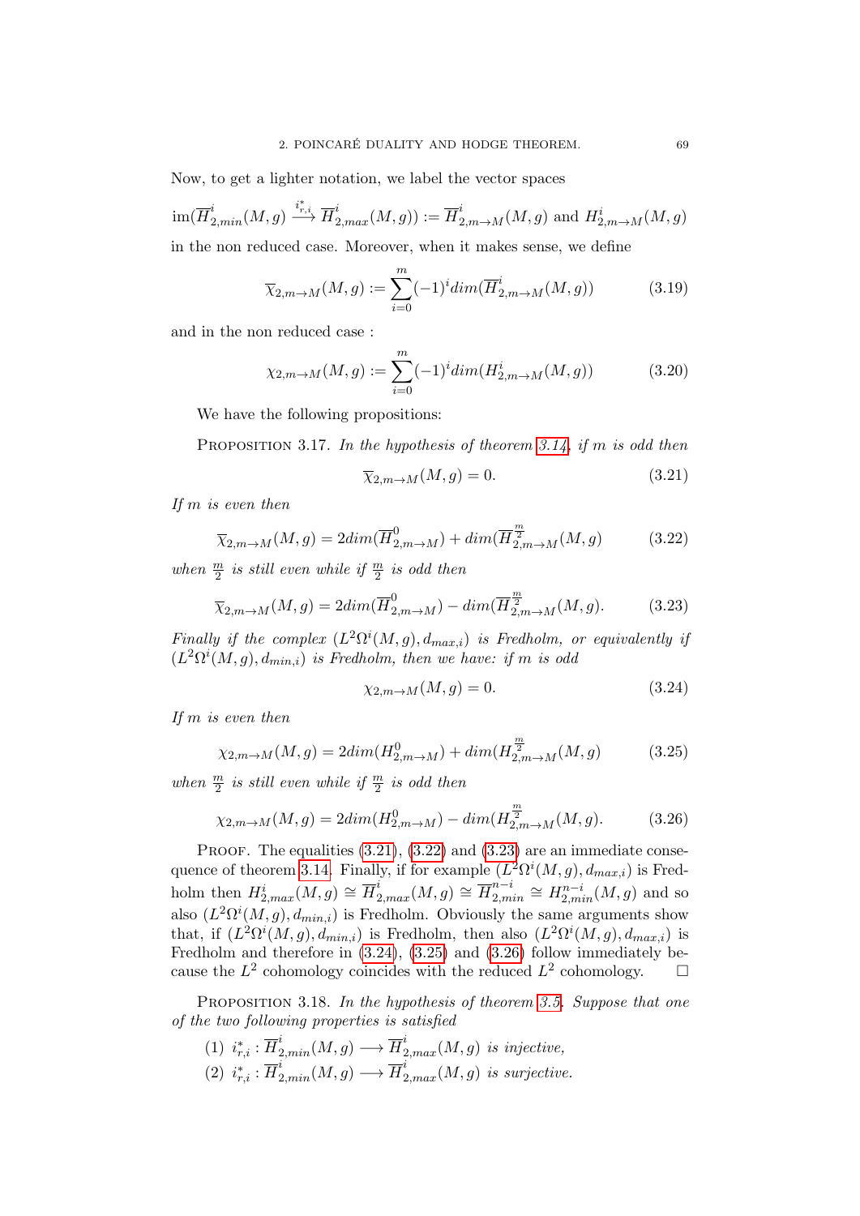Now, to get a lighter notation, we label the vector spaces

$$\mathrm{im}(\overline{H}^i_{2,min}(M,g) \xrightarrow{i^*_{r,i}} \overline{H}^i_{2,max}(M,g)) := \overline{H}^i_{2,m\to M}(M,g) \text{ and } H^i_{2,m\to M}(M,g)$$

in the non reduced case. Moreover, when it makes sense, we define

$$\overline{\chi}_{2,m\to M}(M,g) := \sum_{i=0}^{m}(-1)^i dim(\overline{H}^i_{2,m\to M}(M,g)) \tag{3.19}$$

and in the non reduced case :

$$\chi_{2,m\to M}(M,g) := \sum_{i=0}^{m}(-1)^i dim(H^i_{2,m\to M}(M,g)) \tag{3.20}$$

We have the following propositions:

Proposition 3.17. *In the hypothesis of theorem 3.14, if m is odd then*

$$\overline{\chi}_{2,m\to M}(M,g) = 0. \tag{3.21}$$

*If m is even then*

$$\overline{\chi}_{2,m\to M}(M,g) = 2dim(\overline{H}^0_{2,m\to M}) + dim(\overline{H}^{\frac{m}{2}}_{2,m\to M}(M,g) \tag{3.22}$$

*when $\frac{m}{2}$ is still even while if $\frac{m}{2}$ is odd then*

$$\overline{\chi}_{2,m\to M}(M,g) = 2dim(\overline{H}^0_{2,m\to M}) - dim(\overline{H}^{\frac{m}{2}}_{2,m\to M}(M,g). \tag{3.23}$$

*Finally if the complex $(L^2\Omega^i(M,g), d_{max,i})$ is Fredholm, or equivalently if $(L^2\Omega^i(M,g), d_{min,i})$ is Fredholm, then we have: if m is odd*

$$\chi_{2,m\to M}(M,g) = 0. \tag{3.24}$$

*If m is even then*

$$\chi_{2,m\to M}(M,g) = 2dim(H^0_{2,m\to M}) + dim(H^{\frac{m}{2}}_{2,m\to M}(M,g) \tag{3.25}$$

*when $\frac{m}{2}$ is still even while if $\frac{m}{2}$ is odd then*

$$\chi_{2,m\to M}(M,g) = 2dim(H^0_{2,m\to M}) - dim(H^{\frac{m}{2}}_{2,m\to M}(M,g). \tag{3.26}$$

Proof. The equalities (3.21), (3.22) and (3.23) are an immediate consequence of theorem 3.14. Finally, if for example $(L^2\Omega^i(M,g), d_{max,i})$ is Fredholm then $H^i_{2,max}(M,g) \cong \overline{H}^i_{2,max}(M,g) \cong \overline{H}^{n-i}_{2,min} \cong H^{n-i}_{2,min}(M,g)$ and so also $(L^2\Omega^i(M,g), d_{min,i})$ is Fredholm. Obviously the same arguments show that, if $(L^2\Omega^i(M,g), d_{min,i})$ is Fredholm, then also $(L^2\Omega^i(M,g), d_{max,i})$ is Fredholm and therefore in (3.24), (3.25) and (3.26) follow immediately because the $L^2$ cohomology coincides with the reduced $L^2$ cohomology. □

Proposition 3.18. *In the hypothesis of theorem 3.5. Suppose that one of the two following properties is satisfied*

1. $i^*_{r,i} : \overline{H}^i_{2,min}(M,g) \longrightarrow \overline{H}^i_{2,max}(M,g)$ *is injective,*
2. $i^*_{r,i} : \overline{H}^i_{2,min}(M,g) \longrightarrow \overline{H}^i_{2,max}(M,g)$ *is surjective.*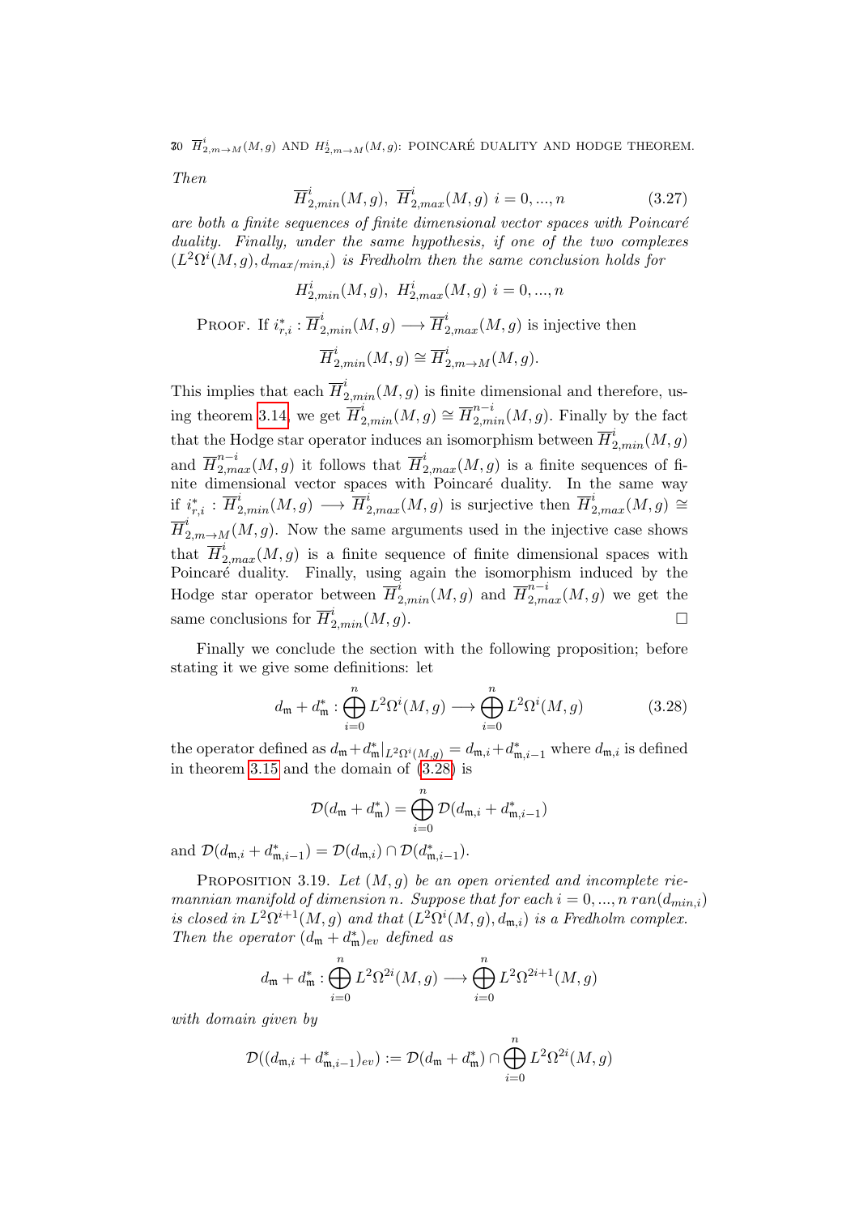*Then*

$$\overline{H}^i_{2,min}(M,g),\ \overline{H}^i_{2,max}(M,g)\ i=0,...,n \tag{3.27}$$

*are both a finite sequences of finite dimensional vector spaces with Poincaré duality. Finally, under the same hypothesis, if one of the two complexes* $(L^2\Omega^i(M,g), d_{max/min,i})$ *is Fredholm then the same conclusion holds for*

$$H^i_{2,min}(M,g),\ H^i_{2,max}(M,g)\ i=0,...,n$$

Proof. If $i^*_{r,i}:\overline{H}^i_{2,min}(M,g)\longrightarrow \overline{H}^i_{2,max}(M,g)$ is injective then

$$\overline{H}^i_{2,min}(M,g)\cong \overline{H}^i_{2,m\rightarrow M}(M,g).$$

This implies that each $\overline{H}^i_{2,min}(M,g)$ is finite dimensional and therefore, using theorem 3.14, we get $\overline{H}^i_{2,min}(M,g)\cong \overline{H}^{n-i}_{2,min}(M,g)$. Finally by the fact that the Hodge star operator induces an isomorphism between $\overline{H}^i_{2,min}(M,g)$ and $\overline{H}^{n-i}_{2,max}(M,g)$ it follows that $\overline{H}^i_{2,max}(M,g)$ is a finite sequences of finite dimensional vector spaces with Poincaré duality. In the same way if $i^*_{r,i}:\overline{H}^i_{2,min}(M,g)\longrightarrow \overline{H}^i_{2,max}(M,g)$ is surjective then $\overline{H}^i_{2,max}(M,g)\cong \overline{H}^i_{2,m\rightarrow M}(M,g)$. Now the same arguments used in the injective case shows that $\overline{H}^i_{2,max}(M,g)$ is a finite sequence of finite dimensional spaces with Poincaré duality. Finally, using again the isomorphism induced by the Hodge star operator between $\overline{H}^i_{2,min}(M,g)$ and $\overline{H}^{n-i}_{2,max}(M,g)$ we get the same conclusions for $\overline{H}^i_{2,min}(M,g)$. □

Finally we conclude the section with the following proposition; before stating it we give some definitions: let

$$d_{\mathfrak{m}}+d^*_{\mathfrak{m}}:\bigoplus_{i=0}^{n}L^2\Omega^i(M,g)\longrightarrow \bigoplus_{i=0}^{n}L^2\Omega^i(M,g) \tag{3.28}$$

the operator defined as $d_{\mathfrak{m}}+d^*_{\mathfrak{m}}|_{L^2\Omega^i(M,g)}=d_{\mathfrak{m},i}+d^*_{\mathfrak{m},i-1}$ where $d_{\mathfrak{m},i}$ is defined in theorem 3.15 and the domain of (3.28) is

$$\mathcal{D}(d_{\mathfrak{m}}+d^*_{\mathfrak{m}})=\bigoplus_{i=0}^{n}\mathcal{D}(d_{\mathfrak{m},i}+d^*_{\mathfrak{m},i-1})$$

and $\mathcal{D}(d_{\mathfrak{m},i}+d^*_{\mathfrak{m},i-1})=\mathcal{D}(d_{\mathfrak{m},i})\cap\mathcal{D}(d^*_{\mathfrak{m},i-1})$.

Proposition 3.19. *Let $(M,g)$ be an open oriented and incomplete riemannian manifold of dimension $n$. Suppose that for each $i=0,...,n$ $ran(d_{min,i})$ is closed in $L^2\Omega^{i+1}(M,g)$ and that $(L^2\Omega^i(M,g),d_{\mathfrak{m},i})$ is a Fredholm complex. Then the operator $(d_{\mathfrak{m}}+d^*_{\mathfrak{m}})_{ev}$ defined as*

$$d_{\mathfrak{m}}+d^*_{\mathfrak{m}}:\bigoplus_{i=0}^{n}L^2\Omega^{2i}(M,g)\longrightarrow \bigoplus_{i=0}^{n}L^2\Omega^{2i+1}(M,g)$$

*with domain given by*

$$\mathcal{D}((d_{\mathfrak{m},i}+d^*_{\mathfrak{m},i-1})_{ev}):=\mathcal{D}(d_{\mathfrak{m}}+d^*_{\mathfrak{m}})\cap\bigoplus_{i=0}^{n}L^2\Omega^{2i}(M,g)$$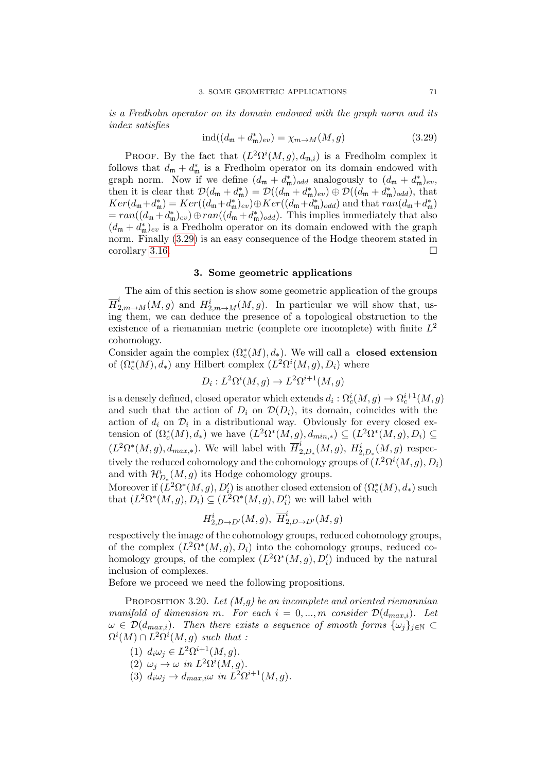*is a Fredholm operator on its domain endowed with the graph norm and its index satisfies*

$$\operatorname{ind}((d_{\mathfrak{m}} + d^*_{\mathfrak{m}})_{ev}) = \chi_{m\to M}(M,g) \tag{3.29}$$

Proof. By the fact that $(L^2\Omega^i(M,g), d_{\mathfrak{m},i})$ is a Fredholm complex it follows that $d_{\mathfrak{m}} + d^*_{\mathfrak{m}}$ is a Fredholm operator on its domain endowed with graph norm. Now if we define $(d_{\mathfrak{m}} + d^*_{\mathfrak{m}})_{odd}$ analogously to $(d_{\mathfrak{m}} + d^*_{\mathfrak{m}})_{ev}$, then it is clear that $\mathcal{D}(d_{\mathfrak{m}} + d^*_{\mathfrak{m}}) = \mathcal{D}((d_{\mathfrak{m}} + d^*_{\mathfrak{m}})_{ev}) \oplus \mathcal{D}((d_{\mathfrak{m}} + d^*_{\mathfrak{m}})_{odd})$, that $Ker(d_{\mathfrak{m}}+d^*_{\mathfrak{m}}) = Ker((d_{\mathfrak{m}}+d^*_{\mathfrak{m}})_{ev}) \oplus Ker((d_{\mathfrak{m}}+d^*_{\mathfrak{m}})_{odd})$ and that $ran(d_{\mathfrak{m}}+d^*_{\mathfrak{m}}) = ran((d_{\mathfrak{m}}+d^*_{\mathfrak{m}})_{ev}) \oplus ran((d_{\mathfrak{m}}+d^*_{\mathfrak{m}})_{odd})$. This implies immediately that also $(d_{\mathfrak{m}} + d^*_{\mathfrak{m}})_{ev}$ is a Fredholm operator on its domain endowed with the graph norm. Finally (3.29) is an easy consequence of the Hodge theorem stated in corollary 3.16. □

## 3. Some geometric applications

The aim of this section is show some geometric application of the groups $\overline{H}^i_{2,m\to M}(M,g)$ and $H^i_{2,m\to M}(M,g)$. In particular we will show that, using them, we can deduce the presence of a topological obstruction to the existence of a riemannian metric (complete ore incomplete) with finite $L^2$ cohomology.

Consider again the complex $(\Omega^*_c(M), d_*)$. We will call a **closed extension** of $(\Omega^*_c(M), d_*)$ any Hilbert complex $(L^2\Omega^i(M,g), D_i)$ where

$$D_i : L^2\Omega^i(M,g) \to L^2\Omega^{i+1}(M,g)$$

is a densely defined, closed operator which extends $d_i : \Omega^i_c(M,g) \to \Omega^{i+1}_c(M,g)$ and such that the action of $D_i$ on $\mathcal{D}(D_i)$, its domain, coincides with the action of $d_i$ on $\mathcal{D}_i$ in a distributional way. Obviously for every closed extension of $(\Omega^*_c(M), d_*)$ we have $(L^2\Omega^*(M,g), d_{min,*}) \subseteq (L^2\Omega^*(M,g), D_i) \subseteq (L^2\Omega^*(M,g), d_{max,*})$. We will label with $\overline{H}^i_{2,D_*}(M,g)$, $H^i_{2,D_*}(M,g)$ respectively the reduced cohomology and the cohomology groups of $(L^2\Omega^i(M,g), D_i)$ and with $\mathcal{H}^i_{D_*}(M,g)$ its Hodge cohomology groups.

Moreover if $(L^2\Omega^*(M,g), D'_i)$ is another closed extension of $(\Omega^*_c(M), d_*)$ such that $(L^2\Omega^*(M,g), D_i) \subseteq (L^2\Omega^*(M,g), D'_i)$ we will label with

$$H^i_{2,D\to D'}(M,g),\ \overline{H}^i_{2,D\to D'}(M,g)$$

respectively the image of the cohomology groups, reduced cohomology groups, of the complex $(L^2\Omega^*(M,g), D_i)$ into the cohomology groups, reduced cohomology groups, of the complex $(L^2\Omega^*(M,g), D'_i)$ induced by the natural inclusion of complexes.

Before we proceed we need the following propositions.

Proposition 3.20. *Let (M,g) be an incomplete and oriented riemannian manifold of dimension m. For each $i = 0, ..., m$ consider $\mathcal{D}(d_{max,i})$. Let $\omega \in \mathcal{D}(d_{max,i})$. Then there exists a sequence of smooth forms $\{\omega_j\}_{j\in\mathbb{N}} \subset \Omega^i(M) \cap L^2\Omega^i(M,g)$ such that :*

1. $d_i\omega_j \in L^2\Omega^{i+1}(M,g)$.
2. $\omega_j \to \omega$ *in* $L^2\Omega^i(M,g)$.
3. $d_i\omega_j \to d_{max,i}\omega$ *in* $L^2\Omega^{i+1}(M,g)$.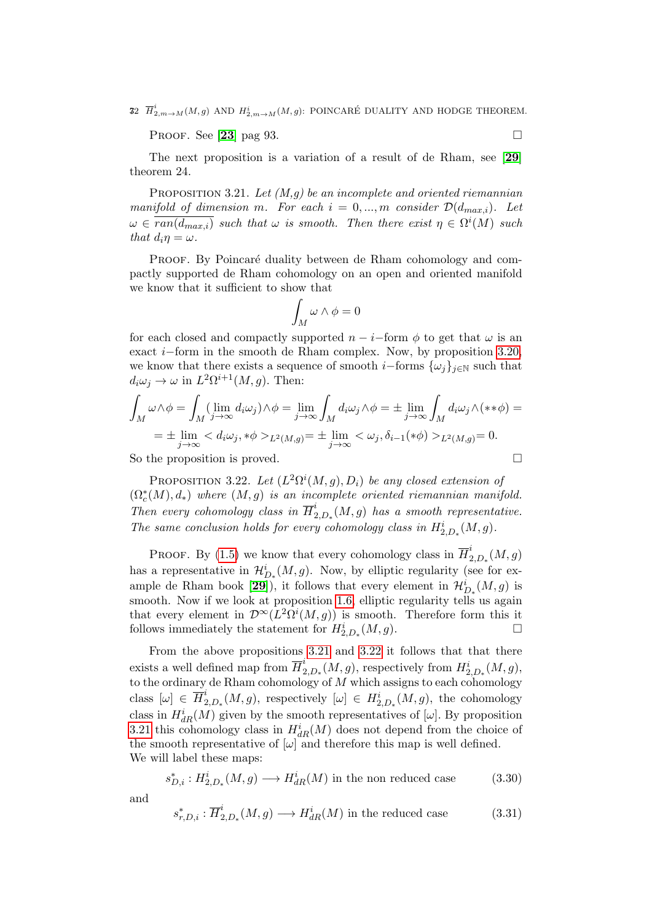PROOF. See [23] pag 93. □

The next proposition is a variation of a result of de Rham, see [29] theorem 24.

PROPOSITION 3.21. *Let (M,g) be an incomplete and oriented riemannian manifold of dimension m. For each $i = 0, ..., m$ consider $\mathcal{D}(d_{max,i})$. Let $\omega \in \overline{ran(d_{max,i})}$ such that $\omega$ is smooth. Then there exist $\eta \in \Omega^i(M)$ such that $d_i\eta = \omega$.*

PROOF. By Poincaré duality between de Rham cohomology and compactly supported de Rham cohomology on an open and oriented manifold we know that it sufficient to show that

$$\int_M \omega \wedge \phi = 0$$

for each closed and compactly supported $n-i-$form $\phi$ to get that $\omega$ is an exact $i-$form in the smooth de Rham complex. Now, by proposition 3.20, we know that there exists a sequence of smooth $i-$forms $\{\omega_j\}_{j\in\mathbb{N}}$ such that $d_i\omega_j \to \omega$ in $L^2\Omega^{i+1}(M,g)$. Then:

$$\int_M \omega\wedge\phi = \int_M (\lim_{j\to\infty} d_i\omega_j)\wedge\phi = \lim_{j\to\infty}\int_M d_i\omega_j\wedge\phi = \pm\lim_{j\to\infty}\int_M d_i\omega_j\wedge(**\phi) =$$

$$= \pm\lim_{j\to\infty} < d_i\omega_j, *\phi >_{L^2(M,g)} = \pm\lim_{j\to\infty} < \omega_j, \delta_{i-1}(*\phi) >_{L^2(M,g)} = 0.$$

So the proposition is proved. □

PROPOSITION 3.22. *Let $(L^2\Omega^i(M,g), D_i)$ be any closed extension of $(\Omega^*_c(M), d_*)$ where $(M,g)$ is an incomplete oriented riemannian manifold. Then every cohomology class in $\overline{H}^i_{2,D_*}(M,g)$ has a smooth representative. The same conclusion holds for every cohomology class in $H^i_{2,D_*}(M,g)$.*

PROOF. By (1.5) we know that every cohomology class in $\overline{H}^i_{2,D_*}(M,g)$ has a representative in $\mathcal{H}^i_{D_*}(M,g)$. Now, by elliptic regularity (see for example de Rham book [29]), it follows that every element in $\mathcal{H}^i_{D_*}(M,g)$ is smooth. Now if we look at proposition 1.6, elliptic regularity tells us again that every element in $\mathcal{D}^\infty(L^2\Omega^i(M,g))$ is smooth. Therefore form this it follows immediately the statement for $H^i_{2,D_*}(M,g)$. □

From the above propositions 3.21 and 3.22 it follows that that there exists a well defined map from $\overline{H}^i_{2,D_*}(M,g)$, respectively from $H^i_{2,D_*}(M,g)$, to the ordinary de Rham cohomology of $M$ which assigns to each cohomology class $[\omega] \in \overline{H}^i_{2,D_*}(M,g)$, respectively $[\omega] \in H^i_{2,D_*}(M,g)$, the cohomology class in $H^i_{dR}(M)$ given by the smooth representatives of $[\omega]$. By proposition 3.21 this cohomology class in $H^i_{dR}(M)$ does not depend from the choice of the smooth representative of $[\omega]$ and therefore this map is well defined. We will label these maps:

$$s^*_{D,i} : H^i_{2,D_*}(M,g) \longrightarrow H^i_{dR}(M) \text{ in the non reduced case} \tag{3.30}$$

and

$$s^*_{r,D,i} : \overline{H}^i_{2,D_*}(M,g) \longrightarrow H^i_{dR}(M) \text{ in the reduced case} \tag{3.31}$$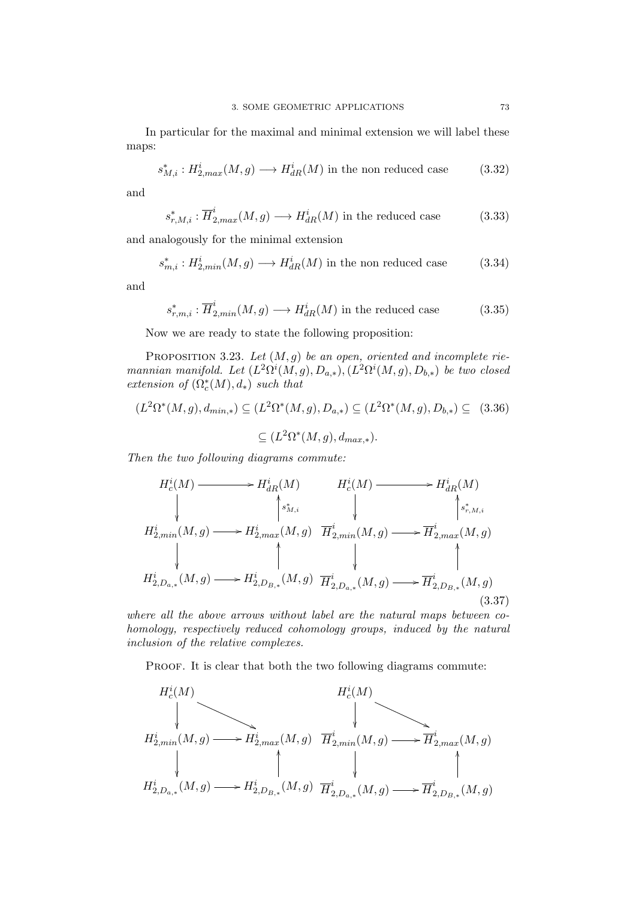In particular for the maximal and minimal extension we will label these maps:

$$s^*_{M,i}: H^i_{2,max}(M,g) \longrightarrow H^i_{dR}(M) \text{ in the non reduced case} \tag{3.32}$$

and

$$s^*_{r,M,i}: \overline{H}^i_{2,max}(M,g) \longrightarrow H^i_{dR}(M) \text{ in the reduced case} \tag{3.33}$$

and analogously for the minimal extension

$$s^*_{m,i}: H^i_{2,min}(M,g) \longrightarrow H^i_{dR}(M) \text{ in the non reduced case} \tag{3.34}$$

and

$$s^*_{r,m,i}: \overline{H}^i_{2,min}(M,g) \longrightarrow H^i_{dR}(M) \text{ in the reduced case} \tag{3.35}$$

Now we are ready to state the following proposition:

Proposition 3.23. *Let $(M,g)$ be an open, oriented and incomplete riemannian manifold. Let $(L^2\Omega^i(M,g), D_{a,*}), (L^2\Omega^i(M,g), D_{b,*})$ be two closed extension of $(\Omega^*_c(M), d_*)$ such that*

$$(L^2\Omega^*(M,g), d_{min,*}) \subseteq (L^2\Omega^*(M,g), D_{a,*}) \subseteq (L^2\Omega^*(M,g), D_{b,*}) \subseteq \tag{3.36}$$

$$\subseteq (L^2\Omega^*(M,g), d_{max,*}).$$

*Then the two following diagrams commute:*

$$\begin{array}{ccccccc}
H^i_c(M) & \longrightarrow & H^i_{dR}(M) & \quad & H^i_c(M) & \longrightarrow & H^i_{dR}(M) \\
\downarrow & & \uparrow s^*_{M,i} & & \downarrow & & \uparrow s^*_{r,M,i} \\
H^i_{2,min}(M,g) & \longrightarrow & H^i_{2,max}(M,g) & & \overline{H}^i_{2,min}(M,g) & \longrightarrow & \overline{H}^i_{2,max}(M,g) \\
\downarrow & & \uparrow & & \downarrow & & \uparrow \\
H^i_{2,D_{a,*}}(M,g) & \longrightarrow & H^i_{2,D_{B,*}}(M,g) & & \overline{H}^i_{2,D_{a,*}}(M,g) & \longrightarrow & \overline{H}^i_{2,D_{B,*}}(M,g)
\end{array} \tag{3.37}$$

*where all the above arrows without label are the natural maps between cohomology, respectively reduced cohomology groups, induced by the natural inclusion of the relative complexes.*

Proof. It is clear that both the two following diagrams commute:

$$\begin{array}{ccccccc}
H^i_c(M) & \searrow & & \quad & H^i_c(M) & \searrow & \\
\downarrow & & & & \downarrow & & \\
H^i_{2,min}(M,g) & \longrightarrow & H^i_{2,max}(M,g) & & \overline{H}^i_{2,min}(M,g) & \longrightarrow & \overline{H}^i_{2,max}(M,g) \\
\downarrow & & \uparrow & & \downarrow & & \uparrow \\
H^i_{2,D_{a,*}}(M,g) & \longrightarrow & H^i_{2,D_{B,*}}(M,g) & & \overline{H}^i_{2,D_{a,*}}(M,g) & \longrightarrow & \overline{H}^i_{2,D_{B,*}}(M,g)
\end{array}$$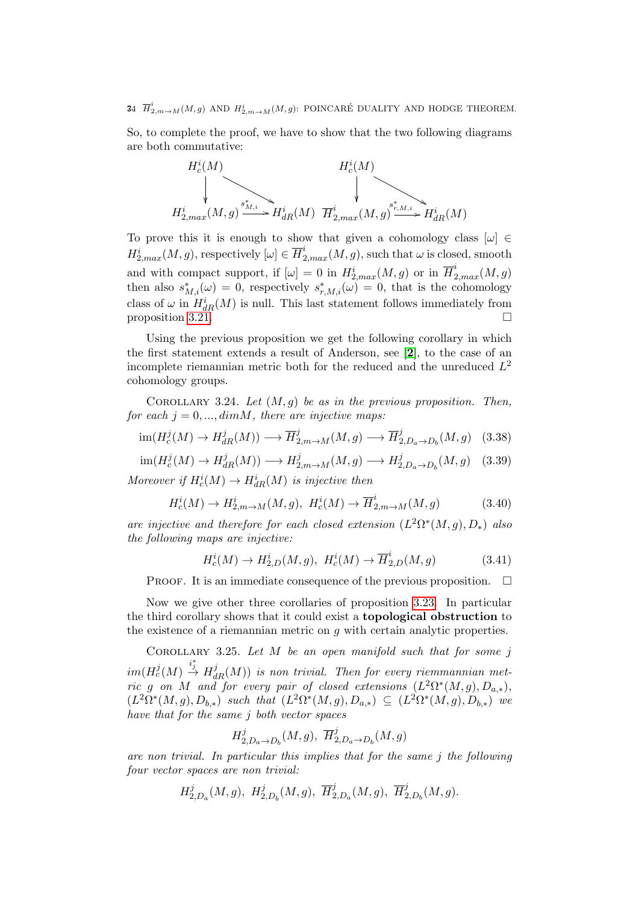So, to complete the proof, we have to show that the two following diagrams are both commutative:

$$
\begin{array}{ccc}
H^i_c(M) & & \\
\downarrow & \searrow & \\
H^i_{2,max}(M,g) & \xrightarrow{s^*_{M,i}} & H^i_{dR}(M)
\end{array}
\qquad
\begin{array}{ccc}
H^i_c(M) & & \\
\downarrow & \searrow & \\
\overline{H}^i_{2,max}(M,g) & \xrightarrow{s^*_{r,M,i}} & H^i_{dR}(M)
\end{array}
$$

To prove this it is enough to show that given a cohomology class $[\omega] \in H^i_{2,max}(M,g)$, respectively $[\omega] \in \overline{H}^i_{2,max}(M,g)$, such that $\omega$ is closed, smooth and with compact support, if $[\omega] = 0$ in $H^i_{2,max}(M,g)$ or in $\overline{H}^i_{2,max}(M,g)$ then also $s^*_{M,i}(\omega) = 0$, respectively $s^*_{r,M,i}(\omega) = 0$, that is the cohomology class of $\omega$ in $H^i_{dR}(M)$ is null. This last statement follows immediately from proposition 3.21. □

Using the previous proposition we get the following corollary in which the first statement extends a result of Anderson, see [2], to the case of an incomplete riemannian metric both for the reduced and the unreduced $L^2$ cohomology groups.

Corollary 3.24. *Let $(M,g)$ be as in the previous proposition. Then, for each $j = 0, ..., dimM$, there are injective maps:*

$$\mathrm{im}(H^j_c(M) \to H^j_{dR}(M)) \longrightarrow \overline{H}^j_{2,m\to M}(M,g) \longrightarrow \overline{H}^j_{2,D_a\to D_b}(M,g) \quad (3.38)$$

$$\mathrm{im}(H^j_c(M) \to H^j_{dR}(M)) \longrightarrow H^j_{2,m\to M}(M,g) \longrightarrow H^j_{2,D_a\to D_b}(M,g) \quad (3.39)$$

*Moreover if $H^i_c(M) \to H^i_{dR}(M)$ is injective then*

$$H^i_c(M) \to H^i_{2,m\to M}(M,g),\ H^i_c(M) \to \overline{H}^i_{2,m\to M}(M,g) \quad (3.40)$$

*are injective and therefore for each closed extension $(L^2\Omega^*(M,g), D_*)$ also the following maps are injective:*

$$H^i_c(M) \to H^i_{2,D}(M,g),\ H^i_c(M) \to \overline{H}^i_{2,D}(M,g) \quad (3.41)$$

Proof. It is an immediate consequence of the previous proposition. □

Now we give other three corollaries of proposition 3.23. In particular the third corollary shows that it could exist a **topological obstruction** to the existence of a riemannian metric on $g$ with certain analytic properties.

Corollary 3.25. *Let $M$ be an open manifold such that for some $j$ $im(H^j_c(M) \stackrel{i^*_j}{\to} H^j_{dR}(M))$ is non trivial. Then for every riemmannian metric $g$ on $M$ and for every pair of closed extensions $(L^2\Omega^*(M,g), D_{a,*})$, $(L^2\Omega^*(M,g), D_{b,*})$ such that $(L^2\Omega^*(M,g), D_{a,*}) \subseteq (L^2\Omega^*(M,g), D_{b,*})$ we have that for the same $j$ both vector spaces*

$$H^j_{2,D_a\to D_b}(M,g),\ \overline{H}^j_{2,D_a\to D_b}(M,g)$$

*are non trivial. In particular this implies that for the same $j$ the following four vector spaces are non trivial:*

$$H^j_{2,D_a}(M,g),\ H^j_{2,D_b}(M,g),\ \overline{H}^j_{2,D_a}(M,g),\ \overline{H}^j_{2,D_b}(M,g).$$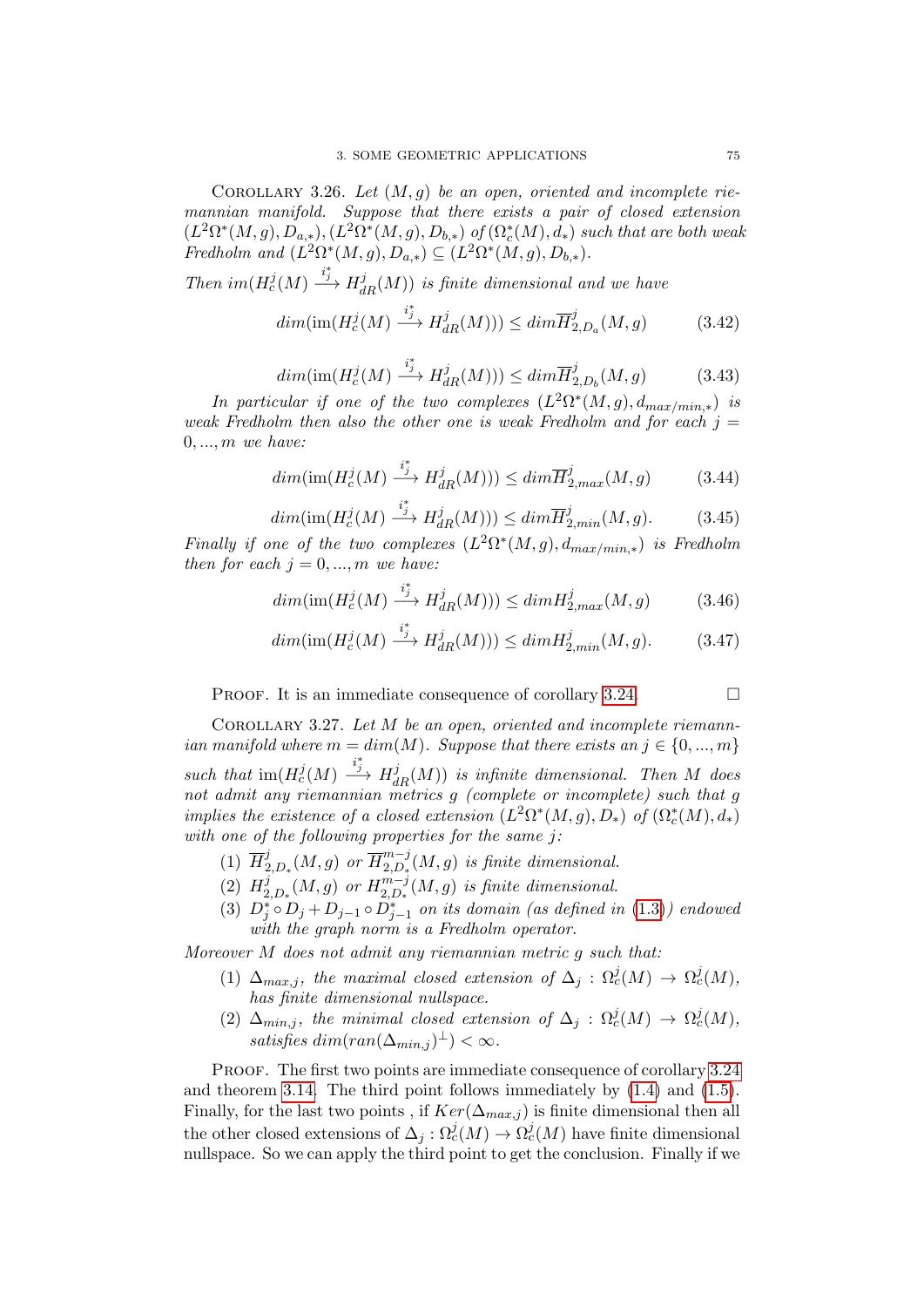COROLLARY 3.26. *Let $(M, g)$ be an open, oriented and incomplete riemannian manifold. Suppose that there exists a pair of closed extension $(L^2\Omega^*(M,g), D_{a,*}), (L^2\Omega^*(M,g), D_{b,*})$ of $(\Omega_c^*(M), d_*)$ such that are both weak Fredholm and $(L^2\Omega^*(M,g), D_{a,*}) \subseteq (L^2\Omega^*(M,g), D_{b,*})$.*

*Then $im(H_c^j(M) \xrightarrow{i_j^*} H_{dR}^j(M))$ is finite dimensional and we have*

$$dim(\text{im}(H_c^j(M) \xrightarrow{i_j^*} H_{dR}^j(M))) \leq dim\overline{H}^j_{2,D_a}(M,g) \tag{3.42}$$

$$dim(\text{im}(H_c^j(M) \xrightarrow{i_j^*} H_{dR}^j(M))) \leq dim\overline{H}^j_{2,D_b}(M,g) \tag{3.43}$$

*In particular if one of the two complexes $(L^2\Omega^*(M,g), d_{max/min,*})$ is weak Fredholm then also the other one is weak Fredholm and for each $j = 0, ..., m$ we have:*

$$dim(\text{im}(H_c^j(M) \xrightarrow{i_j^*} H_{dR}^j(M))) \leq dim\overline{H}^j_{2,max}(M,g) \tag{3.44}$$

$$dim(\text{im}(H_c^j(M) \xrightarrow{i_j^*} H_{dR}^j(M))) \leq dim\overline{H}^j_{2,min}(M,g). \tag{3.45}$$

*Finally if one of the two complexes $(L^2\Omega^*(M,g), d_{max/min,*})$ is Fredholm then for each $j = 0, ..., m$ we have:*

$$dim(\text{im}(H_c^j(M) \xrightarrow{i_j^*} H_{dR}^j(M))) \leq dim H^j_{2,max}(M,g) \tag{3.46}$$

$$dim(\text{im}(H_c^j(M) \xrightarrow{i_j^*} H_{dR}^j(M))) \leq dim H^j_{2,min}(M,g). \tag{3.47}$$

PROOF. It is an immediate consequence of corollary 3.24. □

COROLLARY 3.27. *Let $M$ be an open, oriented and incomplete riemannian manifold where $m = dim(M)$. Suppose that there exists an $j \in \{0, ..., m\}$ such that $\text{im}(H_c^j(M) \xrightarrow{i_j^*} H_{dR}^j(M))$ is infinite dimensional. Then $M$ does not admit any riemannian metrics $g$ (complete or incomplete) such that $g$ implies the existence of a closed extension $(L^2\Omega^*(M,g), D_*)$ of $(\Omega_c^*(M), d_*)$ with one of the following properties for the same $j$:*

1. *$\overline{H}^j_{2,D_*}(M,g)$ or $\overline{H}^{m-j}_{2,D^*_*}(M,g)$ is finite dimensional.*
2. *$H^j_{2,D_*}(M,g)$ or $H^{m-j}_{2,D^*_*}(M,g)$ is finite dimensional.*
3. *$D_j^* \circ D_j + D_{j-1} \circ D_{j-1}^*$ on its domain (as defined in (1.3)) endowed with the graph norm is a Fredholm operator.*

*Moreover $M$ does not admit any riemannian metric $g$ such that:*

1. *$\Delta_{max,j}$, the maximal closed extension of $\Delta_j : \Omega_c^j(M) \to \Omega_c^j(M)$, has finite dimensional nullspace.*
2. *$\Delta_{min,j}$, the minimal closed extension of $\Delta_j : \Omega_c^j(M) \to \Omega_c^j(M)$, satisfies $dim(ran(\Delta_{min,j})^\perp) < \infty$.*

PROOF. The first two points are immediate consequence of corollary 3.24 and theorem 3.14. The third point follows immediately by (1.4) and (1.5). Finally, for the last two points , if $Ker(\Delta_{max,j})$ is finite dimensional then all the other closed extensions of $\Delta_j : \Omega_c^j(M) \to \Omega_c^j(M)$ have finite dimensional nullspace. So we can apply the third point to get the conclusion. Finally if we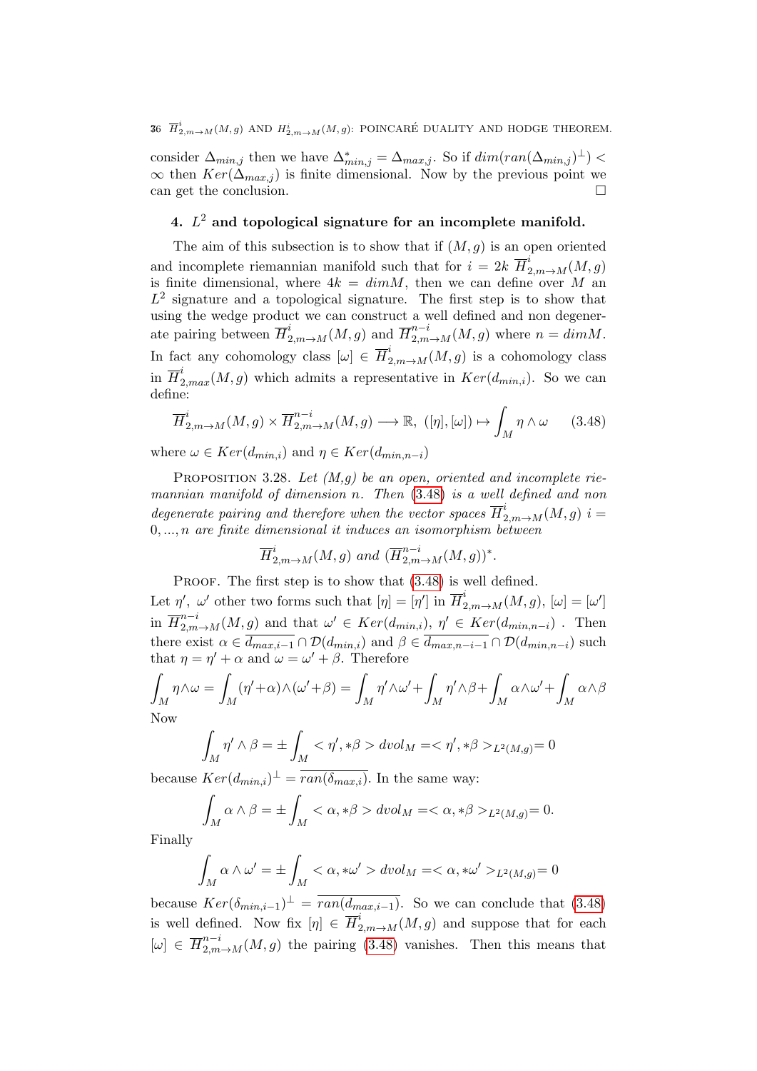consider $\Delta_{min,j}$ then we have $\Delta^*_{min,j} = \Delta_{max,j}$. So if $dim(ran(\Delta_{min,j})^{\perp}) < \infty$ then $Ker(\Delta_{max,j})$ is finite dimensional. Now by the previous point we can get the conclusion. $\Box$

## 4. $L^2$ and topological signature for an incomplete manifold.

The aim of this subsection is to show that if $(M, g)$ is an open oriented and incomplete riemannian manifold such that for $i = 2k$ $\overline{H}^i_{2,m\rightarrow M}(M, g)$ is finite dimensional, where $4k = dimM$, then we can define over $M$ an $L^2$ signature and a topological signature. The first step is to show that using the wedge product we can construct a well defined and non degenerate pairing between $\overline{H}^i_{2,m\rightarrow M}(M, g)$ and $\overline{H}^{n-i}_{2,m\rightarrow M}(M, g)$ where $n = dimM$. In fact any cohomology class $[\omega] \in \overline{H}^i_{2,m\rightarrow M}(M, g)$ is a cohomology class in $\overline{H}^i_{2,max}(M, g)$ which admits a representative in $Ker(d_{min,i})$. So we can define:

$$\overline{H}^i_{2,m\rightarrow M}(M, g) \times \overline{H}^{n-i}_{2,m\rightarrow M}(M, g) \longrightarrow \mathbb{R},\ ([\eta], [\omega]) \mapsto \int_M \eta \wedge \omega \qquad (3.48)$$

where $\omega \in Ker(d_{min,i})$ and $\eta \in Ker(d_{min,n-i})$

Proposition 3.28. *Let (M,g) be an open, oriented and incomplete riemannian manifold of dimension n. Then (3.48) is a well defined and non degenerate pairing and therefore when the vector spaces $\overline{H}^i_{2,m\rightarrow M}(M, g)$ $i = 0, ..., n$ are finite dimensional it induces an isomorphism between*

$$\overline{H}^i_{2,m\rightarrow M}(M, g) \text{ and } (\overline{H}^{n-i}_{2,m\rightarrow M}(M, g))^*.$$

Proof. The first step is to show that (3.48) is well defined. Let $\eta'$, $\omega'$ other two forms such that $[\eta] = [\eta']$ in $\overline{H}^i_{2,m\rightarrow M}(M, g)$, $[\omega] = [\omega']$ in $\overline{H}^{n-i}_{2,m\rightarrow M}(M, g)$ and that $\omega' \in Ker(d_{min,i})$, $\eta' \in Ker(d_{min,n-i})$ . Then there exist $\alpha \in \overline{d_{max,i-1}} \cap \mathcal{D}(d_{min,i})$ and $\beta \in \overline{d_{max,n-i-1}} \cap \mathcal{D}(d_{min,n-i})$ such that $\eta = \eta' + \alpha$ and $\omega = \omega' + \beta$. Therefore

$$\int_M \eta\wedge\omega = \int_M (\eta'+\alpha)\wedge(\omega'+\beta) = \int_M \eta'\wedge\omega' + \int_M \eta'\wedge\beta + \int_M \alpha\wedge\omega' + \int_M \alpha\wedge\beta$$

Now

$$\int_M \eta' \wedge \beta = \pm \int_M < \eta', *\beta > dvol_M =< \eta', *\beta >_{L^2(M,g)} = 0$$

because $Ker(d_{min,i})^{\perp} = \overline{ran(\delta_{max,i})}$. In the same way:

$$\int_M \alpha \wedge \beta = \pm \int_M < \alpha, *\beta > dvol_M =< \alpha, *\beta >_{L^2(M,g)} = 0.$$

Finally

$$\int_M \alpha \wedge \omega' = \pm \int_M < \alpha, *\omega' > dvol_M =< \alpha, *\omega' >_{L^2(M,g)} = 0$$

because $Ker(\delta_{min,i-1})^{\perp} = \overline{ran(d_{max,i-1})}$. So we can conclude that (3.48) is well defined. Now fix $[\eta] \in \overline{H}^i_{2,m\rightarrow M}(M, g)$ and suppose that for each $[\omega] \in \overline{H}^{n-i}_{2,m\rightarrow M}(M, g)$ the pairing (3.48) vanishes. Then this means that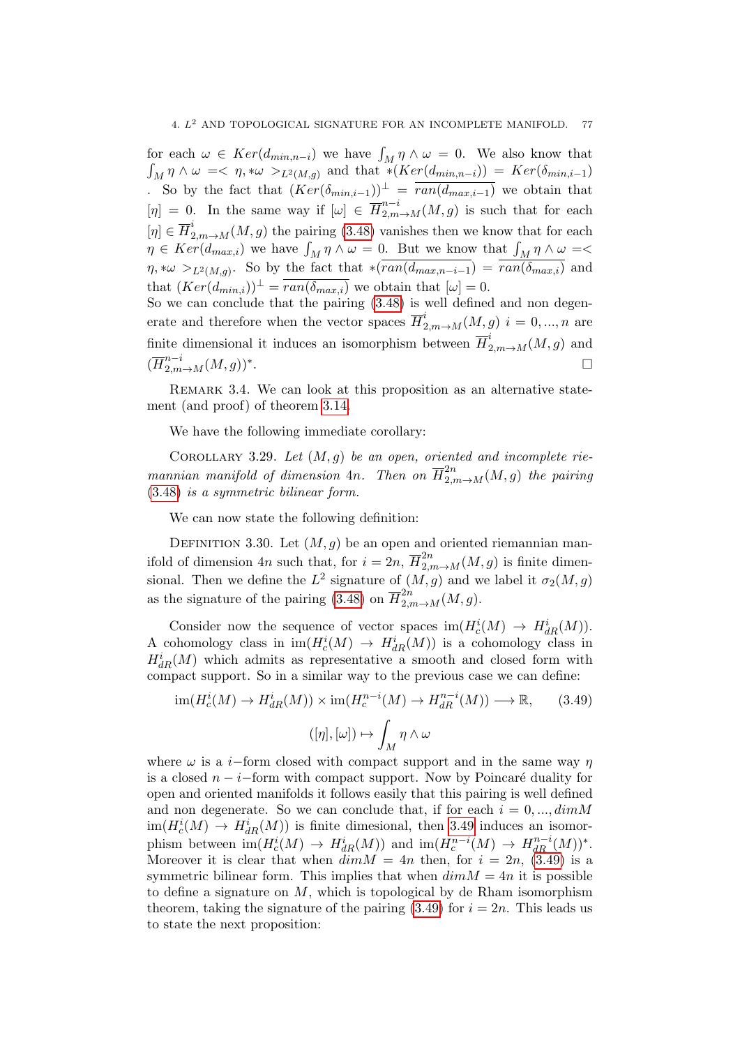for each $\omega \in Ker(d_{min,n-i})$ we have $\int_M \eta \wedge \omega = 0$. We also know that $\int_M \eta \wedge \omega =< \eta, *\omega >_{L^2(M,g)}$ and that $*(Ker(d_{min,n-i})) = Ker(\delta_{min,i-1})$. So by the fact that $(Ker(\delta_{min,i-1}))^{\perp} = \overline{ran(d_{max,i-1})}$ we obtain that $[\eta] = 0$. In the same way if $[\omega] \in \overline{H}^{n-i}_{2,m\to M}(M,g)$ is such that for each $[\eta] \in \overline{H}^{i}_{2,m\to M}(M,g)$ the pairing (3.48) vanishes then we know that for each $\eta \in Ker(d_{max,i})$ we have $\int_M \eta \wedge \omega = 0$. But we know that $\int_M \eta \wedge \omega =< \eta, *\omega >_{L^2(M,g)}$. So by the fact that $*(\overline{ran(d_{max,n-i-1})} = \overline{ran(\delta_{max,i})}$ and that $(Ker(d_{min,i}))^{\perp} = \overline{ran(\delta_{max,i})}$ we obtain that $[\omega] = 0$.
So we can conclude that the pairing (3.48) is well defined and non degenerate and therefore when the vector spaces $\overline{H}^{i}_{2,m\to M}(M,g)$ $i = 0, ..., n$ are finite dimensional it induces an isomorphism between $\overline{H}^{i}_{2,m\to M}(M,g)$ and $(\overline{H}^{n-i}_{2,m\to M}(M,g))^*$. □

Remark 3.4. We can look at this proposition as an alternative statement (and proof) of theorem 3.14.

We have the following immediate corollary:

Corollary 3.29. *Let $(M,g)$ be an open, oriented and incomplete riemannian manifold of dimension $4n$. Then on $\overline{H}^{2n}_{2,m\to M}(M,g)$ the pairing (3.48) is a symmetric bilinear form.*

We can now state the following definition:

Definition 3.30. Let $(M,g)$ be an open and oriented riemannian manifold of dimension $4n$ such that, for $i = 2n$, $\overline{H}^{2n}_{2,m\to M}(M,g)$ is finite dimensional. Then we define the $L^2$ signature of $(M,g)$ and we label it $\sigma_2(M,g)$ as the signature of the pairing (3.48) on $\overline{H}^{2n}_{2,m\to M}(M,g)$.

Consider now the sequence of vector spaces $\text{im}(H^i_c(M) \to H^i_{dR}(M))$. A cohomology class in $\text{im}(H^i_c(M) \to H^i_{dR}(M))$ is a cohomology class in $H^i_{dR}(M)$ which admits as representative a smooth and closed form with compact support. So in a similar way to the previous case we can define:

$$\text{im}(H^i_c(M) \to H^i_{dR}(M)) \times \text{im}(H^{n-i}_c(M) \to H^{n-i}_{dR}(M)) \longrightarrow \mathbb{R}, \tag{3.49}$$

$$([\eta],[\omega]) \mapsto \int_M \eta \wedge \omega$$

where $\omega$ is a $i-$form closed with compact support and in the same way $\eta$ is a closed $n-i-$form with compact support. Now by Poincaré duality for open and oriented manifolds it follows easily that this pairing is well defined and non degenerate. So we can conclude that, if for each $i = 0, ..., dimM$ $\text{im}(H^i_c(M) \to H^i_{dR}(M))$ is finite dimesional, then 3.49 induces an isomorphism between $\text{im}(H^i_c(M) \to H^i_{dR}(M))$ and $\text{im}(H^{n-i}_c(M) \to H^{n-i}_{dR}(M))^*$. Moreover it is clear that when $dimM = 4n$ then, for $i = 2n$, (3.49) is a symmetric bilinear form. This implies that when $dimM = 4n$ it is possible to define a signature on $M$, which is topological by de Rham isomorphism theorem, taking the signature of the pairing (3.49) for $i = 2n$. This leads us to state the next proposition: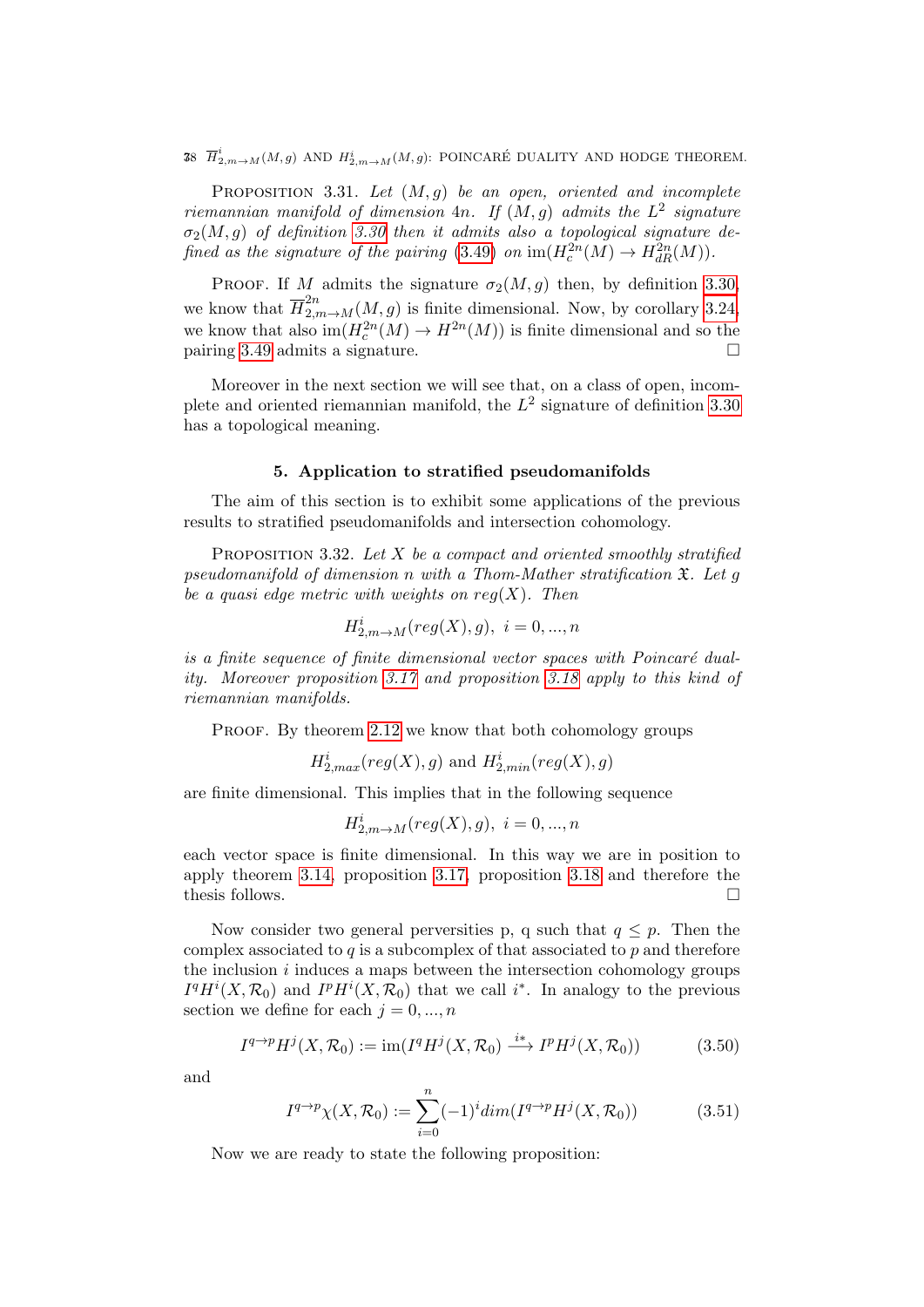Proposition 3.31. *Let $(M, g)$ be an open, oriented and incomplete riemannian manifold of dimension $4n$. If $(M, g)$ admits the $L^2$ signature $\sigma_2(M, g)$ of definition 3.30 then it admits also a topological signature defined as the signature of the pairing (3.49) on $\operatorname{im}(H^{2n}_c(M) \to H^{2n}_{dR}(M))$.*

Proof. If $M$ admits the signature $\sigma_2(M, g)$ then, by definition 3.30, we know that $\overline{H}^{2n}_{2,m\to M}(M, g)$ is finite dimensional. Now, by corollary 3.24, we know that also $\operatorname{im}(H^{2n}_c(M) \to H^{2n}(M))$ is finite dimensional and so the pairing 3.49 admits a signature. □

Moreover in the next section we will see that, on a class of open, incomplete and oriented riemannian manifold, the $L^2$ signature of definition 3.30 has a topological meaning.

## 5. Application to stratified pseudomanifolds

The aim of this section is to exhibit some applications of the previous results to stratified pseudomanifolds and intersection cohomology.

Proposition 3.32. *Let $X$ be a compact and oriented smoothly stratified pseudomanifold of dimension $n$ with a Thom-Mather stratification $\mathfrak{X}$. Let $g$ be a quasi edge metric with weights on $reg(X)$. Then*

$$H^i_{2,m\to M}(reg(X), g),\ i = 0, ..., n$$

*is a finite sequence of finite dimensional vector spaces with Poincaré duality. Moreover proposition 3.17 and proposition 3.18 apply to this kind of riemannian manifolds.*

Proof. By theorem 2.12 we know that both cohomology groups

$$H^i_{2,max}(reg(X), g) \text{ and } H^i_{2,min}(reg(X), g)$$

are finite dimensional. This implies that in the following sequence

$$H^i_{2,m\to M}(reg(X), g),\ i = 0, ..., n$$

each vector space is finite dimensional. In this way we are in position to apply theorem 3.14, proposition 3.17, proposition 3.18 and therefore the thesis follows. □

Now consider two general perversities p, q such that $q \leq p$. Then the complex associated to $q$ is a subcomplex of that associated to $p$ and therefore the inclusion $i$ induces a maps between the intersection cohomology groups $I^qH^i(X, \mathcal{R}_0)$ and $I^pH^i(X, \mathcal{R}_0)$ that we call $i^*$. In analogy to the previous section we define for each $j = 0, ..., n$

$$I^{q\to p}H^j(X, \mathcal{R}_0) := \operatorname{im}(I^qH^j(X, \mathcal{R}_0) \xrightarrow{i*} I^pH^j(X, \mathcal{R}_0)) \tag{3.50}$$

and

$$I^{q\to p}\chi(X, \mathcal{R}_0) := \sum_{i=0}^{n} (-1)^i dim(I^{q\to p}H^j(X, \mathcal{R}_0)) \tag{3.51}$$

Now we are ready to state the following proposition: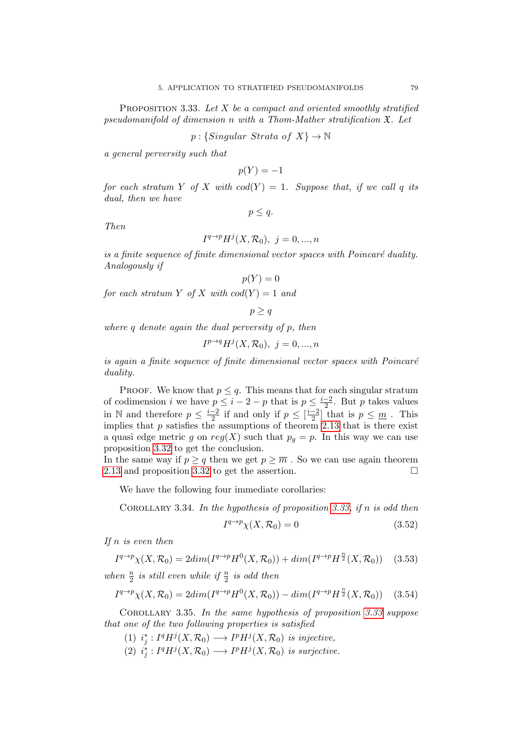**Proposition 3.33.** *Let $X$ be a compact and oriented smoothly stratified pseudomanifold of dimension $n$ with a Thom-Mather stratification $\mathfrak{X}$. Let*

$$p : \{Singular\ Strata\ of\ X\} \to \mathbb{N}$$

*a general perversity such that*

$$p(Y) = -1$$

*for each stratum $Y$ of $X$ with $cod(Y) = 1$. Suppose that, if we call $q$ its dual, then we have*

$$p \leq q.$$

*Then*

$$I^{q \to p}H^j(X, \mathcal{R}_0),\ j = 0, ..., n$$

*is a finite sequence of finite dimensional vector spaces with Poincaré duality. Analogously if*

$$p(Y) = 0$$

*for each stratum $Y$ of $X$ with $cod(Y) = 1$ and*

$$p \geq q$$

*where $q$ denote again the dual perversity of $p$, then*

$$I^{p \to q}H^j(X, \mathcal{R}_0),\ j = 0, ..., n$$

*is again a finite sequence of finite dimensional vector spaces with Poincaré duality.*

Proof. We know that $p \leq q$. This means that for each singular stratum of codimension $i$ we have $p \leq i - 2 - p$ that is $p \leq \frac{i-2}{2}$. But $p$ takes values in $\mathbb{N}$ and therefore $p \leq \frac{i-2}{2}$ if and only if $p \leq [\frac{i-2}{2}]$ that is $p \leq \underline{m}$ . This implies that $p$ satisfies the assumptions of theorem 2.13 that is there exist a quasi edge metric $g$ on $reg(X)$ such that $p_g = p$. In this way we can use proposition 3.32 to get the conclusion.
In the same way if $p \geq q$ then we get $p \geq \overline{m}$ . So we can use again theorem 2.13 and proposition 3.32 to get the assertion. □

We have the following four immediate corollaries:

**Corollary 3.34.** *In the hypothesis of proposition 3.33, if $n$ is odd then*

$$I^{q \to p}\chi(X, \mathcal{R}_0) = 0 \tag{3.52}$$

*If $n$ is even then*

$$I^{q \to p}\chi(X, \mathcal{R}_0) = 2dim(I^{q \to p}H^0(X, \mathcal{R}_0)) + dim(I^{q \to p}H^{\frac{n}{2}}(X, \mathcal{R}_0)) \tag{3.53}$$

*when $\frac{n}{2}$ is still even while if $\frac{n}{2}$ is odd then*

$$I^{q \to p}\chi(X, \mathcal{R}_0) = 2dim(I^{q \to p}H^0(X, \mathcal{R}_0)) - dim(I^{q \to p}H^{\frac{n}{2}}(X, \mathcal{R}_0)) \tag{3.54}$$

**Corollary 3.35.** *In the same hypothesis of proposition 3.33 suppose that one of the two following properties is satisfied*

1. $i_j^* : I^qH^j(X, \mathcal{R}_0) \longrightarrow I^pH^j(X, \mathcal{R}_0)$ *is injective,*
2. $i_j^* : I^qH^j(X, \mathcal{R}_0) \longrightarrow I^pH^j(X, \mathcal{R}_0)$ *is surjective.*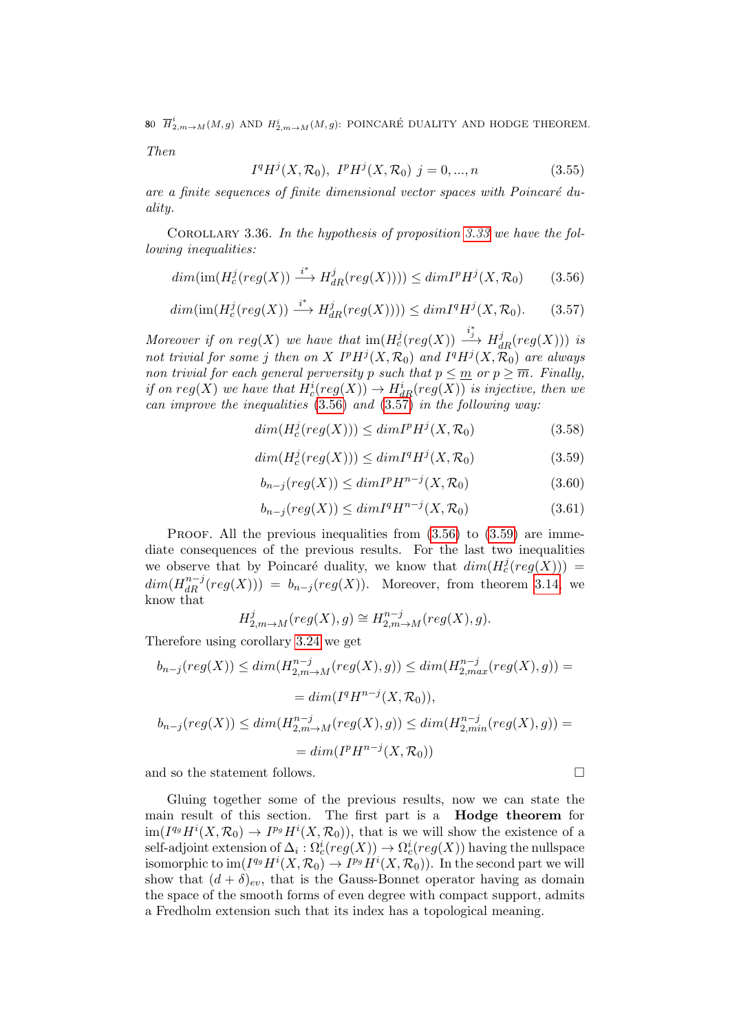*Then*

$$I^qH^j(X,\mathcal{R}_0),\ I^pH^j(X,\mathcal{R}_0)\ j=0,...,n \tag{3.55}$$

*are a finite sequences of finite dimensional vector spaces with Poincaré duality.*

Corollary 3.36. *In the hypothesis of proposition 3.33 we have the following inequalities:*

$$dim(\text{im}(H^j_c(reg(X)) \stackrel{i^*}{\longrightarrow} H^j_{dR}(reg(X)))) \leq dim I^pH^j(X,\mathcal{R}_0) \tag{3.56}$$

$$dim(\text{im}(H^j_c(reg(X)) \stackrel{i^*}{\longrightarrow} H^j_{dR}(reg(X)))) \leq dim I^qH^j(X,\mathcal{R}_0). \tag{3.57}$$

*Moreover if on $reg(X)$ we have that $\text{im}(H^j_c(reg(X)) \stackrel{i^*_j}{\longrightarrow} H^j_{dR}(reg(X)))$ is not trivial for some $j$ then on $X$ $I^pH^j(X,\mathcal{R}_0)$ and $I^qH^j(X,\mathcal{R}_0)$ are always non trivial for each general perversity $p$ such that $p \leq \underline{m}$ or $p \geq \overline{m}$. Finally, if on $reg(X)$ we have that $H^i_c(reg(X)) \rightarrow H^i_{dR}(reg(X))$ is injective, then we can improve the inequalities (3.56) and (3.57) in the following way:*

$$dim(H^j_c(reg(X))) \leq dim I^pH^j(X,\mathcal{R}_0) \tag{3.58}$$

$$dim(H^j_c(reg(X))) \leq dim I^qH^j(X,\mathcal{R}_0) \tag{3.59}$$

$$b_{n-j}(reg(X)) \leq dim I^pH^{n-j}(X,\mathcal{R}_0) \tag{3.60}$$

$$b_{n-j}(reg(X)) \leq dim I^qH^{n-j}(X,\mathcal{R}_0) \tag{3.61}$$

Proof. All the previous inequalities from (3.56) to (3.59) are immediate consequences of the previous results. For the last two inequalities we observe that by Poincaré duality, we know that $dim(H^j_c(reg(X))) = dim(H^{n-j}_{dR}(reg(X))) = b_{n-j}(reg(X))$. Moreover, from theorem 3.14, we know that

$$H^j_{2,m\rightarrow M}(reg(X),g) \cong H^{n-j}_{2,m\rightarrow M}(reg(X),g).$$

Therefore using corollary 3.24 we get

$$b_{n-j}(reg(X)) \leq dim(H^{n-j}_{2,m\rightarrow M}(reg(X),g)) \leq dim(H^{n-j}_{2,max}(reg(X),g)) =$$

$$= dim(I^qH^{n-j}(X,\mathcal{R}_0)),$$

$$b_{n-j}(reg(X)) \leq dim(H^{n-j}_{2,m\rightarrow M}(reg(X),g)) \leq dim(H^{n-j}_{2,min}(reg(X),g)) =$$

$$= dim(I^pH^{n-j}(X,\mathcal{R}_0))$$

and so the statement follows. □

Gluing together some of the previous results, now we can state the main result of this section. The first part is a **Hodge theorem** for $\text{im}(I^{q_g}H^i(X,\mathcal{R}_0) \rightarrow I^{p_g}H^i(X,\mathcal{R}_0))$, that is we will show the existence of a self-adjoint extension of $\Delta_i : \Omega^i_c(reg(X)) \rightarrow \Omega^i_c(reg(X))$ having the nullspace isomorphic to $\text{im}(I^{q_g}H^i(X,\mathcal{R}_0) \rightarrow I^{p_g}H^i(X,\mathcal{R}_0))$. In the second part we will show that $(d+\delta)_{ev}$, that is the Gauss-Bonnet operator having as domain the space of the smooth forms of even degree with compact support, admits a Fredholm extension such that its index has a topological meaning.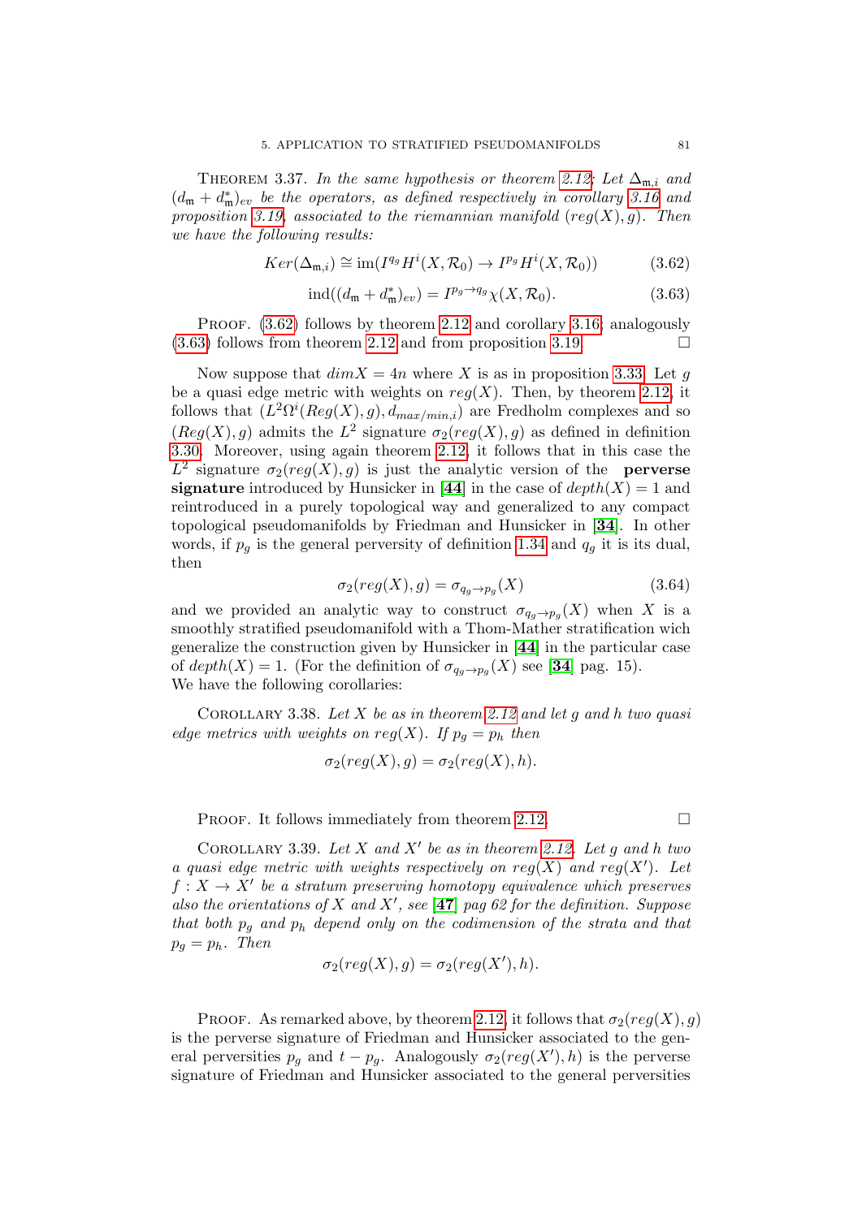Theorem 3.37. *In the same hypothesis or theorem 2.12: Let $\Delta_{\mathfrak{m},i}$ and $(d_{\mathfrak{m}} + d^*_{\mathfrak{m}})_{ev}$ be the operators, as defined respectively in corollary 3.16 and proposition 3.19, associated to the riemannian manifold $(reg(X), g)$. Then we have the following results:*

$$Ker(\Delta_{\mathfrak{m},i}) \cong \operatorname{im}(I^{q_g}H^i(X, \mathcal{R}_0) \to I^{p_g}H^i(X, \mathcal{R}_0)) \tag{3.62}$$

$$\operatorname{ind}((d_{\mathfrak{m}} + d^*_{\mathfrak{m}})_{ev}) = I^{p_g \to q_g}\chi(X, \mathcal{R}_0). \tag{3.63}$$

Proof. (3.62) follows by theorem 2.12 and corollary 3.16; analogously (3.63) follows from theorem 2.12 and from proposition 3.19. □

Now suppose that $dimX = 4n$ where $X$ is as in proposition 3.33. Let $g$ be a quasi edge metric with weights on $reg(X)$. Then, by theorem 2.12, it follows that $(L^2\Omega^i(Reg(X), g), d_{max/min,i})$ are Fredholm complexes and so $(Reg(X), g)$ admits the $L^2$ signature $\sigma_2(reg(X), g)$ as defined in definition 3.30. Moreover, using again theorem 2.12, it follows that in this case the $L^2$ signature $\sigma_2(reg(X), g)$ is just the analytic version of the **perverse signature** introduced by Hunsicker in [**44**] in the case of $depth(X) = 1$ and reintroduced in a purely topological way and generalized to any compact topological pseudomanifolds by Friedman and Hunsicker in [**34**]. In other words, if $p_g$ is the general perversity of definition 1.34 and $q_g$ it is its dual, then

$$\sigma_2(reg(X), g) = \sigma_{q_g \to p_g}(X) \tag{3.64}$$

and we provided an analytic way to construct $\sigma_{q_g \to p_g}(X)$ when $X$ is a smoothly stratified pseudomanifold with a Thom-Mather stratification wich generalize the construction given by Hunsicker in [**44**] in the particular case of $depth(X) = 1$. (For the definition of $\sigma_{q_g \to p_g}(X)$ see [**34**] pag. 15).
We have the following corollaries:

Corollary 3.38. *Let $X$ be as in theorem 2.12 and let $g$ and $h$ two quasi edge metrics with weights on $reg(X)$. If $p_g = p_h$ then*

$$\sigma_2(reg(X), g) = \sigma_2(reg(X), h).$$

Proof. It follows immediately from theorem 2.12. □

Corollary 3.39. *Let $X$ and $X'$ be as in theorem 2.12. Let $g$ and $h$ two a quasi edge metric with weights respectively on $reg(X)$ and $reg(X')$. Let $f : X \to X'$ be a stratum preserving homotopy equivalence which preserves also the orientations of $X$ and $X'$, see [**47**] pag 62 for the definition. Suppose that both $p_g$ and $p_h$ depend only on the codimension of the strata and that $p_g = p_h$. Then*

$$\sigma_2(reg(X), g) = \sigma_2(reg(X'), h).$$

Proof. As remarked above, by theorem 2.12, it follows that $\sigma_2(reg(X), g)$ is the perverse signature of Friedman and Hunsicker associated to the general perversities $p_g$ and $t - p_g$. Analogously $\sigma_2(reg(X'), h)$ is the perverse signature of Friedman and Hunsicker associated to the general perversities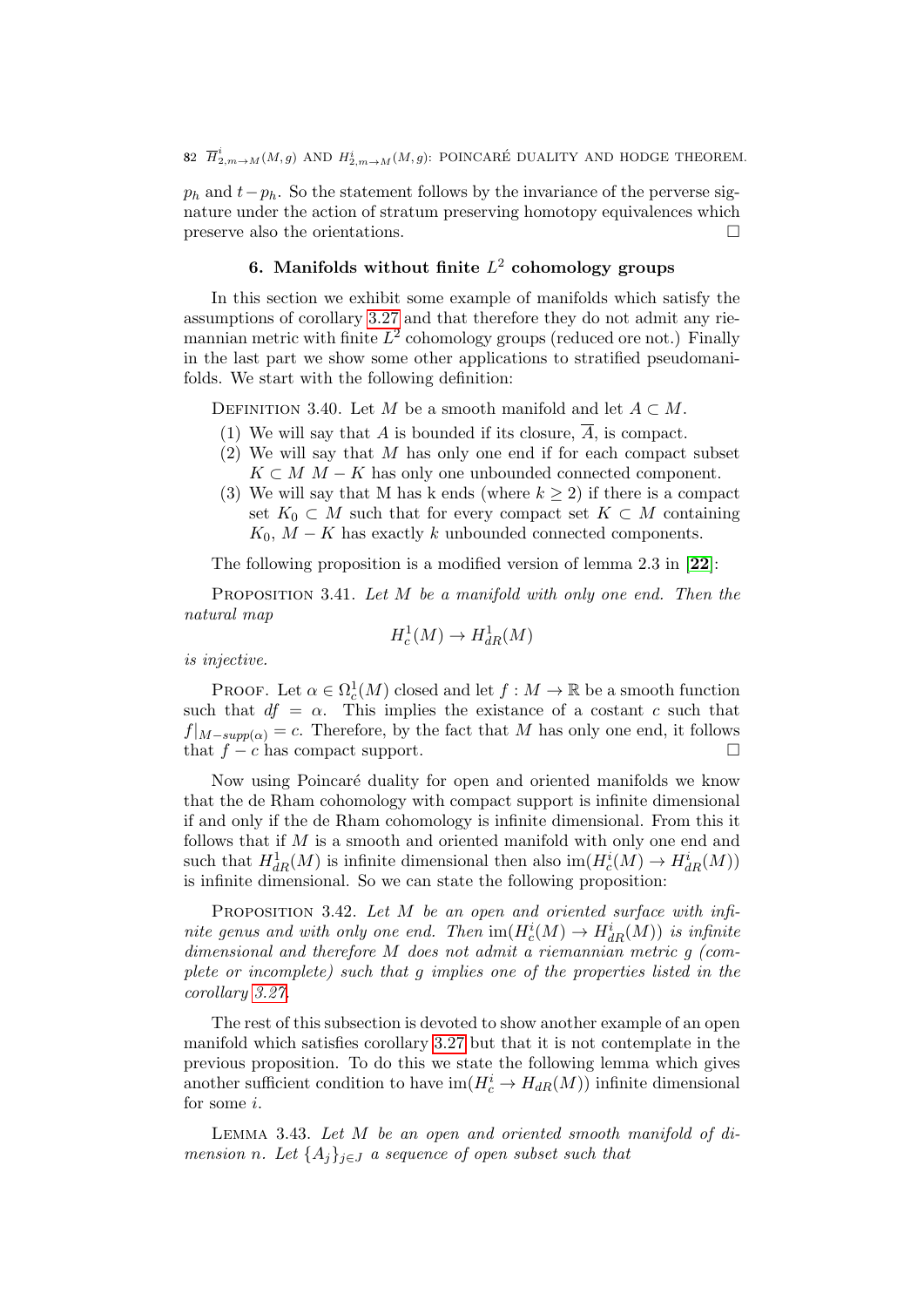$p_h$ and $t - p_h$. So the statement follows by the invariance of the perverse signature under the action of stratum preserving homotopy equivalences which preserve also the orientations. □

## 6. Manifolds without finite $L^2$ cohomology groups

In this section we exhibit some example of manifolds which satisfy the assumptions of corollary 3.27 and that therefore they do not admit any riemannian metric with finite $L^2$ cohomology groups (reduced ore not.) Finally in the last part we show some other applications to stratified pseudomanifolds. We start with the following definition:

Definition 3.40. Let $M$ be a smooth manifold and let $A \subset M$.

1. We will say that $A$ is bounded if its closure, $\overline{A}$, is compact.
2. We will say that $M$ has only one end if for each compact subset $K \subset M$ $M - K$ has only one unbounded connected component.
3. We will say that M has k ends (where $k \geq 2$) if there is a compact set $K_0 \subset M$ such that for every compact set $K \subset M$ containing $K_0$, $M - K$ has exactly $k$ unbounded connected components.

The following proposition is a modified version of lemma 2.3 in [**22**]:

Proposition 3.41. *Let $M$ be a manifold with only one end. Then the natural map*

$$H^1_c(M) \to H^1_{dR}(M)$$

*is injective.*

Proof. Let $\alpha \in \Omega^1_c(M)$ closed and let $f : M \to \mathbb{R}$ be a smooth function such that $df = \alpha$. This implies the existance of a costant $c$ such that $f|_{M-supp(\alpha)} = c$. Therefore, by the fact that $M$ has only one end, it follows that $f - c$ has compact support. □

Now using Poincaré duality for open and oriented manifolds we know that the de Rham cohomology with compact support is infinite dimensional if and only if the de Rham cohomology is infinite dimensional. From this it follows that if $M$ is a smooth and oriented manifold with only one end and such that $H^1_{dR}(M)$ is infinite dimensional then also $\text{im}(H^i_c(M) \to H^i_{dR}(M))$ is infinite dimensional. So we can state the following proposition:

Proposition 3.42. *Let $M$ be an open and oriented surface with infinite genus and with only one end. Then $\text{im}(H^i_c(M) \to H^i_{dR}(M))$ is infinite dimensional and therefore $M$ does not admit a riemannian metric $g$ (complete or incomplete) such that $g$ implies one of the properties listed in the corollary 3.27.*

The rest of this subsection is devoted to show another example of an open manifold which satisfies corollary 3.27 but that it is not contemplate in the previous proposition. To do this we state the following lemma which gives another sufficient condition to have $\text{im}(H^i_c \to H_{dR}(M))$ infinite dimensional for some $i$.

Lemma 3.43. *Let $M$ be an open and oriented smooth manifold of dimension $n$. Let $\{A_j\}_{j \in J}$ a sequence of open subset such that*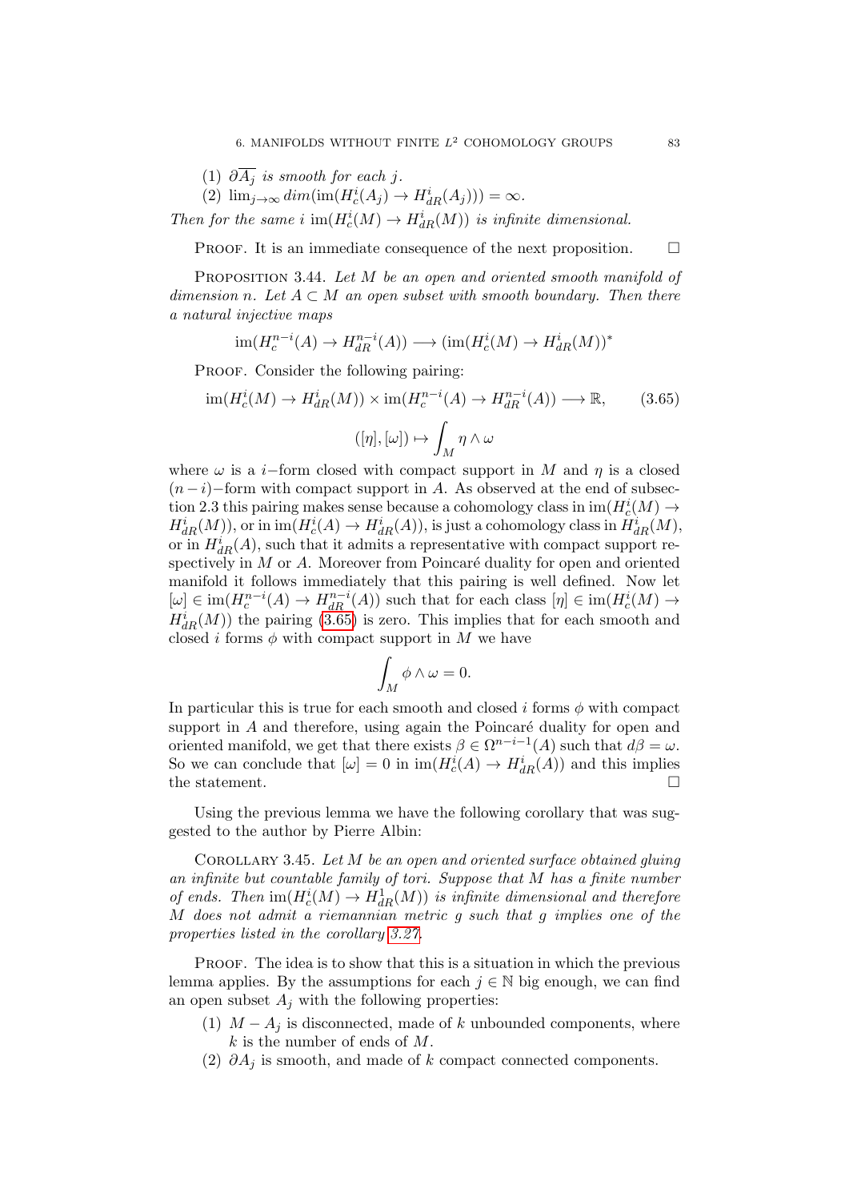(1) $\partial \overline{A_j}$ *is smooth for each* $j$.
(2) $\lim_{j\to\infty} dim(\text{im}(H^i_c(A_j) \to H^i_{dR}(A_j))) = \infty$.

*Then for the same* $i$ $\text{im}(H^i_c(M) \to H^i_{dR}(M))$ *is infinite dimensional.*

Proof. It is an immediate consequence of the next proposition. □

Proposition 3.44. *Let* $M$ *be an open and oriented smooth manifold of dimension* $n$. *Let* $A \subset M$ *an open subset with smooth boundary. Then there a natural injective maps*

$$\text{im}(H^{n-i}_c(A) \to H^{n-i}_{dR}(A)) \longrightarrow (\text{im}(H^i_c(M) \to H^i_{dR}(M))^*$$

Proof. Consider the following pairing:

$$\text{im}(H^i_c(M) \to H^i_{dR}(M)) \times \text{im}(H^{n-i}_c(A) \to H^{n-i}_{dR}(A)) \longrightarrow \mathbb{R}, \qquad (3.65)$$

$$([\eta], [\omega]) \mapsto \int_M \eta \wedge \omega$$

where $\omega$ is a $i-$form closed with compact support in $M$ and $\eta$ is a closed $(n-i)-$form with compact support in $A$. As observed at the end of subsection 2.3 this pairing makes sense because a cohomology class in $\text{im}(H^i_c(M) \to H^i_{dR}(M))$, or in $\text{im}(H^i_c(A) \to H^i_{dR}(A))$, is just a cohomology class in $H^i_{dR}(M)$, or in $H^i_{dR}(A)$, such that it admits a representative with compact support respectively in $M$ or $A$. Moreover from Poincaré duality for open and oriented manifold it follows immediately that this pairing is well defined. Now let $[\omega] \in \text{im}(H^{n-i}_c(A) \to H^{n-i}_{dR}(A))$ such that for each class $[\eta] \in \text{im}(H^i_c(M) \to H^i_{dR}(M))$ the pairing (3.65) is zero. This implies that for each smooth and closed $i$ forms $\phi$ with compact support in $M$ we have

$$\int_M \phi \wedge \omega = 0.$$

In particular this is true for each smooth and closed $i$ forms $\phi$ with compact support in $A$ and therefore, using again the Poincaré duality for open and oriented manifold, we get that there exists $\beta \in \Omega^{n-i-1}(A)$ such that $d\beta = \omega$. So we can conclude that $[\omega] = 0$ in $\text{im}(H^i_c(A) \to H^i_{dR}(A))$ and this implies the statement. □

Using the previous lemma we have the following corollary that was suggested to the author by Pierre Albin:

Corollary 3.45. *Let* $M$ *be an open and oriented surface obtained gluing an infinite but countable family of tori. Suppose that* $M$ *has a finite number of ends. Then* $\text{im}(H^i_c(M) \to H^1_{dR}(M))$ *is infinite dimensional and therefore* $M$ *does not admit a riemannian metric* $g$ *such that* $g$ *implies one of the properties listed in the corollary 3.27.*

Proof. The idea is to show that this is a situation in which the previous lemma applies. By the assumptions for each $j \in \mathbb{N}$ big enough, we can find an open subset $A_j$ with the following properties:

(1) $M - A_j$ is disconnected, made of $k$ unbounded components, where $k$ is the number of ends of $M$.
(2) $\partial A_j$ is smooth, and made of $k$ compact connected components.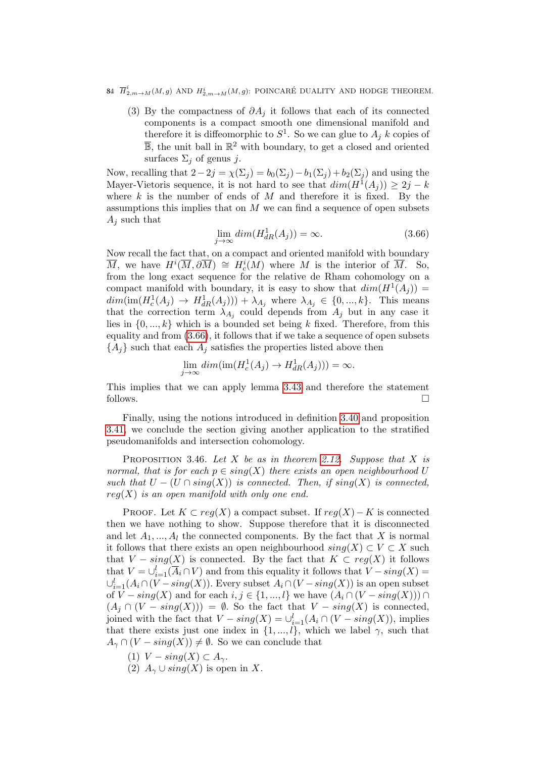(3) By the compactness of $\partial A_j$ it follows that each of its connected components is a compact smooth one dimensional manifold and therefore it is diffeomorphic to $S^1$. So we can glue to $A_j$ $k$ copies of $\overline{\mathbb{B}}$, the unit ball in $\mathbb{R}^2$ with boundary, to get a closed and oriented surfaces $\Sigma_j$ of genus $j$.

Now, recalling that $2-2j = \chi(\Sigma_j) = b_0(\Sigma_j) - b_1(\Sigma_j) + b_2(\Sigma_j)$ and using the Mayer-Vietoris sequence, it is not hard to see that $dim(H^1(A_j)) \geq 2j - k$ where $k$ is the number of ends of $M$ and therefore it is fixed. By the assumptions this implies that on $M$ we can find a sequence of open subsets $A_j$ such that

$$\lim_{j\to\infty} dim(H^1_{dR}(A_j)) = \infty. \tag{3.66}$$

Now recall the fact that, on a compact and oriented manifold with boundary $\overline{M}$, we have $H^i(\overline{M}, \partial\overline{M}) \cong H^i_c(M)$ where $M$ is the interior of $\overline{M}$. So, from the long exact sequence for the relative de Rham cohomology on a compact manifold with boundary, it is easy to show that $dim(H^1(A_j)) = dim(\text{im}(H^1_c(A_j) \to H^1_{dR}(A_j))) + \lambda_{A_j}$ where $\lambda_{A_j} \in \{0, ..., k\}$. This means that the correction term $\lambda_{A_j}$ could depends from $A_j$ but in any case it lies in $\{0, ..., k\}$ which is a bounded set being $k$ fixed. Therefore, from this equality and from (3.66), it follows that if we take a sequence of open subsets $\{A_j\}$ such that each $A_j$ satisfies the properties listed above then

$$\lim_{j\to\infty} dim(\text{im}(H^1_c(A_j) \to H^1_{dR}(A_j))) = \infty.$$

This implies that we can apply lemma 3.43 and therefore the statement follows. □

Finally, using the notions introduced in definition 3.40 and proposition 3.41, we conclude the section giving another application to the stratified pseudomanifolds and intersection cohomology.

Proposition 3.46. *Let $X$ be as in theorem 2.12. Suppose that $X$ is normal, that is for each $p \in sing(X)$ there exists an open neighbourhood $U$ such that $U - (U \cap sing(X))$ is connected. Then, if $sing(X)$ is connected, $reg(X)$ is an open manifold with only one end.*

Proof. Let $K \subset reg(X)$ a compact subset. If $reg(X) - K$ is connected then we have nothing to show. Suppose therefore that it is disconnected and let $A_1, ..., A_l$ the connected components. By the fact that $X$ is normal it follows that there exists an open neighbourhood $sing(X) \subset V \subset X$ such that $V - sing(X)$ is connected. By the fact that $K \subset reg(X)$ it follows that $V = \cup_{i=1}^{l} (\overline{A}_i \cap V)$ and from this equality it follows that $V - sing(X) = \cup_{i=1}^{l} (A_i \cap (V - sing(X))$. Every subset $A_i \cap (V - sing(X))$ is an open subset of $V - sing(X)$ and for each $i, j \in \{1, ..., l\}$ we have $(A_i \cap (V - sing(X))) \cap (A_j \cap (V - sing(X))) = \emptyset$. So the fact that $V - sing(X)$ is connected, joined with the fact that $V - sing(X) = \cup_{i=1}^{l} (A_i \cap (V - sing(X))$, implies that there exists just one index in $\{1, ..., l\}$, which we label $\gamma$, such that $A_\gamma \cap (V - sing(X)) \neq \emptyset$. So we can conclude that

(1) $V - sing(X) \subset A_\gamma$.
(2) $A_\gamma \cup sing(X)$ is open in $X$.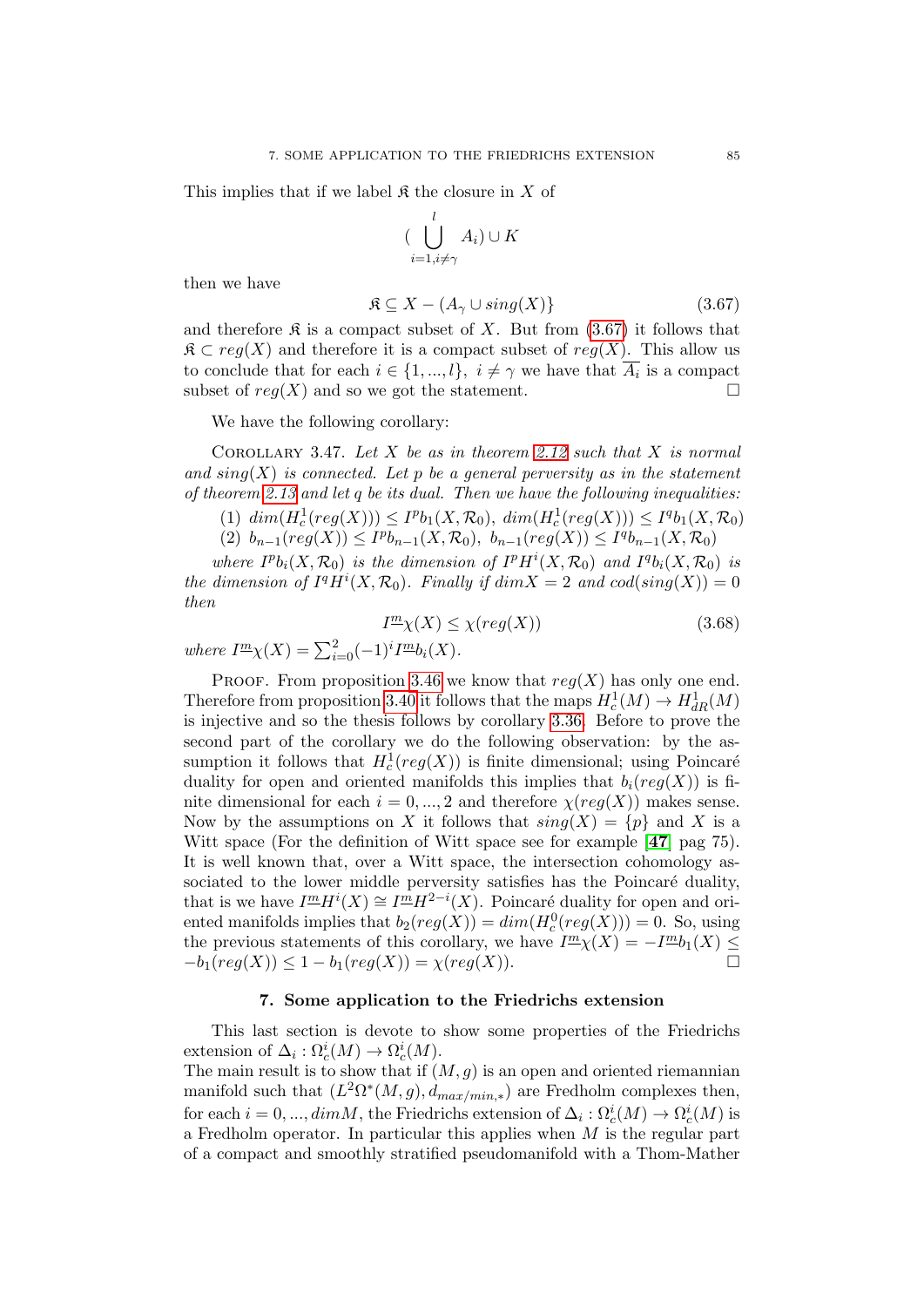This implies that if we label $\mathfrak{K}$ the closure in $X$ of

$$(\bigcup_{i=1, i\neq\gamma}^{l} A_i) \cup K$$

then we have

$$\mathfrak{K} \subseteq X - (A_\gamma \cup sing(X)\} \tag{3.67}$$

and therefore $\mathfrak{K}$ is a compact subset of $X$. But from (3.67) it follows that $\mathfrak{K} \subset reg(X)$ and therefore it is a compact subset of $reg(X)$. This allow us to conclude that for each $i \in \{1, ..., l\}$, $i \neq \gamma$ we have that $\overline{A_i}$ is a compact subset of $reg(X)$ and so we got the statement. □

We have the following corollary:

Corollary 3.47. *Let $X$ be as in theorem 2.12 such that $X$ is normal and $sing(X)$ is connected. Let $p$ be a general perversity as in the statement of theorem 2.13 and let $q$ be its dual. Then we have the following inequalities:*

1. $dim(H^1_c(reg(X))) \leq I^p b_1(X, \mathcal{R}_0)$, $dim(H^1_c(reg(X))) \leq I^q b_1(X, \mathcal{R}_0)$
2. $b_{n-1}(reg(X)) \leq I^p b_{n-1}(X, \mathcal{R}_0)$, $b_{n-1}(reg(X)) \leq I^q b_{n-1}(X, \mathcal{R}_0)$

*where $I^p b_i(X, \mathcal{R}_0)$ is the dimension of $I^p H^i(X, \mathcal{R}_0)$ and $I^q b_i(X, \mathcal{R}_0)$ is the dimension of $I^q H^i(X, \mathcal{R}_0)$. Finally if $dim X = 2$ and $cod(sing(X)) = 0$ then*

$$I^{\underline{m}}\chi(X) \leq \chi(reg(X)) \tag{3.68}$$

*where $I^{\underline{m}}\chi(X) = \sum_{i=0}^{2}(-1)^i I^{\underline{m}} b_i(X)$.*

Proof. From proposition 3.46 we know that $reg(X)$ has only one end. Therefore from proposition 3.40 it follows that the maps $H^1_c(M) \to H^1_{dR}(M)$ is injective and so the thesis follows by corollary 3.36. Before to prove the second part of the corollary we do the following observation: by the assumption it follows that $H^1_c(reg(X))$ is finite dimensional; using Poincaré duality for open and oriented manifolds this implies that $b_i(reg(X))$ is finite dimensional for each $i = 0, ..., 2$ and therefore $\chi(reg(X))$ makes sense. Now by the assumptions on $X$ it follows that $sing(X) = \{p\}$ and $X$ is a Witt space (For the definition of Witt space see for example [**47**] pag 75). It is well known that, over a Witt space, the intersection cohomology associated to the lower middle perversity satisfies has the Poincaré duality, that is we have $I^{\underline{m}}H^i(X) \cong I^{\underline{m}}H^{2-i}(X)$. Poincaré duality for open and oriented manifolds implies that $b_2(reg(X)) = dim(H^0_c(reg(X))) = 0$. So, using the previous statements of this corollary, we have $I^{\underline{m}}\chi(X) = -I^{\underline{m}}b_1(X) \leq -b_1(reg(X)) \leq 1 - b_1(reg(X)) = \chi(reg(X))$. □

## 7. Some application to the Friedrichs extension

This last section is devote to show some properties of the Friedrichs extension of $\Delta_i : \Omega^i_c(M) \to \Omega^i_c(M)$.
The main result is to show that if $(M, g)$ is an open and oriented riemannian manifold such that $(L^2\Omega^*(M, g), d_{max/min,*})$ are Fredholm complexes then, for each $i = 0, ..., dim M$, the Friedrichs extension of $\Delta_i : \Omega^i_c(M) \to \Omega^i_c(M)$ is a Fredholm operator. In particular this applies when $M$ is the regular part of a compact and smoothly stratified pseudomanifold with a Thom-Mather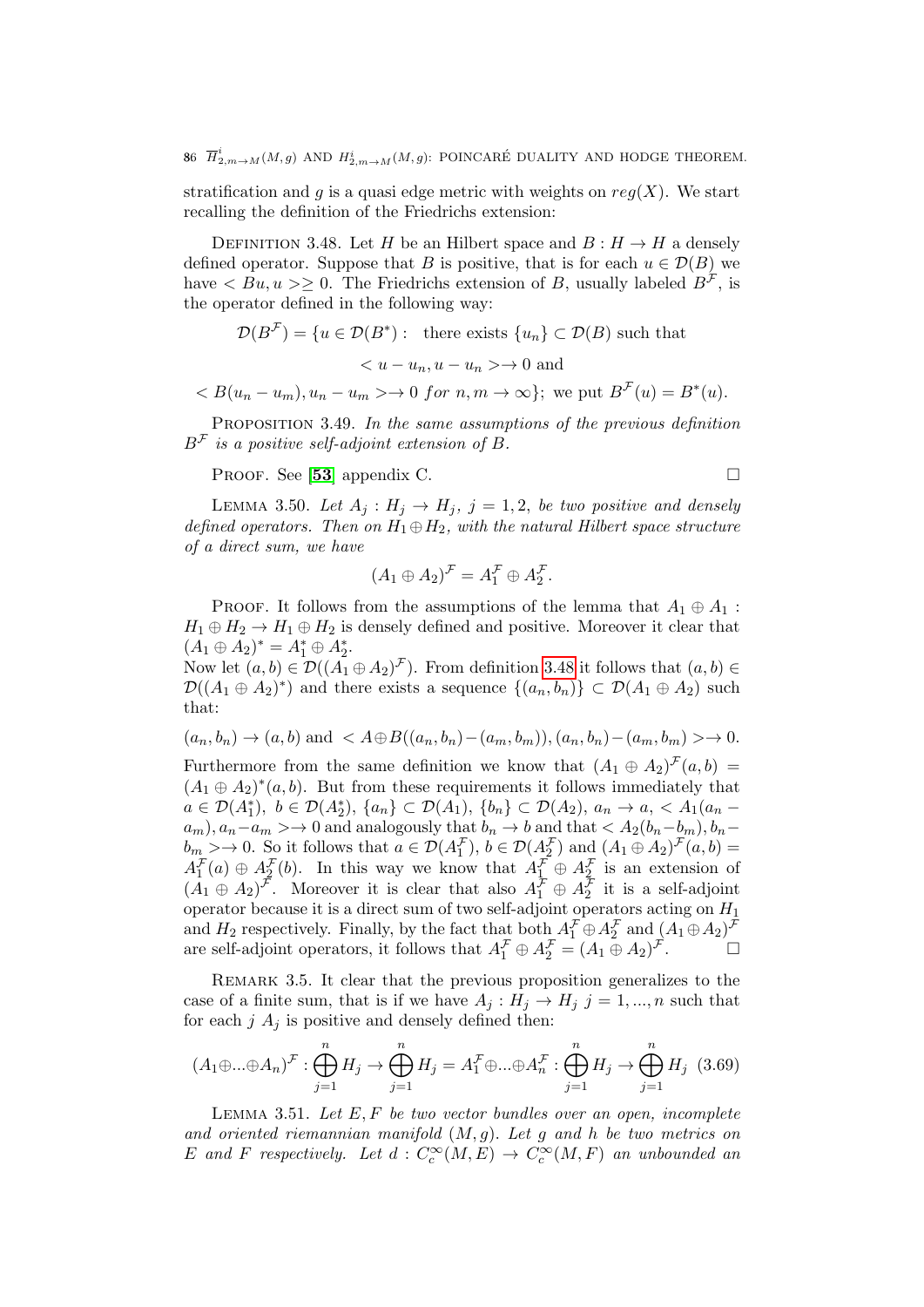stratification and $g$ is a quasi edge metric with weights on $reg(X)$. We start recalling the definition of the Friedrichs extension:

Definition 3.48. Let $H$ be an Hilbert space and $B : H \to H$ a densely defined operator. Suppose that $B$ is positive, that is for each $u \in \mathcal{D}(B)$ we have $< Bu, u > \geq 0$. The Friedrichs extension of $B$, usually labeled $B^{\mathcal{F}}$, is the operator defined in the following way:

$$\mathcal{D}(B^{\mathcal{F}}) = \{u \in \mathcal{D}(B^*): \text{ there exists } \{u_n\} \subset \mathcal{D}(B) \text{ such that}$$

$$< u - u_n, u - u_n > \to 0 \text{ and}$$

$$< B(u_n - u_m), u_n - u_m > \to 0 \ for \ n, m \to \infty\}; \text{ we put } B^{\mathcal{F}}(u) = B^*(u).$$

Proposition 3.49. *In the same assumptions of the previous definition $B^{\mathcal{F}}$ is a positive self-adjoint extension of $B$.*

Proof. See [**53**] appendix C. □

Lemma 3.50. *Let $A_j : H_j \to H_j$, $j = 1, 2$, be two positive and densely defined operators. Then on $H_1 \oplus H_2$, with the natural Hilbert space structure of a direct sum, we have*

$$(A_1 \oplus A_2)^{\mathcal{F}} = A_1^{\mathcal{F}} \oplus A_2^{\mathcal{F}}.$$

Proof. It follows from the assumptions of the lemma that $A_1 \oplus A_1 : H_1 \oplus H_2 \to H_1 \oplus H_2$ is densely defined and positive. Moreover it clear that $(A_1 \oplus A_2)^* = A_1^* \oplus A_2^*$.
Now let $(a, b) \in \mathcal{D}((A_1 \oplus A_2)^{\mathcal{F}})$. From definition 3.48 it follows that $(a, b) \in \mathcal{D}((A_1 \oplus A_2)^*)$ and there exists a sequence $\{(a_n, b_n)\} \subset \mathcal{D}(A_1 \oplus A_2)$ such that:

$$(a_n, b_n) \to (a, b) \text{ and } < A \oplus B((a_n, b_n) - (a_m, b_m)), (a_n, b_n) - (a_m, b_m) > \to 0.$$

Furthermore from the same definition we know that $(A_1 \oplus A_2)^{\mathcal{F}}(a, b) = (A_1 \oplus A_2)^*(a, b)$. But from these requirements it follows immediately that $a \in \mathcal{D}(A_1^*)$, $b \in \mathcal{D}(A_2^*)$, $\{a_n\} \subset \mathcal{D}(A_1)$, $\{b_n\} \subset \mathcal{D}(A_2)$, $a_n \to a$, $< A_1(a_n - a_m), a_n - a_m > \to 0$ and analogously that $b_n \to b$ and that $< A_2(b_n - b_m), b_n - b_m > \to 0$. So it follows that $a \in \mathcal{D}(A_1^{\mathcal{F}})$, $b \in \mathcal{D}(A_2^{\mathcal{F}})$ and $(A_1 \oplus A_2)^{\mathcal{F}}(a, b) = A_1^{\mathcal{F}}(a) \oplus A_2^{\mathcal{F}}(b)$. In this way we know that $A_1^{\mathcal{F}} \oplus A_2^{\mathcal{F}}$ is an extension of $(A_1 \oplus A_2)^{\mathcal{F}}$. Moreover it is clear that also $A_1^{\mathcal{F}} \oplus A_2^{\mathcal{F}}$ it is a self-adjoint operator because it is a direct sum of two self-adjoint operators acting on $H_1$ and $H_2$ respectively. Finally, by the fact that both $A_1^{\mathcal{F}} \oplus A_2^{\mathcal{F}}$ and $(A_1 \oplus A_2)^{\mathcal{F}}$ are self-adjoint operators, it follows that $A_1^{\mathcal{F}} \oplus A_2^{\mathcal{F}} = (A_1 \oplus A_2)^{\mathcal{F}}$. □

Remark 3.5. It clear that the previous proposition generalizes to the case of a finite sum, that is if we have $A_j : H_j \to H_j$ $j = 1, ..., n$ such that for each $j$ $A_j$ is positive and densely defined then:

$$(A_1 \oplus ... \oplus A_n)^{\mathcal{F}} : \bigoplus_{j=1}^{n} H_j \to \bigoplus_{j=1}^{n} H_j = A_1^{\mathcal{F}} \oplus ... \oplus A_n^{\mathcal{F}} : \bigoplus_{j=1}^{n} H_j \to \bigoplus_{j=1}^{n} H_j \quad (3.69)$$

Lemma 3.51. *Let $E, F$ be two vector bundles over an open, incomplete and oriented riemannian manifold $(M, g)$. Let $g$ and $h$ be two metrics on $E$ and $F$ respectively. Let $d : C_c^{\infty}(M, E) \to C_c^{\infty}(M, F)$ an unbounded an*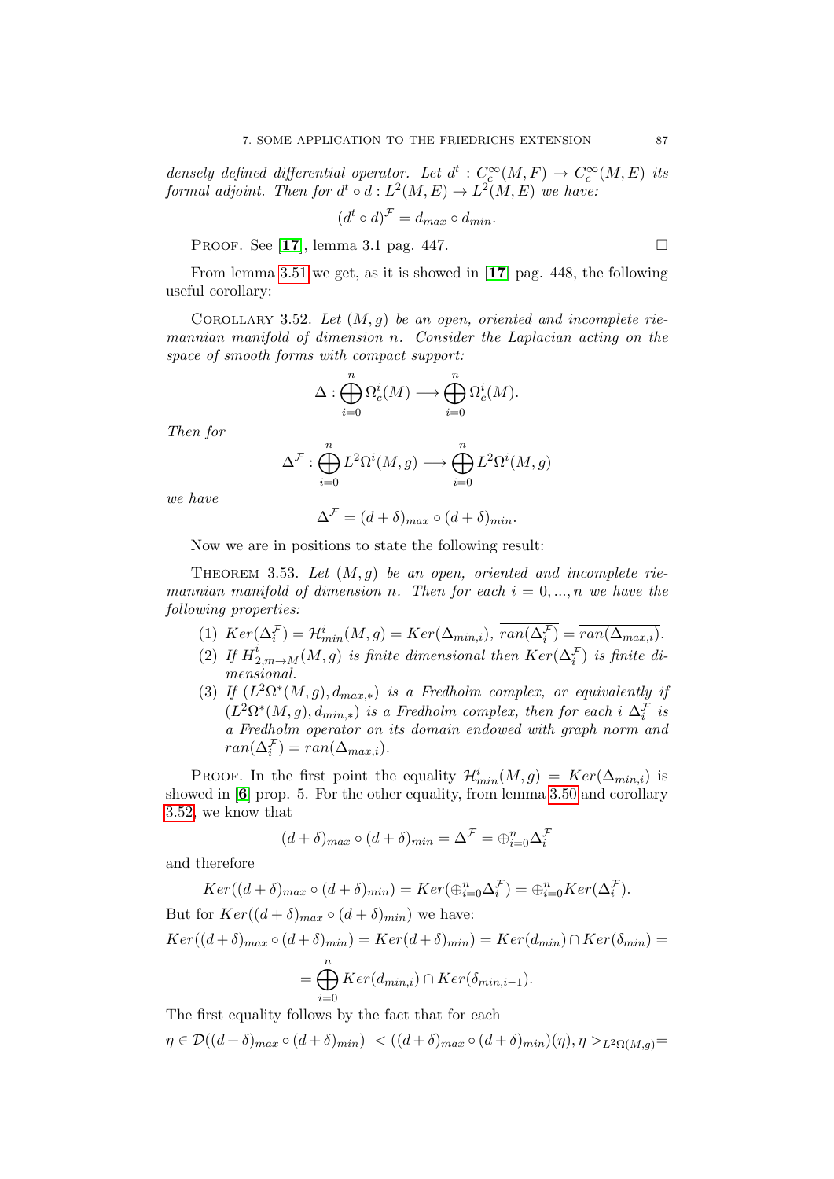*densely defined differential operator. Let $d^t : C^\infty_c(M,F) \rightarrow C^\infty_c(M,E)$ its formal adjoint. Then for $d^t \circ d : L^2(M,E) \rightarrow L^2(M,E)$ we have:*

$$(d^t \circ d)^{\mathcal{F}} = d_{max} \circ d_{min}.$$

Proof. See [**17**], lemma 3.1 pag. 447. □

From lemma 3.51 we get, as it is showed in [**17**] pag. 448, the following useful corollary:

Corollary 3.52. *Let $(M,g)$ be an open, oriented and incomplete riemannian manifold of dimension $n$. Consider the Laplacian acting on the space of smooth forms with compact support:*

$$\Delta : \bigoplus_{i=0}^{n} \Omega^i_c(M) \longrightarrow \bigoplus_{i=0}^{n} \Omega^i_c(M).$$

*Then for*

$$\Delta^{\mathcal{F}} : \bigoplus_{i=0}^{n} L^2\Omega^i(M,g) \longrightarrow \bigoplus_{i=0}^{n} L^2\Omega^i(M,g)$$

*we have*

$$\Delta^{\mathcal{F}} = (d+\delta)_{max} \circ (d+\delta)_{min}.$$

Now we are in positions to state the following result:

Theorem 3.53. *Let $(M,g)$ be an open, oriented and incomplete riemannian manifold of dimension $n$. Then for each $i = 0,...,n$ we have the following properties:*

1. *$Ker(\Delta^{\mathcal{F}}_i) = \mathcal{H}^i_{min}(M,g) = Ker(\Delta_{min,i})$, $\overline{ran(\Delta^{\mathcal{F}}_i)} = \overline{ran(\Delta_{max,i})}$.*
2. *If $\overline{H}^i_{2,m\rightarrow M}(M,g)$ is finite dimensional then $Ker(\Delta^{\mathcal{F}}_i)$ is finite dimensional.*
3. *If $(L^2\Omega^*(M,g), d_{max,*})$ is a Fredholm complex, or equivalently if $(L^2\Omega^*(M,g), d_{min,*})$ is a Fredholm complex, then for each $i$ $\Delta^{\mathcal{F}}_i$ is a Fredholm operator on its domain endowed with graph norm and $ran(\Delta^{\mathcal{F}}_i) = ran(\Delta_{max,i})$.*

Proof. In the first point the equality $\mathcal{H}^i_{min}(M,g) = Ker(\Delta_{min,i})$ is showed in [**6**] prop. 5. For the other equality, from lemma 3.50 and corollary 3.52, we know that

$$(d+\delta)_{max} \circ (d+\delta)_{min} = \Delta^{\mathcal{F}} = \oplus_{i=0}^{n} \Delta^{\mathcal{F}}_i$$

and therefore

$$Ker((d+\delta)_{max} \circ (d+\delta)_{min}) = Ker(\oplus_{i=0}^{n} \Delta^{\mathcal{F}}_i) = \oplus_{i=0}^{n} Ker(\Delta^{\mathcal{F}}_i).$$

But for $Ker((d+\delta)_{max} \circ (d+\delta)_{min})$ we have:

$$Ker((d+\delta)_{max} \circ (d+\delta)_{min}) = Ker(d+\delta)_{min}) = Ker(d_{min}) \cap Ker(\delta_{min}) =$$

$$= \bigoplus_{i=0}^{n} Ker(d_{min,i}) \cap Ker(\delta_{min,i-1}).$$

The first equality follows by the fact that for each

$\eta \in \mathcal{D}((d+\delta)_{max} \circ (d+\delta)_{min})$ $< ((d+\delta)_{max} \circ (d+\delta)_{min})(\eta), \eta >_{L^2\Omega(M,g)} =$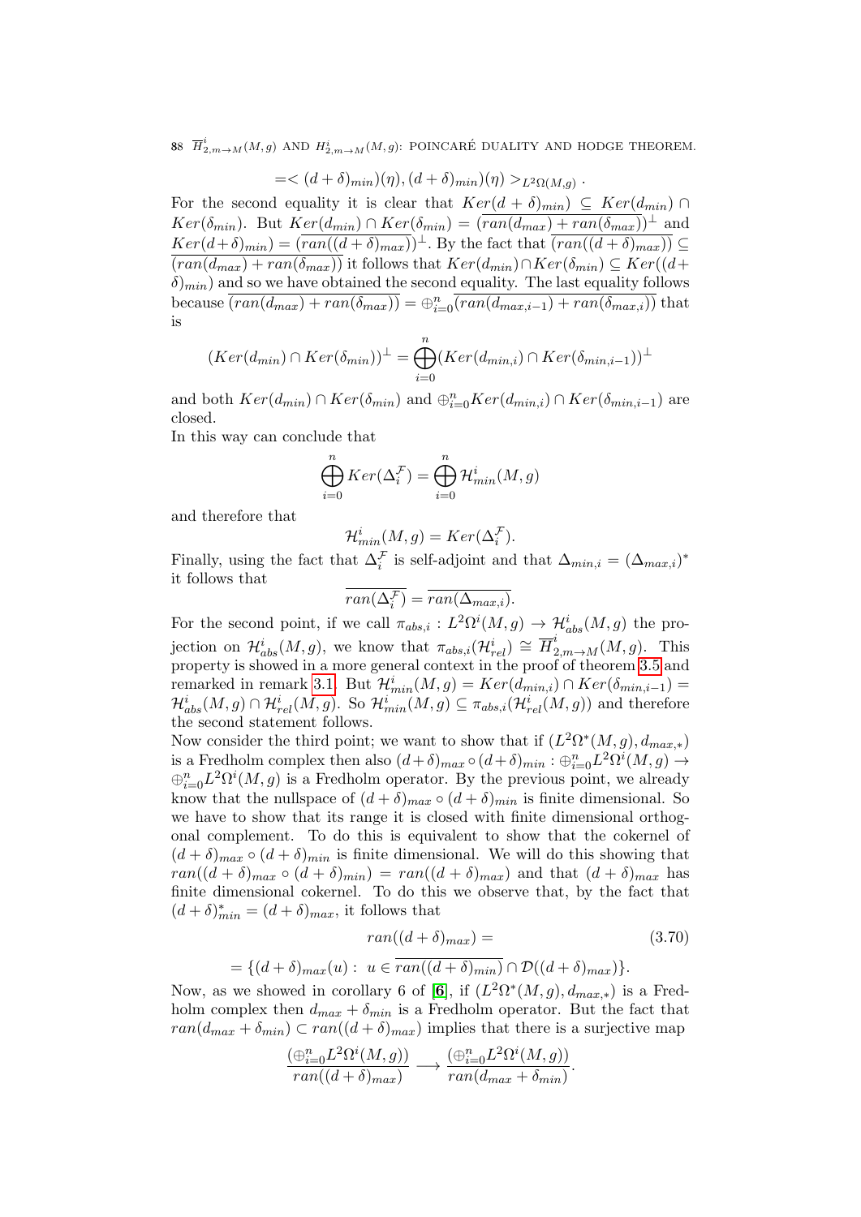$$= < (d+\delta)_{min})(\eta), (d+\delta)_{min})(\eta) >_{L^2\Omega(M,g)} .$$

For the second equality it is clear that $Ker(d+\delta)_{min}) \subseteq Ker(d_{min}) \cap Ker(\delta_{min})$. But $Ker(d_{min}) \cap Ker(\delta_{min}) = (\overline{ran(d_{max}) + ran(\delta_{max})})^{\perp}$ and $Ker(d+\delta)_{min}) = (\overline{ran((d+\delta)_{max})})^{\perp}$. By the fact that $\overline{(ran((d+\delta)_{max}))} \subseteq \overline{(ran(d_{max}) + ran(\delta_{max}))}$ it follows that $Ker(d_{min}) \cap Ker(\delta_{min}) \subseteq Ker((d+\delta)_{min})$ and so we have obtained the second equality. The last equality follows because $\overline{(ran(d_{max}) + ran(\delta_{max}))} = \oplus_{i=0}^{n} \overline{(ran(d_{max,i-1}) + ran(\delta_{max,i}))}$ that is

$$(Ker(d_{min}) \cap Ker(\delta_{min}))^{\perp} = \bigoplus_{i=0}^{n} (Ker(d_{min,i}) \cap Ker(\delta_{min,i-1}))^{\perp}$$

and both $Ker(d_{min}) \cap Ker(\delta_{min})$ and $\oplus_{i=0}^{n} Ker(d_{min,i}) \cap Ker(\delta_{min,i-1})$ are closed.

In this way can conclude that

$$\bigoplus_{i=0}^{n} Ker(\Delta_i^{\mathcal{F}}) = \bigoplus_{i=0}^{n} \mathcal{H}^i_{min}(M,g)$$

and therefore that

$$\mathcal{H}^i_{min}(M,g) = Ker(\Delta_i^{\mathcal{F}}).$$

Finally, using the fact that $\Delta_i^{\mathcal{F}}$ is self-adjoint and that $\Delta_{min,i} = (\Delta_{max,i})^*$ it follows that

$$\overline{ran(\Delta_i^{\mathcal{F}})} = \overline{ran(\Delta_{max,i})}.$$

For the second point, if we call $\pi_{abs,i} : L^2\Omega^i(M,g) \to \mathcal{H}^i_{abs}(M,g)$ the projection on $\mathcal{H}^i_{abs}(M,g)$, we know that $\pi_{abs,i}(\mathcal{H}^i_{rel}) \cong \overline{H}^i_{2,m\to M}(M,g)$. This property is showed in a more general context in the proof of theorem 3.5 and remarked in remark 3.1. But $\mathcal{H}^i_{min}(M,g) = Ker(d_{min,i}) \cap Ker(\delta_{min,i-1}) = \mathcal{H}^i_{abs}(M,g) \cap \mathcal{H}^i_{rel}(M,g)$. So $\mathcal{H}^i_{min}(M,g) \subseteq \pi_{abs,i}(\mathcal{H}^i_{rel}(M,g))$ and therefore the second statement follows.

Now consider the third point; we want to show that if $(L^2\Omega^*(M,g), d_{max,*})$ is a Fredholm complex then also $(d+\delta)_{max} \circ (d+\delta)_{min} : \oplus_{i=0}^{n} L^2\Omega^i(M,g) \to \oplus_{i=0}^{n} L^2\Omega^i(M,g)$ is a Fredholm operator. By the previous point, we already know that the nullspace of $(d+\delta)_{max} \circ (d+\delta)_{min}$ is finite dimensional. So we have to show that its range it is closed with finite dimensional orthogonal complement. To do this is equivalent to show that the cokernel of $(d+\delta)_{max} \circ (d+\delta)_{min}$ is finite dimensional. We will do this showing that $ran((d+\delta)_{max} \circ (d+\delta)_{min}) = ran((d+\delta)_{max})$ and that $(d+\delta)_{max}$ has finite dimensional cokernel. To do this we observe that, by the fact that $(d+\delta)^*_{min} = (d+\delta)_{max}$, it follows that

$$ran((d+\delta)_{max}) = \tag{3.70}$$

$$= \{(d+\delta)_{max}(u) : \ u \in \overline{ran((d+\delta)_{min})} \cap \mathcal{D}((d+\delta)_{max})\}.$$

Now, as we showed in corollary 6 of [6], if $(L^2\Omega^*(M,g), d_{max,*})$ is a Fredholm complex then $d_{max} + \delta_{min}$ is a Fredholm operator. But the fact that $ran(d_{max} + \delta_{min}) \subset ran((d+\delta)_{max})$ implies that there is a surjective map

$$\frac{(\oplus_{i=0}^{n} L^2\Omega^i(M,g))}{ran((d+\delta)_{max})} \longrightarrow \frac{(\oplus_{i=0}^{n} L^2\Omega^i(M,g))}{ran(d_{max} + \delta_{min})}.$$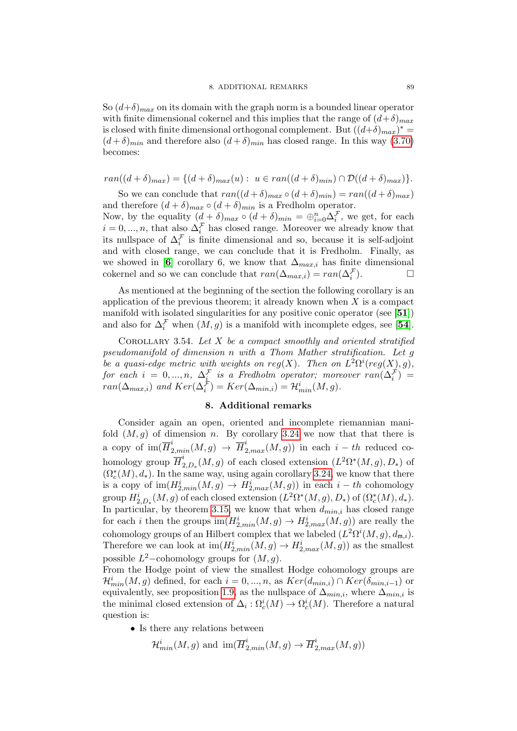So $(d+\delta)_{max}$ on its domain with the graph norm is a bounded linear operator with finite dimensional cokernel and this implies that the range of $(d+\delta)_{max}$ is closed with finite dimensional orthogonal complement. But $((d+\delta)_{max})^* = (d+\delta)_{min}$ and therefore also $(d+\delta)_{min}$ has closed range. In this way (3.70) becomes:

$$ran((d+\delta)_{max}) = \{(d+\delta)_{max}(u) : \; u \in ran((d+\delta)_{min}) \cap \mathcal{D}((d+\delta)_{max})\}.$$

So we can conclude that $ran((d+\delta)_{max} \circ (d+\delta)_{min}) = ran((d+\delta)_{max})$ and therefore $(d+\delta)_{max} \circ (d+\delta)_{min}$ is a Fredholm operator.
Now, by the equality $(d+\delta)_{max} \circ (d+\delta)_{min} = \oplus_{i=0}^{n} \Delta_i^{\mathcal{F}}$, we get, for each $i = 0, ..., n$, that also $\Delta_i^{\mathcal{F}}$ has closed range. Moreover we already know that its nullspace of $\Delta_i^{\mathcal{F}}$ is finite dimensional and so, because it is self-adjoint and with closed range, we can conclude that it is Fredholm. Finally, as we showed in [6] corollary 6, we know that $\Delta_{max,i}$ has finite dimensional cokernel and so we can conclude that $ran(\Delta_{max,i}) = ran(\Delta_i^{\mathcal{F}})$. □

As mentioned at the beginning of the section the following corollary is an application of the previous theorem; it already known when $X$ is a compact manifold with isolated singularities for any positive conic operator (see [51]) and also for $\Delta_i^{\mathcal{F}}$ when $(M, g)$ is a manifold with incomplete edges, see [54].

Corollary 3.54. *Let $X$ be a compact smoothly and oriented stratified pseudomanifold of dimension $n$ with a Thom Mather stratification. Let $g$ be a quasi-edge metric with weights on $reg(X)$. Then on $L^2\Omega^i(reg(X), g)$, for each $i = 0, ..., n$, $\Delta_i^{\mathcal{F}}$ is a Fredholm operator; moreover $ran(\Delta_i^{\mathcal{F}}) = ran(\Delta_{max,i})$ and $Ker(\Delta_i^{\mathcal{F}}) = Ker(\Delta_{min,i}) = \mathcal{H}^i_{min}(M, g)$.*

## 8. Additional remarks

Consider again an open, oriented and incomplete riemannian manifold $(M, g)$ of dimension $n$. By corollary 3.24 we now that that there is a copy of $\text{im}(\overline{H}^i_{2,min}(M, g) \to \overline{H}^i_{2,max}(M, g))$ in each $i-th$ reduced cohomology group $\overline{H}^i_{2,D_*}(M, g)$ of each closed extension $(L^2\Omega^*(M, g), D_*)$ of $(\Omega_c^*(M), d_*)$. In the same way, using again corollary 3.24, we know that there is a copy of $\text{im}(H^i_{2,min}(M, g) \to H^i_{2,max}(M, g))$ in each $i-th$ cohomology group $H^i_{2,D_*}(M, g)$ of each closed extension $(L^2\Omega^*(M, g), D_*)$ of $(\Omega_c^*(M), d_*)$. In particular, by theorem 3.15, we know that when $d_{min,i}$ has closed range for each $i$ then the groups $\text{im}(H^i_{2,min}(M, g) \to H^i_{2,max}(M, g))$ are really the cohomology groups of an Hilbert complex that we labeled $(L^2\Omega^i(M, g), d_{\mathfrak{m},i})$. Therefore we can look at $\text{im}(H^i_{2,min}(M, g) \to H^i_{2,max}(M, g))$ as the smallest possible $L^2-$cohomology groups for $(M, g)$.
From the Hodge point of view the smallest Hodge cohomology groups are $\mathcal{H}^i_{min}(M, g)$ defined, for each $i = 0, ..., n$, as $Ker(d_{min,i}) \cap Ker(\delta_{min,i-1})$ or equivalently, see proposition 1.9, as the nullspace of $\Delta_{min,i}$, where $\Delta_{min,i}$ is the minimal closed extension of $\Delta_i : \Omega_c^i(M) \to \Omega_c^i(M)$. Therefore a natural question is:

- Is there any relations between

$$\mathcal{H}^i_{min}(M, g) \text{ and } \text{im}(\overline{H}^i_{2,min}(M, g) \to \overline{H}^i_{2,max}(M, g))$$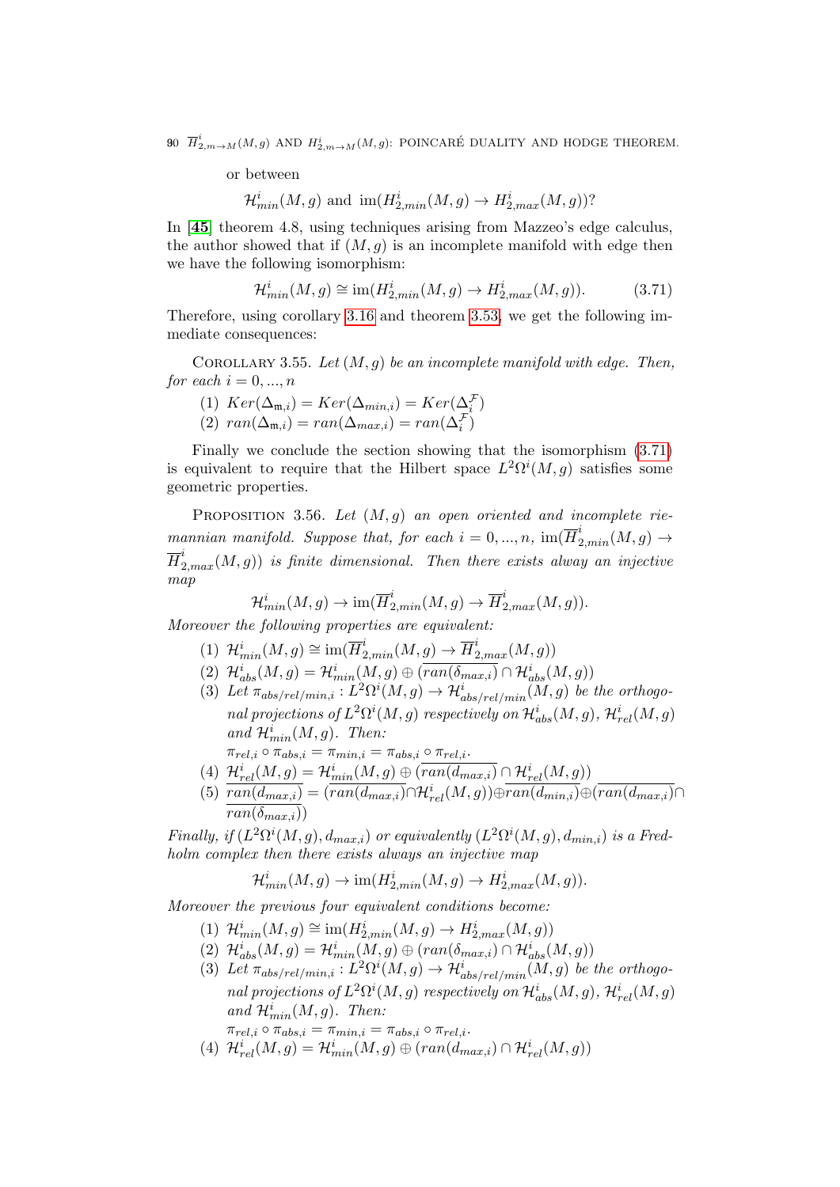or between

$$\mathcal{H}^i_{min}(M,g) \text{ and } \operatorname{im}(H^i_{2,min}(M,g) \to H^i_{2,max}(M,g))?$$

In [**45**] theorem 4.8, using techniques arising from Mazzeo's edge calculus, the author showed that if $(M,g)$ is an incomplete manifold with edge then we have the following isomorphism:

$$\mathcal{H}^i_{min}(M,g) \cong \operatorname{im}(H^i_{2,min}(M,g) \to H^i_{2,max}(M,g)). \tag{3.71}$$

Therefore, using corollary 3.16 and theorem 3.53, we get the following immediate consequences:

Corollary 3.55. *Let $(M,g)$ be an incomplete manifold with edge. Then, for each $i = 0, ..., n$*

1. $Ker(\Delta_{\mathfrak{m},i}) = Ker(\Delta_{min,i}) = Ker(\Delta_i^{\mathcal{F}})$
2. $ran(\Delta_{\mathfrak{m},i}) = ran(\Delta_{max,i}) = ran(\Delta_i^{\mathcal{F}})$

Finally we conclude the section showing that the isomorphism (3.71) is equivalent to require that the Hilbert space $L^2\Omega^i(M,g)$ satisfies some geometric properties.

Proposition 3.56. *Let $(M,g)$ an open oriented and incomplete riemannian manifold. Suppose that, for each $i = 0, ..., n$, $\operatorname{im}(\overline{H}^i_{2,min}(M,g) \to \overline{H}^i_{2,max}(M,g))$ is finite dimensional. Then there exists alway an injective map*

$$\mathcal{H}^i_{min}(M,g) \to \operatorname{im}(\overline{H}^i_{2,min}(M,g) \to \overline{H}^i_{2,max}(M,g)).$$

*Moreover the following properties are equivalent:*

1. $\mathcal{H}^i_{min}(M,g) \cong \operatorname{im}(\overline{H}^i_{2,min}(M,g) \to \overline{H}^i_{2,max}(M,g))$
2. $\mathcal{H}^i_{abs}(M,g) = \mathcal{H}^i_{min}(M,g) \oplus (\overline{ran(\delta_{max,i})} \cap \mathcal{H}^i_{abs}(M,g))$
3. *Let $\pi_{abs/rel/min,i} : L^2\Omega^i(M,g) \to \mathcal{H}^i_{abs/rel/min}(M,g)$ be the orthogonal projections of $L^2\Omega^i(M,g)$ respectively on $\mathcal{H}^i_{abs}(M,g)$, $\mathcal{H}^i_{rel}(M,g)$ and $\mathcal{H}^i_{min}(M,g)$. Then:*
   $\pi_{rel,i} \circ \pi_{abs,i} = \pi_{min,i} = \pi_{abs,i} \circ \pi_{rel,i}$.
4. $\mathcal{H}^i_{rel}(M,g) = \mathcal{H}^i_{min}(M,g) \oplus (\overline{ran(d_{max,i})} \cap \mathcal{H}^i_{rel}(M,g))$
5. $\overline{ran(d_{max,i})} = (\overline{ran(d_{max,i})} \cap \mathcal{H}^i_{rel}(M,g)) \oplus \overline{ran(d_{min,i})} \oplus (\overline{ran(d_{max,i})} \cap \overline{ran(\delta_{max,i})})$

*Finally, if $(L^2\Omega^i(M,g), d_{max,i})$ or equivalently $(L^2\Omega^i(M,g), d_{min,i})$ is a Fredholm complex then there exists always an injective map*

$$\mathcal{H}^i_{min}(M,g) \to \operatorname{im}(H^i_{2,min}(M,g) \to H^i_{2,max}(M,g)).$$

*Moreover the previous four equivalent conditions become:*

1. $\mathcal{H}^i_{min}(M,g) \cong \operatorname{im}(H^i_{2,min}(M,g) \to H^i_{2,max}(M,g))$
2. $\mathcal{H}^i_{abs}(M,g) = \mathcal{H}^i_{min}(M,g) \oplus (ran(\delta_{max,i}) \cap \mathcal{H}^i_{abs}(M,g))$
3. *Let $\pi_{abs/rel/min,i} : L^2\Omega^i(M,g) \to \mathcal{H}^i_{abs/rel/min}(M,g)$ be the orthogonal projections of $L^2\Omega^i(M,g)$ respectively on $\mathcal{H}^i_{abs}(M,g)$, $\mathcal{H}^i_{rel}(M,g)$ and $\mathcal{H}^i_{min}(M,g)$. Then:*
   $\pi_{rel,i} \circ \pi_{abs,i} = \pi_{min,i} = \pi_{abs,i} \circ \pi_{rel,i}$.
4. $\mathcal{H}^i_{rel}(M,g) = \mathcal{H}^i_{min}(M,g) \oplus (ran(d_{max,i}) \cap \mathcal{H}^i_{rel}(M,g))$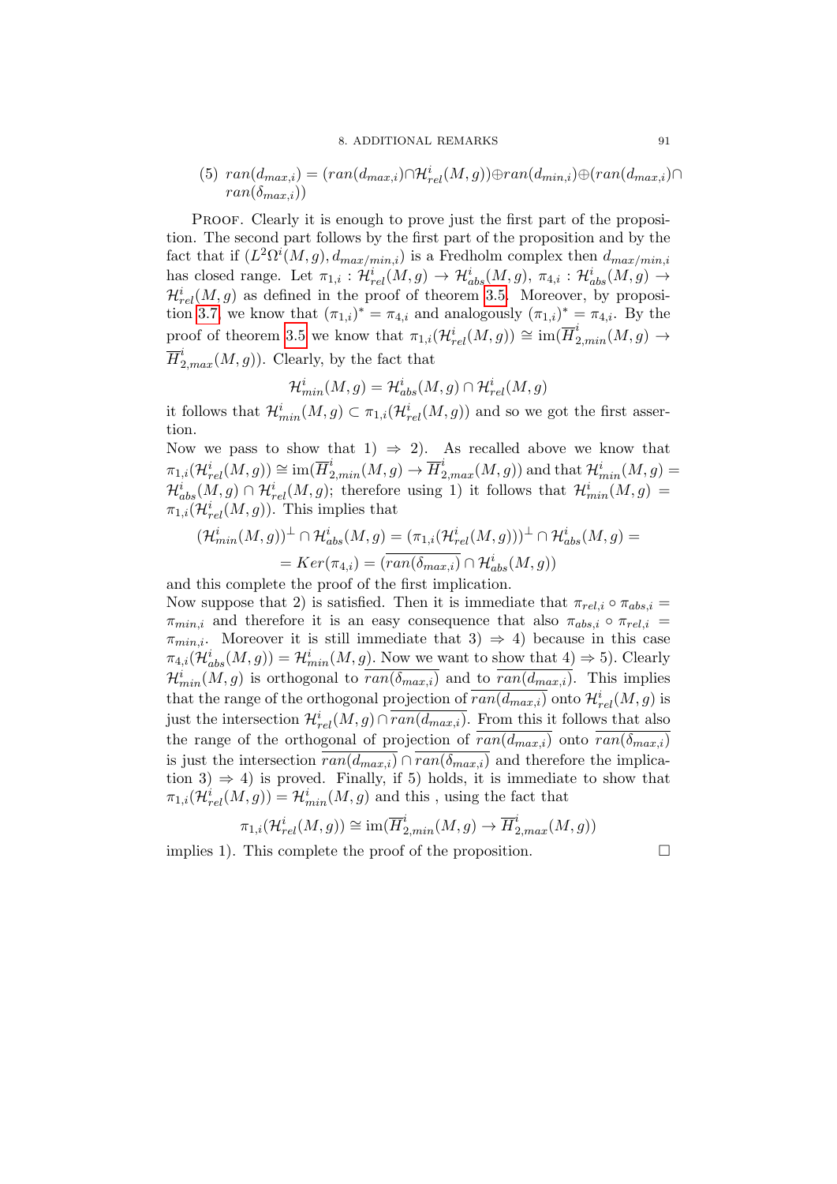(5) $ran(d_{max,i}) = (ran(d_{max,i}) \cap \mathcal{H}^i_{rel}(M,g)) \oplus ran(d_{min,i}) \oplus (ran(d_{max,i}) \cap ran(\delta_{max,i}))$

Proof. Clearly it is enough to prove just the first part of the proposition. The second part follows by the first part of the proposition and by the fact that if $(L^2\Omega^i(M,g), d_{max/min,i})$ is a Fredholm complex then $d_{max/min,i}$ has closed range. Let $\pi_{1,i} : \mathcal{H}^i_{rel}(M,g) \rightarrow \mathcal{H}^i_{abs}(M,g)$, $\pi_{4,i} : \mathcal{H}^i_{abs}(M,g) \rightarrow \mathcal{H}^i_{rel}(M,g)$ as defined in the proof of theorem 3.5. Moreover, by proposition 3.7, we know that $(\pi_{1,i})^* = \pi_{4,i}$ and analogously $(\pi_{1,i})^* = \pi_{4,i}$. By the proof of theorem 3.5 we know that $\pi_{1,i}(\mathcal{H}^i_{rel}(M,g)) \cong \operatorname{im}(\overline{H}^i_{2,min}(M,g) \rightarrow \overline{H}^i_{2,max}(M,g))$. Clearly, by the fact that

$$\mathcal{H}^i_{min}(M,g) = \mathcal{H}^i_{abs}(M,g) \cap \mathcal{H}^i_{rel}(M,g)$$

it follows that $\mathcal{H}^i_{min}(M,g) \subset \pi_{1,i}(\mathcal{H}^i_{rel}(M,g))$ and so we got the first assertion.

Now we pass to show that 1) $\Rightarrow$ 2). As recalled above we know that $\pi_{1,i}(\mathcal{H}^i_{rel}(M,g)) \cong \operatorname{im}(\overline{H}^i_{2,min}(M,g) \rightarrow \overline{H}^i_{2,max}(M,g))$ and that $\mathcal{H}^i_{min}(M,g) = \mathcal{H}^i_{abs}(M,g) \cap \mathcal{H}^i_{rel}(M,g)$; therefore using 1) it follows that $\mathcal{H}^i_{min}(M,g) = \pi_{1,i}(\mathcal{H}^i_{rel}(M,g))$. This implies that

$$(\mathcal{H}^i_{min}(M,g))^{\perp} \cap \mathcal{H}^i_{abs}(M,g) = (\pi_{1,i}(\mathcal{H}^i_{rel}(M,g)))^{\perp} \cap \mathcal{H}^i_{abs}(M,g) =$$
$$= Ker(\pi_{4,i}) = (\overline{ran(\delta_{max,i})} \cap \mathcal{H}^i_{abs}(M,g))$$

and this complete the proof of the first implication.

Now suppose that 2) is satisfied. Then it is immediate that $\pi_{rel,i} \circ \pi_{abs,i} = \pi_{min,i}$ and therefore it is an easy consequence that also $\pi_{abs,i} \circ \pi_{rel,i} = \pi_{min,i}$. Moreover it is still immediate that 3) $\Rightarrow$ 4) because in this case $\pi_{4,i}(\mathcal{H}^i_{abs}(M,g)) = \mathcal{H}^i_{min}(M,g)$. Now we want to show that 4) $\Rightarrow$ 5). Clearly $\mathcal{H}^i_{min}(M,g)$ is orthogonal to $\overline{ran(\delta_{max,i})}$ and to $\overline{ran(d_{max,i})}$. This implies that the range of the orthogonal projection of $\overline{ran(d_{max,i})}$ onto $\mathcal{H}^i_{rel}(M,g)$ is just the intersection $\mathcal{H}^i_{rel}(M,g) \cap \overline{ran(d_{max,i})}$. From this it follows that also the range of the orthogonal of projection of $\overline{ran(d_{max,i})}$ onto $\overline{ran(\delta_{max,i})}$ is just the intersection $\overline{ran(d_{max,i})} \cap \overline{ran(\delta_{max,i})}$ and therefore the implication 3) $\Rightarrow$ 4) is proved. Finally, if 5) holds, it is immediate to show that $\pi_{1,i}(\mathcal{H}^i_{rel}(M,g)) = \mathcal{H}^i_{min}(M,g)$ and this , using the fact that

$$\pi_{1,i}(\mathcal{H}^i_{rel}(M,g)) \cong \operatorname{im}(\overline{H}^i_{2,min}(M,g) \rightarrow \overline{H}^i_{2,max}(M,g))$$

implies 1). This complete the proof of the proposition. $\square$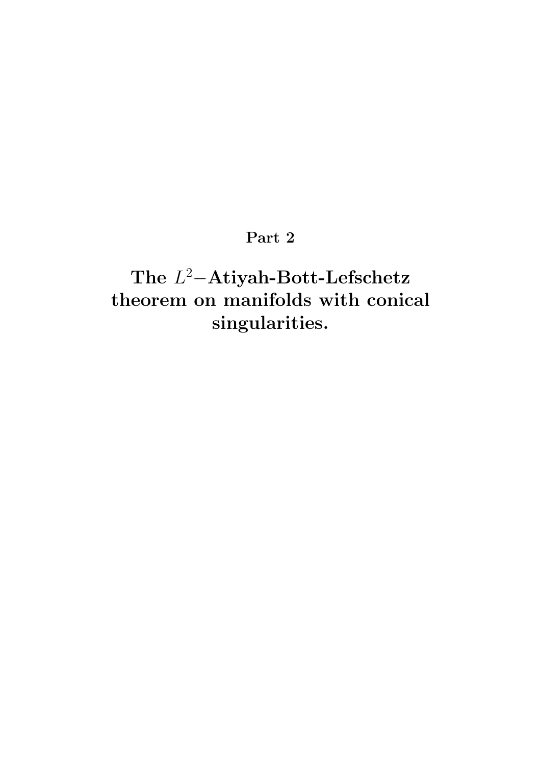# Part 2

# The $L^2-$Atiyah-Bott-Lefschetz theorem on manifolds with conical singularities.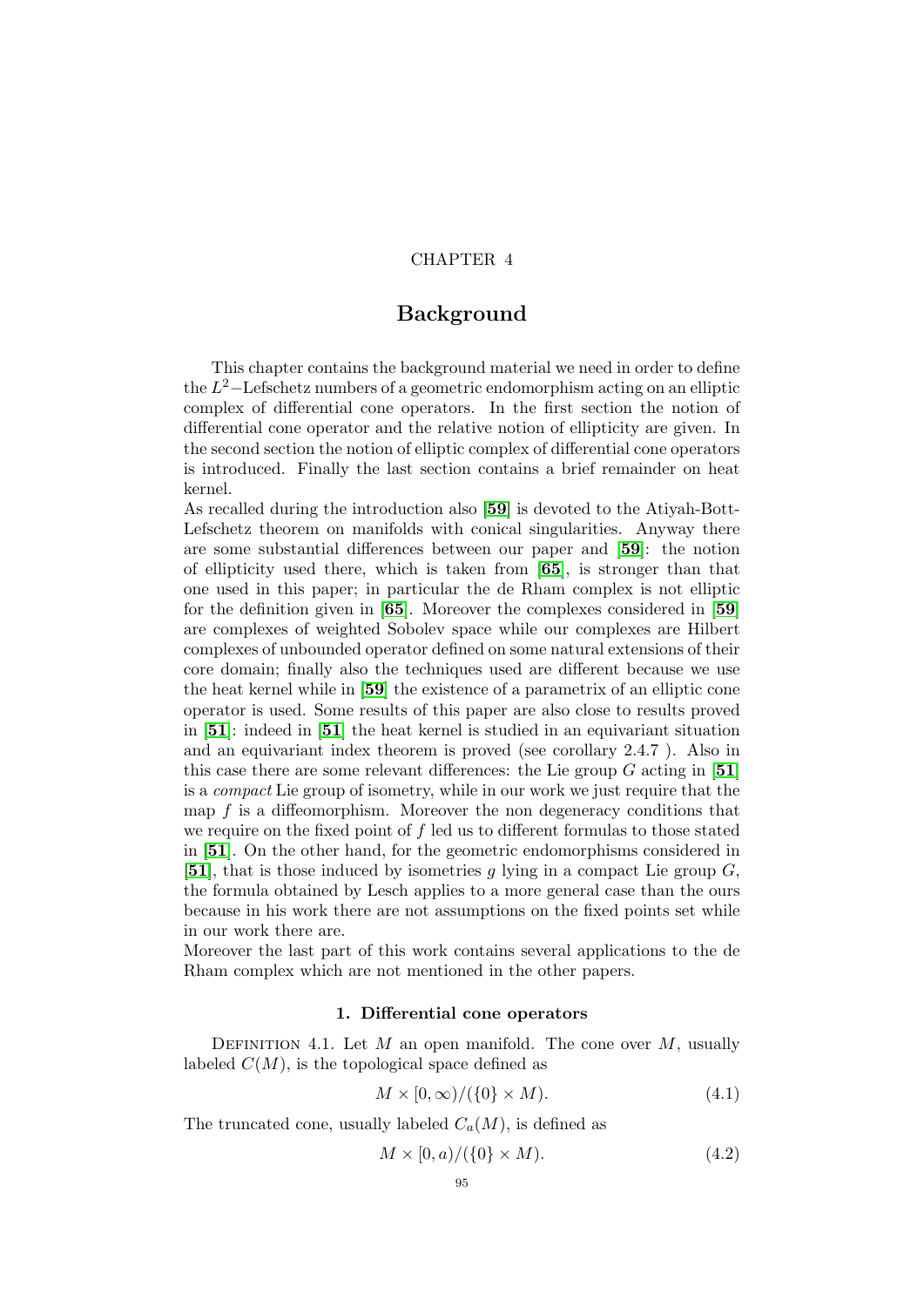CHAPTER 4

# Background

This chapter contains the background material we need in order to define the $L^2-$Lefschetz numbers of a geometric endomorphism acting on an elliptic complex of differential cone operators. In the first section the notion of differential cone operator and the relative notion of ellipticity are given. In the second section the notion of elliptic complex of differential cone operators is introduced. Finally the last section contains a brief remainder on heat kernel.
As recalled during the introduction also [**59**] is devoted to the Atiyah-Bott-Lefschetz theorem on manifolds with conical singularities. Anyway there are some substantial differences between our paper and [**59**]: the notion of ellipticity used there, which is taken from [**65**], is stronger than that one used in this paper; in particular the de Rham complex is not elliptic for the definition given in [**65**]. Moreover the complexes considered in [**59**] are complexes of weighted Sobolev space while our complexes are Hilbert complexes of unbounded operator defined on some natural extensions of their core domain; finally also the techniques used are different because we use the heat kernel while in [**59**] the existence of a parametrix of an elliptic cone operator is used. Some results of this paper are also close to results proved in [**51**]: indeed in [**51**] the heat kernel is studied in an equivariant situation and an equivariant index theorem is proved (see corollary 2.4.7 ). Also in this case there are some relevant differences: the Lie group $G$ acting in [**51**] is a *compact* Lie group of isometry, while in our work we just require that the map $f$ is a diffeomorphism. Moreover the non degeneracy conditions that we require on the fixed point of $f$ led us to different formulas to those stated in [**51**]. On the other hand, for the geometric endomorphisms considered in [**51**], that is those induced by isometries $g$ lying in a compact Lie group $G$, the formula obtained by Lesch applies to a more general case than the ours because in his work there are not assumptions on the fixed points set while in our work there are.
Moreover the last part of this work contains several applications to the de Rham complex which are not mentioned in the other papers.

## 1. Differential cone operators

Definition 4.1. Let $M$ an open manifold. The cone over $M$, usually labeled $C(M)$, is the topological space defined as

$$M \times [0, \infty)/(\{0\} \times M). \tag{4.1}$$

The truncated cone, usually labeled $C_a(M)$, is defined as

$$M \times [0, a)/(\{0\} \times M). \tag{4.2}$$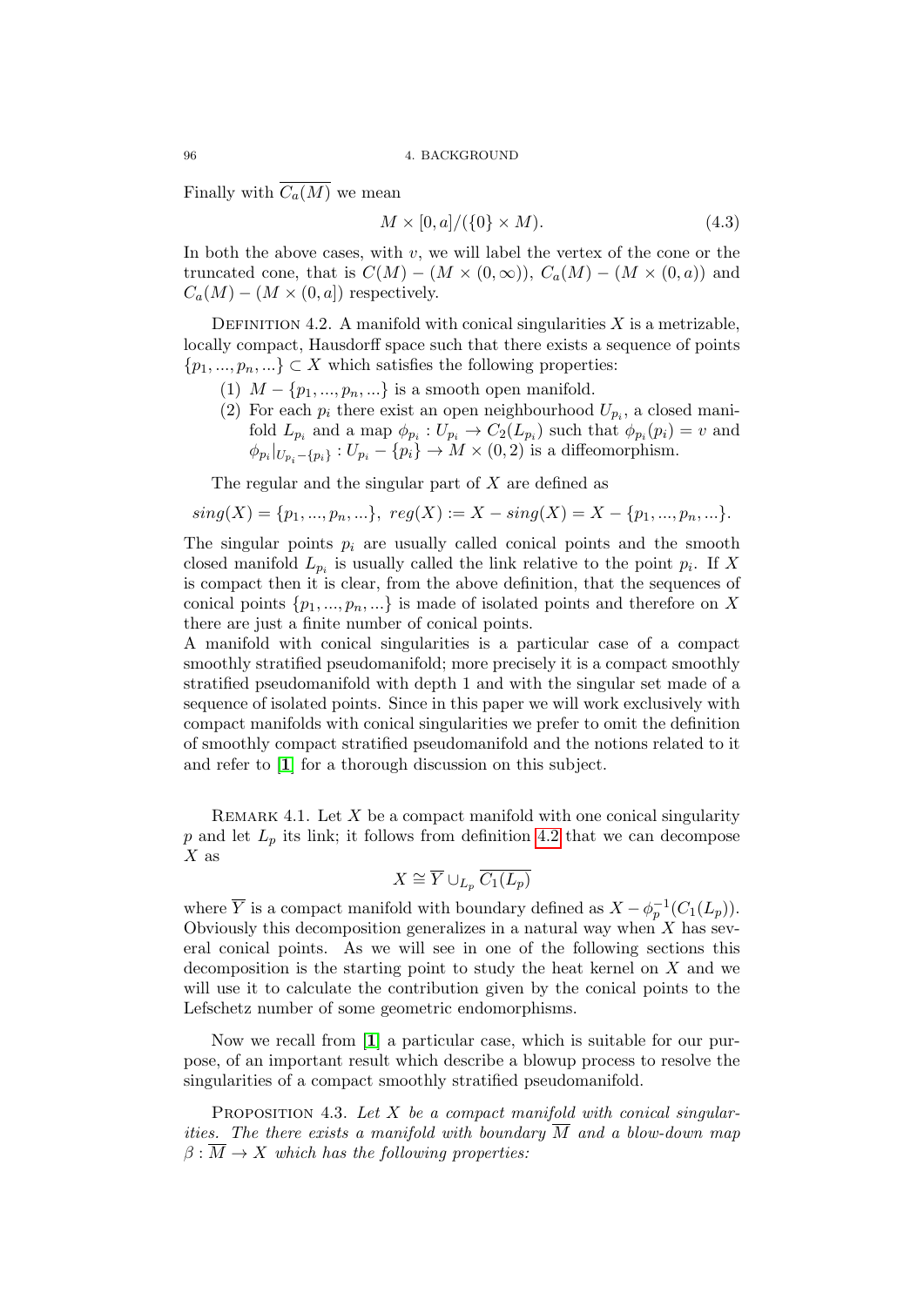Finally with $\overline{C_a(M)}$ we mean

$$M \times [0, a]/(\{0\} \times M). \tag{4.3}$$

In both the above cases, with $v$, we will label the vertex of the cone or the truncated cone, that is $C(M) - (M \times (0, \infty))$, $C_a(M) - (M \times (0, a))$ and $C_a(M) - (M \times (0, a])$ respectively.

Definition 4.2. A manifold with conical singularities $X$ is a metrizable, locally compact, Hausdorff space such that there exists a sequence of points $\{p_1, ..., p_n, ...\} \subset X$ which satisfies the following properties:

1. $M - \{p_1, ..., p_n, ...\}$ is a smooth open manifold.
2. For each $p_i$ there exist an open neighbourhood $U_{p_i}$, a closed manifold $L_{p_i}$ and a map $\phi_{p_i} : U_{p_i} \to C_2(L_{p_i})$ such that $\phi_{p_i}(p_i) = v$ and $\phi_{p_i}|_{U_{p_i} - \{p_i\}} : U_{p_i} - \{p_i\} \to M \times (0, 2)$ is a diffeomorphism.

The regular and the singular part of $X$ are defined as

$$sing(X) = \{p_1, ..., p_n, ...\},\ reg(X) := X - sing(X) = X - \{p_1, ..., p_n, ...\}.$$

The singular points $p_i$ are usually called conical points and the smooth closed manifold $L_{p_i}$ is usually called the link relative to the point $p_i$. If $X$ is compact then it is clear, from the above definition, that the sequences of conical points $\{p_1, ..., p_n, ...\}$ is made of isolated points and therefore on $X$ there are just a finite number of conical points.
A manifold with conical singularities is a particular case of a compact smoothly stratified pseudomanifold; more precisely it is a compact smoothly stratified pseudomanifold with depth 1 and with the singular set made of a sequence of isolated points. Since in this paper we will work exclusively with compact manifolds with conical singularities we prefer to omit the definition of smoothly compact stratified pseudomanifold and the notions related to it and refer to [1] for a thorough discussion on this subject.

Remark 4.1. Let $X$ be a compact manifold with one conical singularity $p$ and let $L_p$ its link; it follows from definition 4.2 that we can decompose $X$ as

$$X \cong \overline{Y} \cup_{L_p} \overline{C_1(L_p)}$$

where $\overline{Y}$ is a compact manifold with boundary defined as $X - \phi_p^{-1}(C_1(L_p))$. Obviously this decomposition generalizes in a natural way when $X$ has several conical points. As we will see in one of the following sections this decomposition is the starting point to study the heat kernel on $X$ and we will use it to calculate the contribution given by the conical points to the Lefschetz number of some geometric endomorphisms.

Now we recall from [1] a particular case, which is suitable for our purpose, of an important result which describe a blowup process to resolve the singularities of a compact smoothly stratified pseudomanifold.

Proposition 4.3. *Let $X$ be a compact manifold with conical singularities. The there exists a manifold with boundary $\overline{M}$ and a blow-down map $\beta : \overline{M} \to X$ which has the following properties:*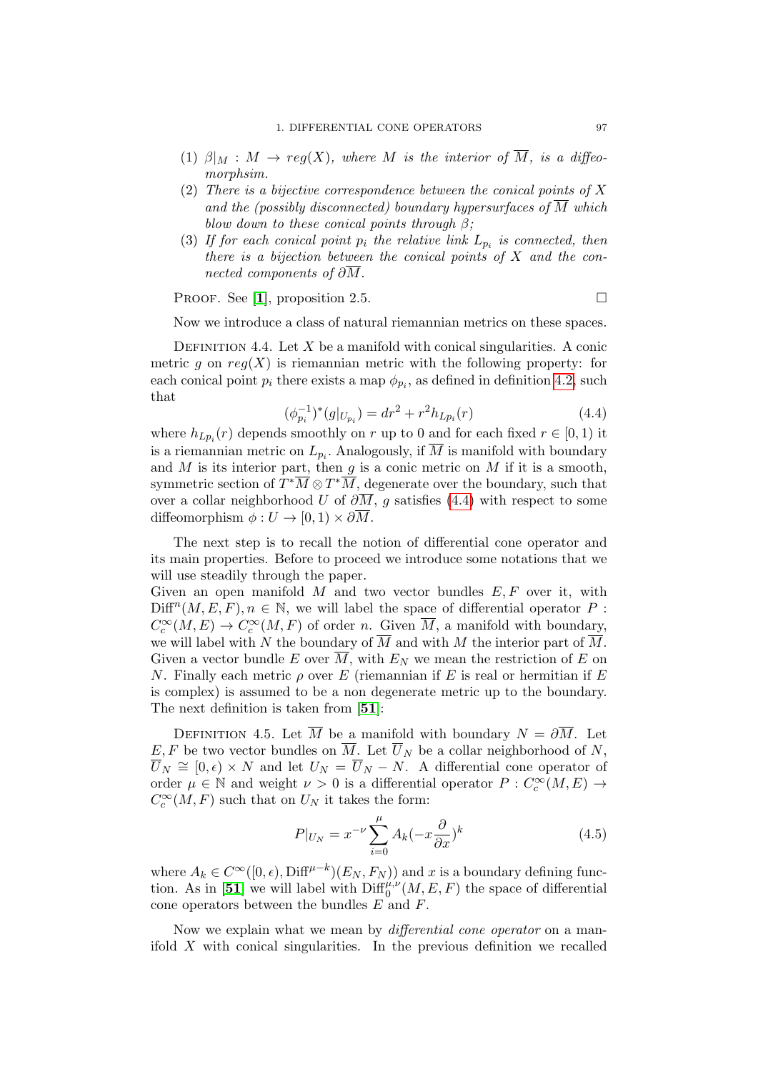(1) $\beta|_M : M \to reg(X)$, where $M$ is the interior of $\overline{M}$, is a diffeomorphsim.
(2) There is a bijective correspondence between the conical points of $X$ and the (possibly disconnected) boundary hypersurfaces of $\overline{M}$ which blow down to these conical points through $\beta$;
(3) If for each conical point $p_i$ the relative link $L_{p_i}$ is connected, then there is a bijection between the conical points of $X$ and the connected components of $\partial\overline{M}$.

Proof. See [**1**], proposition 2.5. □

Now we introduce a class of natural riemannian metrics on these spaces.

Definition 4.4. Let $X$ be a manifold with conical singularities. A conic metric $g$ on $reg(X)$ is riemannian metric with the following property: for each conical point $p_i$ there exists a map $\phi_{p_i}$, as defined in definition 4.2, such that

$$(\phi_{p_i}^{-1})^*(g|_{U_{p_i}}) = dr^2 + r^2 h_{L_{p_i}}(r) \tag{4.4}$$

where $h_{L_{p_i}}(r)$ depends smoothly on $r$ up to 0 and for each fixed $r \in [0,1)$ it is a riemannian metric on $L_{p_i}$. Analogously, if $\overline{M}$ is manifold with boundary and $M$ is its interior part, then $g$ is a conic metric on $M$ if it is a smooth, symmetric section of $T^*\overline{M} \otimes T^*\overline{M}$, degenerate over the boundary, such that over a collar neighborhood $U$ of $\partial\overline{M}$, $g$ satisfies (4.4) with respect to some diffeomorphism $\phi : U \to [0,1) \times \partial\overline{M}$.

The next step is to recall the notion of differential cone operator and its main properties. Before to proceed we introduce some notations that we will use steadily through the paper.
Given an open manifold $M$ and two vector bundles $E, F$ over it, with $\mathrm{Diff}^n(M,E,F), n \in \mathbb{N}$, we will label the space of differential operator $P : C_c^\infty(M,E) \to C_c^\infty(M,F)$ of order $n$. Given $\overline{M}$, a manifold with boundary, we will label with $N$ the boundary of $\overline{M}$ and with $M$ the interior part of $\overline{M}$. Given a vector bundle $E$ over $\overline{M}$, with $E_N$ we mean the restriction of $E$ on $N$. Finally each metric $\rho$ over $E$ (riemannian if $E$ is real or hermitian if $E$ is complex) is assumed to be a non degenerate metric up to the boundary. The next definition is taken from [**51**]:

Definition 4.5. Let $\overline{M}$ be a manifold with boundary $N = \partial\overline{M}$. Let $E, F$ be two vector bundles on $\overline{M}$. Let $\overline{U}_N$ be a collar neighborhood of $N$, $\overline{U}_N \cong [0,\epsilon) \times N$ and let $U_N = \overline{U}_N - N$. A differential cone operator of order $\mu \in \mathbb{N}$ and weight $\nu > 0$ is a differential operator $P : C_c^\infty(M,E) \to C_c^\infty(M,F)$ such that on $U_N$ it takes the form:

$$P|_{U_N} = x^{-\nu} \sum_{i=0}^{\mu} A_k (-x\frac{\partial}{\partial x})^k \tag{4.5}$$

where $A_k \in C^\infty([0,\epsilon), \mathrm{Diff}^{\mu-k})(E_N, F_N))$ and $x$ is a boundary defining function. As in [**51**] we will label with $\mathrm{Diff}_0^{\mu,\nu}(M,E,F)$ the space of differential cone operators between the bundles $E$ and $F$.

Now we explain what we mean by *differential cone operator* on a manifold $X$ with conical singularities. In the previous definition we recalled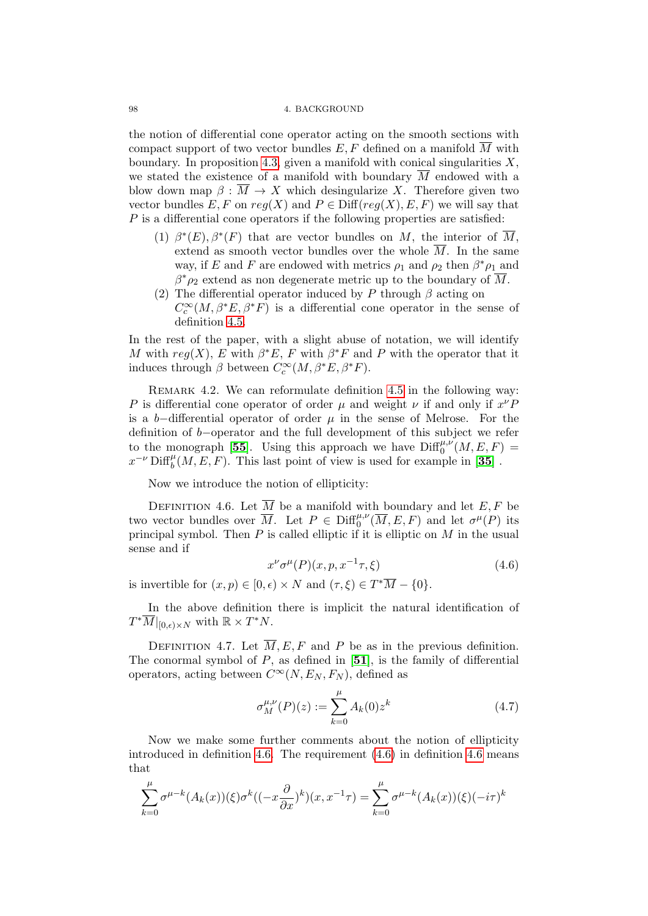the notion of differential cone operator acting on the smooth sections with compact support of two vector bundles $E, F$ defined on a manifold $\overline{M}$ with boundary. In proposition 4.3, given a manifold with conical singularities $X$, we stated the existence of a manifold with boundary $\overline{M}$ endowed with a blow down map $\beta : \overline{M} \to X$ which desingularize $X$. Therefore given two vector bundles $E, F$ on $reg(X)$ and $P \in \text{Diff}(reg(X), E, F)$ we will say that $P$ is a differential cone operators if the following properties are satisfied:

(1) $\beta^*(E), \beta^*(F)$ that are vector bundles on $M$, the interior of $\overline{M}$, extend as smooth vector bundles over the whole $\overline{M}$. In the same way, if $E$ and $F$ are endowed with metrics $\rho_1$ and $\rho_2$ then $\beta^*\rho_1$ and $\beta^*\rho_2$ extend as non degenerate metric up to the boundary of $\overline{M}$.

(2) The differential operator induced by $P$ through $\beta$ acting on $C^{\infty}_c(M, \beta^*E, \beta^*F)$ is a differential cone operator in the sense of definition 4.5.

In the rest of the paper, with a slight abuse of notation, we will identify $M$ with $reg(X)$, $E$ with $\beta^*E$, $F$ with $\beta^*F$ and $P$ with the operator that it induces through $\beta$ between $C^{\infty}_c(M, \beta^*E, \beta^*F)$.

Remark 4.2. We can reformulate definition 4.5 in the following way: $P$ is differential cone operator of order $\mu$ and weight $\nu$ if and only if $x^{\nu}P$ is a $b-$differential operator of order $\mu$ in the sense of Melrose. For the definition of $b-$operator and the full development of this subject we refer to the monograph [**55**]. Using this approach we have $\text{Diff}^{\mu,\nu}_0(M, E, F) = x^{-\nu}\,\text{Diff}^{\mu}_b(M, E, F)$. This last point of view is used for example in [**35**] .

Now we introduce the notion of ellipticity:

Definition 4.6. Let $\overline{M}$ be a manifold with boundary and let $E, F$ be two vector bundles over $\overline{M}$. Let $P \in \text{Diff}^{\mu,\nu}_0(\overline{M}, E, F)$ and let $\sigma^{\mu}(P)$ its principal symbol. Then $P$ is called elliptic if it is elliptic on $M$ in the usual sense and if

$$x^{\nu}\sigma^{\mu}(P)(x, p, x^{-1}\tau, \xi) \tag{4.6}$$

is invertible for $(x, p) \in [0, \epsilon) \times N$ and $(\tau, \xi) \in T^*\overline{M} - \{0\}$.

In the above definition there is implicit the natural identification of $T^*\overline{M}|_{[0,\epsilon)\times N}$ with $\mathbb{R} \times T^*N$.

Definition 4.7. Let $\overline{M}, E, F$ and $P$ be as in the previous definition. The conormal symbol of $P$, as defined in [**51**], is the family of differential operators, acting between $C^{\infty}(N, E_N, F_N)$, defined as

$$\sigma^{\mu,\nu}_M(P)(z) := \sum_{k=0}^{\mu} A_k(0)z^k \tag{4.7}$$

Now we make some further comments about the notion of ellipticity introduced in definition 4.6. The requirement (4.6) in definition 4.6 means that

$$\sum_{k=0}^{\mu} \sigma^{\mu-k}(A_k(x))(\xi)\sigma^k((-x\frac{\partial}{\partial x})^k)(x, x^{-1}\tau) = \sum_{k=0}^{\mu} \sigma^{\mu-k}(A_k(x))(\xi)(-i\tau)^k$$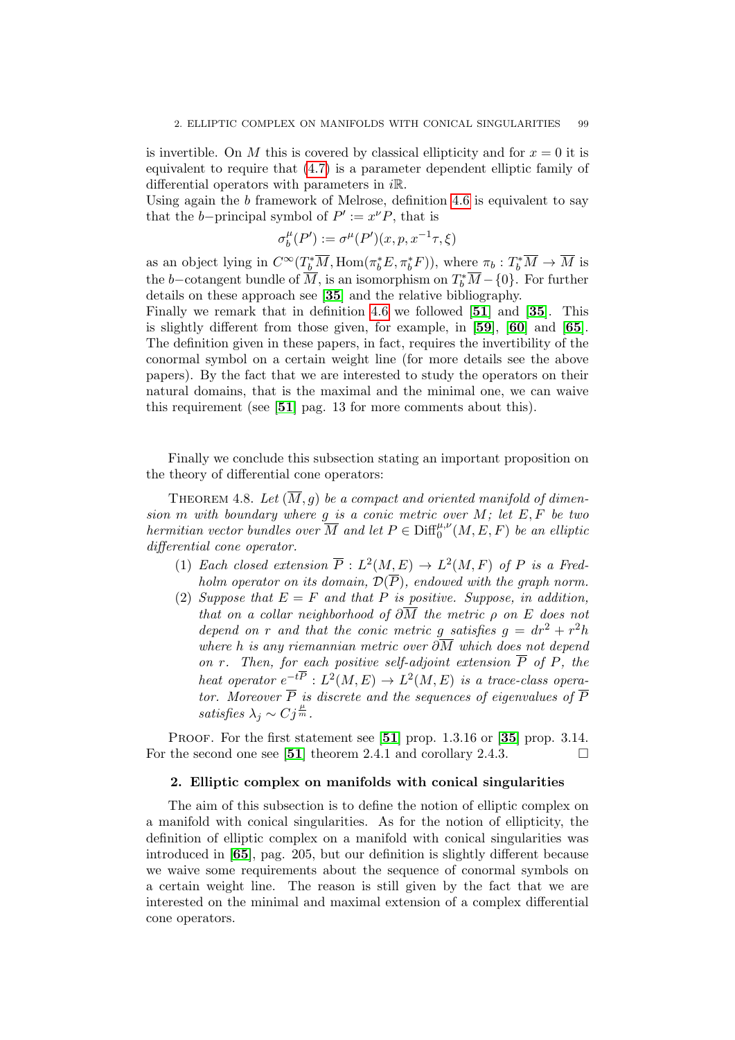is invertible. On $M$ this is covered by classical ellipticity and for $x = 0$ it is equivalent to require that (4.7) is a parameter dependent elliptic family of differential operators with parameters in $i\mathbb{R}$.
Using again the $b$ framework of Melrose, definition 4.6 is equivalent to say that the $b-$principal symbol of $P' := x^{\nu}P$, that is

$$\sigma_b^{\mu}(P') := \sigma^{\mu}(P')(x, p, x^{-1}\tau, \xi)$$

as an object lying in $C^{\infty}(T_b^*\overline{M}, \mathrm{Hom}(\pi_b^*E, \pi_b^*F))$, where $\pi_b : T_b^*\overline{M} \to \overline{M}$ is the $b-$cotangent bundle of $\overline{M}$, is an isomorphism on $T_b^*\overline{M} - \{0\}$. For further details on these approach see [35] and the relative bibliography.
Finally we remark that in definition 4.6 we followed [51] and [35]. This is slightly different from those given, for example, in [59], [60] and [65]. The definition given in these papers, in fact, requires the invertibility of the conormal symbol on a certain weight line (for more details see the above papers). By the fact that we are interested to study the operators on their natural domains, that is the maximal and the minimal one, we can waive this requirement (see [51] pag. 13 for more comments about this).

Finally we conclude this subsection stating an important proposition on the theory of differential cone operators:

Theorem 4.8. *Let $(\overline{M}, g)$ be a compact and oriented manifold of dimension $m$ with boundary where $g$ is a conic metric over $M$; let $E, F$ be two hermitian vector bundles over $\overline{M}$ and let $P \in \mathrm{Diff}_0^{\mu,\nu}(M, E, F)$ be an elliptic differential cone operator.*

1. *Each closed extension $\overline{P} : L^2(M, E) \to L^2(M, F)$ of $P$ is a Fredholm operator on its domain, $\mathcal{D}(\overline{P})$, endowed with the graph norm.*
2. *Suppose that $E = F$ and that $P$ is positive. Suppose, in addition, that on a collar neighborhood of $\partial\overline{M}$ the metric $\rho$ on $E$ does not depend on $r$ and that the conic metric $g$ satisfies $g = dr^2 + r^2h$ where $h$ is any riemannian metric over $\partial\overline{M}$ which does not depend on $r$. Then, for each positive self-adjoint extension $\overline{P}$ of $P$, the heat operator $e^{-t\overline{P}} : L^2(M, E) \to L^2(M, E)$ is a trace-class operator. Moreover $\overline{P}$ is discrete and the sequences of eigenvalues of $\overline{P}$ satisfies $\lambda_j \sim Cj^{\frac{\mu}{m}}$.*

Proof. For the first statement see [51] prop. 1.3.16 or [35] prop. 3.14. For the second one see [51] theorem 2.4.1 and corollary 2.4.3. □

## 2. Elliptic complex on manifolds with conical singularities

The aim of this subsection is to define the notion of elliptic complex on a manifold with conical singularities. As for the notion of ellipticity, the definition of elliptic complex on a manifold with conical singularities was introduced in [65], pag. 205, but our definition is slightly different because we waive some requirements about the sequence of conormal symbols on a certain weight line. The reason is still given by the fact that we are interested on the minimal and maximal extension of a complex differential cone operators.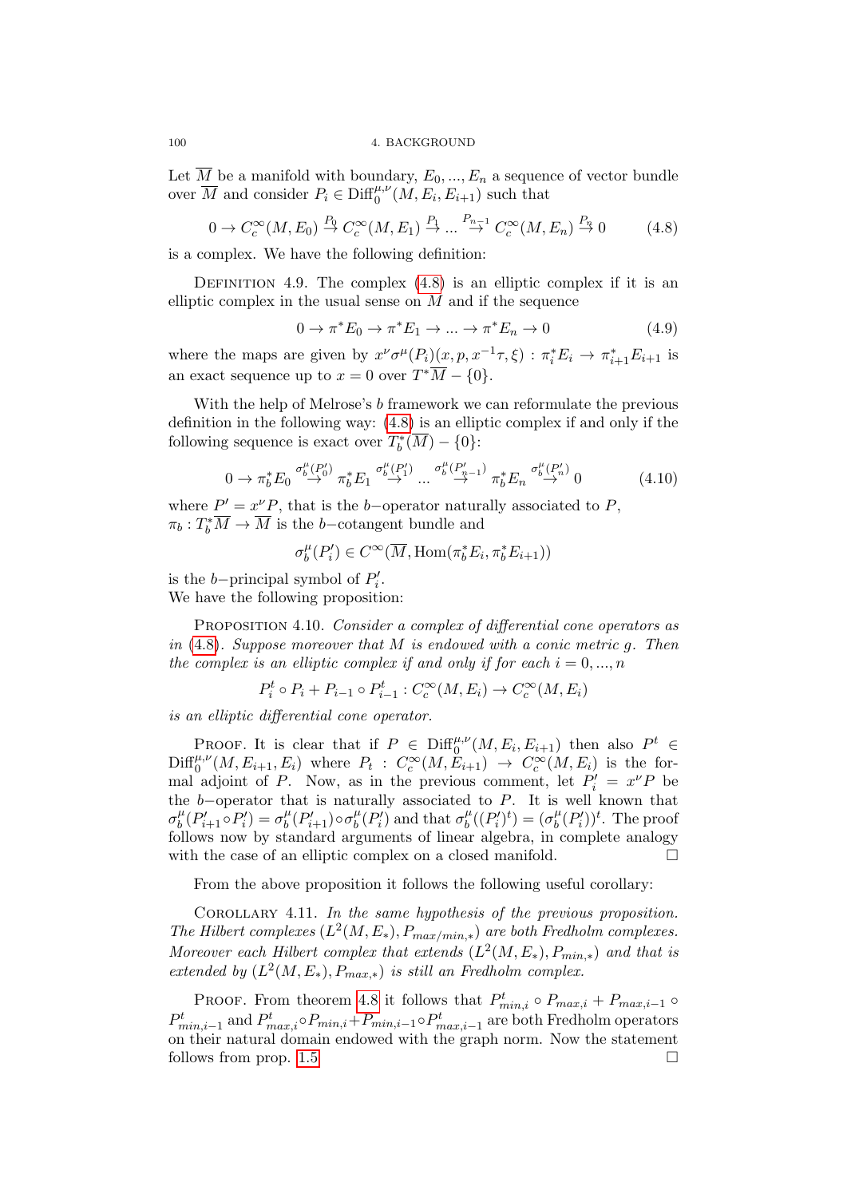Let $\overline{M}$ be a manifold with boundary, $E_0, ..., E_n$ a sequence of vector bundle over $\overline{M}$ and consider $P_i \in \mathrm{Diff}_0^{\mu,\nu}(M, E_i, E_{i+1})$ such that

$$0 \to C_c^\infty(M, E_0) \xrightarrow{P_0} C_c^\infty(M, E_1) \xrightarrow{P_1} ... \xrightarrow{P_{n-1}} C_c^\infty(M, E_n) \xrightarrow{P_n} 0 \tag{4.8}$$

is a complex. We have the following definition:

Definition 4.9. The complex (4.8) is an elliptic complex if it is an elliptic complex in the usual sense on $M$ and if the sequence

$$0 \to \pi^* E_0 \to \pi^* E_1 \to ... \to \pi^* E_n \to 0 \tag{4.9}$$

where the maps are given by $x^\nu \sigma^\mu(P_i)(x, p, x^{-1}\tau, \xi) : \pi_i^* E_i \to \pi_{i+1}^* E_{i+1}$ is an exact sequence up to $x = 0$ over $T^*\overline{M} - \{0\}$.

With the help of Melrose's $b$ framework we can reformulate the previous definition in the following way: (4.8) is an elliptic complex if and only if the following sequence is exact over $T_b^*(\overline{M}) - \{0\}$:

$$0 \to \pi_b^* E_0 \xrightarrow{\sigma_b^\mu(P_0')} \pi_b^* E_1 \xrightarrow{\sigma_b^\mu(P_1')} ... \xrightarrow{\sigma_b^\mu(P_{n-1}')} \pi_b^* E_n \xrightarrow{\sigma_b^\mu(P_n')} 0 \tag{4.10}$$

where $P' = x^\nu P$, that is the $b-$operator naturally associated to $P$, $\pi_b : T_b^*\overline{M} \to \overline{M}$ is the $b-$cotangent bundle and

$$\sigma_b^\mu(P_i') \in C^\infty(\overline{M}, \mathrm{Hom}(\pi_b^* E_i, \pi_b^* E_{i+1}))$$

is the $b-$principal symbol of $P_i'$.
We have the following proposition:

Proposition 4.10. *Consider a complex of differential cone operators as in (4.8). Suppose moreover that $M$ is endowed with a conic metric $g$. Then the complex is an elliptic complex if and only if for each $i = 0, ..., n$*

$$P_i^t \circ P_i + P_{i-1} \circ P_{i-1}^t : C_c^\infty(M, E_i) \to C_c^\infty(M, E_i)$$

*is an elliptic differential cone operator.*

Proof. It is clear that if $P \in \mathrm{Diff}_0^{\mu,\nu}(M, E_i, E_{i+1})$ then also $P^t \in \mathrm{Diff}_0^{\mu,\nu}(M, E_{i+1}, E_i)$ where $P_t : C_c^\infty(M, E_{i+1}) \to C_c^\infty(M, E_i)$ is the formal adjoint of $P$. Now, as in the previous comment, let $P_i' = x^\nu P$ be the $b-$operator that is naturally associated to $P$. It is well known that $\sigma_b^\mu(P_{i+1}' \circ P_i') = \sigma_b^\mu(P_{i+1}') \circ \sigma_b^\mu(P_i')$ and that $\sigma_b^\mu((P_i')^t) = (\sigma_b^\mu(P_i'))^t$. The proof follows now by standard arguments of linear algebra, in complete analogy with the case of an elliptic complex on a closed manifold. □

From the above proposition it follows the following useful corollary:

Corollary 4.11. *In the same hypothesis of the previous proposition. The Hilbert complexes $(L^2(M, E_*), P_{max/min,*})$ are both Fredholm complexes. Moreover each Hilbert complex that extends $(L^2(M, E_*), P_{min,*})$ and that is extended by $(L^2(M, E_*), P_{max,*})$ is still an Fredholm complex.*

Proof. From theorem 4.8 it follows that $P_{min,i}^t \circ P_{max,i} + P_{max,i-1} \circ P_{min,i-1}^t$ and $P_{max,i}^t \circ P_{min,i} + P_{min,i-1} \circ P_{max,i-1}^t$ are both Fredholm operators on their natural domain endowed with the graph norm. Now the statement follows from prop. 1.5 □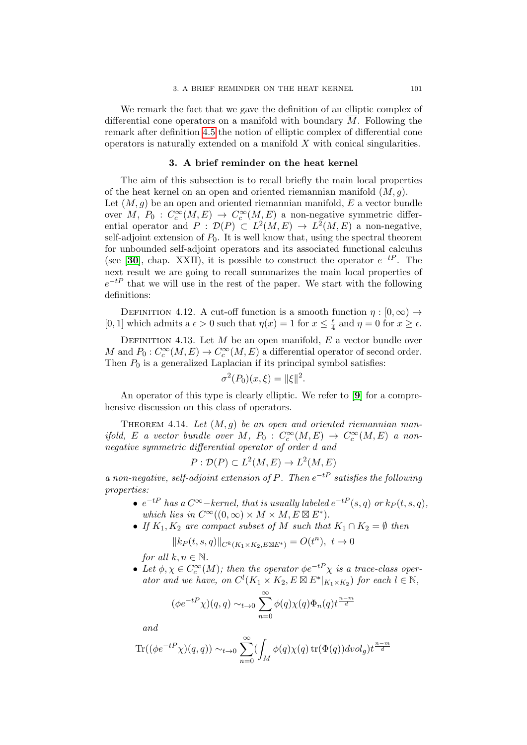We remark the fact that we gave the definition of an elliptic complex of differential cone operators on a manifold with boundary $\overline{M}$. Following the remark after definition 4.5 the notion of elliptic complex of differential cone operators is naturally extended on a manifold $X$ with conical singularities.

## 3. A brief reminder on the heat kernel

The aim of this subsection is to recall briefly the main local properties of the heat kernel on an open and oriented riemannian manifold $(M, g)$.
Let $(M, g)$ be an open and oriented riemannian manifold, $E$ a vector bundle over $M$, $P_0 : C_c^\infty(M, E) \to C_c^\infty(M, E)$ a non-negative symmetric differential operator and $P : \mathcal{D}(P) \subset L^2(M, E) \to L^2(M, E)$ a non-negative, self-adjoint extension of $P_0$. It is well know that, using the spectral theorem for unbounded self-adjoint operators and its associated functional calculus (see **[30]**, chap. XXII), it is possible to construct the operator $e^{-tP}$. The next result we are going to recall summarizes the main local properties of $e^{-tP}$ that we will use in the rest of the paper. We start with the following definitions:

DEFINITION 4.12. A cut-off function is a smooth function $\eta : [0, \infty) \to [0, 1]$ which admits a $\epsilon > 0$ such that $\eta(x) = 1$ for $x \leq \frac{\epsilon}{4}$ and $\eta = 0$ for $x \geq \epsilon$.

DEFINITION 4.13. Let $M$ be an open manifold, $E$ a vector bundle over $M$ and $P_0 : C_c^\infty(M, E) \to C_c^\infty(M, E)$ a differential operator of second order. Then $P_0$ is a generalized Laplacian if its principal symbol satisfies:

$$\sigma^2(P_0)(x, \xi) = \|\xi\|^2.$$

An operator of this type is clearly elliptic. We refer to **[9]** for a comprehensive discussion on this class of operators.

THEOREM 4.14. *Let $(M, g)$ be an open and oriented riemannian manifold, $E$ a vector bundle over $M$, $P_0 : C_c^\infty(M, E) \to C_c^\infty(M, E)$ a non-negative symmetric differential operator of order $d$ and*

$$P : \mathcal{D}(P) \subset L^2(M, E) \to L^2(M, E)$$

*a non-negative, self-adjoint extension of $P$. Then $e^{-tP}$ satisfies the following properties:*

- *$e^{-tP}$ has a $C^\infty$−kernel, that is usually labeled $e^{-tP}(s, q)$ or $k_P(t, s, q)$, which lies in $C^\infty((0, \infty) \times M \times M, E \boxtimes E^*)$.*
- *If $K_1, K_2$ are compact subset of $M$ such that $K_1 \cap K_2 = \emptyset$ then*
$$\|k_P(t, s, q)\|_{C^k(K_1 \times K_2, E \boxtimes E^*)} = O(t^n),\ t \to 0$$
*for all $k, n \in \mathbb{N}$.*
- *Let $\phi, \chi \in C_c^\infty(M)$; then the operator $\phi e^{-tP} \chi$ is a trace-class operator and we have, on $C^l(K_1 \times K_2, E \boxtimes E^*|_{K_1 \times K_2})$ for each $l \in \mathbb{N}$,*
$$(\phi e^{-tP} \chi)(q, q) \sim_{t \to 0} \sum_{n=0}^{\infty} \phi(q)\chi(q)\Phi_n(q)t^{\frac{n-m}{d}}$$
*and*
$$\operatorname{Tr}((\phi e^{-tP} \chi)(q, q)) \sim_{t \to 0} \sum_{n=0}^{\infty} (\int_M \phi(q)\chi(q) \operatorname{tr}(\Phi(q)) dvol_g) t^{\frac{n-m}{d}}$$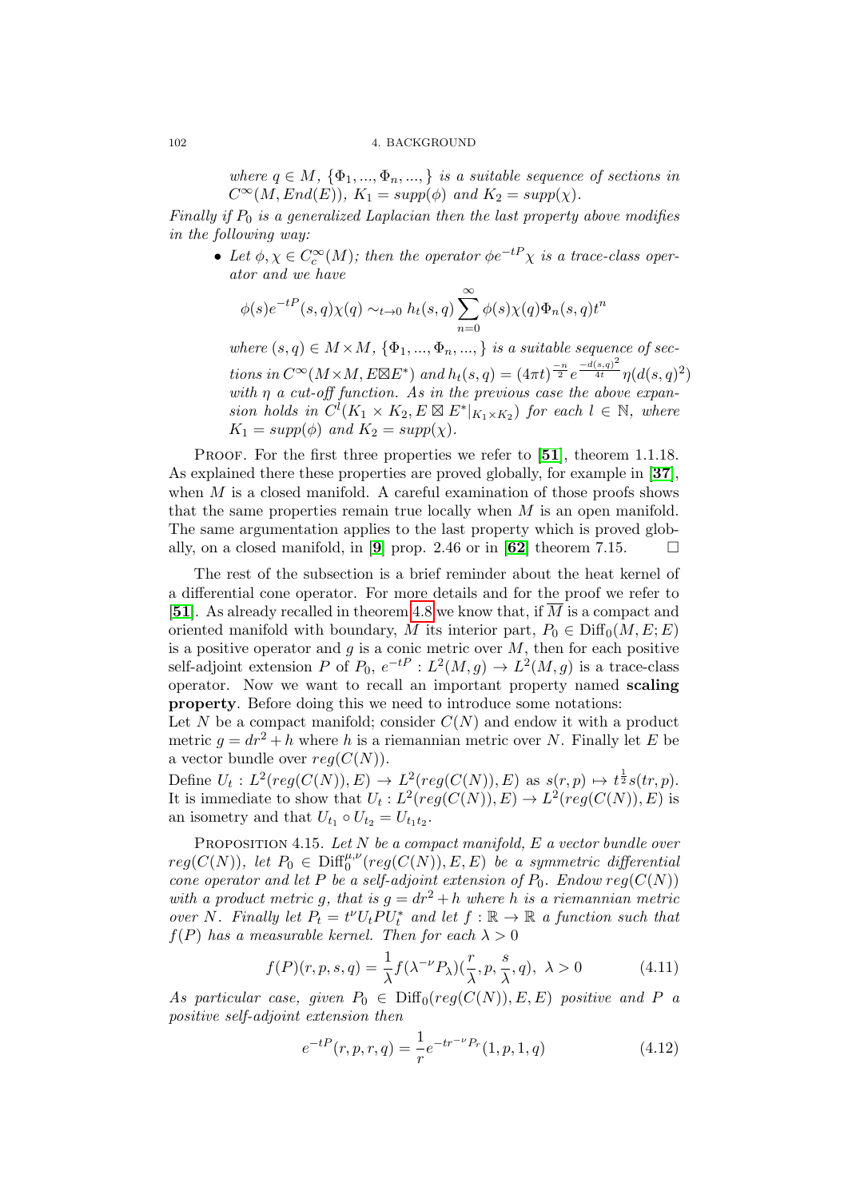*where $q \in M$, $\{\Phi_1, ..., \Phi_n, ...,\}$ is a suitable sequence of sections in $C^\infty(M, End(E))$, $K_1 = supp(\phi)$ and $K_2 = supp(\chi)$.*

*Finally if $P_0$ is a generalized Laplacian then the last property above modifies in the following way:*

- *Let $\phi, \chi \in C_c^\infty(M)$; then the operator $\phi e^{-tP}\chi$ is a trace-class operator and we have*

$$\phi(s)e^{-tP}(s,q)\chi(q) \sim_{t\to 0} h_t(s,q)\sum_{n=0}^{\infty}\phi(s)\chi(q)\Phi_n(s,q)t^n$$

*where $(s,q) \in M \times M$, $\{\Phi_1, ..., \Phi_n, ...,\}$ is a suitable sequence of sections in $C^\infty(M \times M, E \boxtimes E^*)$ and $h_t(s,q) = (4\pi t)^{\frac{-n}{2}} e^{\frac{-d(s,q)^2}{4t}} \eta(d(s,q)^2)$ with $\eta$ a cut-off function. As in the previous case the above expansion holds in $C^l(K_1 \times K_2, E \boxtimes E^*|_{K_1\times K_2})$ for each $l \in \mathbb{N}$, where $K_1 = supp(\phi)$ and $K_2 = supp(\chi)$.*

PROOF. For the first three properties we refer to [**51**], theorem 1.1.18. As explained there these properties are proved globally, for example in [**37**], when $M$ is a closed manifold. A careful examination of those proofs shows that the same properties remain true locally when $M$ is an open manifold. The same argumentation applies to the last property which is proved globally, on a closed manifold, in [**9**] prop. 2.46 or in [**62**] theorem 7.15. $\square$

The rest of the subsection is a brief reminder about the heat kernel of a differential cone operator. For more details and for the proof we refer to [**51**]. As already recalled in theorem 4.8 we know that, if $\overline{M}$ is a compact and oriented manifold with boundary, $M$ its interior part, $P_0 \in \text{Diff}_0(M, E; E)$ is a positive operator and $g$ is a conic metric over $M$, then for each positive self-adjoint extension $P$ of $P_0$, $e^{-tP} : L^2(M, g) \to L^2(M, g)$ is a trace-class operator. Now we want to recall an important property named **scaling property**. Before doing this we need to introduce some notations:
Let $N$ be a compact manifold; consider $C(N)$ and endow it with a product metric $g = dr^2 + h$ where $h$ is a riemannian metric over $N$. Finally let $E$ be a vector bundle over $reg(C(N))$.
Define $U_t : L^2(reg(C(N)), E) \to L^2(reg(C(N)), E)$ as $s(r,p) \mapsto t^{\frac{1}{2}}s(tr,p)$. It is immediate to show that $U_t : L^2(reg(C(N)), E) \to L^2(reg(C(N)), E)$ is an isometry and that $U_{t_1} \circ U_{t_2} = U_{t_1 t_2}$.

PROPOSITION 4.15. *Let $N$ be a compact manifold, $E$ a vector bundle over $reg(C(N))$, let $P_0 \in \text{Diff}_0^{\mu,\nu}(reg(C(N)), E, E)$ be a symmetric differential cone operator and let $P$ be a self-adjoint extension of $P_0$. Endow $reg(C(N))$ with a product metric $g$, that is $g = dr^2 + h$ where $h$ is a riemannian metric over $N$. Finally let $P_t = t^\nu U_t P U_t^*$ and let $f : \mathbb{R} \to \mathbb{R}$ a function such that $f(P)$ has a measurable kernel. Then for each $\lambda > 0$*

$$f(P)(r,p,s,q) = \frac{1}{\lambda}f(\lambda^{-\nu}P_\lambda)(\frac{r}{\lambda}, p, \frac{s}{\lambda}, q),\ \lambda > 0 \tag{4.11}$$

*As particular case, given $P_0 \in \text{Diff}_0(reg(C(N)), E, E)$ positive and $P$ a positive self-adjoint extension then*

$$e^{-tP}(r,p,r,q) = \frac{1}{r}e^{-tr^{-\nu}P_r}(1,p,1,q) \tag{4.12}$$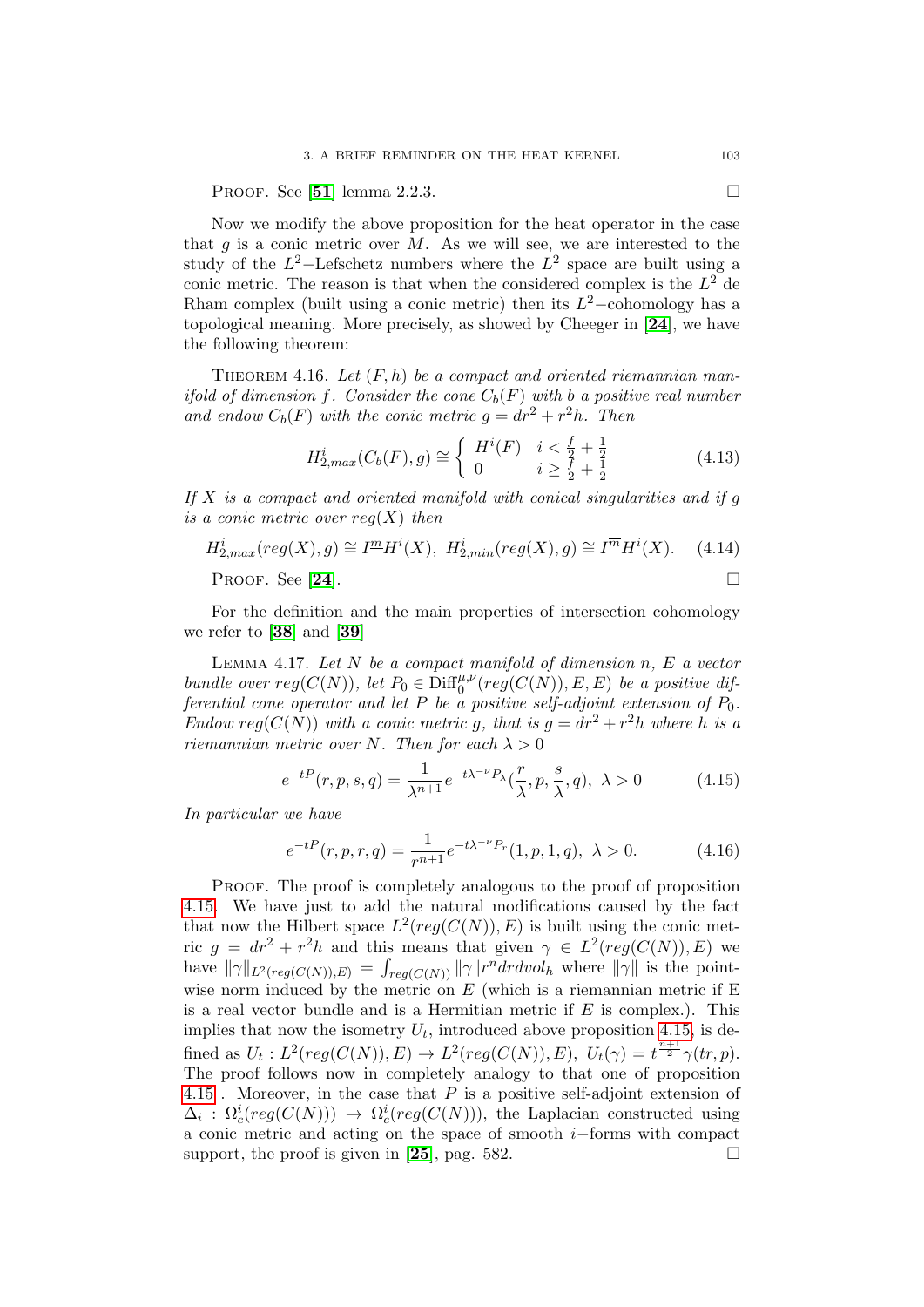PROOF. See [**51**] lemma 2.2.3. $\square$

Now we modify the above proposition for the heat operator in the case that $g$ is a conic metric over $M$. As we will see, we are interested to the study of the $L^2-$Lefschetz numbers where the $L^2$ space are built using a conic metric. The reason is that when the considered complex is the $L^2$ de Rham complex (built using a conic metric) then its $L^2-$cohomology has a topological meaning. More precisely, as showed by Cheeger in [**24**], we have the following theorem:

THEOREM 4.16. *Let $(F,h)$ be a compact and oriented riemannian manifold of dimension $f$. Consider the cone $C_b(F)$ with $b$ a positive real number and endow $C_b(F)$ with the conic metric $g = dr^2 + r^2h$. Then*

$$H^i_{2,max}(C_b(F), g) \cong \begin{cases} H^i(F) & i < \frac{f}{2} + \frac{1}{2} \\ 0 & i \geq \frac{f}{2} + \frac{1}{2} \end{cases} \tag{4.13}$$

*If $X$ is a compact and oriented manifold with conical singularities and if $g$ is a conic metric over $reg(X)$ then*

$$H^i_{2,max}(reg(X), g) \cong I^{\underline{m}}H^i(X), \;\; H^i_{2,min}(reg(X), g) \cong I^{\overline{m}}H^i(X). \tag{4.14}$$

PROOF. See [**24**]. $\square$

For the definition and the main properties of intersection cohomology we refer to [**38**] and [**39**]

LEMMA 4.17. *Let $N$ be a compact manifold of dimension $n$, $E$ a vector bundle over $reg(C(N))$, let $P_0 \in \text{Diff}^{\mu,\nu}_0(reg(C(N)), E, E)$ be a positive differential cone operator and let $P$ be a positive self-adjoint extension of $P_0$. Endow $reg(C(N))$ with a conic metric $g$, that is $g = dr^2 + r^2h$ where $h$ is a riemannian metric over $N$. Then for each $\lambda > 0$*

$$e^{-tP}(r,p,s,q) = \frac{1}{\lambda^{n+1}}e^{-t\lambda^{-\nu}P_{\lambda}}(\frac{r}{\lambda}, p, \frac{s}{\lambda}, q), \;\; \lambda > 0 \tag{4.15}$$

*In particular we have*

$$e^{-tP}(r,p,r,q) = \frac{1}{r^{n+1}}e^{-t\lambda^{-\nu}P_r}(1,p,1,q), \;\; \lambda > 0. \tag{4.16}$$

PROOF. The proof is completely analogous to the proof of proposition 4.15. We have just to add the natural modifications caused by the fact that now the Hilbert space $L^2(reg(C(N)), E)$ is built using the conic metric $g = dr^2 + r^2h$ and this means that given $\gamma \in L^2(reg(C(N)), E)$ we have $\|\gamma\|_{L^2(reg(C(N)),E)} = \int_{reg(C(N))} \|\gamma\| r^n dr dvol_h$ where $\|\gamma\|$ is the pointwise norm induced by the metric on $E$ (which is a riemannian metric if E is a real vector bundle and is a Hermitian metric if $E$ is complex.). This implies that now the isometry $U_t$, introduced above proposition 4.15, is defined as $U_t : L^2(reg(C(N)), E) \to L^2(reg(C(N)), E)$, $U_t(\gamma) = t^{\frac{n+1}{2}}\gamma(tr, p)$. The proof follows now in completely analogy to that one of proposition 4.15 . Moreover, in the case that $P$ is a positive self-adjoint extension of $\Delta_i : \Omega^i_c(reg(C(N))) \to \Omega^i_c(reg(C(N)))$, the Laplacian constructed using a conic metric and acting on the space of smooth $i-$forms with compact support, the proof is given in [**25**], pag. 582. $\square$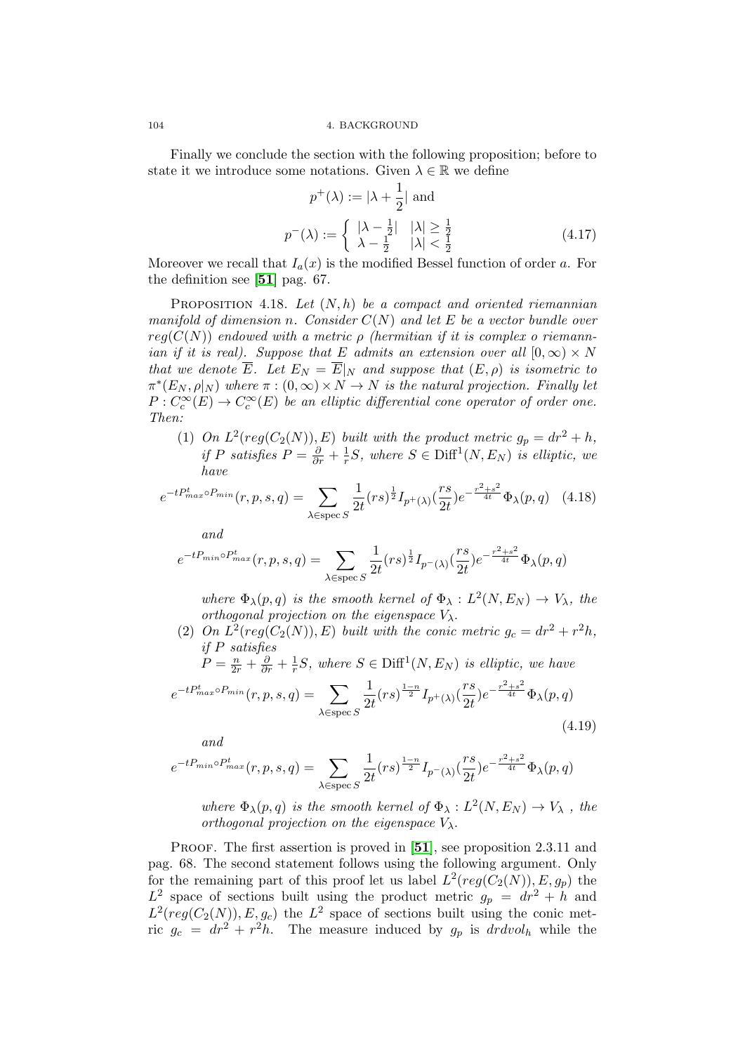Finally we conclude the section with the following proposition; before to state it we introduce some notations. Given $\lambda \in \mathbb{R}$ we define

$$p^+(\lambda) := |\lambda + \frac{1}{2}| \text{ and}$$

$$p^-(\lambda) := \begin{cases} |\lambda - \frac{1}{2}| & |\lambda| \geq \frac{1}{2} \\ \lambda - \frac{1}{2} & |\lambda| < \frac{1}{2} \end{cases} \tag{4.17}$$

Moreover we recall that $I_a(x)$ is the modified Bessel function of order $a$. For the definition see [**51**] pag. 67.

Proposition 4.18. *Let $(N, h)$ be a compact and oriented riemannian manifold of dimension $n$. Consider $C(N)$ and let $E$ be a vector bundle over $reg(C(N))$ endowed with a metric $\rho$ (hermitian if it is complex o riemannian if it is real). Suppose that $E$ admits an extension over all $[0, \infty) \times N$ that we denote $\overline{E}$. Let $E_N = \overline{E}|_N$ and suppose that $(E, \rho)$ is isometric to $\pi^*(E_N, \rho|_N)$ where $\pi : (0, \infty) \times N \to N$ is the natural projection. Finally let $P : C_c^\infty(E) \to C_c^\infty(E)$ be an elliptic differential cone operator of order one. Then:*

(1) *On $L^2(reg(C_2(N)), E)$ built with the product metric $g_p = dr^2 + h$, if $P$ satisfies $P = \frac{\partial}{\partial r} + \frac{1}{r}S$, where $S \in \text{Diff}^1(N, E_N)$ is elliptic, we have*

$$e^{-tP^t_{max} \circ P_{min}}(r, p, s, q) = \sum_{\lambda \in \text{spec } S} \frac{1}{2t}(rs)^{\frac{1}{2}} I_{p^+(\lambda)}(\frac{rs}{2t}) e^{-\frac{r^2+s^2}{4t}} \Phi_\lambda(p, q) \tag{4.18}$$

*and*

$$e^{-tP_{min} \circ P^t_{max}}(r, p, s, q) = \sum_{\lambda \in \text{spec } S} \frac{1}{2t}(rs)^{\frac{1}{2}} I_{p^-(\lambda)}(\frac{rs}{2t}) e^{-\frac{r^2+s^2}{4t}} \Phi_\lambda(p, q)$$

*where $\Phi_\lambda(p, q)$ is the smooth kernel of $\Phi_\lambda : L^2(N, E_N) \to V_\lambda$, the orthogonal projection on the eigenspace $V_\lambda$.*

(2) *On $L^2(reg(C_2(N)), E)$ built with the conic metric $g_c = dr^2 + r^2h$, if $P$ satisfies $P = \frac{n}{2r} + \frac{\partial}{\partial r} + \frac{1}{r}S$, where $S \in \text{Diff}^1(N, E_N)$ is elliptic, we have*

$$e^{-tP^t_{max} \circ P_{min}}(r, p, s, q) = \sum_{\lambda \in \text{spec } S} \frac{1}{2t}(rs)^{\frac{1-n}{2}} I_{p^+(\lambda)}(\frac{rs}{2t}) e^{-\frac{r^2+s^2}{4t}} \Phi_\lambda(p, q) \tag{4.19}$$

*and*

$$e^{-tP_{min} \circ P^t_{max}}(r, p, s, q) = \sum_{\lambda \in \text{spec } S} \frac{1}{2t}(rs)^{\frac{1-n}{2}} I_{p^-(\lambda)}(\frac{rs}{2t}) e^{-\frac{r^2+s^2}{4t}} \Phi_\lambda(p, q)$$

*where $\Phi_\lambda(p, q)$ is the smooth kernel of $\Phi_\lambda : L^2(N, E_N) \to V_\lambda$, the orthogonal projection on the eigenspace $V_\lambda$.*

Proof. The first assertion is proved in [**51**], see proposition 2.3.11 and pag. 68. The second statement follows using the following argument. Only for the remaining part of this proof let us label $L^2(reg(C_2(N)), E, g_p)$ the $L^2$ space of sections built using the product metric $g_p = dr^2 + h$ and $L^2(reg(C_2(N)), E, g_c)$ the $L^2$ space of sections built using the conic metric $g_c = dr^2 + r^2h$. The measure induced by $g_p$ is $drdvol_h$ while the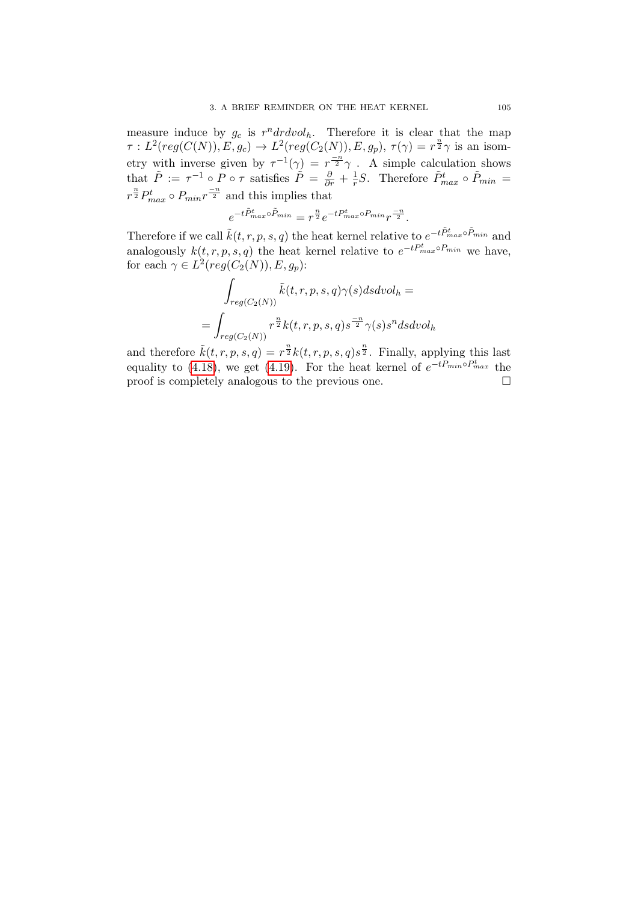measure induce by $g_c$ is $r^n dr dvol_h$. Therefore it is clear that the map $\tau : L^2(reg(C(N)), E, g_c) \to L^2(reg(C_2(N)), E, g_p)$, $\tau(\gamma) = r^{\frac{n}{2}}\gamma$ is an isometry with inverse given by $\tau^{-1}(\gamma) = r^{\frac{-n}{2}}\gamma$ . A simple calculation shows that $\tilde{P} := \tau^{-1} \circ P \circ \tau$ satisfies $\tilde{P} = \frac{\partial}{\partial r} + \frac{1}{r}S$. Therefore $\tilde{P}^t_{max} \circ \tilde{P}_{min} = r^{\frac{n}{2}} P^t_{max} \circ P_{min} r^{\frac{-n}{2}}$ and this implies that

$$e^{-t\tilde{P}^t_{max}\circ\tilde{P}_{min}} = r^{\frac{n}{2}} e^{-tP^t_{max}\circ P_{min}} r^{\frac{-n}{2}}.$$

Therefore if we call $\tilde{k}(t,r,p,s,q)$ the heat kernel relative to $e^{-t\tilde{P}^t_{max}\circ\tilde{P}_{min}}$ and analogously $k(t,r,p,s,q)$ the heat kernel relative to $e^{-tP^t_{max}\circ P_{min}}$ we have, for each $\gamma \in L^2(reg(C_2(N)), E, g_p)$:

$$\int_{reg(C_2(N))} \tilde{k}(t,r,p,s,q)\gamma(s) ds dvol_h =$$

$$= \int_{reg(C_2(N))} r^{\frac{n}{2}} k(t,r,p,s,q) s^{\frac{-n}{2}} \gamma(s) s^n ds dvol_h$$

and therefore $\tilde{k}(t,r,p,s,q) = r^{\frac{n}{2}} k(t,r,p,s,q) s^{\frac{n}{2}}$. Finally, applying this last equality to (4.18), we get (4.19). For the heat kernel of $e^{-tP_{min}\circ P^t_{max}}$ the proof is completely analogous to the previous one. □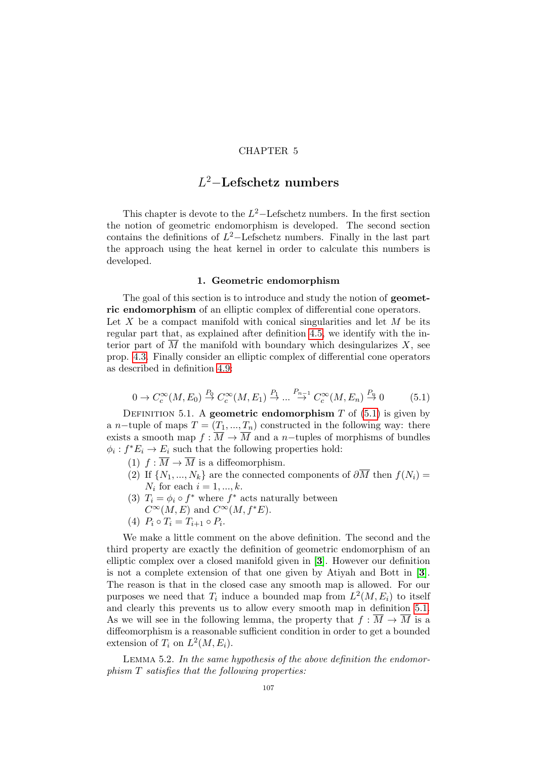# CHAPTER 5

# $L^2-$Lefschetz numbers

This chapter is devote to the $L^2-$Lefschetz numbers. In the first section the notion of geometric endomorphism is developed. The second section contains the definitions of $L^2-$Lefschetz numbers. Finally in the last part the approach using the heat kernel in order to calculate this numbers is developed.

## 1. Geometric endomorphism

The goal of this section is to introduce and study the notion of **geometric endomorphism** of an elliptic complex of differential cone operators. Let $X$ be a compact manifold with conical singularities and let $M$ be its regular part that, as explained after definition 4.5, we identify with the interior part of $\overline{M}$ the manifold with boundary which desingularizes $X$, see prop. 4.3. Finally consider an elliptic complex of differential cone operators as described in definition 4.9:

$$0 \to C^{\infty}_c(M, E_0) \overset{P_0}{\to} C^{\infty}_c(M, E_1) \overset{P_1}{\to} ... \overset{P_{n-1}}{\to} C^{\infty}_c(M, E_n) \overset{P_n}{\to} 0 \tag{5.1}$$

Definition 5.1. A **geometric endomorphism** $T$ of (5.1) is given by a $n-$tuple of maps $T = (T_1, ..., T_n)$ constructed in the following way: there exists a smooth map $f : \overline{M} \to \overline{M}$ and a $n-$tuples of morphisms of bundles $\phi_i : f^*E_i \to E_i$ such that the following properties hold:

1. $f : \overline{M} \to \overline{M}$ is a diffeomorphism.
2. If $\{N_1, ..., N_k\}$ are the connected components of $\partial\overline{M}$ then $f(N_i) = N_i$ for each $i = 1, ..., k$.
3. $T_i = \phi_i \circ f^*$ where $f^*$ acts naturally between $C^{\infty}(M, E)$ and $C^{\infty}(M, f^*E)$.
4. $P_i \circ T_i = T_{i+1} \circ P_i$.

We make a little comment on the above definition. The second and the third property are exactly the definition of geometric endomorphism of an elliptic complex over a closed manifold given in [**3**]. However our definition is not a complete extension of that one given by Atiyah and Bott in [**3**]. The reason is that in the closed case any smooth map is allowed. For our purposes we need that $T_i$ induce a bounded map from $L^2(M, E_i)$ to itself and clearly this prevents us to allow every smooth map in definition 5.1. As we will see in the following lemma, the property that $f : \overline{M} \to \overline{M}$ is a diffeomorphism is a reasonable sufficient condition in order to get a bounded extension of $T_i$ on $L^2(M, E_i)$.

Lemma 5.2. *In the same hypothesis of the above definition the endomorphism $T$ satisfies that the following properties:*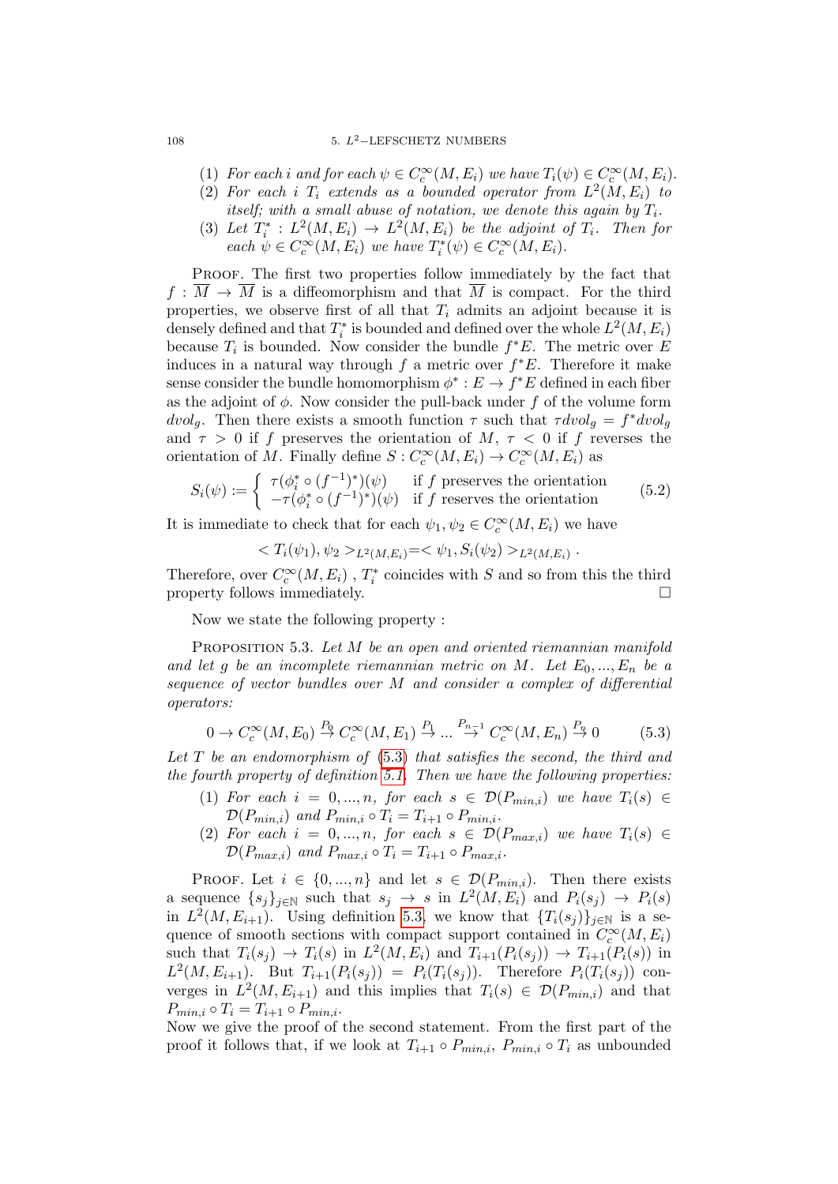(1) *For each $i$ and for each $\psi \in C^{\infty}_c(M, E_i)$ we have $T_i(\psi) \in C^{\infty}_c(M, E_i)$.*
(2) *For each $i$ $T_i$ extends as a bounded operator from $L^2(M, E_i)$ to itself; with a small abuse of notation, we denote this again by $T_i$.*
(3) *Let $T_i^* : L^2(M, E_i) \to L^2(M, E_i)$ be the adjoint of $T_i$. Then for each $\psi \in C^{\infty}_c(M, E_i)$ we have $T_i^*(\psi) \in C^{\infty}_c(M, E_i)$.*

Proof. The first two properties follow immediately by the fact that $f : \overline{M} \to \overline{M}$ is a diffeomorphism and that $\overline{M}$ is compact. For the third properties, we observe first of all that $T_i$ admits an adjoint because it is densely defined and that $T_i^*$ is bounded and defined over the whole $L^2(M, E_i)$ because $T_i$ is bounded. Now consider the bundle $f^*E$. The metric over $E$ induces in a natural way through $f$ a metric over $f^*E$. Therefore it make sense consider the bundle homomorphism $\phi^* : E \to f^*E$ defined in each fiber as the adjoint of $\phi$. Now consider the pull-back under $f$ of the volume form $dvol_g$. Then there exists a smooth function $\tau$ such that $\tau dvol_g = f^*dvol_g$ and $\tau > 0$ if $f$ preserves the orientation of $M$, $\tau < 0$ if $f$ reverses the orientation of $M$. Finally define $S : C^{\infty}_c(M, E_i) \to C^{\infty}_c(M, E_i)$ as

$$S_i(\psi) := \begin{cases} \tau(\phi_i^* \circ (f^{-1})^*)(\psi) & \text{if } f \text{ preserves the orientation} \\ -\tau(\phi_i^* \circ (f^{-1})^*)(\psi) & \text{if } f \text{ reserves the orientation} \end{cases} \tag{5.2}$$

It is immediate to check that for each $\psi_1, \psi_2 \in C^{\infty}_c(M, E_i)$ we have

$$< T_i(\psi_1), \psi_2 >_{L^2(M,E_i)} = < \psi_1, S_i(\psi_2) >_{L^2(M,E_i)} .$$

Therefore, over $C^{\infty}_c(M, E_i)$ , $T_i^*$ coincides with $S$ and so from this the third property follows immediately. □

Now we state the following property :

Proposition 5.3. *Let $M$ be an open and oriented riemannian manifold and let $g$ be an incomplete riemannian metric on $M$. Let $E_0, ..., E_n$ be a sequence of vector bundles over $M$ and consider a complex of differential operators:*

$$0 \to C^{\infty}_c(M, E_0) \stackrel{P_0}{\to} C^{\infty}_c(M, E_1) \stackrel{P_1}{\to} ... \stackrel{P_{n-1}}{\to} C^{\infty}_c(M, E_n) \stackrel{P_n}{\to} 0 \tag{5.3}$$

*Let $T$ be an endomorphism of (5.3) that satisfies the second, the third and the fourth property of definition 5.1. Then we have the following properties:*

(1) *For each $i = 0, ..., n$, for each $s \in \mathcal{D}(P_{min,i})$ we have $T_i(s) \in \mathcal{D}(P_{min,i})$ and $P_{min,i} \circ T_i = T_{i+1} \circ P_{min,i}$.*
(2) *For each $i = 0, ..., n$, for each $s \in \mathcal{D}(P_{max,i})$ we have $T_i(s) \in \mathcal{D}(P_{max,i})$ and $P_{max,i} \circ T_i = T_{i+1} \circ P_{max,i}$.*

Proof. Let $i \in \{0, ..., n\}$ and let $s \in \mathcal{D}(P_{min,i})$. Then there exists a sequence $\{s_j\}_{j \in \mathbb{N}}$ such that $s_j \to s$ in $L^2(M, E_i)$ and $P_i(s_j) \to P_i(s)$ in $L^2(M, E_{i+1})$. Using definition 5.3, we know that $\{T_i(s_j)\}_{j \in \mathbb{N}}$ is a sequence of smooth sections with compact support contained in $C^{\infty}_c(M, E_i)$ such that $T_i(s_j) \to T_i(s)$ in $L^2(M, E_i)$ and $T_{i+1}(P_i(s_j)) \to T_{i+1}(P_i(s))$ in $L^2(M, E_{i+1})$. But $T_{i+1}(P_i(s_j)) = P_i(T_i(s_j))$. Therefore $P_i(T_i(s_j))$ converges in $L^2(M, E_{i+1})$ and this implies that $T_i(s) \in \mathcal{D}(P_{min,i})$ and that $P_{min,i} \circ T_i = T_{i+1} \circ P_{min,i}$.
Now we give the proof of the second statement. From the first part of the proof it follows that, if we look at $T_{i+1} \circ P_{min,i}$, $P_{min,i} \circ T_i$ as unbounded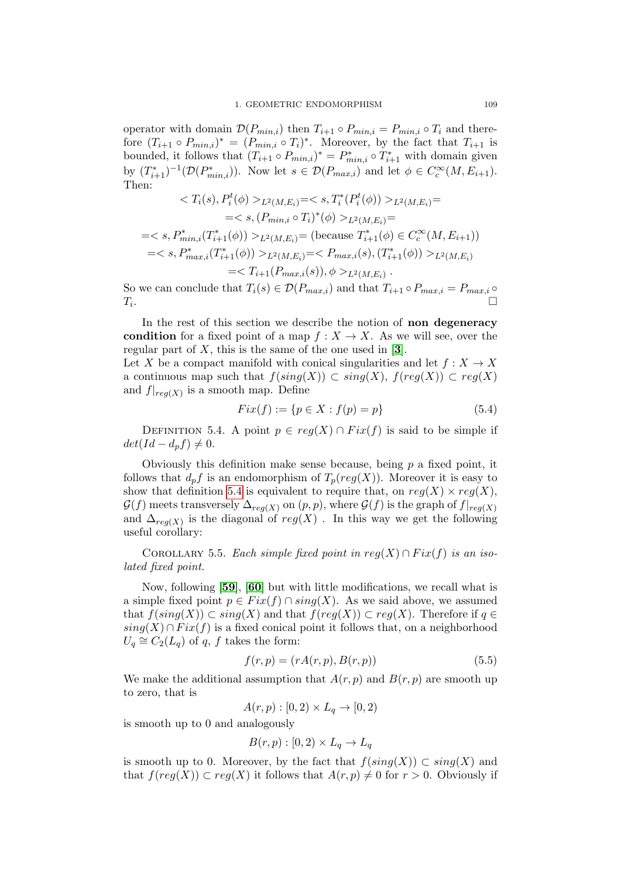operator with domain $\mathcal{D}(P_{min,i})$ then $T_{i+1} \circ P_{min,i} = P_{min,i} \circ T_i$ and therefore $(T_{i+1} \circ P_{min,i})^* = (P_{min,i} \circ T_i)^*$. Moreover, by the fact that $T_{i+1}$ is bounded, it follows that $(T_{i+1} \circ P_{min,i})^* = P^*_{min,i} \circ T^*_{i+1}$ with domain given by $(T^*_{i+1})^{-1}(\mathcal{D}(P^*_{min,i}))$. Now let $s \in \mathcal{D}(P_{max,i})$ and let $\phi \in C^\infty_c(M, E_{i+1})$. Then:

$$
\begin{gathered}
< T_i(s), P^t_i(\phi) >_{L^2(M,E_i)} = < s, T^*_i(P^t_i(\phi)) >_{L^2(M,E_i)} = \\
= < s, (P_{min,i} \circ T_i)^*(\phi) >_{L^2(M,E_i)} = \\
= < s, P^*_{min,i}(T^*_{i+1}(\phi)) >_{L^2(M,E_i)} = \text{(because } T^*_{i+1}(\phi) \in C^\infty_c(M, E_{i+1})) \\
= < s, P^*_{max,i}(T^*_{i+1}(\phi)) >_{L^2(M,E_i)} = < P_{max,i}(s), (T^*_{i+1}(\phi)) >_{L^2(M,E_i)} \\
= < T_{i+1}(P_{max,i}(s)), \phi >_{L^2(M,E_i)} .
\end{gathered}
$$

So we can conclude that $T_i(s) \in \mathcal{D}(P_{max,i})$ and that $T_{i+1} \circ P_{max,i} = P_{max,i} \circ T_i$. □

In the rest of this section we describe the notion of **non degeneracy condition** for a fixed point of a map $f : X \to X$. As we will see, over the regular part of $X$, this is the same of the one used in [**3**].
Let $X$ be a compact manifold with conical singularities and let $f : X \to X$ a continuous map such that $f(sing(X)) \subset sing(X)$, $f(reg(X)) \subset reg(X)$ and $f|_{reg(X)}$ is a smooth map. Define

$$Fix(f) := \{p \in X : f(p) = p\} \tag{5.4}$$

Definition 5.4. A point $p \in reg(X) \cap Fix(f)$ is said to be simple if $det(Id - d_p f) \neq 0$.

Obviously this definition make sense because, being $p$ a fixed point, it follows that $d_p f$ is an endomorphism of $T_p(reg(X))$. Moreover it is easy to show that definition 5.4 is equivalent to require that, on $reg(X) \times reg(X)$, $\mathcal{G}(f)$ meets transversely $\Delta_{reg(X)}$ on $(p, p)$, where $\mathcal{G}(f)$ is the graph of $f|_{reg(X)}$ and $\Delta_{reg(X)}$ is the diagonal of $reg(X)$ . In this way we get the following useful corollary:

Corollary 5.5. *Each simple fixed point in $reg(X) \cap Fix(f)$ is an isolated fixed point.*

Now, following [**59**], [**60**] but with little modifications, we recall what is a simple fixed point $p \in Fix(f) \cap sing(X)$. As we said above, we assumed that $f(sing(X)) \subset sing(X)$ and that $f(reg(X)) \subset reg(X)$. Therefore if $q \in sing(X) \cap Fix(f)$ is a fixed conical point it follows that, on a neighborhood $U_q \cong C_2(L_q)$ of $q$, $f$ takes the form:

$$f(r, p) = (rA(r, p), B(r, p)) \tag{5.5}$$

We make the additional assumption that $A(r, p)$ and $B(r, p)$ are smooth up to zero, that is

$$A(r, p) : [0, 2) \times L_q \to [0, 2)$$

is smooth up to 0 and analogously

$$B(r, p) : [0, 2) \times L_q \to L_q$$

is smooth up to 0. Moreover, by the fact that $f(sing(X)) \subset sing(X)$ and that $f(reg(X)) \subset reg(X)$ it follows that $A(r, p) \neq 0$ for $r > 0$. Obviously if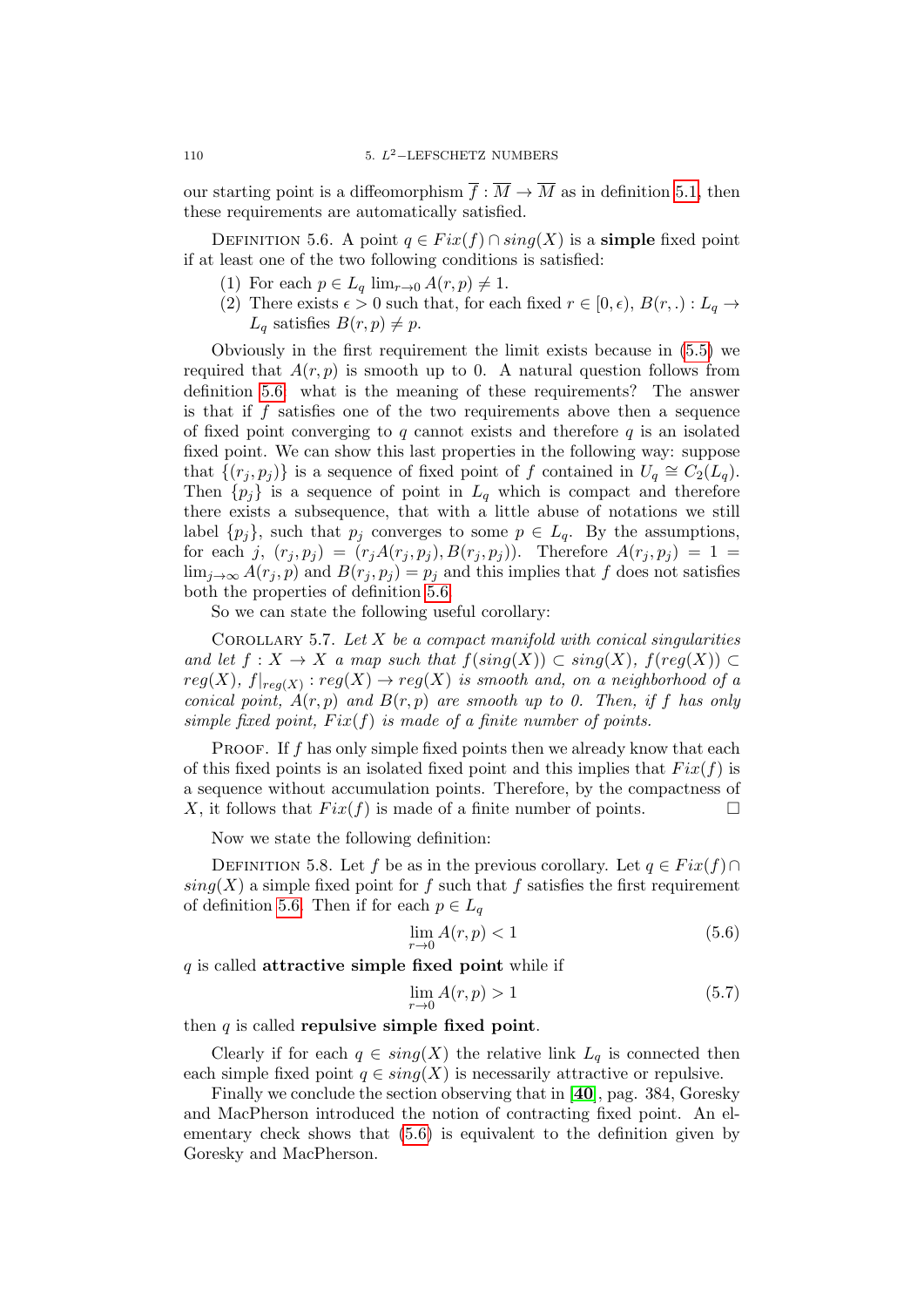our starting point is a diffeomorphism $\overline{f} : \overline{M} \to \overline{M}$ as in definition 5.1, then these requirements are automatically satisfied.

DEFINITION 5.6. A point $q \in Fix(f) \cap sing(X)$ is a **simple** fixed point if at least one of the two following conditions is satisfied:

(1) For each $p \in L_q$ $\lim_{r\to 0} A(r,p) \neq 1$.
(2) There exists $\epsilon > 0$ such that, for each fixed $r \in [0,\epsilon)$, $B(r,.) : L_q \to L_q$ satisfies $B(r,p) \neq p$.

Obviously in the first requirement the limit exists because in (5.5) we required that $A(r,p)$ is smooth up to 0. A natural question follows from definition 5.6: what is the meaning of these requirements? The answer is that if $f$ satisfies one of the two requirements above then a sequence of fixed point converging to $q$ cannot exists and therefore $q$ is an isolated fixed point. We can show this last properties in the following way: suppose that $\{(r_j,p_j)\}$ is a sequence of fixed point of $f$ contained in $U_q \cong C_2(L_q)$. Then $\{p_j\}$ is a sequence of point in $L_q$ which is compact and therefore there exists a subsequence, that with a little abuse of notations we still label $\{p_j\}$, such that $p_j$ converges to some $p \in L_q$. By the assumptions, for each $j$, $(r_j,p_j) = (r_jA(r_j,p_j), B(r_j,p_j))$. Therefore $A(r_j,p_j) = 1 = \lim_{j\to\infty} A(r_j,p)$ and $B(r_j,p_j) = p_j$ and this implies that $f$ does not satisfies both the properties of definition 5.6.

So we can state the following useful corollary:

COROLLARY 5.7. *Let $X$ be a compact manifold with conical singularities and let $f : X \to X$ a map such that $f(sing(X)) \subset sing(X)$, $f(reg(X)) \subset reg(X)$, $f|_{reg(X)} : reg(X) \to reg(X)$ is smooth and, on a neighborhood of a conical point, $A(r,p)$ and $B(r,p)$ are smooth up to 0. Then, if $f$ has only simple fixed point, $Fix(f)$ is made of a finite number of points.*

PROOF. If $f$ has only simple fixed points then we already know that each of this fixed points is an isolated fixed point and this implies that $Fix(f)$ is a sequence without accumulation points. Therefore, by the compactness of $X$, it follows that $Fix(f)$ is made of a finite number of points. □

Now we state the following definition:

DEFINITION 5.8. Let $f$ be as in the previous corollary. Let $q \in Fix(f) \cap sing(X)$ a simple fixed point for $f$ such that $f$ satisfies the first requirement of definition 5.6. Then if for each $p \in L_q$

$$\lim_{r\to 0} A(r,p) < 1 \tag{5.6}$$

$q$ is called **attractive simple fixed point** while if

$$\lim_{r\to 0} A(r,p) > 1 \tag{5.7}$$

then $q$ is called **repulsive simple fixed point**.

Clearly if for each $q \in sing(X)$ the relative link $L_q$ is connected then each simple fixed point $q \in sing(X)$ is necessarily attractive or repulsive.

Finally we conclude the section observing that in [**40**], pag. 384, Goresky and MacPherson introduced the notion of contracting fixed point. An elementary check shows that (5.6) is equivalent to the definition given by Goresky and MacPherson.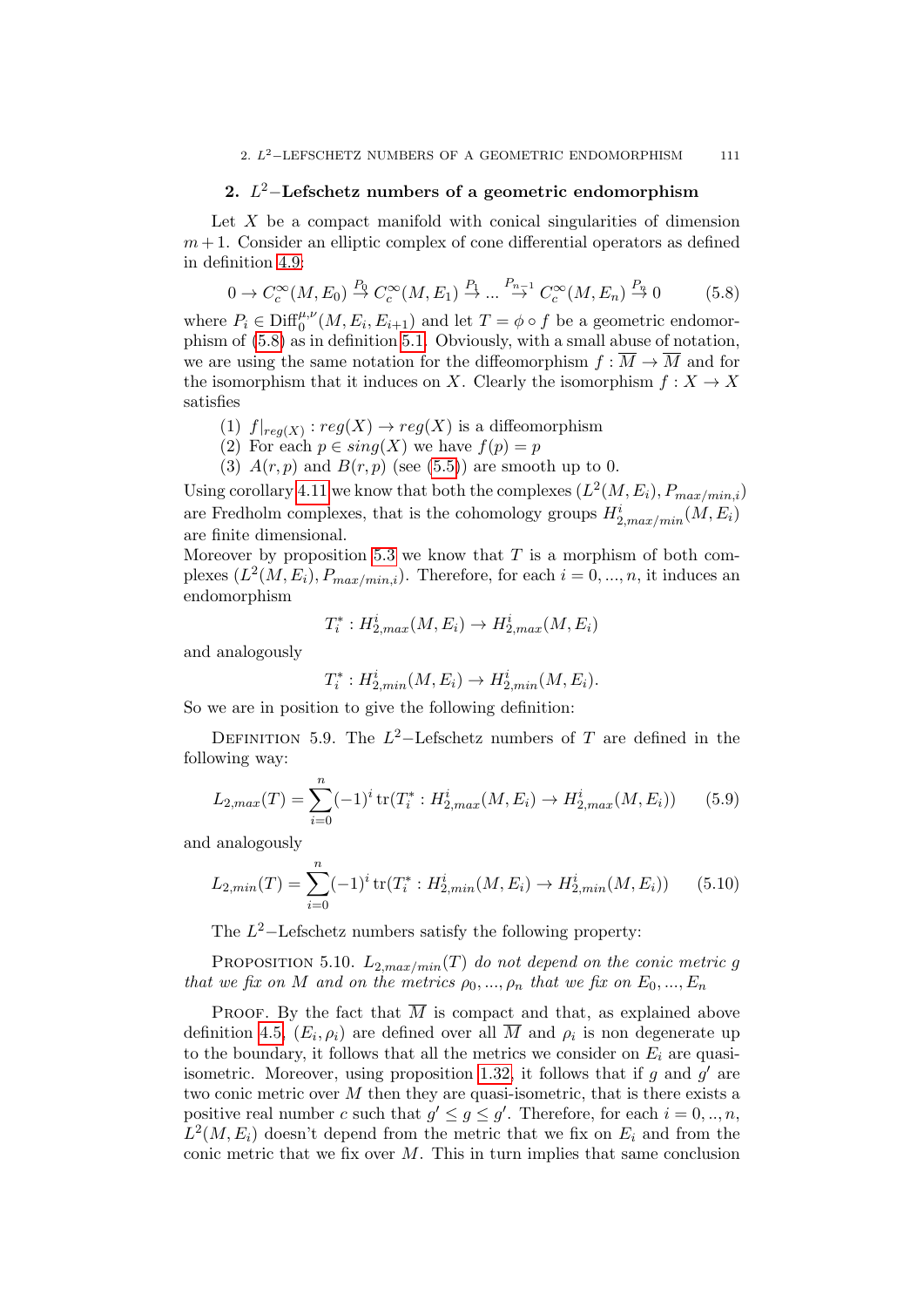## 2. $L^2-$Lefschetz numbers of a geometric endomorphism

Let $X$ be a compact manifold with conical singularities of dimension $m+1$. Consider an elliptic complex of cone differential operators as defined in definition 4.9:

$$0 \to C_c^\infty(M, E_0) \overset{P_0}{\to} C_c^\infty(M, E_1) \overset{P_1}{\to} \dots \overset{P_{n-1}}{\to} C_c^\infty(M, E_n) \overset{P_n}{\to} 0 \tag{5.8}$$

where $P_i \in \mathrm{Diff}_0^{\mu,\nu}(M, E_i, E_{i+1})$ and let $T = \phi \circ f$ be a geometric endomorphism of (5.8) as in definition 5.1. Obviously, with a small abuse of notation, we are using the same notation for the diffeomorphism $f : \overline{M} \to \overline{M}$ and for the isomorphism that it induces on $X$. Clearly the isomorphism $f : X \to X$ satisfies

(1) $f|_{reg(X)} : reg(X) \to reg(X)$ is a diffeomorphism
(2) For each $p \in sing(X)$ we have $f(p) = p$
(3) $A(r,p)$ and $B(r,p)$ (see (5.5)) are smooth up to 0.

Using corollary 4.11 we know that both the complexes $(L^2(M, E_i), P_{max/min,i})$ are Fredholm complexes, that is the cohomology groups $H^i_{2,max/min}(M, E_i)$ are finite dimensional.
Moreover by proposition 5.3 we know that $T$ is a morphism of both complexes $(L^2(M, E_i), P_{max/min,i})$. Therefore, for each $i = 0, ..., n$, it induces an endomorphism

$$T_i^* : H^i_{2,max}(M, E_i) \to H^i_{2,max}(M, E_i)$$

and analogously

$$T_i^* : H^i_{2,min}(M, E_i) \to H^i_{2,min}(M, E_i).$$

So we are in position to give the following definition:

Definition 5.9. The $L^2-$Lefschetz numbers of $T$ are defined in the following way:

$$L_{2,max}(T) = \sum_{i=0}^{n} (-1)^i \operatorname{tr}(T_i^* : H^i_{2,max}(M, E_i) \to H^i_{2,max}(M, E_i)) \tag{5.9}$$

and analogously

$$L_{2,min}(T) = \sum_{i=0}^{n} (-1)^i \operatorname{tr}(T_i^* : H^i_{2,min}(M, E_i) \to H^i_{2,min}(M, E_i)) \tag{5.10}$$

The $L^2-$Lefschetz numbers satisfy the following property:

Proposition 5.10. *$L_{2,max/min}(T)$ do not depend on the conic metric $g$ that we fix on $M$ and on the metrics $\rho_0, ..., \rho_n$ that we fix on $E_0, ..., E_n$*

Proof. By the fact that $\overline{M}$ is compact and that, as explained above definition 4.5, $(E_i, \rho_i)$ are defined over all $\overline{M}$ and $\rho_i$ is non degenerate up to the boundary, it follows that all the metrics we consider on $E_i$ are quasi-isometric. Moreover, using proposition 1.32, it follows that if $g$ and $g'$ are two conic metric over $M$ then they are quasi-isometric, that is there exists a positive real number $c$ such that $g' \leq g \leq g'$. Therefore, for each $i = 0, .., n$, $L^2(M, E_i)$ doesn't depend from the metric that we fix on $E_i$ and from the conic metric that we fix over $M$. This in turn implies that same conclusion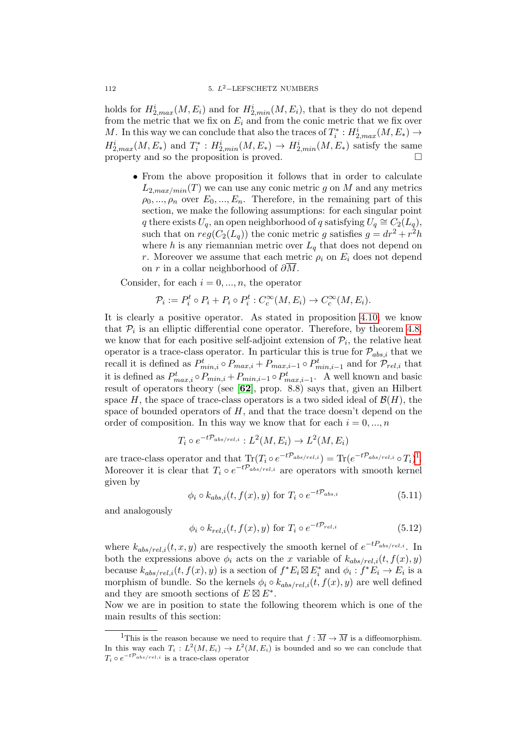holds for $H^i_{2,max}(M, E_i)$ and for $H^i_{2,min}(M, E_i)$, that is they do not depend from the metric that we fix on $E_i$ and from the conic metric that we fix over $M$. In this way we can conclude that also the traces of $T_i^* : H^i_{2,max}(M, E_*) \to H^i_{2,max}(M, E_*)$ and $T_i^* : H^i_{2,min}(M, E_*) \to H^i_{2,min}(M, E_*)$ satisfy the same property and so the proposition is proved. □

- From the above proposition it follows that in order to calculate $L_{2,max/min}(T)$ we can use any conic metric $g$ on $M$ and any metrics $\rho_0, ..., \rho_n$ over $E_0, ..., E_n$. Therefore, in the remaining part of this section, we make the following assumptions: for each singular point $q$ there exists $U_q$, an open neighborhood of $q$ satisfying $U_q \cong C_2(L_q)$, such that on $reg(C_2(L_q))$ the conic metric $g$ satisfies $g = dr^2 + r^2 h$ where $h$ is any riemannian metric over $L_q$ that does not depend on $r$. Moreover we assume that each metric $\rho_i$ on $E_i$ does not depend on $r$ in a collar neighborhood of $\partial \overline{M}$.

Consider, for each $i = 0, ..., n$, the operator

$$\mathcal{P}_i := P_i^t \circ P_i + P_i \circ P_i^t : C_c^\infty(M, E_i) \to C_c^\infty(M, E_i).$$

It is clearly a positive operator. As stated in proposition 4.10, we know that $\mathcal{P}_i$ is an elliptic differential cone operator. Therefore, by theorem 4.8, we know that for each positive self-adjoint extension of $\mathcal{P}_i$, the relative heat operator is a trace-class operator. In particular this is true for $\mathcal{P}_{abs,i}$ that we recall it is defined as $P^t_{min,i} \circ P_{max,i} + P_{max,i-1} \circ P^t_{min,i-1}$ and for $\mathcal{P}_{rel,i}$ that it is defined as $P^t_{max,i} \circ P_{min,i} + P_{min,i-1} \circ P^t_{max,i-1}$. A well known and basic result of operators theory (see [**62**], prop. 8.8) says that, given an Hilbert space $H$, the space of trace-class operators is a two sided ideal of $\mathcal{B}(H)$, the space of bounded operators of $H$, and that the trace doesn't depend on the order of composition. In this way we know that for each $i = 0, ..., n$

$$T_i \circ e^{-t\mathcal{P}_{abs/rel,i}} : L^2(M, E_i) \to L^2(M, E_i)$$

are trace-class operator and that $\text{Tr}(T_i \circ e^{-t\mathcal{P}_{abs/rel,i}}) = \text{Tr}(e^{-t\mathcal{P}_{abs/rel,i}} \circ T_i)$[1]. Moreover it is clear that $T_i \circ e^{-t\mathcal{P}_{abs/rel,i}}$ are operators with smooth kernel given by

$$\phi_i \circ k_{abs,i}(t, f(x), y) \text{ for } T_i \circ e^{-t\mathcal{P}_{abs,i}} \tag{5.11}$$

and analogously

$$\phi_i \circ k_{rel,i}(t, f(x), y) \text{ for } T_i \circ e^{-t\mathcal{P}_{rel,i}} \tag{5.12}$$

where $k_{abs/rel,i}(t, x, y)$ are respectively the smooth kernel of $e^{-tP_{abs/rel,i}}$. In both the expressions above $\phi_i$ acts on the $x$ variable of $k_{abs/rel,i}(t, f(x), y)$ because $k_{abs/rel,i}(t, f(x), y)$ is a section of $f^*E_i \boxtimes E_i^*$ and $\phi_i : f^*E_i \to E_i$ is a morphism of bundle. So the kernels $\phi_i \circ k_{abs/rel,i}(t, f(x), y)$ are well defined and they are smooth sections of $E \boxtimes E^*$.

Now we are in position to state the following theorem which is one of the main results of this section:

---

[1] This is the reason because we need to require that $f : \overline{M} \to \overline{M}$ is a diffeomorphism. In this way each $T_i : L^2(M, E_i) \to L^2(M, E_i)$ is bounded and so we can conclude that $T_i \circ e^{-t\mathcal{P}_{abs/rel,i}}$ is a trace-class operator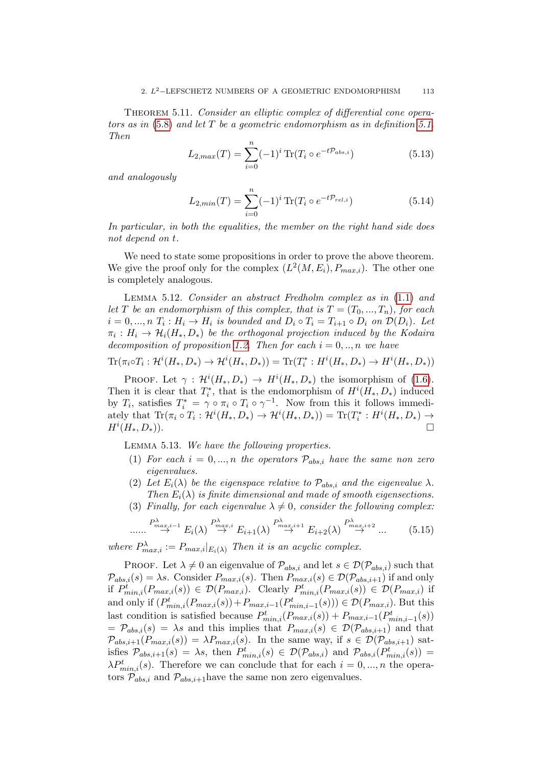Theorem 5.11. *Consider an elliptic complex of differential cone operators as in (5.8) and let $T$ be a geometric endomorphism as in definition 5.1. Then*

$$L_{2,max}(T) = \sum_{i=0}^{n} (-1)^i \operatorname{Tr}(T_i \circ e^{-t\mathcal{P}_{abs,i}}) \tag{5.13}$$

*and analogously*

$$L_{2,min}(T) = \sum_{i=0}^{n} (-1)^i \operatorname{Tr}(T_i \circ e^{-t\mathcal{P}_{rel,i}}) \tag{5.14}$$

*In particular, in both the equalities, the member on the right hand side does not depend on $t$.*

We need to state some propositions in order to prove the above theorem. We give the proof only for the complex $(L^2(M, E_i), P_{max,i})$. The other one is completely analogous.

Lemma 5.12. *Consider an abstract Fredholm complex as in (1.1) and let $T$ be an endomorphism of this complex, that is $T = (T_0, ..., T_n)$, for each $i = 0, ..., n$ $T_i : H_i \to H_i$ is bounded and $D_i \circ T_i = T_{i+1} \circ D_i$ on $\mathcal{D}(D_i)$. Let $\pi_i : H_i \to \mathcal{H}_i(H_*, D_*)$ be the orthogonal projection induced by the Kodaira decomposition of proposition 1.2. Then for each $i = 0, .., n$ we have*

$$\operatorname{Tr}(\pi_i \circ T_i : \mathcal{H}^i(H_*, D_*) \to \mathcal{H}^i(H_*, D_*)) = \operatorname{Tr}(T_i^* : H^i(H_*, D_*) \to H^i(H_*, D_*))$$

Proof. Let $\gamma : \mathcal{H}^i(H_*, D_*) \to H^i(H_*, D_*)$ the isomorphism of (1.6). Then it is clear that $T_i^*$, that is the endomorphism of $H^i(H_*, D_*)$ induced by $T_i$, satisfies $T_i^* = \gamma \circ \pi_i \circ T_i \circ \gamma^{-1}$. Now from this it follows immediately that $\operatorname{Tr}(\pi_i \circ T_i : \mathcal{H}^i(H_*, D_*) \to \mathcal{H}^i(H_*, D_*)) = \operatorname{Tr}(T_i^* : H^i(H_*, D_*) \to H^i(H_*, D_*))$. □

Lemma 5.13. *We have the following properties.*

1. *For each $i = 0, ..., n$ the operators $\mathcal{P}_{abs,i}$ have the same non zero eigenvalues.*
2. *Let $E_i(\lambda)$ be the eigenspace relative to $\mathcal{P}_{abs,i}$ and the eigenvalue $\lambda$. Then $E_i(\lambda)$ is finite dimensional and made of smooth eigensections.*
3. *Finally, for each eigenvalue $\lambda \neq 0$, consider the following complex:*

$$...... \stackrel{P^{\lambda}_{max,i-1}}{\rightarrow} E_i(\lambda) \stackrel{P^{\lambda}_{max,i}}{\rightarrow} E_{i+1}(\lambda) \stackrel{P^{\lambda}_{max,i+1}}{\rightarrow} E_{i+2}(\lambda) \stackrel{P^{\lambda}_{max,i+2}}{\rightarrow} ... \tag{5.15}$$

*where $P^{\lambda}_{max,i} := P_{max,i}|_{E_i(\lambda)}$ Then it is an acyclic complex.*

Proof. Let $\lambda \neq 0$ an eigenvalue of $\mathcal{P}_{abs,i}$ and let $s \in \mathcal{D}(\mathcal{P}_{abs,i})$ such that $\mathcal{P}_{abs,i}(s) = \lambda s$. Consider $P_{max,i}(s)$. Then $P_{max,i}(s) \in \mathcal{D}(\mathcal{P}_{abs,i+1})$ if and only if $P^t_{min,i}(P_{max,i}(s)) \in \mathcal{D}(P_{max,i})$. Clearly $P^t_{min,i}(P_{max,i}(s)) \in \mathcal{D}(P_{max,i})$ if and only if $(P^t_{min,i}(P_{max,i}(s)) + P_{max,i-1}(P^t_{min,i-1}(s))) \in \mathcal{D}(P_{max,i})$. But this last condition is satisfied because $P^t_{min,i}(P_{max,i}(s)) + P_{max,i-1}(P^t_{min,i-1}(s)) = \mathcal{P}_{abs,i}(s) = \lambda s$ and this implies that $P_{max,i}(s) \in \mathcal{D}(\mathcal{P}_{abs,i+1})$ and that $\mathcal{P}_{abs,i+1}(P_{max,i}(s)) = \lambda P_{max,i}(s)$. In the same way, if $s \in \mathcal{D}(\mathcal{P}_{abs,i+1})$ satisfies $\mathcal{P}_{abs,i+1}(s) = \lambda s$, then $P^t_{min,i}(s) \in \mathcal{D}(\mathcal{P}_{abs,i})$ and $\mathcal{P}_{abs,i}(P^t_{min,i}(s)) = \lambda P^t_{min,i}(s)$. Therefore we can conclude that for each $i = 0, ..., n$ the operators $\mathcal{P}_{abs,i}$ and $\mathcal{P}_{abs,i+1}$have the same non zero eigenvalues.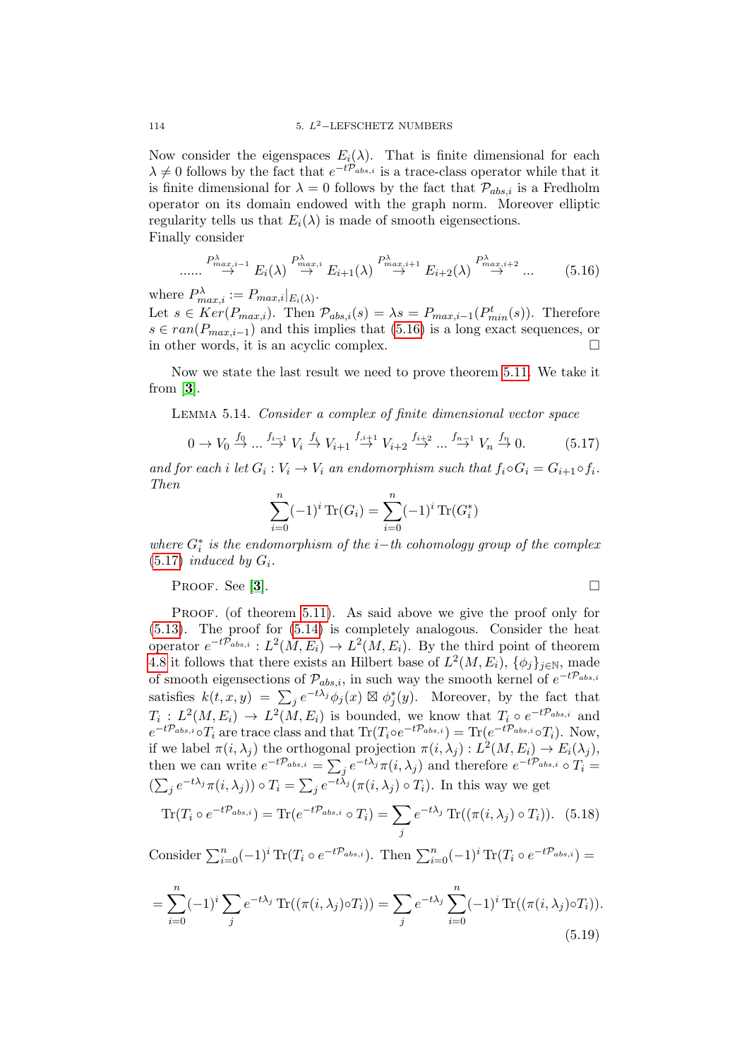Now consider the eigenspaces $E_i(\lambda)$. That is finite dimensional for each $\lambda \neq 0$ follows by the fact that $e^{-t\mathcal{P}_{abs,i}}$ is a trace-class operator while that it is finite dimensional for $\lambda = 0$ follows by the fact that $\mathcal{P}_{abs,i}$ is a Fredholm operator on its domain endowed with the graph norm. Moreover elliptic regularity tells us that $E_i(\lambda)$ is made of smooth eigensections.
Finally consider

$$...... \stackrel{P^{\lambda}_{max,i-1}}{\to} E_i(\lambda) \stackrel{P^{\lambda}_{max,i}}{\to} E_{i+1}(\lambda) \stackrel{P^{\lambda}_{max,i+1}}{\to} E_{i+2}(\lambda) \stackrel{P^{\lambda}_{max,i+2}}{\to} ... \tag{5.16}$$

where $P^{\lambda}_{max,i} := P_{max,i}|_{E_i(\lambda)}$.
Let $s \in Ker(P_{max,i})$. Then $\mathcal{P}_{abs,i}(s) = \lambda s = P_{max,i-1}(P^t_{min}(s))$. Therefore $s \in ran(P_{max,i-1})$ and this implies that (5.16) is a long exact sequences, or in other words, it is an acyclic complex. □

Now we state the last result we need to prove theorem 5.11. We take it from [**3**].

LEMMA 5.14. *Consider a complex of finite dimensional vector space*

$$0 \to V_0 \stackrel{f_0}{\to} ... \stackrel{f_{i-1}}{\to} V_i \stackrel{f_i}{\to} V_{i+1} \stackrel{f_{i+1}}{\to} V_{i+2} \stackrel{f_{i+2}}{\to} ... \stackrel{f_{n-1}}{\to} V_n \stackrel{f_n}{\to} 0. \tag{5.17}$$

*and for each $i$ let $G_i : V_i \to V_i$ an endomorphism such that $f_i \circ G_i = G_{i+1} \circ f_i$. Then*

$$\sum_{i=0}^{n} (-1)^i \operatorname{Tr}(G_i) = \sum_{i=0}^{n} (-1)^i \operatorname{Tr}(G_i^*)$$

*where $G_i^*$ is the endomorphism of the $i-th$ cohomology group of the complex (5.17) induced by $G_i$.*

PROOF. See [**3**]. □

PROOF. (of theorem 5.11). As said above we give the proof only for (5.13). The proof for (5.14) is completely analogous. Consider the heat operator $e^{-t\mathcal{P}_{abs,i}} : L^2(M, E_i) \to L^2(M, E_i)$. By the third point of theorem 4.8 it follows that there exists an Hilbert base of $L^2(M, E_i)$, $\{\phi_j\}_{j\in\mathbb{N}}$, made of smooth eigensections of $\mathcal{P}_{abs,i}$, in such way the smooth kernel of $e^{-t\mathcal{P}_{abs,i}}$ satisfies $k(t, x, y) = \sum_j e^{-t\lambda_j}\phi_j(x) \boxtimes \phi_j^*(y)$. Moreover, by the fact that $T_i : L^2(M, E_i) \to L^2(M, E_i)$ is bounded, we know that $T_i \circ e^{-t\mathcal{P}_{abs,i}}$ and $e^{-t\mathcal{P}_{abs,i}} \circ T_i$ are trace class and that $\operatorname{Tr}(T_i \circ e^{-t\mathcal{P}_{abs,i}}) = \operatorname{Tr}(e^{-t\mathcal{P}_{abs,i}} \circ T_i)$. Now, if we label $\pi(i, \lambda_j)$ the orthogonal projection $\pi(i, \lambda_j) : L^2(M, E_i) \to E_i(\lambda_j)$, then we can write $e^{-t\mathcal{P}_{abs,i}} = \sum_j e^{-t\lambda_j}\pi(i, \lambda_j)$ and therefore $e^{-t\mathcal{P}_{abs,i}} \circ T_i = (\sum_j e^{-t\lambda_j}\pi(i, \lambda_j)) \circ T_i = \sum_j e^{-t\lambda_j}(\pi(i, \lambda_j) \circ T_i)$. In this way we get

$$\operatorname{Tr}(T_i \circ e^{-t\mathcal{P}_{abs,i}}) = \operatorname{Tr}(e^{-t\mathcal{P}_{abs,i}} \circ T_i) = \sum_j e^{-t\lambda_j} \operatorname{Tr}((\pi(i, \lambda_j) \circ T_i)). \tag{5.18}$$

Consider $\sum_{i=0}^{n}(-1)^i \operatorname{Tr}(T_i \circ e^{-t\mathcal{P}_{abs,i}})$. Then $\sum_{i=0}^{n}(-1)^i \operatorname{Tr}(T_i \circ e^{-t\mathcal{P}_{abs,i}}) =$

$$= \sum_{i=0}^{n}(-1)^i \sum_j e^{-t\lambda_j} \operatorname{Tr}((\pi(i, \lambda_j) \circ T_i)) = \sum_j e^{-t\lambda_j} \sum_{i=0}^{n}(-1)^i \operatorname{Tr}((\pi(i, \lambda_j) \circ T_i)). \tag{5.19}$$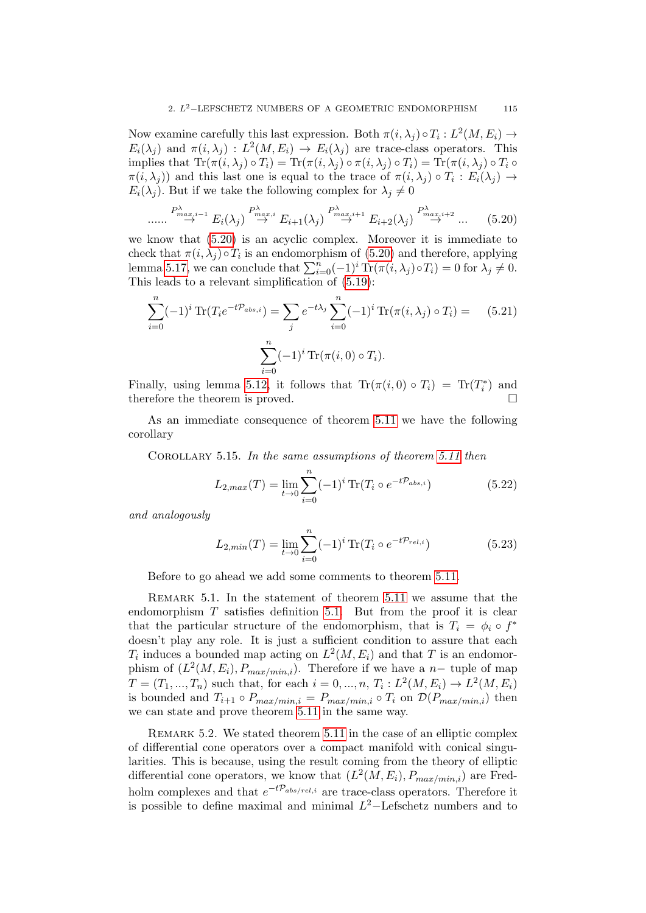Now examine carefully this last expression. Both $\pi(i,\lambda_j)\circ T_i : L^2(M,E_i) \to E_i(\lambda_j)$ and $\pi(i,\lambda_j) : L^2(M,E_i) \to E_i(\lambda_j)$ are trace-class operators. This implies that $\operatorname{Tr}(\pi(i,\lambda_j)\circ T_i) = \operatorname{Tr}(\pi(i,\lambda_j)\circ\pi(i,\lambda_j)\circ T_i) = \operatorname{Tr}(\pi(i,\lambda_j)\circ T_i \circ \pi(i,\lambda_j))$ and this last one is equal to the trace of $\pi(i,\lambda_j)\circ T_i : E_i(\lambda_j) \to E_i(\lambda_j)$. But if we take the following complex for $\lambda_j \neq 0$

$$......\overset{P^{\lambda}_{max,i-1}}{\to} E_i(\lambda_j) \overset{P^{\lambda}_{max,i}}{\to} E_{i+1}(\lambda_j) \overset{P^{\lambda}_{max,i+1}}{\to} E_{i+2}(\lambda_j) \overset{P^{\lambda}_{max,i+2}}{\to} ... \tag{5.20}$$

we know that (5.20) is an acyclic complex. Moreover it is immediate to check that $\pi(i,\lambda_j)\circ T_i$ is an endomorphism of (5.20) and therefore, applying lemma 5.17, we can conclude that $\sum_{i=0}^{n}(-1)^i \operatorname{Tr}(\pi(i,\lambda_j)\circ T_i) = 0$ for $\lambda_j \neq 0$. This leads to a relevant simplification of (5.19):

$$\sum_{i=0}^{n}(-1)^i \operatorname{Tr}(T_i e^{-t\mathcal{P}_{abs,i}}) = \sum_j e^{-t\lambda_j}\sum_{i=0}^{n}(-1)^i \operatorname{Tr}(\pi(i,\lambda_j)\circ T_i) = \tag{5.21}$$

$$\sum_{i=0}^{n}(-1)^i \operatorname{Tr}(\pi(i,0)\circ T_i).$$

Finally, using lemma 5.12, it follows that $\operatorname{Tr}(\pi(i,0)\circ T_i) = \operatorname{Tr}(T_i^*)$ and therefore the theorem is proved. □

As an immediate consequence of theorem 5.11 we have the following corollary

Corollary 5.15. *In the same assumptions of theorem 5.11 then*

$$L_{2,max}(T) = \lim_{t\to 0}\sum_{i=0}^{n}(-1)^i \operatorname{Tr}(T_i \circ e^{-t\mathcal{P}_{abs,i}}) \tag{5.22}$$

*and analogously*

$$L_{2,min}(T) = \lim_{t\to 0}\sum_{i=0}^{n}(-1)^i \operatorname{Tr}(T_i \circ e^{-t\mathcal{P}_{rel,i}}) \tag{5.23}$$

Before to go ahead we add some comments to theorem 5.11.

Remark 5.1. In the statement of theorem 5.11 we assume that the endomorphism $T$ satisfies definition 5.1. But from the proof it is clear that the particular structure of the endomorphism, that is $T_i = \phi_i \circ f^*$ doesn't play any role. It is just a sufficient condition to assure that each $T_i$ induces a bounded map acting on $L^2(M,E_i)$ and that $T$ is an endomorphism of $(L^2(M,E_i), P_{max/min,i})$. Therefore if we have a $n-$ tuple of map $T = (T_1,...,T_n)$ such that, for each $i = 0,...,n$, $T_i : L^2(M,E_i) \to L^2(M,E_i)$ is bounded and $T_{i+1}\circ P_{max/min,i} = P_{max/min,i}\circ T_i$ on $\mathcal{D}(P_{max/min,i})$ then we can state and prove theorem 5.11 in the same way.

Remark 5.2. We stated theorem 5.11 in the case of an elliptic complex of differential cone operators over a compact manifold with conical singularities. This is because, using the result coming from the theory of elliptic differential cone operators, we know that $(L^2(M,E_i), P_{max/min,i})$ are Fredholm complexes and that $e^{-t\mathcal{P}_{abs/rel,i}}$ are trace-class operators. Therefore it is possible to define maximal and minimal $L^2-$Lefschetz numbers and to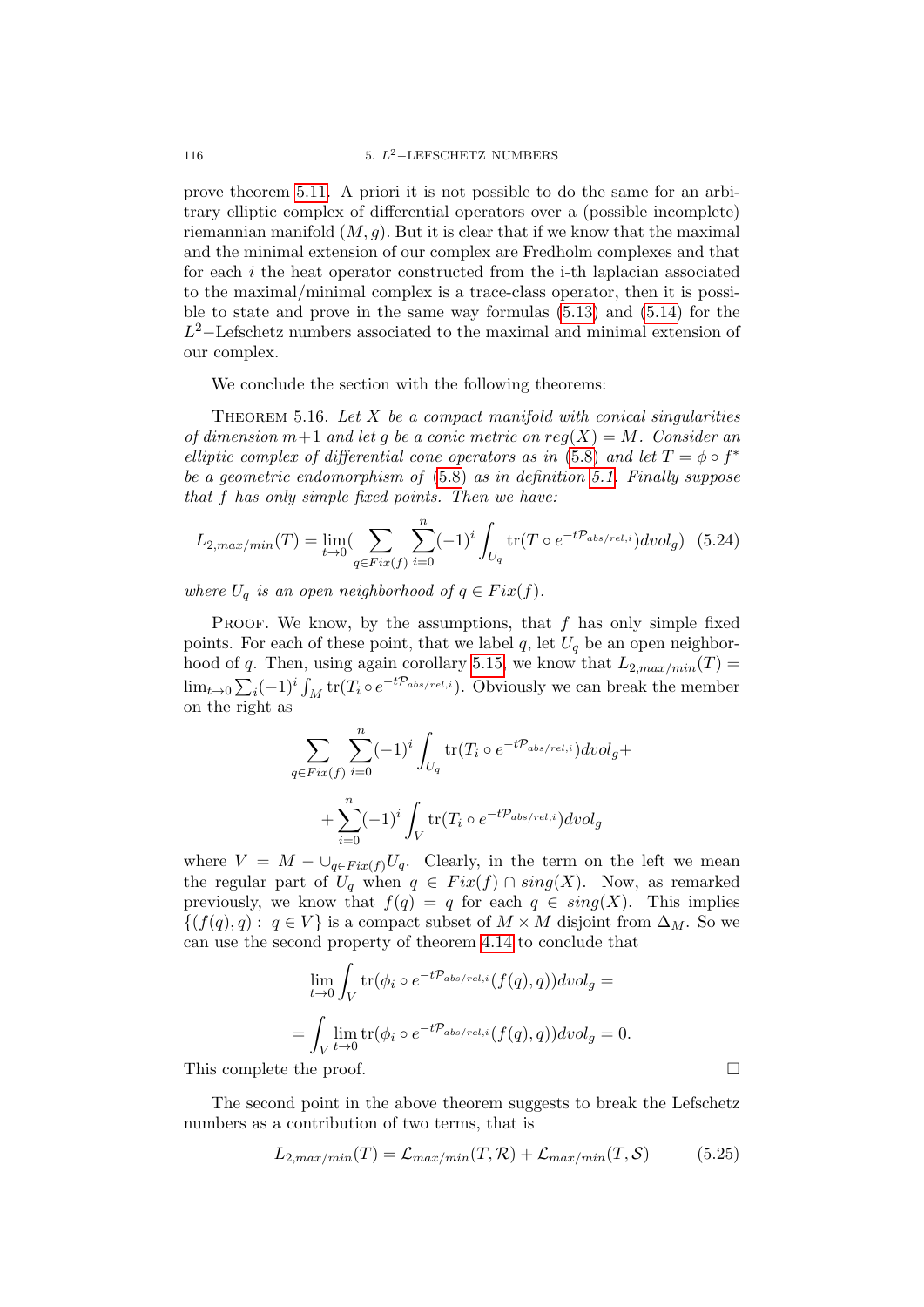prove theorem 5.11. A priori it is not possible to do the same for an arbitrary elliptic complex of differential operators over a (possible incomplete) riemannian manifold $(M, g)$. But it is clear that if we know that the maximal and the minimal extension of our complex are Fredholm complexes and that for each $i$ the heat operator constructed from the i-th laplacian associated to the maximal/minimal complex is a trace-class operator, then it is possible to state and prove in the same way formulas (5.13) and (5.14) for the $L^2$−Lefschetz numbers associated to the maximal and minimal extension of our complex.

We conclude the section with the following theorems:

THEOREM 5.16. *Let $X$ be a compact manifold with conical singularities of dimension $m+1$ and let $g$ be a conic metric on $reg(X) = M$. Consider an elliptic complex of differential cone operators as in (5.8) and let $T = \phi \circ f^*$ be a geometric endomorphism of (5.8) as in definition 5.1. Finally suppose that $f$ has only simple fixed points. Then we have:*

$$L_{2,max/min}(T) = \lim_{t\to 0}\Big( \sum_{q\in Fix(f)} \sum_{i=0}^{n} (-1)^i \int_{U_q} \operatorname{tr}(T \circ e^{-t\mathcal{P}_{abs/rel,i}}) dvol_g\Big) \quad (5.24)$$

*where $U_q$ is an open neighborhood of $q \in Fix(f)$.*

PROOF. We know, by the assumptions, that $f$ has only simple fixed points. For each of these point, that we label $q$, let $U_q$ be an open neighborhood of $q$. Then, using again corollary 5.15, we know that $L_{2,max/min}(T) = \lim_{t\to 0} \sum_i (-1)^i \int_M \operatorname{tr}(T_i \circ e^{-t\mathcal{P}_{abs/rel,i}})$. Obviously we can break the member on the right as

$$\sum_{q\in Fix(f)} \sum_{i=0}^{n} (-1)^i \int_{U_q} \operatorname{tr}(T_i \circ e^{-t\mathcal{P}_{abs/rel,i}}) dvol_g +$$
$$+ \sum_{i=0}^{n} (-1)^i \int_{V} \operatorname{tr}(T_i \circ e^{-t\mathcal{P}_{abs/rel,i}}) dvol_g$$

where $V = M - \cup_{q\in Fix(f)} U_q$. Clearly, in the term on the left we mean the regular part of $U_q$ when $q \in Fix(f) \cap sing(X)$. Now, as remarked previously, we know that $f(q) = q$ for each $q \in sing(X)$. This implies $\{(f(q), q) : q \in V\}$ is a compact subset of $M \times M$ disjoint from $\Delta_M$. So we can use the second property of theorem 4.14 to conclude that

$$\lim_{t\to 0} \int_V \operatorname{tr}(\phi_i \circ e^{-t\mathcal{P}_{abs/rel,i}}(f(q), q)) dvol_g =$$
$$= \int_V \lim_{t\to 0} \operatorname{tr}(\phi_i \circ e^{-t\mathcal{P}_{abs/rel,i}}(f(q), q)) dvol_g = 0.$$

This complete the proof. □

The second point in the above theorem suggests to break the Lefschetz numbers as a contribution of two terms, that is

$$L_{2,max/min}(T) = \mathcal{L}_{max/min}(T, \mathcal{R}) + \mathcal{L}_{max/min}(T, \mathcal{S}) \quad (5.25)$$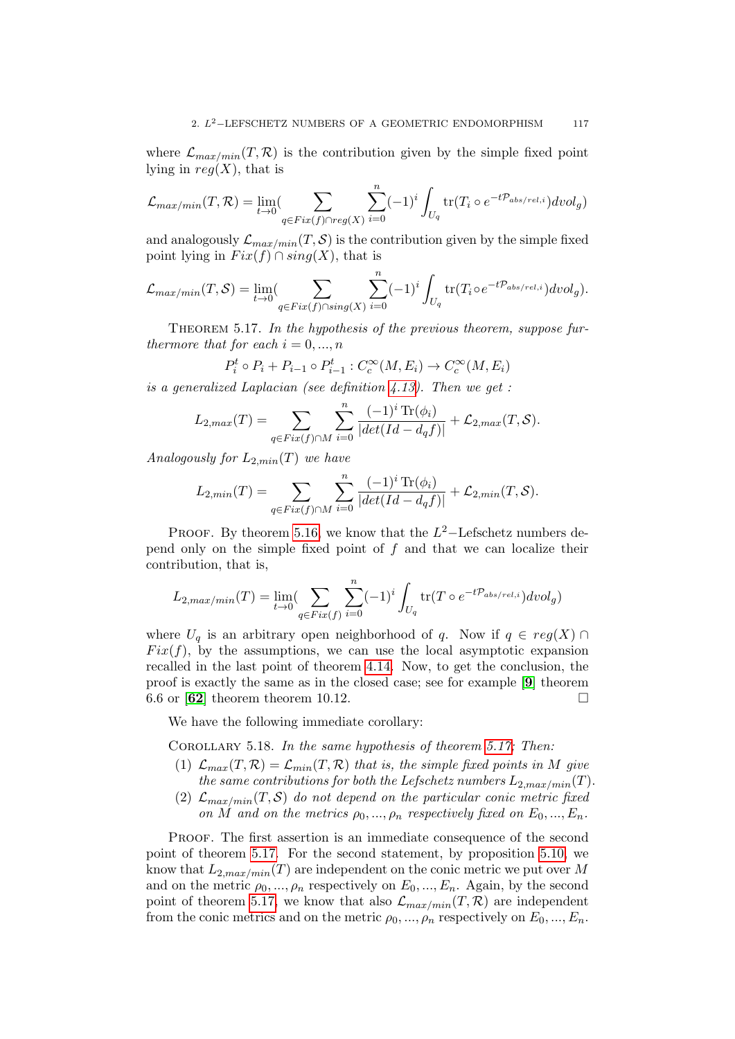where $\mathcal{L}_{max/min}(T,\mathcal{R})$ is the contribution given by the simple fixed point lying in $reg(X)$, that is

$$\mathcal{L}_{max/min}(T,\mathcal{R}) = \lim_{t\to 0}\Big(\sum_{q\in Fix(f)\cap reg(X)}\sum_{i=0}^{n}(-1)^i\int_{U_q}\mathrm{tr}(T_i\circ e^{-t\mathcal{P}_{abs/rel,i}})dvol_g\Big)$$

and analogously $\mathcal{L}_{max/min}(T,\mathcal{S})$ is the contribution given by the simple fixed point lying in $Fix(f)\cap sing(X)$, that is

$$\mathcal{L}_{max/min}(T,\mathcal{S}) = \lim_{t\to 0}\Big(\sum_{q\in Fix(f)\cap sing(X)}\sum_{i=0}^{n}(-1)^i\int_{U_q}\mathrm{tr}(T_i\circ e^{-t\mathcal{P}_{abs/rel,i}})dvol_g\Big).$$

THEOREM 5.17. *In the hypothesis of the previous theorem, suppose furthermore that for each $i=0,...,n$*

$$P_i^t\circ P_i + P_{i-1}\circ P_{i-1}^t : C_c^{\infty}(M,E_i)\to C_c^{\infty}(M,E_i)$$

*is a generalized Laplacian (see definition 4.13). Then we get :*

$$L_{2,max}(T) = \sum_{q\in Fix(f)\cap M}\sum_{i=0}^{n}\frac{(-1)^i\,\mathrm{Tr}(\phi_i)}{|det(Id-d_qf)|} + \mathcal{L}_{2,max}(T,\mathcal{S}).$$

*Analogously for $L_{2,min}(T)$ we have*

$$L_{2,min}(T) = \sum_{q\in Fix(f)\cap M}\sum_{i=0}^{n}\frac{(-1)^i\,\mathrm{Tr}(\phi_i)}{|det(Id-d_qf)|} + \mathcal{L}_{2,min}(T,\mathcal{S}).$$

PROOF. By theorem 5.16, we know that the $L^2-$Lefschetz numbers depend only on the simple fixed point of $f$ and that we can localize their contribution, that is,

$$L_{2,max/min}(T) = \lim_{t\to 0}\Big(\sum_{q\in Fix(f)}\sum_{i=0}^{n}(-1)^i\int_{U_q}\mathrm{tr}(T\circ e^{-t\mathcal{P}_{abs/rel,i}})dvol_g\Big)$$

where $U_q$ is an arbitrary open neighborhood of $q$. Now if $q\in reg(X)\cap Fix(f)$, by the assumptions, we can use the local asymptotic expansion recalled in the last point of theorem 4.14. Now, to get the conclusion, the proof is exactly the same as in the closed case; see for example [**9**] theorem 6.6 or [**62**] theorem theorem 10.12. $\square$

We have the following immediate corollary:

COROLLARY 5.18. *In the same hypothesis of theorem 5.17: Then:*

1. *$\mathcal{L}_{max}(T,\mathcal{R}) = \mathcal{L}_{min}(T,\mathcal{R})$ that is, the simple fixed points in $M$ give the same contributions for both the Lefschetz numbers $L_{2,max/min}(T)$.*
2. *$\mathcal{L}_{max/min}(T,\mathcal{S})$ do not depend on the particular conic metric fixed on $M$ and on the metrics $\rho_0,...,\rho_n$ respectively fixed on $E_0,...,E_n$.*

PROOF. The first assertion is an immediate consequence of the second point of theorem 5.17. For the second statement, by proposition 5.10, we know that $L_{2,max/min}(T)$ are independent on the conic metric we put over $M$ and on the metric $\rho_0,...,\rho_n$ respectively on $E_0,...,E_n$. Again, by the second point of theorem 5.17, we know that also $\mathcal{L}_{max/min}(T,\mathcal{R})$ are independent from the conic metrics and on the metric $\rho_0,...,\rho_n$ respectively on $E_0,...,E_n$.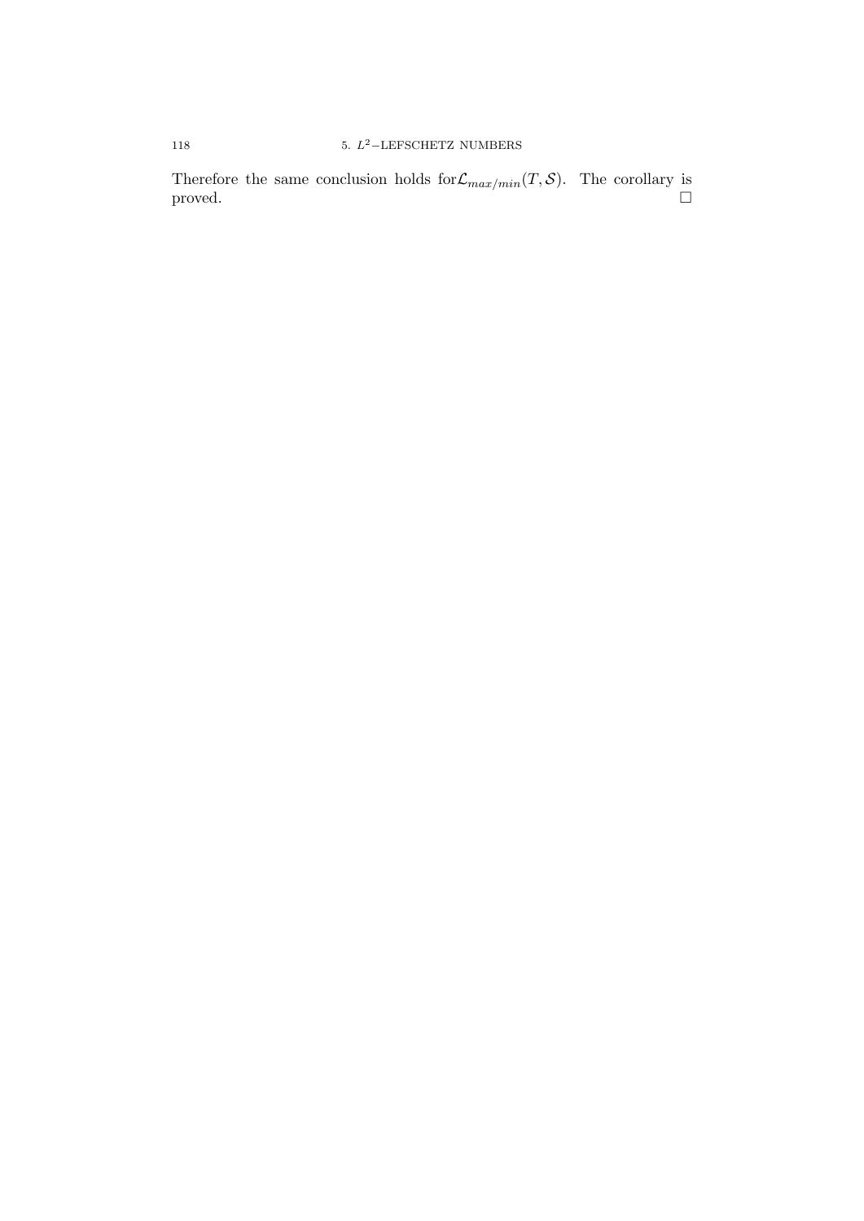Therefore the same conclusion holds for $\mathcal{L}_{max/min}(T, \mathcal{S})$. The corollary is proved. $\square$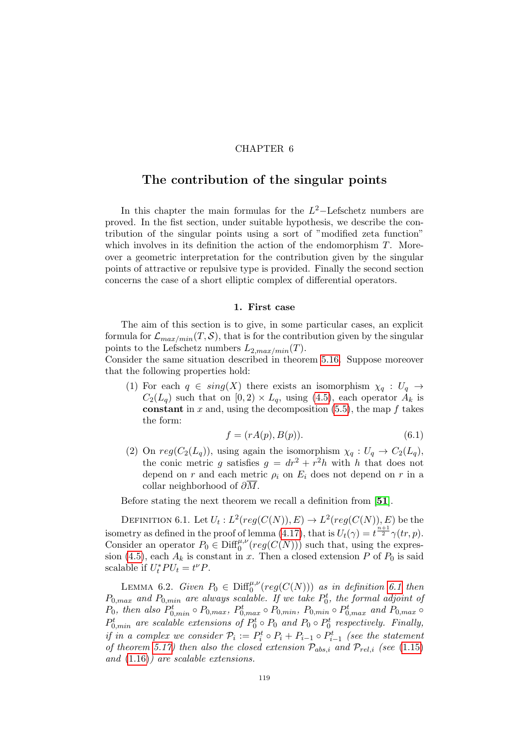CHAPTER 6

# The contribution of the singular points

In this chapter the main formulas for the $L^2$−Lefschetz numbers are proved. In the fist section, under suitable hypothesis, we describe the contribution of the singular points using a sort of "modified zeta function" which involves in its definition the action of the endomorphism $T$. Moreover a geometric interpretation for the contribution given by the singular points of attractive or repulsive type is provided. Finally the second section concerns the case of a short elliptic complex of differential operators.

## 1. First case

The aim of this section is to give, in some particular cases, an explicit formula for $\mathcal{L}_{max/min}(T, \mathcal{S})$, that is for the contribution given by the singular points to the Lefschetz numbers $L_{2,max/min}(T)$.
Consider the same situation described in theorem 5.16. Suppose moreover that the following properties hold:

(1) For each $q \in sing(X)$ there exists an isomorphism $\chi_q : U_q \to C_2(L_q)$ such that on $[0, 2) \times L_q$, using (4.5), each operator $A_k$ is **constant** in $x$ and, using the decomposition (5.5), the map $f$ takes the form:
$$f = (rA(p), B(p)). \tag{6.1}$$

(2) On $reg(C_2(L_q))$, using again the isomorphism $\chi_q : U_q \to C_2(L_q)$, the conic metric $g$ satisfies $g = dr^2 + r^2 h$ with $h$ that does not depend on $r$ and each metric $\rho_i$ on $E_i$ does not depend on $r$ in a collar neighborhood of $\partial\overline{M}$.

Before stating the next theorem we recall a definition from [**51**].

Definition 6.1. Let $U_t : L^2(reg(C(N)), E) \to L^2(reg(C(N)), E)$ be the isometry as defined in the proof of lemma (4.17), that is $U_t(\gamma) = t^{\frac{n+1}{2}}\gamma(tr, p)$. Consider an operator $P_0 \in \mathrm{Diff}_0^{\mu,\nu}(reg(C(N)))$ such that, using the expression (4.5), each $A_k$ is constant in $x$. Then a closed extension $P$ of $P_0$ is said scalable if $U_t^* P U_t = t^\nu P$.

Lemma 6.2. *Given $P_0 \in \mathrm{Diff}_0^{\mu,\nu}(reg(C(N)))$ as in definition 6.1 then $P_{0,max}$ and $P_{0,min}$ are always scalable. If we take $P_0^t$, the formal adjoint of $P_0$, then also $P_{0,min}^t \circ P_{0,max}$, $P_{0,max}^t \circ P_{0,min}$, $P_{0,min} \circ P_{0,max}^t$ and $P_{0,max} \circ P_{0,min}^t$ are scalable extensions of $P_0^t \circ P_0$ and $P_0 \circ P_0^t$ respectively. Finally, if in a complex we consider $\mathcal{P}_i := P_i^t \circ P_i + P_{i-1} \circ P_{i-1}^t$ (see the statement of theorem 5.17) then also the closed extension $\mathcal{P}_{abs,i}$ and $\mathcal{P}_{rel,i}$ (see (1.15) and (1.16)) are scalable extensions.*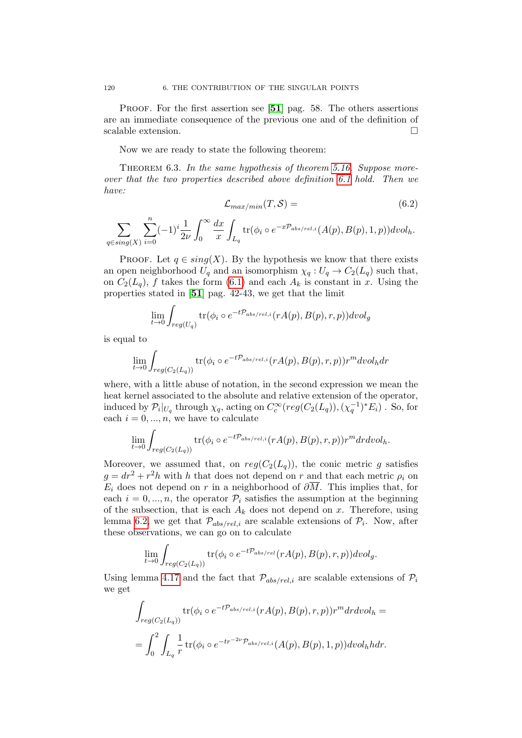PROOF. For the first assertion see [**51**] pag. 58. The others assertions are an immediate consequence of the previous one and of the definition of scalable extension. $\square$

Now we are ready to state the following theorem:

THEOREM 6.3. *In the same hypothesis of theorem 5.16. Suppose moreover that the two properties described above definition 6.1 hold. Then we have:*

$$\mathcal{L}_{max/min}(T, \mathcal{S}) = \tag{6.2}$$

$$\sum_{q \in sing(X)} \sum_{i=0}^{n} (-1)^i \frac{1}{2\nu} \int_0^\infty \frac{dx}{x} \int_{L_q} \operatorname{tr}(\phi_i \circ e^{-x\mathcal{P}_{abs/rel,i}}(A(p), B(p), 1, p)) dvol_h.$$

PROOF. Let $q \in sing(X)$. By the hypothesis we know that there exists an open neighborhood $U_q$ and an isomorphism $\chi_q : U_q \to C_2(L_q)$ such that, on $C_2(L_q)$, $f$ takes the form (6.1) and each $A_k$ is constant in $x$. Using the properties stated in [**51**] pag. 42-43, we get that the limit

$$\lim_{t \to 0} \int_{reg(U_q)} \operatorname{tr}(\phi_i \circ e^{-t\mathcal{P}_{abs/rel,i}}(rA(p), B(p), r, p)) dvol_g$$

is equal to

$$\lim_{t \to 0} \int_{reg(C_2(L_q))} \operatorname{tr}(\phi_i \circ e^{-t\mathcal{P}_{abs/rel,i}}(rA(p), B(p), r, p)) r^m dvol_h dr$$

where, with a little abuse of notation, in the second expression we mean the heat kernel associated to the absolute and relative extension of the operator, induced by $\mathcal{P}_i|_{U_q}$ through $\chi_q$, acting on $C_c^\infty(reg(C_2(L_q)), (\chi_q^{-1})^* E_i)$ . So, for each $i = 0, ..., n$, we have to calculate

$$\lim_{t \to 0} \int_{reg(C_2(L_q))} \operatorname{tr}(\phi_i \circ e^{-t\mathcal{P}_{abs/rel,i}}(rA(p), B(p), r, p)) r^m dr dvol_h.$$

Moreover, we assumed that, on $reg(C_2(L_q))$, the conic metric $g$ satisfies $g = dr^2 + r^2 h$ with $h$ that does not depend on $r$ and that each metric $\rho_i$ on $E_i$ does not depend on $r$ in a neighborhood of $\partial \overline{M}$. This implies that, for each $i = 0, ..., n$, the operator $\mathcal{P}_i$ satisfies the assumption at the beginning of the subsection, that is each $A_k$ does not depend on $x$. Therefore, using lemma 6.2, we get that $\mathcal{P}_{abs/rel,i}$ are scalable extensions of $\mathcal{P}_i$. Now, after these observations, we can go on to calculate

$$\lim_{t \to 0} \int_{reg(C_2(L_q))} \operatorname{tr}(\phi_i \circ e^{-t\mathcal{P}_{abs/rel}}(rA(p), B(p), r, p)) dvol_g.$$

Using lemma 4.17 and the fact that $\mathcal{P}_{abs/rel,i}$ are scalable extensions of $\mathcal{P}_i$ we get

$$\int_{reg(C_2(L_q))} \operatorname{tr}(\phi_i \circ e^{-t\mathcal{P}_{abs/rel,i}}(rA(p), B(p), r, p)) r^m dr dvol_h =$$

$$= \int_0^2 \int_{L_q} \frac{1}{r} \operatorname{tr}(\phi_i \circ e^{-tr^{-2\nu}\mathcal{P}_{abs/rel,i}}(A(p), B(p), 1, p)) dvol_h h dr.$$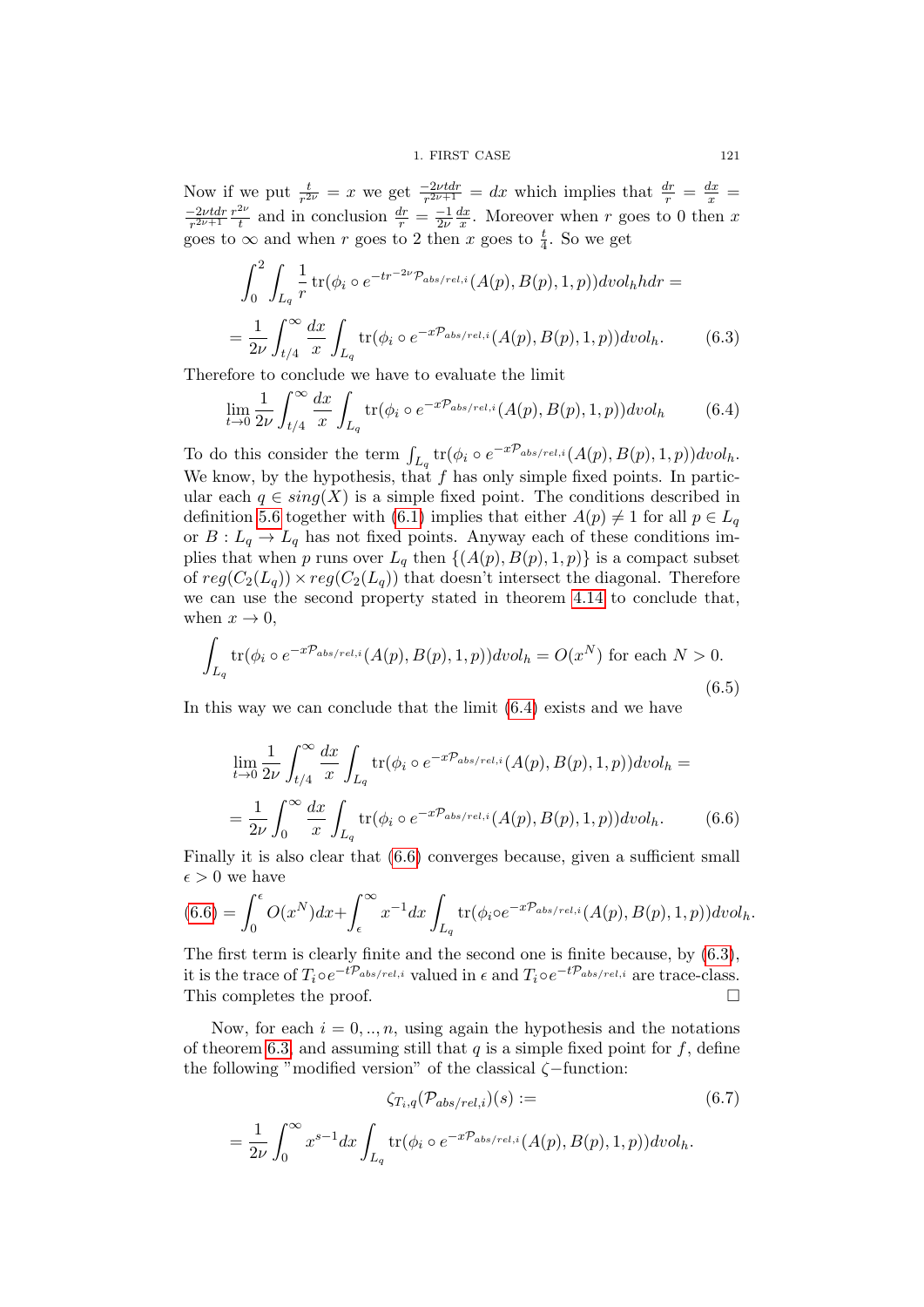Now if we put $\frac{t}{r^{2\nu}} = x$ we get $\frac{-2\nu t dr}{r^{2\nu+1}} = dx$ which implies that $\frac{dr}{r} = \frac{dx}{x} = \frac{-2\nu t dr}{r^{2\nu+1}} \frac{r^{2\nu}}{t}$ and in conclusion $\frac{dr}{r} = \frac{-1}{2\nu}\frac{dx}{x}$. Moreover when $r$ goes to 0 then $x$ goes to $\infty$ and when $r$ goes to 2 then $x$ goes to $\frac{t}{4}$. So we get

$$\int_0^2 \int_{L_q} \frac{1}{r} \operatorname{tr}(\phi_i \circ e^{-tr^{-2\nu}\mathcal{P}_{abs/rel,i}}(A(p), B(p), 1, p)) dvol_h h dr =$$

$$= \frac{1}{2\nu} \int_{t/4}^{\infty} \frac{dx}{x} \int_{L_q} \operatorname{tr}(\phi_i \circ e^{-x\mathcal{P}_{abs/rel,i}}(A(p), B(p), 1, p)) dvol_h. \tag{6.3}$$

Therefore to conclude we have to evaluate the limit

$$\lim_{t\to 0} \frac{1}{2\nu} \int_{t/4}^{\infty} \frac{dx}{x} \int_{L_q} \operatorname{tr}(\phi_i \circ e^{-x\mathcal{P}_{abs/rel,i}}(A(p), B(p), 1, p)) dvol_h \tag{6.4}$$

To do this consider the term $\int_{L_q} \operatorname{tr}(\phi_i \circ e^{-x\mathcal{P}_{abs/rel,i}}(A(p), B(p), 1, p)) dvol_h$. We know, by the hypothesis, that $f$ has only simple fixed points. In particular each $q \in sing(X)$ is a simple fixed point. The conditions described in definition 5.6 together with (6.1) implies that either $A(p) \neq 1$ for all $p \in L_q$ or $B : L_q \to L_q$ has not fixed points. Anyway each of these conditions implies that when $p$ runs over $L_q$ then $\{(A(p), B(p), 1, p)\}$ is a compact subset of $reg(C_2(L_q)) \times reg(C_2(L_q))$ that doesn't intersect the diagonal. Therefore we can use the second property stated in theorem 4.14 to conclude that, when $x \to 0$,

$$\int_{L_q} \operatorname{tr}(\phi_i \circ e^{-x\mathcal{P}_{abs/rel,i}}(A(p), B(p), 1, p)) dvol_h = O(x^N) \text{ for each } N > 0. \tag{6.5}$$

In this way we can conclude that the limit (6.4) exists and we have

$$\lim_{t\to 0} \frac{1}{2\nu} \int_{t/4}^{\infty} \frac{dx}{x} \int_{L_q} \operatorname{tr}(\phi_i \circ e^{-x\mathcal{P}_{abs/rel,i}}(A(p), B(p), 1, p)) dvol_h =$$

$$= \frac{1}{2\nu} \int_{0}^{\infty} \frac{dx}{x} \int_{L_q} \operatorname{tr}(\phi_i \circ e^{-x\mathcal{P}_{abs/rel,i}}(A(p), B(p), 1, p)) dvol_h. \tag{6.6}$$

Finally it is also clear that (6.6) converges because, given a sufficient small $\epsilon > 0$ we have

$$(6.6) = \int_0^{\epsilon} O(x^N) dx + \int_{\epsilon}^{\infty} x^{-1} dx \int_{L_q} \operatorname{tr}(\phi_i \circ e^{-x\mathcal{P}_{abs/rel,i}}(A(p), B(p), 1, p)) dvol_h.$$

The first term is clearly finite and the second one is finite because, by (6.3), it is the trace of $T_i \circ e^{-t\mathcal{P}_{abs/rel,i}}$ valued in $\epsilon$ and $T_i \circ e^{-t\mathcal{P}_{abs/rel,i}}$ are trace-class. This completes the proof. □

Now, for each $i = 0, .., n$, using again the hypothesis and the notations of theorem 6.3, and assuming still that $q$ is a simple fixed point for $f$, define the following "modified version" of the classical $\zeta-$function:

$$\zeta_{T_i,q}(\mathcal{P}_{abs/rel,i})(s) := \tag{6.7}$$

$$= \frac{1}{2\nu} \int_0^{\infty} x^{s-1} dx \int_{L_q} \operatorname{tr}(\phi_i \circ e^{-x\mathcal{P}_{abs/rel,i}}(A(p), B(p), 1, p)) dvol_h.$$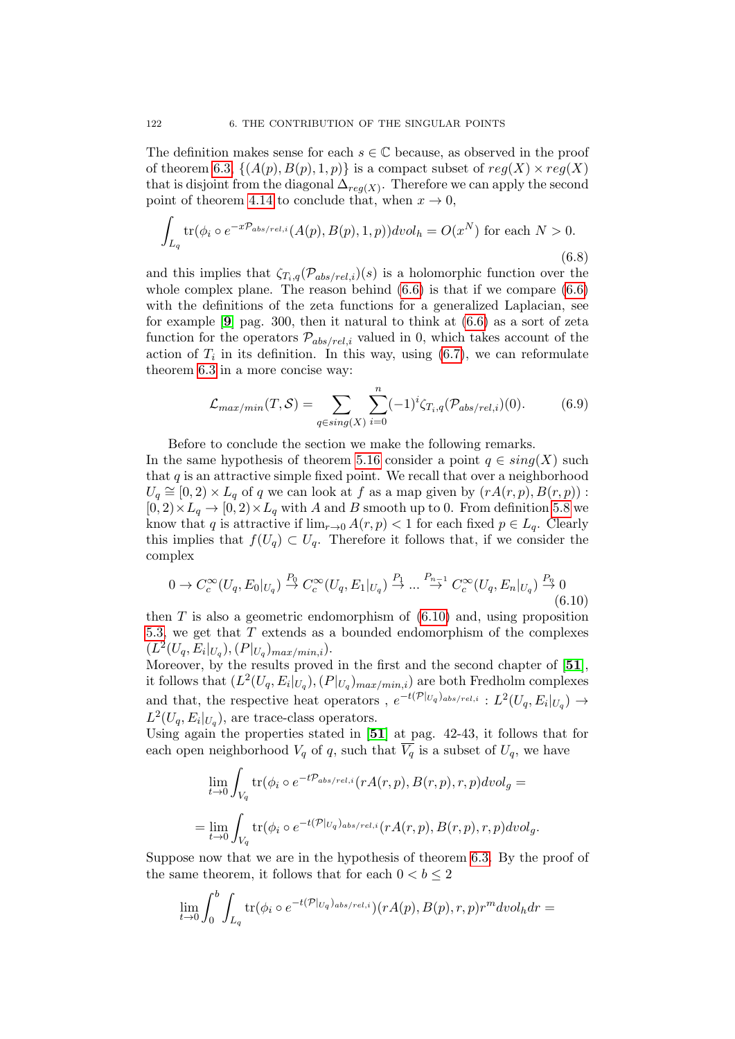The definition makes sense for each $s \in \mathbb{C}$ because, as observed in the proof of theorem 6.3, $\{(A(p), B(p), 1, p)\}$ is a compact subset of $reg(X) \times reg(X)$ that is disjoint from the diagonal $\Delta_{reg(X)}$. Therefore we can apply the second point of theorem 4.14 to conclude that, when $x \to 0$,

$$\int_{L_q} \operatorname{tr}(\phi_i \circ e^{-x\mathcal{P}_{abs/rel,i}}(A(p), B(p), 1, p))dvol_h = O(x^N) \text{ for each } N > 0. \tag{6.8}$$

and this implies that $\zeta_{T_i,q}(\mathcal{P}_{abs/rel,i})(s)$ is a holomorphic function over the whole complex plane. The reason behind (6.6) is that if we compare (6.6) with the definitions of the zeta functions for a generalized Laplacian, see for example [**9**] pag. 300, then it natural to think at (6.6) as a sort of zeta function for the operators $\mathcal{P}_{abs/rel,i}$ valued in 0, which takes account of the action of $T_i$ in its definition. In this way, using (6.7), we can reformulate theorem 6.3 in a more concise way:

$$\mathcal{L}_{max/min}(T, \mathcal{S}) = \sum_{q \in sing(X)} \sum_{i=0}^{n} (-1)^i \zeta_{T_i,q}(\mathcal{P}_{abs/rel,i})(0). \tag{6.9}$$

Before to conclude the section we make the following remarks.
In the same hypothesis of theorem 5.16 consider a point $q \in sing(X)$ such that $q$ is an attractive simple fixed point. We recall that over a neighborhood $U_q \cong [0, 2) \times L_q$ of $q$ we can look at $f$ as a map given by $(rA(r, p), B(r, p))$ : $[0, 2) \times L_q \to [0, 2) \times L_q$ with $A$ and $B$ smooth up to 0. From definition 5.8 we know that $q$ is attractive if $\lim_{r\to 0} A(r, p) < 1$ for each fixed $p \in L_q$. Clearly this implies that $f(U_q) \subset U_q$. Therefore it follows that, if we consider the complex

$$0 \to C_c^\infty(U_q, E_0|_{U_q}) \xrightarrow{P_0} C_c^\infty(U_q, E_1|_{U_q}) \xrightarrow{P_1} \ldots \xrightarrow{P_{n-1}} C_c^\infty(U_q, E_n|_{U_q}) \xrightarrow{P_n} 0 \tag{6.10}$$

then $T$ is also a geometric endomorphism of (6.10) and, using proposition 5.3, we get that $T$ extends as a bounded endomorphism of the complexes $(L^2(U_q, E_i|_{U_q}), (P|_{U_q})_{max/min,i})$.
Moreover, by the results proved in the first and the second chapter of [**51**], it follows that $(L^2(U_q, E_i|_{U_q}), (P|_{U_q})_{max/min,i})$ are both Fredholm complexes and that, the respective heat operators , $e^{-t(\mathcal{P}|_{U_q})_{abs/rel,i}} : L^2(U_q, E_i|_{U_q}) \to L^2(U_q, E_i|_{U_q})$, are trace-class operators.
Using again the properties stated in [**51**] at pag. 42-43, it follows that for each open neighborhood $V_q$ of $q$, such that $\overline{V_q}$ is a subset of $U_q$, we have

$$\lim_{t\to 0} \int_{V_q} \operatorname{tr}(\phi_i \circ e^{-t\mathcal{P}_{abs/rel,i}}(rA(r, p), B(r, p), r, p)dvol_g =$$

$$= \lim_{t\to 0} \int_{V_q} \operatorname{tr}(\phi_i \circ e^{-t(\mathcal{P}|_{U_q})_{abs/rel,i}}(rA(r, p), B(r, p), r, p)dvol_g.$$

Suppose now that we are in the hypothesis of theorem 6.3. By the proof of the same theorem, it follows that for each $0 < b \leq 2$

$$\lim_{t\to 0} \int_0^b \int_{L_q} \operatorname{tr}(\phi_i \circ e^{-t(\mathcal{P}|_{U_q})_{abs/rel,i}})(rA(p), B(p), r, p)r^m dvol_h dr =$$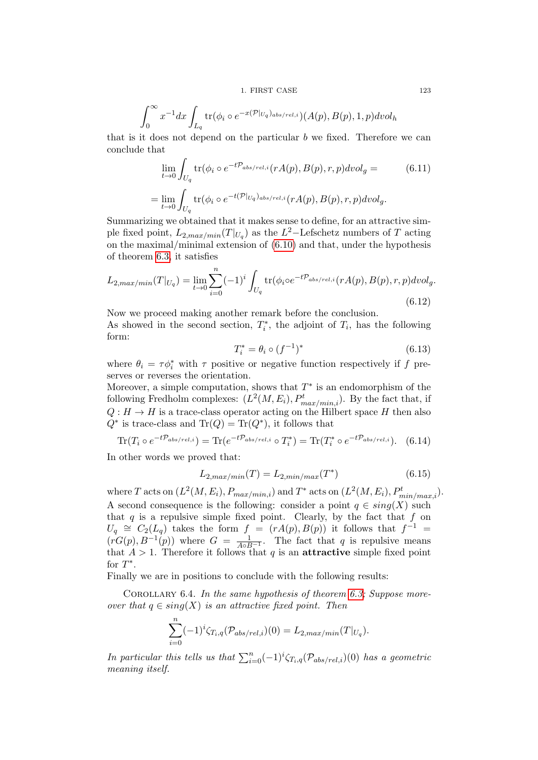$$\int_0^\infty x^{-1}dx \int_{L_q} \mathrm{tr}(\phi_i \circ e^{-x(\mathcal{P}|_{U_q})_{abs/rel,i}})(A(p), B(p), 1, p)dvol_h$$

that is it does not depend on the particular $b$ we fixed. Therefore we can conclude that

$$\lim_{t\to 0} \int_{U_q} \mathrm{tr}(\phi_i \circ e^{-t\mathcal{P}_{abs/rel,i}}(rA(p), B(p), r, p)dvol_g = \tag{6.11}$$

$$= \lim_{t\to 0} \int_{U_q} \mathrm{tr}(\phi_i \circ e^{-t(\mathcal{P}|_{U_q})_{abs/rel,i}}(rA(p), B(p), r, p)dvol_g.$$

Summarizing we obtained that it makes sense to define, for an attractive simple fixed point, $L_{2,max/min}(T|_{U_q})$ as the $L^2-$Lefschetz numbers of $T$ acting on the maximal/minimal extension of (6.10) and that, under the hypothesis of theorem 6.3, it satisfies

$$L_{2,max/min}(T|_{U_q}) = \lim_{t\to 0} \sum_{i=0}^{n} (-1)^i \int_{U_q} \mathrm{tr}(\phi_i \circ e^{-t\mathcal{P}_{abs/rel,i}}(rA(p), B(p), r, p)dvol_g. \tag{6.12}$$

Now we proceed making another remark before the conclusion.
As showed in the second section, $T_i^*$, the adjoint of $T_i$, has the following form:

$$T_i^* = \theta_i \circ (f^{-1})^* \tag{6.13}$$

where $\theta_i = \tau\phi_i^*$ with $\tau$ positive or negative function respectively if $f$ preserves or reverses the orientation.
Moreover, a simple computation, shows that $T^*$ is an endomorphism of the following Fredholm complexes: $(L^2(M, E_i), P^t_{max/min,i})$. By the fact that, if $Q : H \to H$ is a trace-class operator acting on the Hilbert space $H$ then also $Q^*$ is trace-class and $\mathrm{Tr}(Q) = \mathrm{Tr}(Q^*)$, it follows that

$$\mathrm{Tr}(T_i \circ e^{-t\mathcal{P}_{abs/rel,i}}) = \mathrm{Tr}(e^{-t\mathcal{P}_{abs/rel,i}} \circ T_i^*) = \mathrm{Tr}(T_i^* \circ e^{-t\mathcal{P}_{abs/rel,i}}). \tag{6.14}$$

In other words we proved that:

$$L_{2,max/min}(T) = L_{2,min/max}(T^*) \tag{6.15}$$

where $T$ acts on $(L^2(M, E_i), P_{max/min,i})$ and $T^*$ acts on $(L^2(M, E_i), P^t_{min/max,i})$.
A second consequence is the following: consider a point $q \in sing(X)$ such that $q$ is a repulsive simple fixed point. Clearly, by the fact that $f$ on $U_q \cong C_2(L_q)$ takes the form $f = (rA(p), B(p))$ it follows that $f^{-1} = (rG(p), B^{-1}(p))$ where $G = \frac{1}{A \circ B^{-1}}$. The fact that $q$ is repulsive means that $A > 1$. Therefore it follows that $q$ is an **attractive** simple fixed point for $T^*$.
Finally we are in positions to conclude with the following results:

Corollary 6.4. *In the same hypothesis of theorem 6.3: Suppose moreover that $q \in sing(X)$ is an attractive fixed point. Then*

$$\sum_{i=0}^{n} (-1)^i \zeta_{T_i,q}(\mathcal{P}_{abs/rel,i})(0) = L_{2,max/min}(T|_{U_q}).$$

*In particular this tells us that $\sum_{i=0}^{n}(-1)^i \zeta_{T_i,q}(\mathcal{P}_{abs/rel,i})(0)$ has a geometric meaning itself.*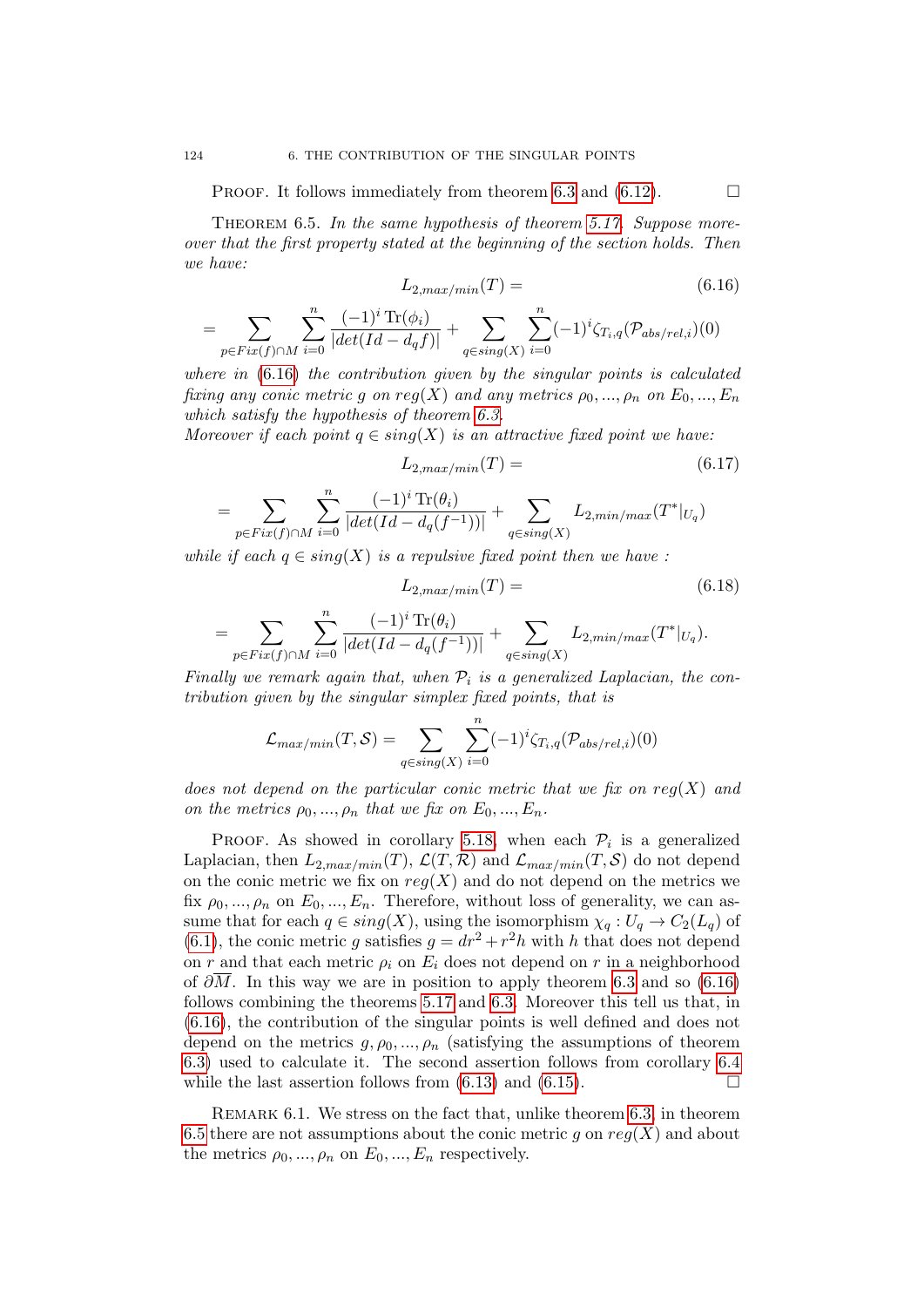PROOF. It follows immediately from theorem 6.3 and (6.12). □

THEOREM 6.5. *In the same hypothesis of theorem 5.17. Suppose moreover that the first property stated at the beginning of the section holds. Then we have:*

$$L_{2,max/min}(T) = \tag{6.16}$$

$$= \sum_{p \in Fix(f) \cap M} \sum_{i=0}^{n} \frac{(-1)^i \operatorname{Tr}(\phi_i)}{|det(Id - d_q f)|} + \sum_{q \in sing(X)} \sum_{i=0}^{n} (-1)^i \zeta_{T_i,q}(\mathcal{P}_{abs/rel,i})(0)$$

*where in (6.16) the contribution given by the singular points is calculated fixing any conic metric $g$ on $reg(X)$ and any metrics $\rho_0, ..., \rho_n$ on $E_0, ..., E_n$ which satisfy the hypothesis of theorem 6.3.*
*Moreover if each point $q \in sing(X)$ is an attractive fixed point we have:*

$$L_{2,max/min}(T) = \tag{6.17}$$

$$= \sum_{p \in Fix(f) \cap M} \sum_{i=0}^{n} \frac{(-1)^i \operatorname{Tr}(\theta_i)}{|det(Id - d_q(f^{-1}))|} + \sum_{q \in sing(X)} L_{2,min/max}(T^*|_{U_q})$$

*while if each $q \in sing(X)$ is a repulsive fixed point then we have :*

$$L_{2,max/min}(T) = \tag{6.18}$$

$$= \sum_{p \in Fix(f) \cap M} \sum_{i=0}^{n} \frac{(-1)^i \operatorname{Tr}(\theta_i)}{|det(Id - d_q(f^{-1}))|} + \sum_{q \in sing(X)} L_{2,min/max}(T^*|_{U_q}).$$

*Finally we remark again that, when $\mathcal{P}_i$ is a generalized Laplacian, the contribution given by the singular simplex fixed points, that is*

$$\mathcal{L}_{max/min}(T, \mathcal{S}) = \sum_{q \in sing(X)} \sum_{i=0}^{n} (-1)^i \zeta_{T_i,q}(\mathcal{P}_{abs/rel,i})(0)$$

*does not depend on the particular conic metric that we fix on $reg(X)$ and on the metrics $\rho_0, ..., \rho_n$ that we fix on $E_0, ..., E_n$.*

PROOF. As showed in corollary 5.18, when each $\mathcal{P}_i$ is a generalized Laplacian, then $L_{2,max/min}(T)$, $\mathcal{L}(T, \mathcal{R})$ and $\mathcal{L}_{max/min}(T, \mathcal{S})$ do not depend on the conic metric we fix on $reg(X)$ and do not depend on the metrics we fix $\rho_0, ..., \rho_n$ on $E_0, ..., E_n$. Therefore, without loss of generality, we can assume that for each $q \in sing(X)$, using the isomorphism $\chi_q : U_q \rightarrow C_2(L_q)$ of (6.1), the conic metric $g$ satisfies $g = dr^2 + r^2 h$ with $h$ that does not depend on $r$ and that each metric $\rho_i$ on $E_i$ does not depend on $r$ in a neighborhood of $\partial\overline{M}$. In this way we are in position to apply theorem 6.3 and so (6.16) follows combining the theorems 5.17 and 6.3. Moreover this tell us that, in (6.16), the contribution of the singular points is well defined and does not depend on the metrics $g, \rho_0, ..., \rho_n$ (satisfying the assumptions of theorem 6.3) used to calculate it. The second assertion follows from corollary 6.4 while the last assertion follows from (6.13) and (6.15). □

REMARK 6.1. We stress on the fact that, unlike theorem 6.3, in theorem 6.5 there are not assumptions about the conic metric $g$ on $reg(X)$ and about the metrics $\rho_0, ..., \rho_n$ on $E_0, ..., E_n$ respectively.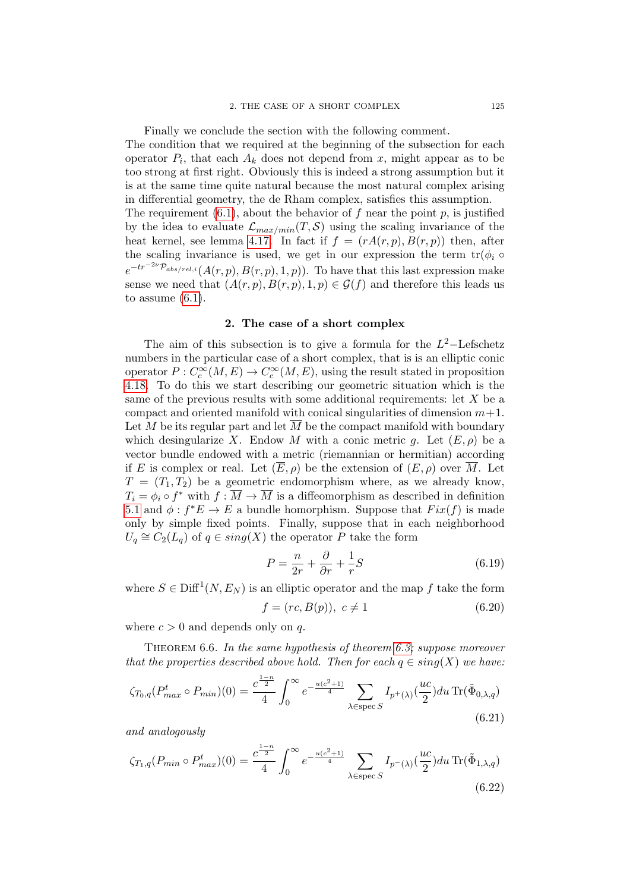Finally we conclude the section with the following comment.
The condition that we required at the beginning of the subsection for each operator $P_i$, that each $A_k$ does not depend from $x$, might appear as to be too strong at first right. Obviously this is indeed a strong assumption but it is at the same time quite natural because the most natural complex arising in differential geometry, the de Rham complex, satisfies this assumption.
The requirement (6.1), about the behavior of $f$ near the point $p$, is justified by the idea to evaluate $\mathcal{L}_{max/min}(T, \mathcal{S})$ using the scaling invariance of the heat kernel, see lemma 4.17. In fact if $f = (rA(r,p), B(r,p))$ then, after the scaling invariance is used, we get in our expression the term $\operatorname{tr}(\phi_i \circ e^{-tr^{-2\nu}\mathcal{P}_{abs/rel,i}}(A(r,p), B(r,p), 1, p))$. To have that this last expression make sense we need that $(A(r,p), B(r,p), 1, p) \in \mathcal{G}(f)$ and therefore this leads us to assume (6.1).

## 2. The case of a short complex

The aim of this subsection is to give a formula for the $L^2$–Lefschetz numbers in the particular case of a short complex, that is is an elliptic conic operator $P : C_c^\infty(M, E) \to C_c^\infty(M, E)$, using the result stated in proposition 4.18. To do this we start describing our geometric situation which is the same of the previous results with some additional requirements: let $X$ be a compact and oriented manifold with conical singularities of dimension $m+1$. Let $M$ be its regular part and let $\overline{M}$ be the compact manifold with boundary which desingularize $X$. Endow $M$ with a conic metric $g$. Let $(E, \rho)$ be a vector bundle endowed with a metric (riemannian or hermitian) according if $E$ is complex or real. Let $(\overline{E}, \rho)$ be the extension of $(E, \rho)$ over $\overline{M}$. Let $T = (T_1, T_2)$ be a geometric endomorphism where, as we already know, $T_i = \phi_i \circ f^*$ with $f : \overline{M} \to \overline{M}$ is a diffeomorphism as described in definition 5.1 and $\phi : f^*E \to E$ a bundle homorphism. Suppose that $Fix(f)$ is made only by simple fixed points. Finally, suppose that in each neighborhood $U_q \cong C_2(L_q)$ of $q \in sing(X)$ the operator $P$ take the form

$$P = \frac{n}{2r} + \frac{\partial}{\partial r} + \frac{1}{r}S \tag{6.19}$$

where $S \in \operatorname{Diff}^1(N, E_N)$ is an elliptic operator and the map $f$ take the form

$$f = (rc, B(p)), \ c \neq 1 \tag{6.20}$$

where $c > 0$ and depends only on $q$.

THEOREM 6.6. *In the same hypothesis of theorem 6.3: suppose moreover that the properties described above hold. Then for each $q \in sing(X)$ we have:*

$$\zeta_{T_0,q}(P^t_{max} \circ P_{min})(0) = \frac{c^{\frac{1-n}{2}}}{4} \int_0^\infty e^{-\frac{u(c^2+1)}{4}} \sum_{\lambda \in \operatorname{spec} S} I_{p^+(\lambda)}(\frac{uc}{2}) du \operatorname{Tr}(\tilde{\Phi}_{0,\lambda,q}) \tag{6.21}$$

*and analogously*

$$\zeta_{T_1,q}(P_{min} \circ P^t_{max})(0) = \frac{c^{\frac{1-n}{2}}}{4} \int_0^\infty e^{-\frac{u(c^2+1)}{4}} \sum_{\lambda \in \operatorname{spec} S} I_{p^-(\lambda)}(\frac{uc}{2}) du \operatorname{Tr}(\tilde{\Phi}_{1,\lambda,q}) \tag{6.22}$$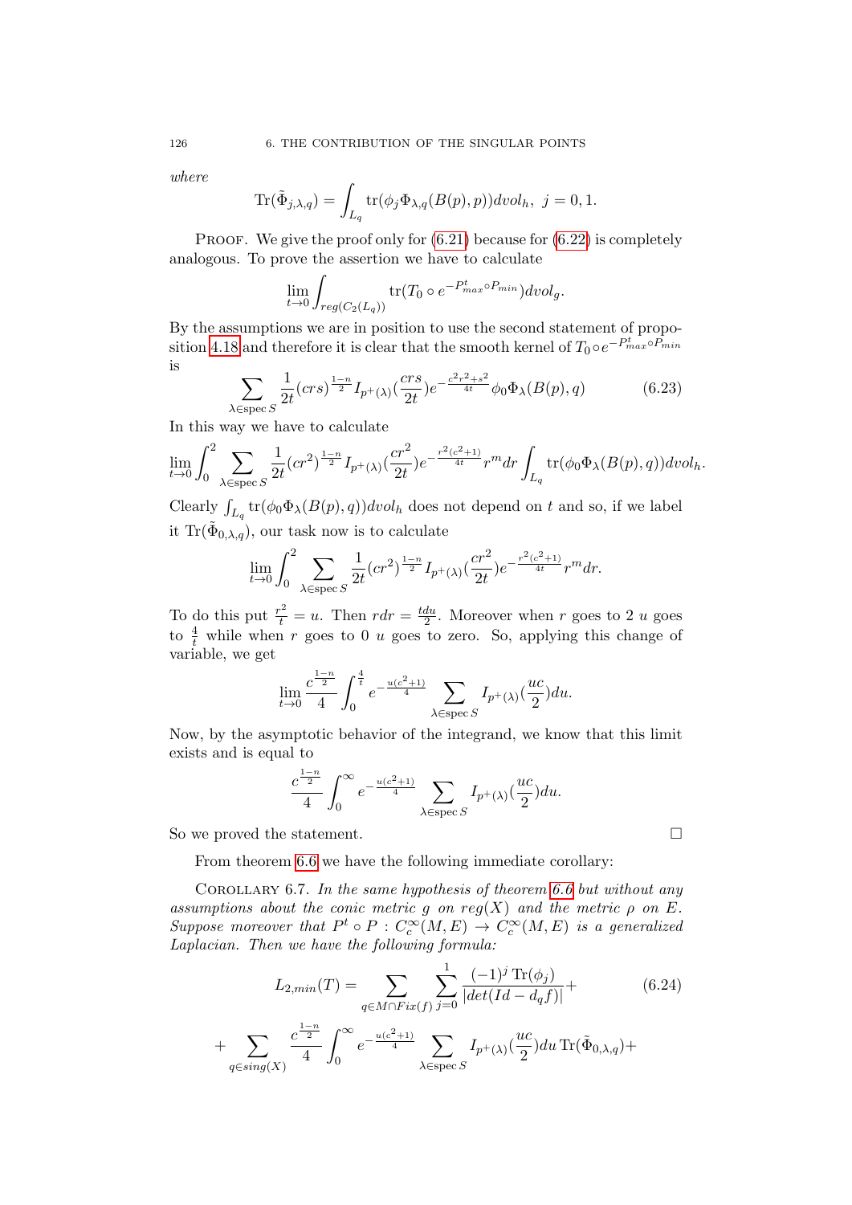*where*

$$\operatorname{Tr}(\tilde{\Phi}_{j,\lambda,q}) = \int_{L_q} \operatorname{tr}(\phi_j \Phi_{\lambda,q}(B(p),p)) dvol_h, \ j = 0, 1.$$

Proof. We give the proof only for (6.21) because for (6.22) is completely analogous. To prove the assertion we have to calculate

$$\lim_{t \to 0} \int_{reg(C_2(L_q))} \operatorname{tr}(T_0 \circ e^{-P^t_{max} \circ P_{min}}) dvol_g.$$

By the assumptions we are in position to use the second statement of proposition 4.18 and therefore it is clear that the smooth kernel of $T_0 \circ e^{-P^t_{max} \circ P_{min}}$ is

$$\sum_{\lambda \in \operatorname{spec} S} \frac{1}{2t}(crs)^{\frac{1-n}{2}} I_{p^+(\lambda)}(\frac{crs}{2t}) e^{-\frac{c^2r^2+s^2}{4t}} \phi_0 \Phi_\lambda(B(p), q) \tag{6.23}$$

In this way we have to calculate

$$\lim_{t \to 0} \int_0^2 \sum_{\lambda \in \operatorname{spec} S} \frac{1}{2t}(cr^2)^{\frac{1-n}{2}} I_{p^+(\lambda)}(\frac{cr^2}{2t}) e^{-\frac{r^2(c^2+1)}{4t}} r^m dr \int_{L_q} \operatorname{tr}(\phi_0 \Phi_\lambda(B(p), q)) dvol_h.$$

Clearly $\int_{L_q} \operatorname{tr}(\phi_0 \Phi_\lambda(B(p), q)) dvol_h$ does not depend on $t$ and so, if we label it $\operatorname{Tr}(\tilde{\Phi}_{0,\lambda,q})$, our task now is to calculate

$$\lim_{t \to 0} \int_0^2 \sum_{\lambda \in \operatorname{spec} S} \frac{1}{2t}(cr^2)^{\frac{1-n}{2}} I_{p^+(\lambda)}(\frac{cr^2}{2t}) e^{-\frac{r^2(c^2+1)}{4t}} r^m dr.$$

To do this put $\frac{r^2}{t} = u$. Then $rdr = \frac{tdu}{2}$. Moreover when $r$ goes to 2 $u$ goes to $\frac{4}{t}$ while when $r$ goes to 0 $u$ goes to zero. So, applying this change of variable, we get

$$\lim_{t \to 0} \frac{c^{\frac{1-n}{2}}}{4} \int_0^{\frac{4}{t}} e^{-\frac{u(c^2+1)}{4}} \sum_{\lambda \in \operatorname{spec} S} I_{p^+(\lambda)}(\frac{uc}{2}) du.$$

Now, by the asymptotic behavior of the integrand, we know that this limit exists and is equal to

$$\frac{c^{\frac{1-n}{2}}}{4} \int_0^{\infty} e^{-\frac{u(c^2+1)}{4}} \sum_{\lambda \in \operatorname{spec} S} I_{p^+(\lambda)}(\frac{uc}{2}) du.$$

So we proved the statement. □

From theorem 6.6 we have the following immediate corollary:

Corollary 6.7. *In the same hypothesis of theorem 6.6 but without any assumptions about the conic metric $g$ on $reg(X)$ and the metric $\rho$ on $E$. Suppose moreover that $P^t \circ P : C_c^\infty(M, E) \to C_c^\infty(M, E)$ is a generalized Laplacian. Then we have the following formula:*

$$L_{2,min}(T) = \sum_{q \in M \cap Fix(f)} \sum_{j=0}^{1} \frac{(-1)^j \operatorname{Tr}(\phi_j)}{|det(Id - d_q f)|} + \tag{6.24}$$

$$+ \sum_{q \in sing(X)} \frac{c^{\frac{1-n}{2}}}{4} \int_0^{\infty} e^{-\frac{u(c^2+1)}{4}} \sum_{\lambda \in \operatorname{spec} S} I_{p^+(\lambda)}(\frac{uc}{2}) du \operatorname{Tr}(\tilde{\Phi}_{0,\lambda,q}) +$$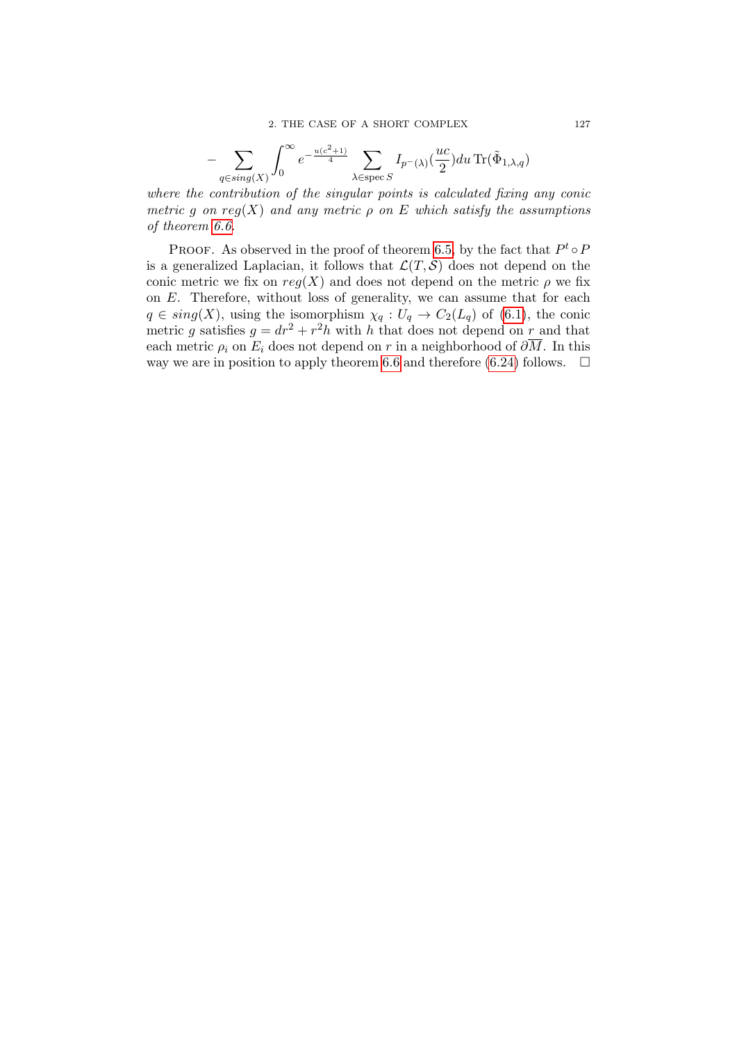$$- \sum_{q \in sing(X)} \int_0^\infty e^{-\frac{u(c^2+1)}{4}} \sum_{\lambda \in \operatorname{spec} S} I_{p^-(\lambda)}(\frac{uc}{2}) du \operatorname{Tr}(\tilde{\Phi}_{1,\lambda,q})$$

*where the contribution of the singular points is calculated fixing any conic metric $g$ on $reg(X)$ and any metric $\rho$ on $E$ which satisfy the assumptions of theorem 6.6.*

Proof. As observed in the proof of theorem 6.5, by the fact that $P^t \circ P$ is a generalized Laplacian, it follows that $\mathcal{L}(T, \mathcal{S})$ does not depend on the conic metric we fix on $reg(X)$ and does not depend on the metric $\rho$ we fix on $E$. Therefore, without loss of generality, we can assume that for each $q \in sing(X)$, using the isomorphism $\chi_q : U_q \to C_2(L_q)$ of (6.1), the conic metric $g$ satisfies $g = dr^2 + r^2 h$ with $h$ that does not depend on $r$ and that each metric $\rho_i$ on $E_i$ does not depend on $r$ in a neighborhood of $\partial \overline{M}$. In this way we are in position to apply theorem 6.6 and therefore (6.24) follows. $\square$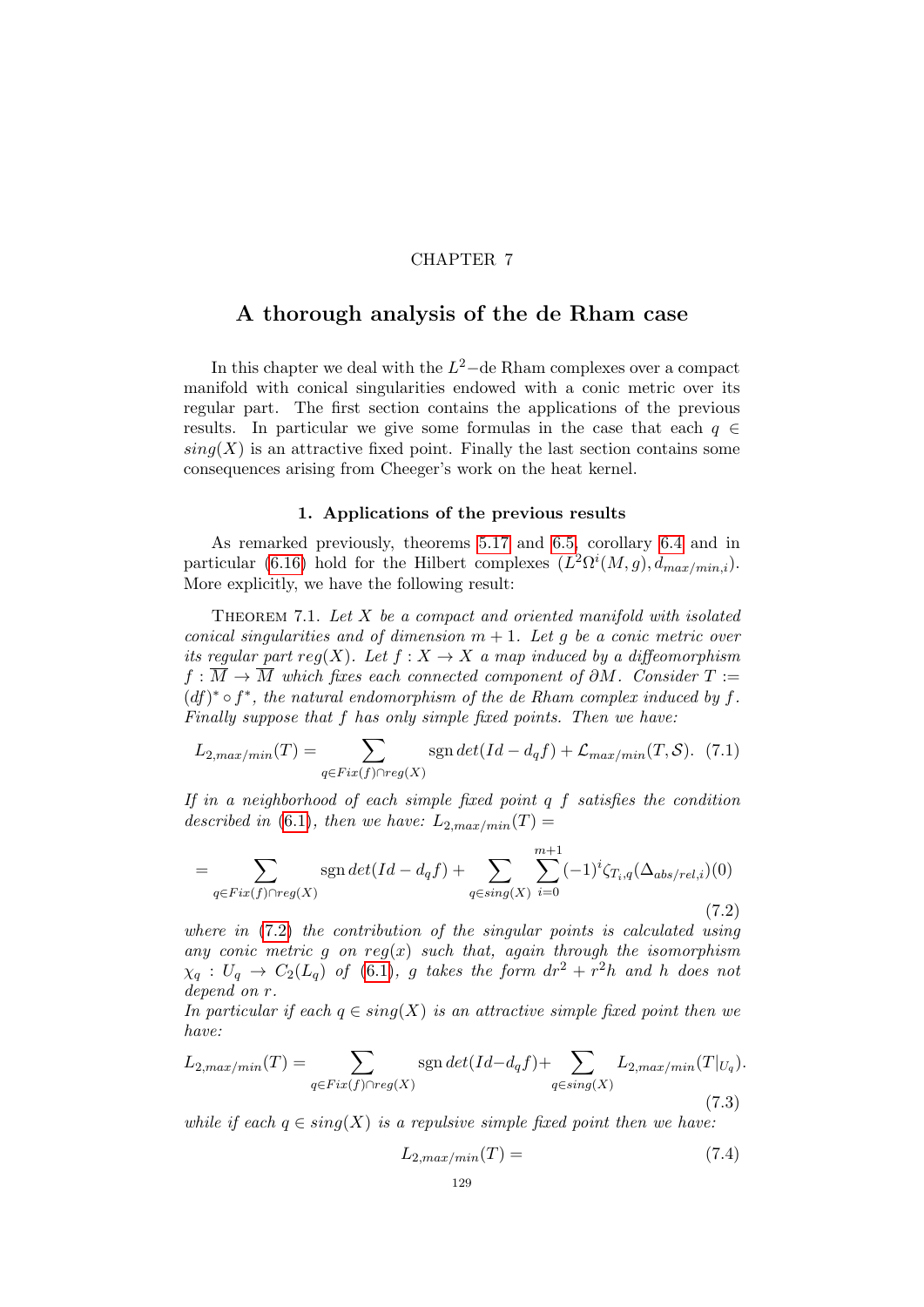CHAPTER 7

# A thorough analysis of the de Rham case

In this chapter we deal with the $L^2-$de Rham complexes over a compact manifold with conical singularities endowed with a conic metric over its regular part. The first section contains the applications of the previous results. In particular we give some formulas in the case that each $q \in sing(X)$ is an attractive fixed point. Finally the last section contains some consequences arising from Cheeger's work on the heat kernel.

## 1. Applications of the previous results

As remarked previously, theorems 5.17 and 6.5, corollary 6.4 and in particular (6.16) hold for the Hilbert complexes $(L^2\Omega^i(M,g), d_{max/min,i})$. More explicitly, we have the following result:

Theorem 7.1. *Let $X$ be a compact and oriented manifold with isolated conical singularities and of dimension $m+1$. Let $g$ be a conic metric over its regular part $reg(X)$. Let $f : X \to X$ a map induced by a diffeomorphism $f : \overline{M} \to \overline{M}$ which fixes each connected component of $\partial M$. Consider $T := (df)^* \circ f^*$, the natural endomorphism of the de Rham complex induced by $f$. Finally suppose that $f$ has only simple fixed points. Then we have:*

$$L_{2,max/min}(T) = \sum_{q \in Fix(f) \cap reg(X)} \operatorname{sgn} det(Id - d_q f) + \mathcal{L}_{max/min}(T, \mathcal{S}). \quad (7.1)$$

*If in a neighborhood of each simple fixed point $q$ $f$ satisfies the condition described in (6.1), then we have: $L_{2,max/min}(T) =$*

$$= \sum_{q \in Fix(f) \cap reg(X)} \operatorname{sgn} det(Id - d_q f) + \sum_{q \in sing(X)} \sum_{i=0}^{m+1} (-1)^i \zeta_{T_i,q}(\Delta_{abs/rel,i})(0) \quad (7.2)$$

*where in (7.2) the contribution of the singular points is calculated using any conic metric $g$ on $reg(x)$ such that, again through the isomorphism $\chi_q : U_q \to C_2(L_q)$ of (6.1), $g$ takes the form $dr^2 + r^2 h$ and $h$ does not depend on $r$.*
*In particular if each $q \in sing(X)$ is an attractive simple fixed point then we have:*

$$L_{2,max/min}(T) = \sum_{q \in Fix(f) \cap reg(X)} \operatorname{sgn} det(Id - d_q f) + \sum_{q \in sing(X)} L_{2,max/min}(T|_{U_q}). \quad (7.3)$$

*while if each $q \in sing(X)$ is a repulsive simple fixed point then we have:*

$$L_{2,max/min}(T) = \quad (7.4)$$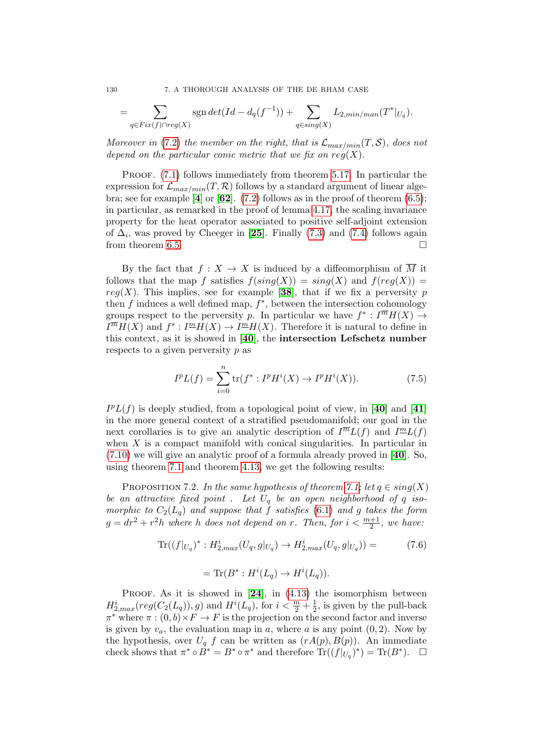$$= \sum_{q \in Fix(f) \cap reg(X)} \operatorname{sgn} det(Id - d_q(f^{-1})) + \sum_{q \in sing(X)} L_{2,min/man}(T^*|_{U_q}).$$

*Moreover in* (7.2) *the member on the right, that is* $\mathcal{L}_{max/min}(T, \mathcal{S})$*, does not depend on the particular conic metric that we fix on* $reg(X)$*.*

PROOF. (7.1) follows immediately from theorem 5.17. In particular the expression for $\mathcal{L}_{max/min}(T, \mathcal{R})$ follows by a standard argument of linear algebra; see for example [**4**] or [**62**]. (7.2) follows as in the proof of theorem (6.5); in particular, as remarked in the proof of lemma 4.17, the scaling invariance property for the heat operator associated to positive self-adjoint extension of $\Delta_i$, was proved by Cheeger in [**25**]. Finally (7.3) and (7.4) follows again from theorem 6.5. □

By the fact that $f : X \to X$ is induced by a diffeomorphism of $\overline{M}$ it follows that the map $f$ satisfies $f(sing(X)) = sing(X)$ and $f(reg(X)) = reg(X)$. This implies, see for example [**38**], that if we fix a perversity $p$ then $f$ induces a well defined map, $f^*$, between the intersection cohomology groups respect to the perversity $p$. In particular we have $f^* : I^{\overline{m}}H(X) \to I^{\overline{m}}H(X)$ and $f^* : I^{\underline{m}}H(X) \to I^{\underline{m}}H(X)$. Therefore it is natural to define in this context, as it is showed in [**40**], the **intersection Lefschetz number** respects to a given perversity $p$ as

$$I^pL(f) = \sum_{i=0}^{n} \operatorname{tr}(f^* : I^pH^i(X) \to I^pH^i(X)). \tag{7.5}$$

$I^pL(f)$ is deeply studied, from a topological point of view, in [**40**] and [**41**] in the more general context of a stratified pseudomanifold; our goal in the next corollaries is to give an analytic description of $I^{\overline{m}}L(f)$ and $I^{\underline{m}}L(f)$ when $X$ is a compact manifold with conical singularities. In particular in (7.10) we will give an analytic proof of a formula already proved in [**40**]. So, using theorem 7.1 and theorem 4.13, we get the following results:

PROPOSITION 7.2. *In the same hypothesis of theorem 7.1: let* $q \in sing(X)$ *be an attractive fixed point . Let* $U_q$ *be an open neighborhood of* $q$ *isomorphic to* $C_2(L_q)$ *and suppose that* $f$ *satisfies* (6.1) *and* $g$ *takes the form* $g = dr^2 + r^2h$ *where* $h$ *does not depend on* $r$*. Then, for* $i < \frac{m+1}{2}$*, we have:*

$$\operatorname{Tr}((f|_{U_q})^* : H^i_{2,max}(U_q, g|_{U_q}) \to H^i_{2,max}(U_q, g|_{U_q})) = \tag{7.6}$$

$$= \operatorname{Tr}(B^* : H^i(L_q) \to H^i(L_q)).$$

PROOF. As it is showed in [**24**], in (4.13) the isomorphism between $H^i_{2,max}(reg(C_2(L_q)), g)$ and $H^i(L_q)$, for $i < \frac{m}{2} + \frac{1}{2}$, is given by the pull-back $\pi^*$ where $\pi : (0, b) \times F \to F$ is the projection on the second factor and inverse is given by $v_a$, the evaluation map in $a$, where $a$ is any point $(0, 2)$. Now by the hypothesis, over $U_q$ $f$ can be written as $(rA(p), B(p))$. An immediate check shows that $\pi^* \circ B^* = B^* \circ \pi^*$ and therefore $\operatorname{Tr}((f|_{U_q})^*) = \operatorname{Tr}(B^*)$. □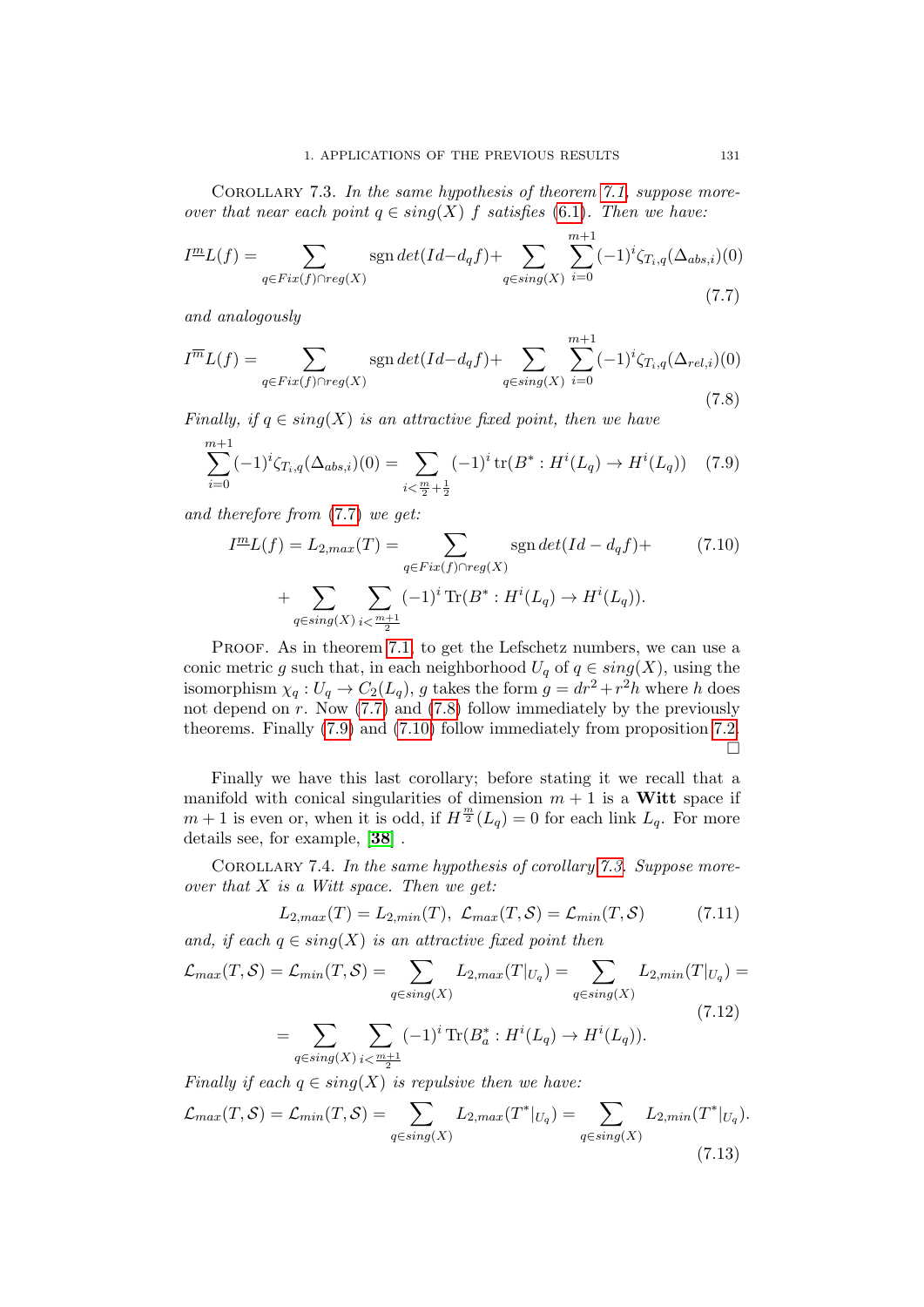Corollary 7.3. *In the same hypothesis of theorem 7.1, suppose moreover that near each point $q \in sing(X)$ $f$ satisfies (6.1). Then we have:*

$$I^{\underline{m}}L(f) = \sum_{q\in Fix(f)\cap reg(X)} \operatorname{sgn} det(Id - d_q f) + \sum_{q\in sing(X)} \sum_{i=0}^{m+1} (-1)^i \zeta_{T_i,q}(\Delta_{abs,i})(0) \tag{7.7}$$

*and analogously*

$$I^{\overline{m}}L(f) = \sum_{q\in Fix(f)\cap reg(X)} \operatorname{sgn} det(Id - d_q f) + \sum_{q\in sing(X)} \sum_{i=0}^{m+1} (-1)^i \zeta_{T_i,q}(\Delta_{rel,i})(0) \tag{7.8}$$

*Finally, if $q \in sing(X)$ is an attractive fixed point, then we have*

$$\sum_{i=0}^{m+1} (-1)^i \zeta_{T_i,q}(\Delta_{abs,i})(0) = \sum_{i<\frac{m}{2}+\frac{1}{2}} (-1)^i \operatorname{tr}(B^* : H^i(L_q) \to H^i(L_q)) \tag{7.9}$$

*and therefore from (7.7) we get:*

$$I^{\underline{m}}L(f) = L_{2,max}(T) = \sum_{q\in Fix(f)\cap reg(X)} \operatorname{sgn} det(Id - d_q f) + \tag{7.10}$$

$$+ \sum_{q\in sing(X)} \sum_{i<\frac{m+1}{2}} (-1)^i \operatorname{Tr}(B^* : H^i(L_q) \to H^i(L_q)).$$

Proof. As in theorem 7.1, to get the Lefschetz numbers, we can use a conic metric $g$ such that, in each neighborhood $U_q$ of $q \in sing(X)$, using the isomorphism $\chi_q : U_q \to C_2(L_q)$, $g$ takes the form $g = dr^2 + r^2 h$ where $h$ does not depend on $r$. Now (7.7) and (7.8) follow immediately by the previously theorems. Finally (7.9) and (7.10) follow immediately from proposition 7.2. □

Finally we have this last corollary; before stating it we recall that a manifold with conical singularities of dimension $m+1$ is a **Witt** space if $m+1$ is even or, when it is odd, if $H^{\frac{m}{2}}(L_q) = 0$ for each link $L_q$. For more details see, for example, [**38**] .

Corollary 7.4. *In the same hypothesis of corollary 7.3. Suppose moreover that $X$ is a Witt space. Then we get:*

$$L_{2,max}(T) = L_{2,min}(T),\ \mathcal{L}_{max}(T, \mathcal{S}) = \mathcal{L}_{min}(T, \mathcal{S}) \tag{7.11}$$

*and, if each $q \in sing(X)$ is an attractive fixed point then*

$$\mathcal{L}_{max}(T, \mathcal{S}) = \mathcal{L}_{min}(T, \mathcal{S}) = \sum_{q\in sing(X)} L_{2,max}(T|_{U_q}) = \sum_{q\in sing(X)} L_{2,min}(T|_{U_q}) = \tag{7.12}$$

$$= \sum_{q\in sing(X)} \sum_{i<\frac{m+1}{2}} (-1)^i \operatorname{Tr}(B_a^* : H^i(L_q) \to H^i(L_q)).$$

*Finally if each $q \in sing(X)$ is repulsive then we have:*

$$\mathcal{L}_{max}(T, \mathcal{S}) = \mathcal{L}_{min}(T, \mathcal{S}) = \sum_{q\in sing(X)} L_{2,max}(T^*|_{U_q}) = \sum_{q\in sing(X)} L_{2,min}(T^*|_{U_q}). \tag{7.13}$$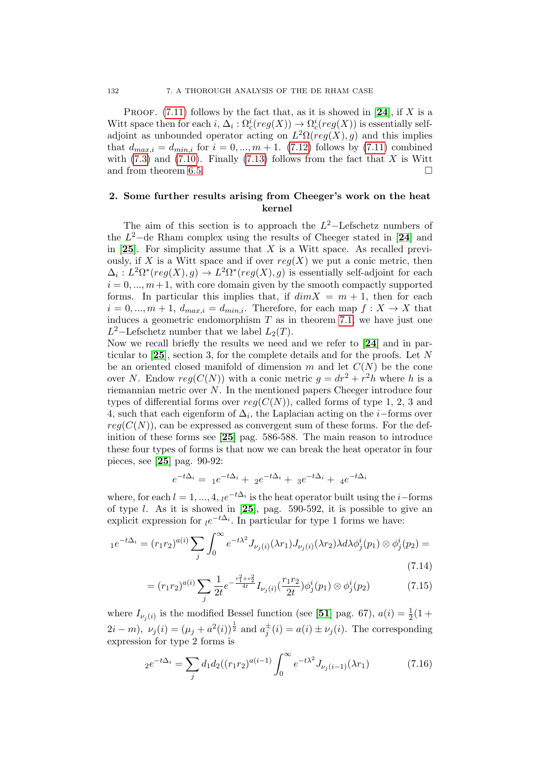PROOF. (7.11) follows by the fact that, as it is showed in [**24**], if $X$ is a Witt space then for each $i$, $\Delta_i : \Omega_c^i(reg(X)) \to \Omega_c^i(reg(X))$ is essentially self-adjoint as unbounded operator acting on $L^2\Omega(reg(X), g)$ and this implies that $d_{max,i} = d_{min,i}$ for $i = 0, ..., m+1$. (7.12) follows by (7.11) combined with (7.3) and (7.10). Finally (7.13) follows from the fact that $X$ is Witt and from theorem 6.5. □

## 2. Some further results arising from Cheeger's work on the heat kernel

The aim of this section is to approach the $L^2$−Lefschetz numbers of the $L^2$−de Rham complex using the results of Cheeger stated in [**24**] and in [**25**]. For simplicity assume that $X$ is a Witt space. As recalled previously, if $X$ is a Witt space and if over $reg(X)$ we put a conic metric, then $\Delta_i : L^2\Omega^*(reg(X), g) \to L^2\Omega^*(reg(X), g)$ is essentially self-adjoint for each $i = 0, ..., m+1$, with core domain given by the smooth compactly supported forms. In particular this implies that, if $dim X = m+1$, then for each $i = 0, ..., m+1$, $d_{max,i} = d_{min,i}$. Therefore, for each map $f : X \to X$ that induces a geometric endomorphism $T$ as in theorem 7.1, we have just one $L^2$−Lefschetz number that we label $L_2(T)$.
Now we recall briefly the results we need and we refer to [**24**] and in particular to [**25**], section 3, for the complete details and for the proofs. Let $N$ be an oriented closed manifold of dimension $m$ and let $C(N)$ be the cone over $N$. Endow $reg(C(N))$ with a conic metric $g = dr^2 + r^2h$ where $h$ is a riemannian metric over $N$. In the mentioned papers Cheeger introduce four types of differential forms over $reg(C(N))$, called forms of type 1, 2, 3 and 4, such that each eigenform of $\Delta_i$, the Laplacian acting on the $i$−forms over $reg(C(N))$, can be expressed as convergent sum of these forms. For the definition of these forms see [**25**] pag. 586-588. The main reason to introduce these four types of forms is that now we can break the heat operator in four pieces, see [**25**] pag. 90-92:

$$e^{-t\Delta_i} = {}_1e^{-t\Delta_i} + {}_2e^{-t\Delta_i} + {}_3e^{-t\Delta_i} + {}_4e^{-t\Delta_i}$$

where, for each $l = 1, ..., 4$, ${}_le^{-t\Delta_i}$ is the heat operator built using the $i$−forms of type $l$. As it is showed in [**25**], pag. 590-592, it is possible to give an explicit expression for ${}_le^{-t\Delta_i}$. In particular for type 1 forms we have:

$${}_1e^{-t\Delta_i} = (r_1r_2)^{a(i)} \sum_j \int_0^\infty e^{-t\lambda^2} J_{\nu_j(i)}(\lambda r_1) J_{\nu_j(i)}(\lambda r_2) \lambda d\lambda \phi_j^i(p_1) \otimes \phi_j^i(p_2) = \tag{7.14}$$

$$= (r_1r_2)^{a(i)} \sum_j \frac{1}{2t} e^{-\frac{r_1^2+r_2^2}{4t}} I_{\nu_j(i)}(\frac{r_1r_2}{2t}) \phi_j^i(p_1) \otimes \phi_j^i(p_2) \tag{7.15}$$

where $I_{\nu_j(i)}$ is the modified Bessel function (see [**51**] pag. 67), $a(i) = \frac{1}{2}(1 + 2i - m)$, $\nu_j(i) = (\mu_j + a^2(i))^{\frac{1}{2}}$ and $a_j^{\pm}(i) = a(i) \pm \nu_j(i)$. The corresponding expression for type 2 forms is

$${}_2e^{-t\Delta_i} = \sum_j d_1d_2((r_1r_2)^{a(i-1)} \int_0^\infty e^{-t\lambda^2} J_{\nu_j(i-1)}(\lambda r_1) \tag{7.16}$$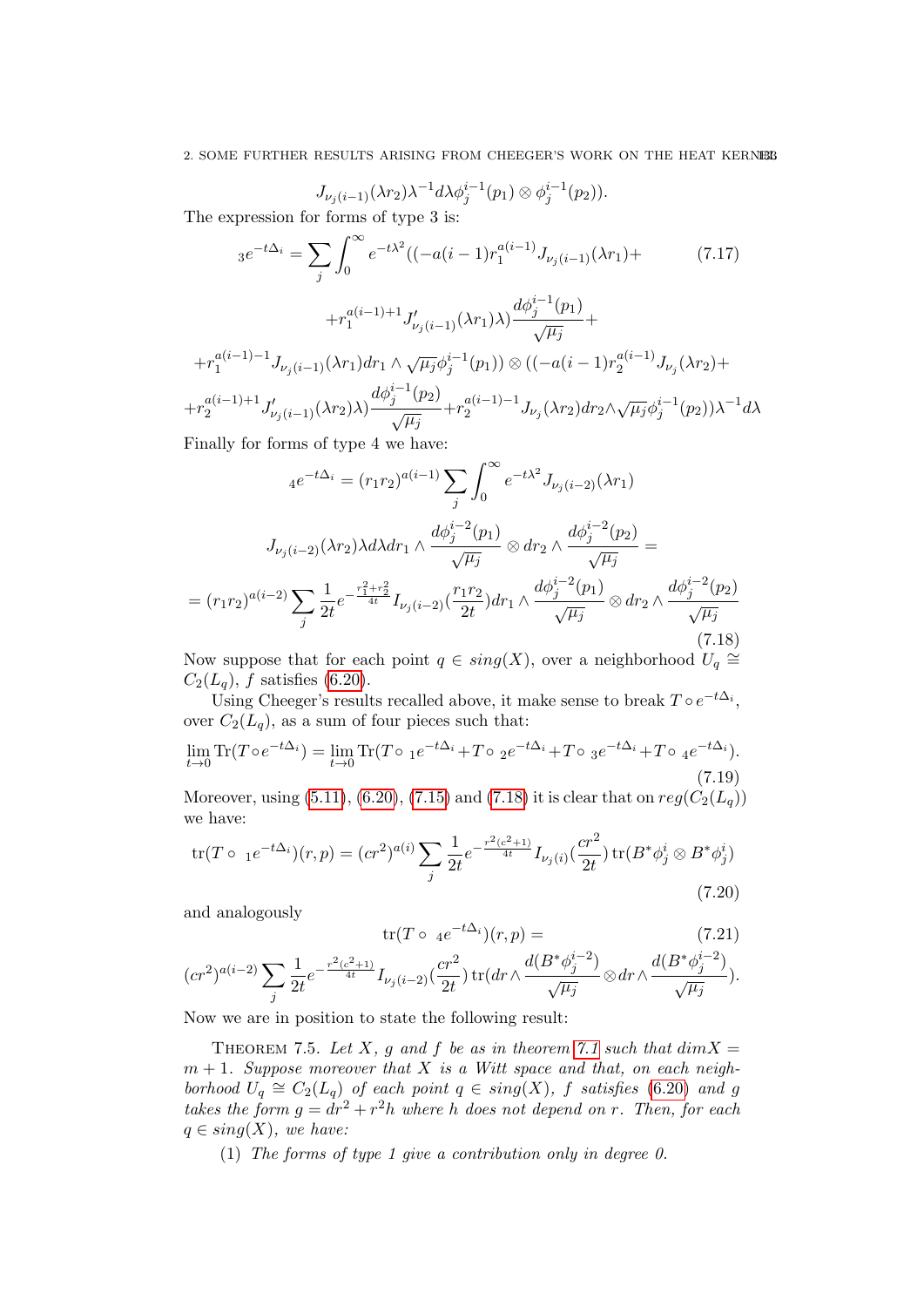$$J_{\nu_j(i-1)}(\lambda r_2)\lambda^{-1}d\lambda\phi_j^{i-1}(p_1)\otimes\phi_j^{i-1}(p_2)).$$

The expression for forms of type 3 is:

$$
\begin{aligned}
{}_3e^{-t\Delta_i} = \sum_j \int_0^\infty e^{-t\lambda^2}((-a(i-1)r_1^{a(i-1)}J_{\nu_j(i-1)}(\lambda r_1)+ \qquad (7.17)\\
+r_1^{a(i-1)+1}J'_{\nu_j(i-1)}(\lambda r_1)\lambda)\frac{d\phi_j^{i-1}(p_1)}{\sqrt{\mu_j}}+\\
+r_1^{a(i-1)-1}J_{\nu_j(i-1)}(\lambda r_1)dr_1\wedge\sqrt{\mu_j}\phi_j^{i-1}(p_1))\otimes((-a(i-1)r_2^{a(i-1)}J_{\nu_j}(\lambda r_2)+\\
+r_2^{a(i-1)+1}J'_{\nu_j(i-1)}(\lambda r_2)\lambda)\frac{d\phi_j^{i-1}(p_2)}{\sqrt{\mu_j}}+r_2^{a(i-1)-1}J_{\nu_j}(\lambda r_2)dr_2\wedge\sqrt{\mu_j}\phi_j^{i-1}(p_2))\lambda^{-1}d\lambda
\end{aligned}
$$

Finally for forms of type 4 we have:

$$
\begin{aligned}
{}_4e^{-t\Delta_i} = (r_1r_2)^{a(i-1)}\sum_j\int_0^\infty e^{-t\lambda^2}J_{\nu_j(i-2)}(\lambda r_1)\\
J_{\nu_j(i-2)}(\lambda r_2)\lambda d\lambda dr_1\wedge\frac{d\phi_j^{i-2}(p_1)}{\sqrt{\mu_j}}\otimes dr_2\wedge\frac{d\phi_j^{i-2}(p_2)}{\sqrt{\mu_j}}=\\
=(r_1r_2)^{a(i-2)}\sum_j\frac{1}{2t}e^{-\frac{r_1^2+r_2^2}{4t}}I_{\nu_j(i-2)}(\frac{r_1r_2}{2t})dr_1\wedge\frac{d\phi_j^{i-2}(p_1)}{\sqrt{\mu_j}}\otimes dr_2\wedge\frac{d\phi_j^{i-2}(p_2)}{\sqrt{\mu_j}} \qquad (7.18)
\end{aligned}
$$

Now suppose that for each point $q \in sing(X)$, over a neighborhood $U_q \cong C_2(L_q)$, $f$ satisfies (6.20).

Using Cheeger's results recalled above, it make sense to break $T\circ e^{-t\Delta_i}$, over $C_2(L_q)$, as a sum of four pieces such that:

$$\lim_{t\to 0}\operatorname{Tr}(T\circ e^{-t\Delta_i}) = \lim_{t\to 0}\operatorname{Tr}(T\circ\ {}_1e^{-t\Delta_i}+T\circ\ {}_2e^{-t\Delta_i}+T\circ\ {}_3e^{-t\Delta_i}+T\circ\ {}_4e^{-t\Delta_i}). \qquad (7.19)$$

Moreover, using (5.11), (6.20), (7.15) and (7.18) it is clear that on $reg(C_2(L_q))$ we have:

$$\operatorname{tr}(T\circ\ {}_1e^{-t\Delta_i})(r,p) = (cr^2)^{a(i)}\sum_j\frac{1}{2t}e^{-\frac{r^2(c^2+1)}{4t}}I_{\nu_j(i)}(\frac{cr^2}{2t})\operatorname{tr}(B^*\phi_j^i\otimes B^*\phi_j^i) \qquad (7.20)$$

and analogously

$$\operatorname{tr}(T\circ\ {}_4e^{-t\Delta_i})(r,p) = \qquad (7.21)$$
$$(cr^2)^{a(i-2)}\sum_j\frac{1}{2t}e^{-\frac{r^2(c^2+1)}{4t}}I_{\nu_j(i-2)}(\frac{cr^2}{2t})\operatorname{tr}(dr\wedge\frac{d(B^*\phi_j^{i-2})}{\sqrt{\mu_j}}\otimes dr\wedge\frac{d(B^*\phi_j^{i-2})}{\sqrt{\mu_j}}).$$

Now we are in position to state the following result:

THEOREM 7.5. *Let $X$, $g$ and $f$ be as in theorem 7.1 such that $dimX = m+1$. Suppose moreover that $X$ is a Witt space and that, on each neighborhood $U_q \cong C_2(L_q)$ of each point $q \in sing(X)$, $f$ satisfies (6.20) and $g$ takes the form $g = dr^2 + r^2h$ where $h$ does not depend on $r$. Then, for each $q \in sing(X)$, we have:*

(1) *The forms of type 1 give a contribution only in degree 0.*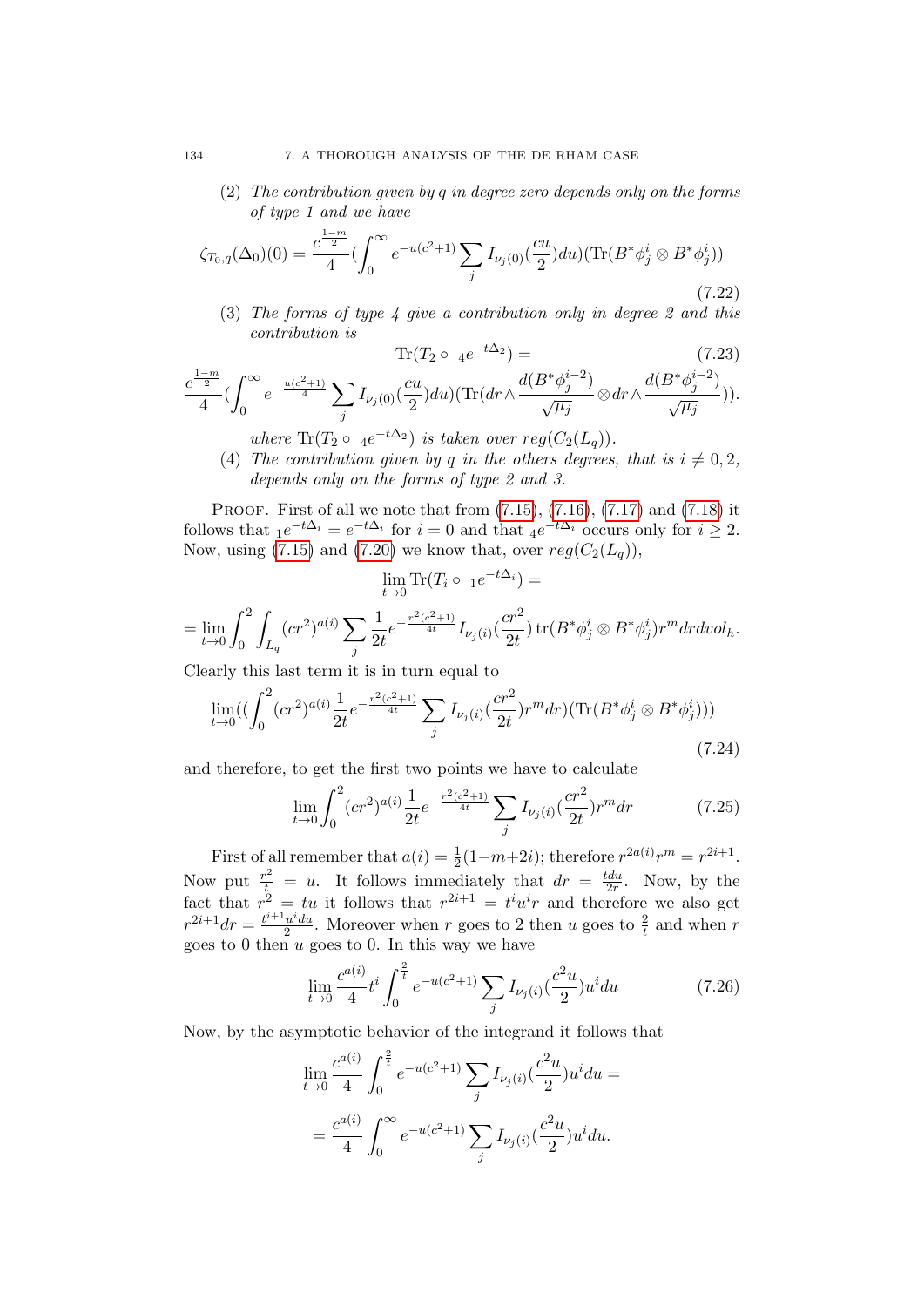(2) *The contribution given by q in degree zero depends only on the forms of type 1 and we have*

$$\zeta_{T_0,q}(\Delta_0)(0) = \frac{c^{\frac{1-m}{2}}}{4}(\int_0^\infty e^{-u(c^2+1)}\sum_j I_{\nu_j(0)}(\frac{cu}{2})du)(\mathrm{Tr}(B^*\phi^i_j \otimes B^*\phi^i_j)) \tag{7.22}$$

(3) *The forms of type 4 give a contribution only in degree 2 and this contribution is*

$$\mathrm{Tr}(T_2 \circ \ {}_4e^{-t\Delta_2}) = \tag{7.23}$$

$$\frac{c^{\frac{1-m}{2}}}{4}(\int_0^\infty e^{-\frac{u(c^2+1)}{4}}\sum_j I_{\nu_j(0)}(\frac{cu}{2})du)(\mathrm{Tr}(dr\wedge\frac{d(B^*\phi^{i-2}_j)}{\sqrt{\mu_j}}\otimes dr\wedge\frac{d(B^*\phi^{i-2}_j)}{\sqrt{\mu_j}})).$$

*where* $\mathrm{Tr}(T_2 \circ \ {}_4e^{-t\Delta_2})$ *is taken over* $reg(C_2(L_q))$.

(4) *The contribution given by q in the others degrees, that is* $i \neq 0, 2$, *depends only on the forms of type 2 and 3.*

Proof. First of all we note that from (7.15), (7.16), (7.17) and (7.18) it follows that ${}_1e^{-t\Delta_i} = e^{-t\Delta_i}$ for $i = 0$ and that ${}_4e^{-t\Delta_i}$ occurs only for $i \geq 2$. Now, using (7.15) and (7.20) we know that, over $reg(C_2(L_q))$,

$$\lim_{t\to 0}\mathrm{Tr}(T_i \circ \ {}_1e^{-t\Delta_i}) =$$

$$= \lim_{t\to 0}\int_0^2\int_{L_q}(cr^2)^{a(i)}\sum_j \frac{1}{2t}e^{-\frac{r^2(c^2+1)}{4t}}I_{\nu_j(i)}(\frac{cr^2}{2t})\,\mathrm{tr}(B^*\phi^i_j\otimes B^*\phi^i_j)r^m dr dvol_h.$$

Clearly this last term it is in turn equal to

$$\lim_{t\to 0}((\int_0^2(cr^2)^{a(i)}\frac{1}{2t}e^{-\frac{r^2(c^2+1)}{4t}}\sum_j I_{\nu_j(i)}(\frac{cr^2}{2t})r^m dr)(\mathrm{Tr}(B^*\phi^i_j\otimes B^*\phi^i_j))) \tag{7.24}$$

and therefore, to get the first two points we have to calculate

$$\lim_{t\to 0}\int_0^2(cr^2)^{a(i)}\frac{1}{2t}e^{-\frac{r^2(c^2+1)}{4t}}\sum_j I_{\nu_j(i)}(\frac{cr^2}{2t})r^m dr \tag{7.25}$$

First of all remember that $a(i) = \frac{1}{2}(1-m+2i)$; therefore $r^{2a(i)}r^m = r^{2i+1}$. Now put $\frac{r^2}{t} = u$. It follows immediately that $dr = \frac{tdu}{2r}$. Now, by the fact that $r^2 = tu$ it follows that $r^{2i+1} = t^iu^ir$ and therefore we also get $r^{2i+1}dr = \frac{t^{i+1}u^idu}{2}$. Moreover when $r$ goes to 2 then $u$ goes to $\frac{2}{t}$ and when $r$ goes to 0 then $u$ goes to 0. In this way we have

$$\lim_{t\to 0}\frac{c^{a(i)}}{4}t^i\int_0^{\frac{2}{t}}e^{-u(c^2+1)}\sum_j I_{\nu_j(i)}(\frac{c^2u}{2})u^idu \tag{7.26}$$

Now, by the asymptotic behavior of the integrand it follows that

$$\lim_{t\to 0}\frac{c^{a(i)}}{4}\int_0^{\frac{2}{t}}e^{-u(c^2+1)}\sum_j I_{\nu_j(i)}(\frac{c^2u}{2})u^idu =$$

$$= \frac{c^{a(i)}}{4}\int_0^{\infty}e^{-u(c^2+1)}\sum_j I_{\nu_j(i)}(\frac{c^2u}{2})u^idu.$$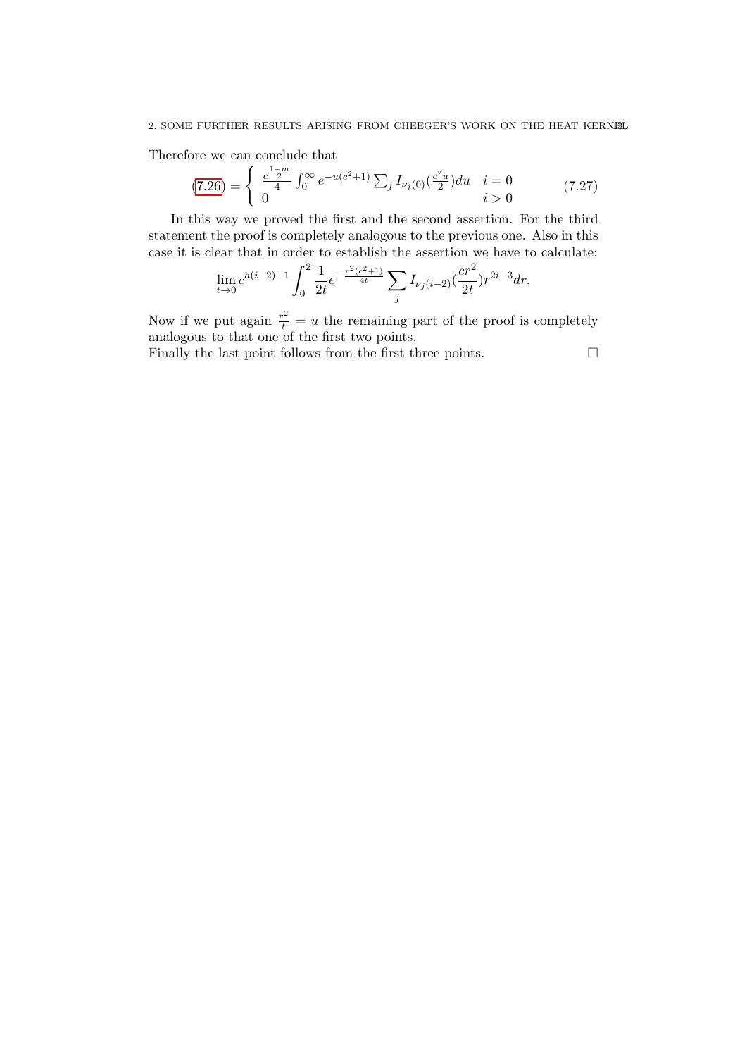Therefore we can conclude that

$$(7.26) = \begin{cases} \frac{c^{\frac{1-m}{2}}}{4} \int_0^\infty e^{-u(c^2+1)} \sum_j I_{\nu_j(0)}(\frac{c^2 u}{2}) du & i = 0 \\ 0 & i > 0 \end{cases} \tag{7.27}$$

In this way we proved the first and the second assertion. For the third statement the proof is completely analogous to the previous one. Also in this case it is clear that in order to establish the assertion we have to calculate:

$$\lim_{t \to 0} c^{a(i-2)+1} \int_0^2 \frac{1}{2t} e^{-\frac{r^2(c^2+1)}{4t}} \sum_j I_{\nu_j(i-2)}(\frac{cr^2}{2t}) r^{2i-3} dr.$$

Now if we put again $\frac{r^2}{t} = u$ the remaining part of the proof is completely analogous to that one of the first two points.
Finally the last point follows from the first three points. $\square$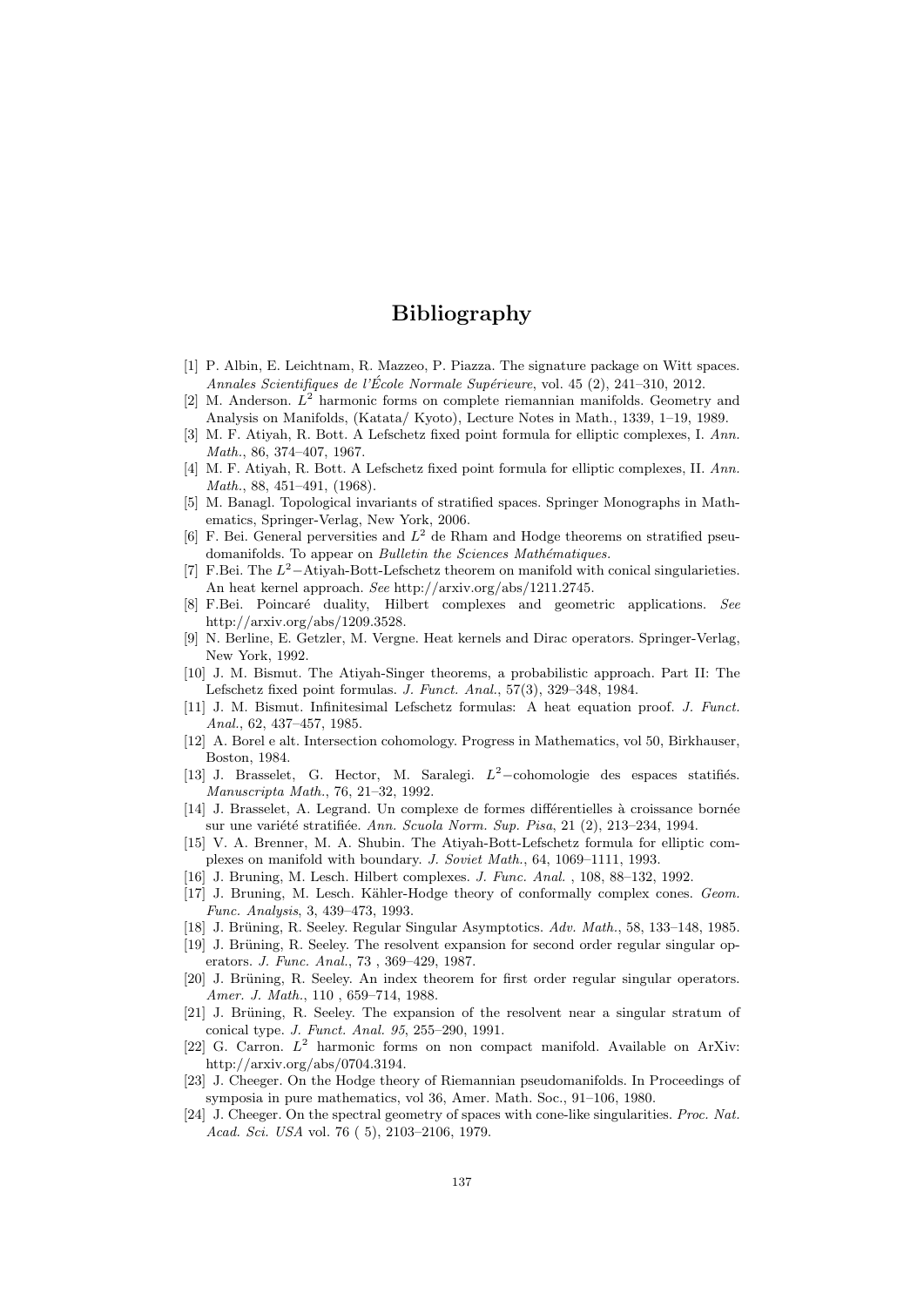# Bibliography

[1] P. Albin, E. Leichtnam, R. Mazzeo, P. Piazza. The signature package on Witt spaces. *Annales Scientifiques de l'École Normale Supérieure*, vol. 45 (2), 241–310, 2012.

[2] M. Anderson. $L^2$ harmonic forms on complete riemannian manifolds. Geometry and Analysis on Manifolds, (Katata/ Kyoto), Lecture Notes in Math., 1339, 1–19, 1989.

[3] M. F. Atiyah, R. Bott. A Lefschetz fixed point formula for elliptic complexes, I. *Ann. Math.*, 86, 374–407, 1967.

[4] M. F. Atiyah, R. Bott. A Lefschetz fixed point formula for elliptic complexes, II. *Ann. Math.*, 88, 451–491, (1968).

[5] M. Banagl. Topological invariants of stratified spaces. Springer Monographs in Mathematics, Springer-Verlag, New York, 2006.

[6] F. Bei. General perversities and $L^2$ de Rham and Hodge theorems on stratified pseudomanifolds. To appear on *Bulletin the Sciences Mathématiques.*

[7] F.Bei. The $L^2-$Atiyah-Bott-Lefschetz theorem on manifold with conical singularieties. An heat kernel approach. *See* http://arxiv.org/abs/1211.2745.

[8] F.Bei. Poincaré duality, Hilbert complexes and geometric applications. *See* http://arxiv.org/abs/1209.3528.

[9] N. Berline, E. Getzler, M. Vergne. Heat kernels and Dirac operators. Springer-Verlag, New York, 1992.

[10] J. M. Bismut. The Atiyah-Singer theorems, a probabilistic approach. Part II: The Lefschetz fixed point formulas. *J. Funct. Anal.*, 57(3), 329–348, 1984.

[11] J. M. Bismut. Infinitesimal Lefschetz formulas: A heat equation proof. *J. Funct. Anal.*, 62, 437–457, 1985.

[12] A. Borel e alt. Intersection cohomology. Progress in Mathematics, vol 50, Birkhauser, Boston, 1984.

[13] J. Brasselet, G. Hector, M. Saralegi. $L^2-$cohomologie des espaces statifiés. *Manuscripta Math.*, 76, 21–32, 1992.

[14] J. Brasselet, A. Legrand. Un complexe de formes différentielles à croissance bornée sur une variété stratifiée. *Ann. Scuola Norm. Sup. Pisa*, 21 (2), 213–234, 1994.

[15] V. A. Brenner, M. A. Shubin. The Atiyah-Bott-Lefschetz formula for elliptic complexes on manifold with boundary. *J. Soviet Math.*, 64, 1069–1111, 1993.

[16] J. Bruning, M. Lesch. Hilbert complexes. *J. Func. Anal.* , 108, 88–132, 1992.

[17] J. Bruning, M. Lesch. Kähler-Hodge theory of conformally complex cones. *Geom. Func. Analysis*, 3, 439–473, 1993.

[18] J. Brüning, R. Seeley. Regular Singular Asymptotics. *Adv. Math.*, 58, 133–148, 1985.

[19] J. Brüning, R. Seeley. The resolvent expansion for second order regular singular operators. *J. Func. Anal.*, 73 , 369–429, 1987.

[20] J. Brüning, R. Seeley. An index theorem for first order regular singular operators. *Amer. J. Math.*, 110 , 659–714, 1988.

[21] J. Brüning, R. Seeley. The expansion of the resolvent near a singular stratum of conical type. *J. Funct. Anal. 95*, 255–290, 1991.

[22] G. Carron. $L^2$ harmonic forms on non compact manifold. Available on ArXiv: http://arxiv.org/abs/0704.3194.

[23] J. Cheeger. On the Hodge theory of Riemannian pseudomanifolds. In Proceedings of symposia in pure mathematics, vol 36, Amer. Math. Soc., 91–106, 1980.

[24] J. Cheeger. On the spectral geometry of spaces with cone-like singularities. *Proc. Nat. Acad. Sci. USA* vol. 76 ( 5), 2103–2106, 1979.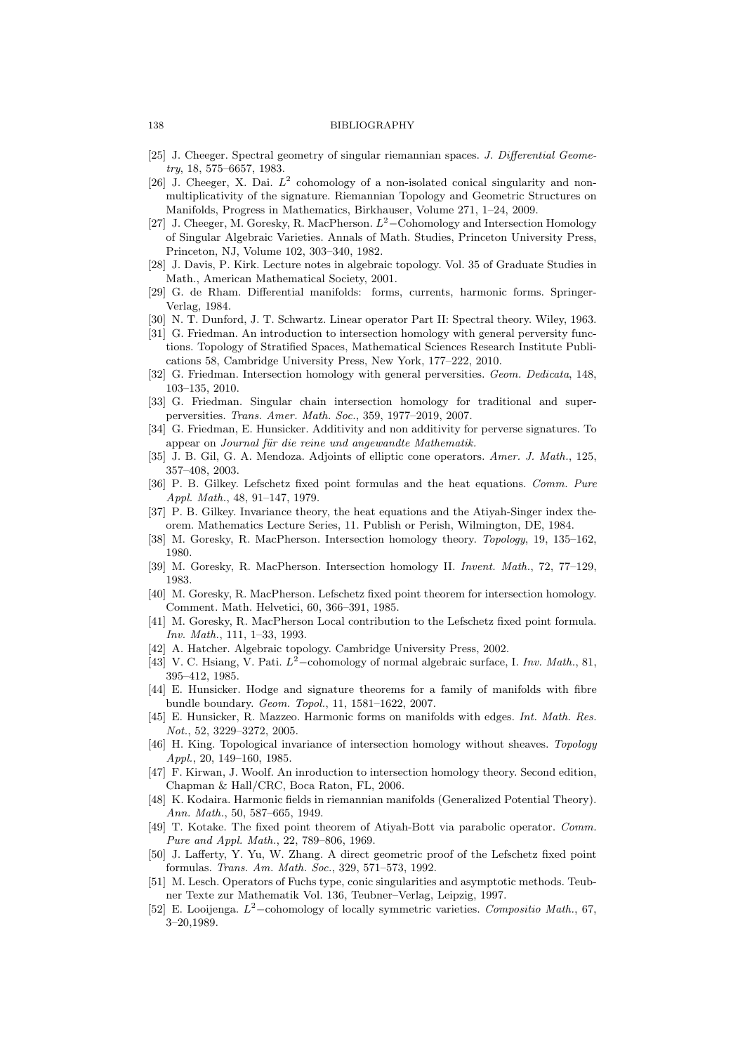[25] J. Cheeger. Spectral geometry of singular riemannian spaces. *J. Differential Geometry*, 18, 575–6657, 1983.

[26] J. Cheeger, X. Dai. $L^2$ cohomology of a non-isolated conical singularity and non-multiplicativity of the signature. Riemannian Topology and Geometric Structures on Manifolds, Progress in Mathematics, Birkhauser, Volume 271, 1–24, 2009.

[27] J. Cheeger, M. Goresky, R. MacPherson. $L^2-$Cohomology and Intersection Homology of Singular Algebraic Varieties. Annals of Math. Studies, Princeton University Press, Princeton, NJ, Volume 102, 303–340, 1982.

[28] J. Davis, P. Kirk. Lecture notes in algebraic topology. Vol. 35 of Graduate Studies in Math., American Mathematical Society, 2001.

[29] G. de Rham. Differential manifolds: forms, currents, harmonic forms. Springer-Verlag, 1984.

[30] N. T. Dunford, J. T. Schwartz. Linear operator Part II: Spectral theory. Wiley, 1963.

[31] G. Friedman. An introduction to intersection homology with general perversity functions. Topology of Stratified Spaces, Mathematical Sciences Research Institute Publications 58, Cambridge University Press, New York, 177–222, 2010.

[32] G. Friedman. Intersection homology with general perversities. *Geom. Dedicata*, 148, 103–135, 2010.

[33] G. Friedman. Singular chain intersection homology for traditional and super-perversities. *Trans. Amer. Math. Soc.*, 359, 1977–2019, 2007.

[34] G. Friedman, E. Hunsicker. Additivity and non additivity for perverse signatures. To appear on *Journal für die reine und angewandte Mathematik.*

[35] J. B. Gil, G. A. Mendoza. Adjoints of elliptic cone operators. *Amer. J. Math.*, 125, 357–408, 2003.

[36] P. B. Gilkey. Lefschetz fixed point formulas and the heat equations. *Comm. Pure Appl. Math.*, 48, 91–147, 1979.

[37] P. B. Gilkey. Invariance theory, the heat equations and the Atiyah-Singer index theorem. Mathematics Lecture Series, 11. Publish or Perish, Wilmington, DE, 1984.

[38] M. Goresky, R. MacPherson. Intersection homology theory. *Topology*, 19, 135–162, 1980.

[39] M. Goresky, R. MacPherson. Intersection homology II. *Invent. Math.*, 72, 77–129, 1983.

[40] M. Goresky, R. MacPherson. Lefschetz fixed point theorem for intersection homology. Comment. Math. Helvetici, 60, 366–391, 1985.

[41] M. Goresky, R. MacPherson Local contribution to the Lefschetz fixed point formula. *Inv. Math.*, 111, 1–33, 1993.

[42] A. Hatcher. Algebraic topology. Cambridge University Press, 2002.

[43] V. C. Hsiang, V. Pati. $L^2-$cohomology of normal algebraic surface, I. *Inv. Math.*, 81, 395–412, 1985.

[44] E. Hunsicker. Hodge and signature theorems for a family of manifolds with fibre bundle boundary. *Geom. Topol.*, 11, 1581–1622, 2007.

[45] E. Hunsicker, R. Mazzeo. Harmonic forms on manifolds with edges. *Int. Math. Res. Not.*, 52, 3229–3272, 2005.

[46] H. King. Topological invariance of intersection homology without sheaves. *Topology Appl.*, 20, 149–160, 1985.

[47] F. Kirwan, J. Woolf. An inroduction to intersection homology theory. Second edition, Chapman & Hall/CRC, Boca Raton, FL, 2006.

[48] K. Kodaira. Harmonic fields in riemannian manifolds (Generalized Potential Theory). *Ann. Math.*, 50, 587–665, 1949.

[49] T. Kotake. The fixed point theorem of Atiyah-Bott via parabolic operator. *Comm. Pure and Appl. Math.*, 22, 789–806, 1969.

[50] J. Lafferty, Y. Yu, W. Zhang. A direct geometric proof of the Lefschetz fixed point formulas. *Trans. Am. Math. Soc.*, 329, 571–573, 1992.

[51] M. Lesch. Operators of Fuchs type, conic singularities and asymptotic methods. Teubner Texte zur Mathematik Vol. 136, Teubner–Verlag, Leipzig, 1997.

[52] E. Looijenga. $L^2-$cohomology of locally symmetric varieties. *Compositio Math.*, 67, 3–20,1989.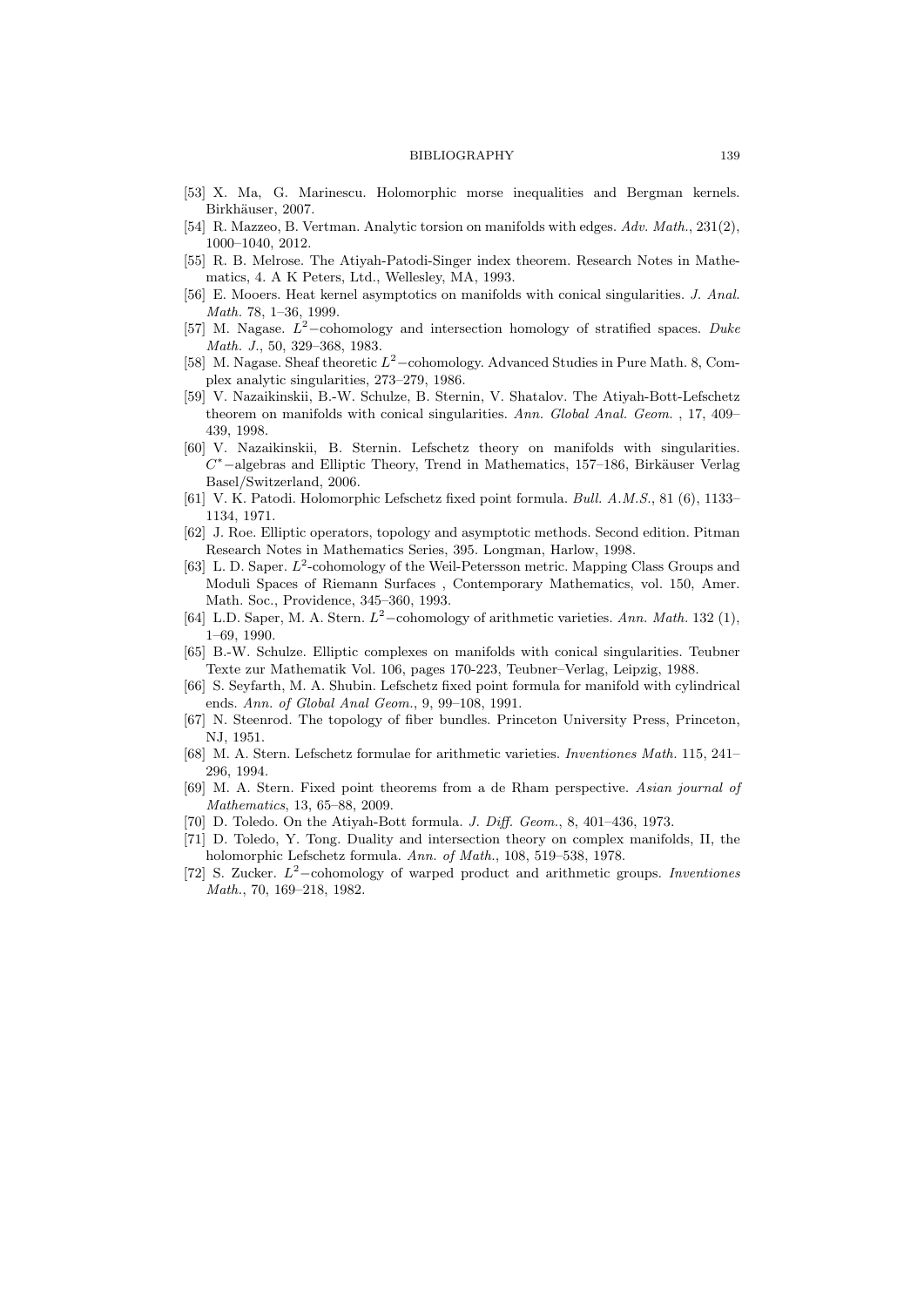[53] X. Ma, G. Marinescu. Holomorphic morse inequalities and Bergman kernels. Birkhäuser, 2007.

[54] R. Mazzeo, B. Vertman. Analytic torsion on manifolds with edges. *Adv. Math.*, 231(2), 1000–1040, 2012.

[55] R. B. Melrose. The Atiyah-Patodi-Singer index theorem. Research Notes in Mathematics, 4. A K Peters, Ltd., Wellesley, MA, 1993.

[56] E. Mooers. Heat kernel asymptotics on manifolds with conical singularities. *J. Anal. Math.* 78, 1–36, 1999.

[57] M. Nagase. $L^2-$cohomology and intersection homology of stratified spaces. *Duke Math. J.*, 50, 329–368, 1983.

[58] M. Nagase. Sheaf theoretic $L^2-$cohomology. Advanced Studies in Pure Math. 8, Complex analytic singularities, 273–279, 1986.

[59] V. Nazaikinskii, B.-W. Schulze, B. Sternin, V. Shatalov. The Atiyah-Bott-Lefschetz theorem on manifolds with conical singularities. *Ann. Global Anal. Geom.* , 17, 409–439, 1998.

[60] V. Nazaikinskii, B. Sternin. Lefschetz theory on manifolds with singularities. $C^*-$algebras and Elliptic Theory, Trend in Mathematics, 157–186, Birkäuser Verlag Basel/Switzerland, 2006.

[61] V. K. Patodi. Holomorphic Lefschetz fixed point formula. *Bull. A.M.S.*, 81 (6), 1133–1134, 1971.

[62] J. Roe. Elliptic operators, topology and asymptotic methods. Second edition. Pitman Research Notes in Mathematics Series, 395. Longman, Harlow, 1998.

[63] L. D. Saper. $L^2$-cohomology of the Weil-Petersson metric. Mapping Class Groups and Moduli Spaces of Riemann Surfaces , Contemporary Mathematics, vol. 150, Amer. Math. Soc., Providence, 345–360, 1993.

[64] L.D. Saper, M. A. Stern. $L^2-$cohomology of arithmetic varieties. *Ann. Math.* 132 (1), 1–69, 1990.

[65] B.-W. Schulze. Elliptic complexes on manifolds with conical singularities. Teubner Texte zur Mathematik Vol. 106, pages 170-223, Teubner–Verlag, Leipzig, 1988.

[66] S. Seyfarth, M. A. Shubin. Lefschetz fixed point formula for manifold with cylindrical ends. *Ann. of Global Anal Geom.*, 9, 99–108, 1991.

[67] N. Steenrod. The topology of fiber bundles. Princeton University Press, Princeton, NJ, 1951.

[68] M. A. Stern. Lefschetz formulae for arithmetic varieties. *Inventiones Math.* 115, 241–296, 1994.

[69] M. A. Stern. Fixed point theorems from a de Rham perspective. *Asian journal of Mathematics*, 13, 65–88, 2009.

[70] D. Toledo. On the Atiyah-Bott formula. *J. Diff. Geom.*, 8, 401–436, 1973.

[71] D. Toledo, Y. Tong. Duality and intersection theory on complex manifolds, II, the holomorphic Lefschetz formula. *Ann. of Math.*, 108, 519–538, 1978.

[72] S. Zucker. $L^2-$cohomology of warped product and arithmetic groups. *Inventiones Math.*, 70, 169–218, 1982.